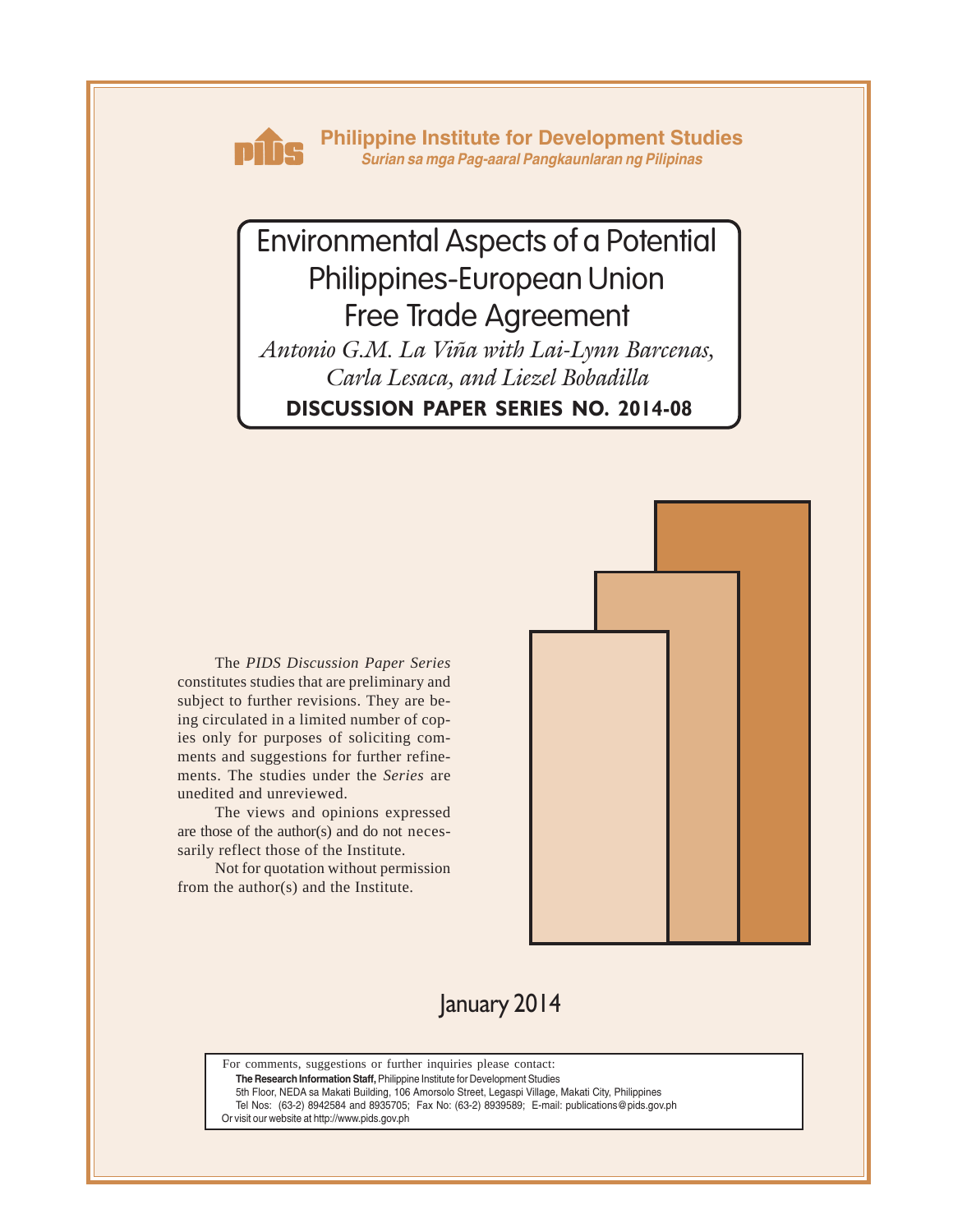**Philippine Institute for Development Studies**
*Surian sa mga Pag-aaral Pangkaunlaran ng Pilipinas*

# Environmental Aspects of a Potential Philippines-European Union Free Trade Agreement

*Antonio G.M. La Viña with Lai-Lynn Barcenas, Carla Lesaca, and Liezel Bobadilla*

**DISCUSSION PAPER SERIES NO. 2014-08**

The *PIDS Discussion Paper Series* constitutes studies that are preliminary and subject to further revisions. They are being circulated in a limited number of copies only for purposes of soliciting comments and suggestions for further refinements. The studies under the *Series* are unedited and unreviewed.

The views and opinions expressed are those of the author(s) and do not necessarily reflect those of the Institute.

Not for quotation without permission from the author(s) and the Institute.

January 2014

For comments, suggestions or further inquiries please contact:
**The Research Information Staff,** Philippine Institute for Development Studies
5th Floor, NEDA sa Makati Building, 106 Amorsolo Street, Legaspi Village, Makati City, Philippines
Tel Nos: (63-2) 8942584 and 8935705; Fax No: (63-2) 8939589; E-mail: publications@pids.gov.ph
Or visit our website at http://www.pids.gov.ph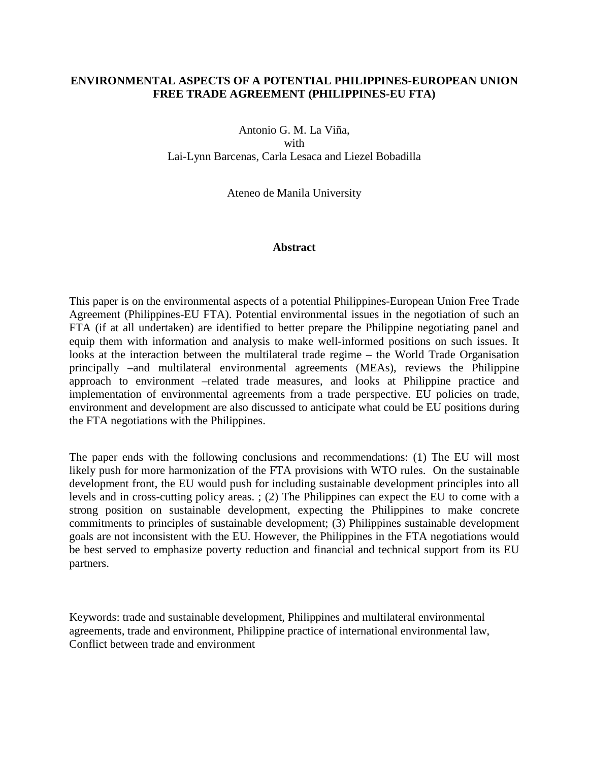# ENVIRONMENTAL ASPECTS OF A POTENTIAL PHILIPPINES-EUROPEAN UNION FREE TRADE AGREEMENT (PHILIPPINES-EU FTA)

Antonio G. M. La Viña,
with
Lai-Lynn Barcenas, Carla Lesaca and Liezel Bobadilla

Ateneo de Manila University

## Abstract

This paper is on the environmental aspects of a potential Philippines-European Union Free Trade Agreement (Philippines-EU FTA). Potential environmental issues in the negotiation of such an FTA (if at all undertaken) are identified to better prepare the Philippine negotiating panel and equip them with information and analysis to make well-informed positions on such issues. It looks at the interaction between the multilateral trade regime – the World Trade Organisation principally –and multilateral environmental agreements (MEAs), reviews the Philippine approach to environment –related trade measures, and looks at Philippine practice and implementation of environmental agreements from a trade perspective. EU policies on trade, environment and development are also discussed to anticipate what could be EU positions during the FTA negotiations with the Philippines.

The paper ends with the following conclusions and recommendations: (1) The EU will most likely push for more harmonization of the FTA provisions with WTO rules. On the sustainable development front, the EU would push for including sustainable development principles into all levels and in cross-cutting policy areas. ; (2) The Philippines can expect the EU to come with a strong position on sustainable development, expecting the Philippines to make concrete commitments to principles of sustainable development; (3) Philippines sustainable development goals are not inconsistent with the EU. However, the Philippines in the FTA negotiations would be best served to emphasize poverty reduction and financial and technical support from its EU partners.

Keywords: trade and sustainable development, Philippines and multilateral environmental agreements, trade and environment, Philippine practice of international environmental law, Conflict between trade and environment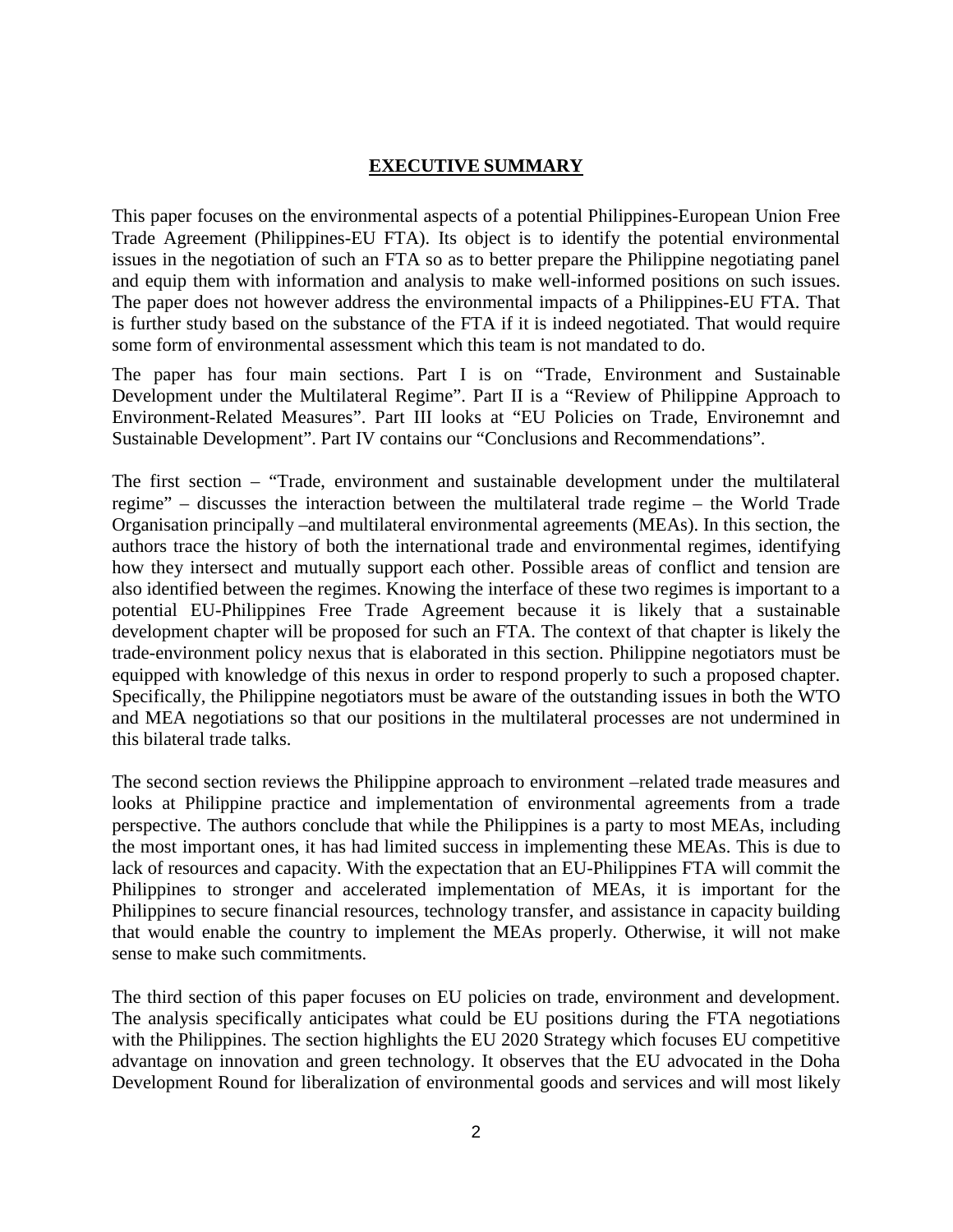# EXECUTIVE SUMMARY

This paper focuses on the environmental aspects of a potential Philippines-European Union Free Trade Agreement (Philippines-EU FTA). Its object is to identify the potential environmental issues in the negotiation of such an FTA so as to better prepare the Philippine negotiating panel and equip them with information and analysis to make well-informed positions on such issues. The paper does not however address the environmental impacts of a Philippines-EU FTA. That is further study based on the substance of the FTA if it is indeed negotiated. That would require some form of environmental assessment which this team is not mandated to do.

The paper has four main sections. Part I is on "Trade, Environment and Sustainable Development under the Multilateral Regime". Part II is a "Review of Philippine Approach to Environment-Related Measures". Part III looks at "EU Policies on Trade, Environemnt and Sustainable Development". Part IV contains our "Conclusions and Recommendations".

The first section – "Trade, environment and sustainable development under the multilateral regime" – discusses the interaction between the multilateral trade regime – the World Trade Organisation principally –and multilateral environmental agreements (MEAs). In this section, the authors trace the history of both the international trade and environmental regimes, identifying how they intersect and mutually support each other. Possible areas of conflict and tension are also identified between the regimes. Knowing the interface of these two regimes is important to a potential EU-Philippines Free Trade Agreement because it is likely that a sustainable development chapter will be proposed for such an FTA. The context of that chapter is likely the trade-environment policy nexus that is elaborated in this section. Philippine negotiators must be equipped with knowledge of this nexus in order to respond properly to such a proposed chapter. Specifically, the Philippine negotiators must be aware of the outstanding issues in both the WTO and MEA negotiations so that our positions in the multilateral processes are not undermined in this bilateral trade talks.

The second section reviews the Philippine approach to environment –related trade measures and looks at Philippine practice and implementation of environmental agreements from a trade perspective. The authors conclude that while the Philippines is a party to most MEAs, including the most important ones, it has had limited success in implementing these MEAs. This is due to lack of resources and capacity. With the expectation that an EU-Philippines FTA will commit the Philippines to stronger and accelerated implementation of MEAs, it is important for the Philippines to secure financial resources, technology transfer, and assistance in capacity building that would enable the country to implement the MEAs properly. Otherwise, it will not make sense to make such commitments.

The third section of this paper focuses on EU policies on trade, environment and development. The analysis specifically anticipates what could be EU positions during the FTA negotiations with the Philippines. The section highlights the EU 2020 Strategy which focuses EU competitive advantage on innovation and green technology. It observes that the EU advocated in the Doha Development Round for liberalization of environmental goods and services and will most likely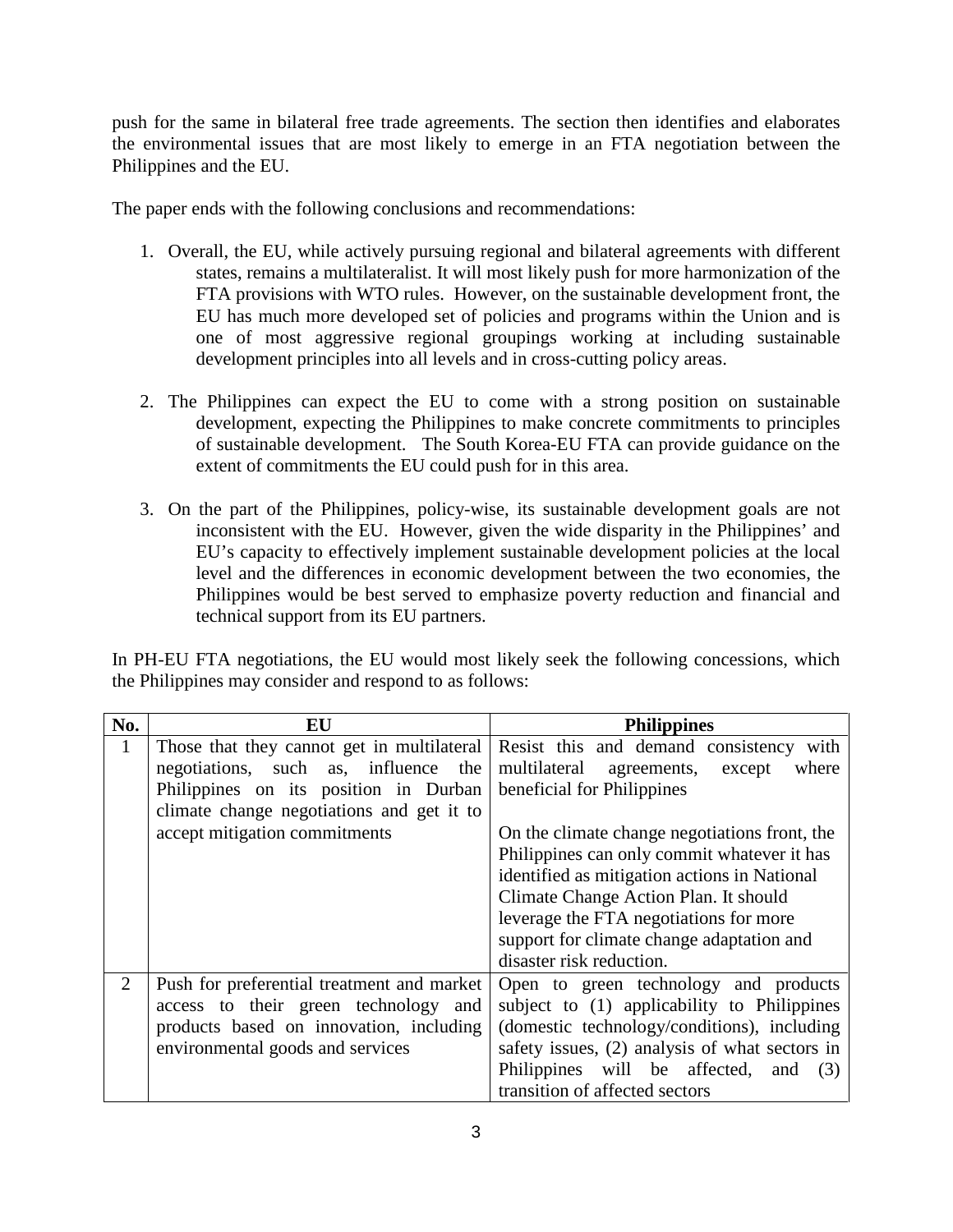push for the same in bilateral free trade agreements. The section then identifies and elaborates the environmental issues that are most likely to emerge in an FTA negotiation between the Philippines and the EU.

The paper ends with the following conclusions and recommendations:

1. Overall, the EU, while actively pursuing regional and bilateral agreements with different states, remains a multilateralist. It will most likely push for more harmonization of the FTA provisions with WTO rules. However, on the sustainable development front, the EU has much more developed set of policies and programs within the Union and is one of most aggressive regional groupings working at including sustainable development principles into all levels and in cross-cutting policy areas.

2. The Philippines can expect the EU to come with a strong position on sustainable development, expecting the Philippines to make concrete commitments to principles of sustainable development. The South Korea-EU FTA can provide guidance on the extent of commitments the EU could push for in this area.

3. On the part of the Philippines, policy-wise, its sustainable development goals are not inconsistent with the EU. However, given the wide disparity in the Philippines' and EU's capacity to effectively implement sustainable development policies at the local level and the differences in economic development between the two economies, the Philippines would be best served to emphasize poverty reduction and financial and technical support from its EU partners.

In PH-EU FTA negotiations, the EU would most likely seek the following concessions, which the Philippines may consider and respond to as follows:

| No. | EU | Philippines |
|---|---|---|
| 1 | Those that they cannot get in multilateral negotiations, such as, influence the Philippines on its position in Durban climate change negotiations and get it to accept mitigation commitments | Resist this and demand consistency with multilateral agreements, except where beneficial for Philippines<br><br>On the climate change negotiations front, the Philippines can only commit whatever it has identified as mitigation actions in National Climate Change Action Plan. It should leverage the FTA negotiations for more support for climate change adaptation and disaster risk reduction. |
| 2 | Push for preferential treatment and market access to their green technology and products based on innovation, including environmental goods and services | Open to green technology and products subject to (1) applicability to Philippines (domestic technology/conditions), including safety issues, (2) analysis of what sectors in Philippines will be affected, and (3) transition of affected sectors |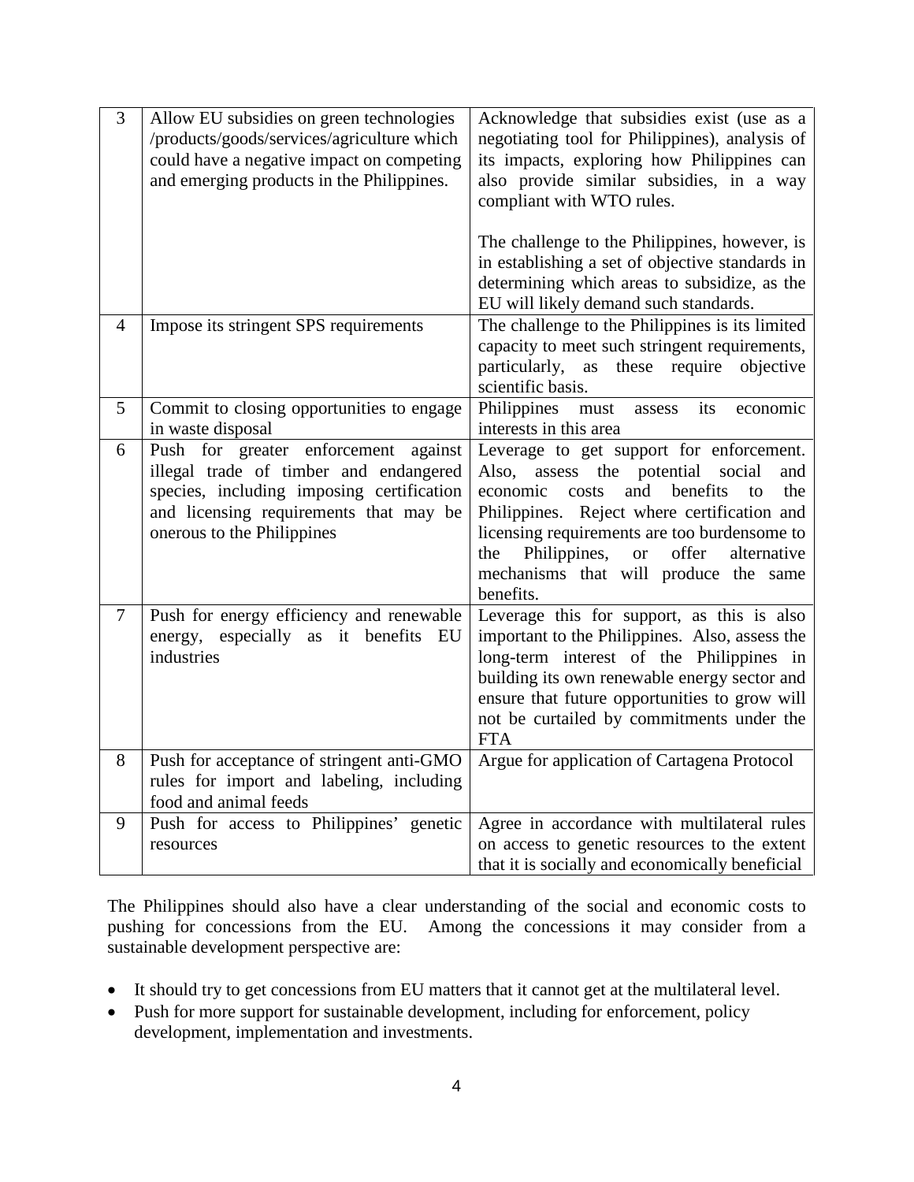| | | |
|---|---|---|
| 3 | Allow EU subsidies on green technologies /products/goods/services/agriculture which could have a negative impact on competing and emerging products in the Philippines. | Acknowledge that subsidies exist (use as a negotiating tool for Philippines), analysis of its impacts, exploring how Philippines can also provide similar subsidies, in a way compliant with WTO rules.<br><br>The challenge to the Philippines, however, is in establishing a set of objective standards in determining which areas to subsidize, as the EU will likely demand such standards. |
| 4 | Impose its stringent SPS requirements | The challenge to the Philippines is its limited capacity to meet such stringent requirements, particularly, as these require objective scientific basis. |
| 5 | Commit to closing opportunities to engage in waste disposal | Philippines must assess its economic interests in this area |
| 6 | Push for greater enforcement against illegal trade of timber and endangered species, including imposing certification and licensing requirements that may be onerous to the Philippines | Leverage to get support for enforcement. Also, assess the potential social and economic costs and benefits to the Philippines. Reject where certification and licensing requirements are too burdensome to the Philippines, or offer alternative mechanisms that will produce the same benefits. |
| 7 | Push for energy efficiency and renewable energy, especially as it benefits EU industries | Leverage this for support, as this is also important to the Philippines. Also, assess the long-term interest of the Philippines in building its own renewable energy sector and ensure that future opportunities to grow will not be curtailed by commitments under the FTA |
| 8 | Push for acceptance of stringent anti-GMO rules for import and labeling, including food and animal feeds | Argue for application of Cartagena Protocol |
| 9 | Push for access to Philippines' genetic resources | Agree in accordance with multilateral rules on access to genetic resources to the extent that it is socially and economically beneficial |

The Philippines should also have a clear understanding of the social and economic costs to pushing for concessions from the EU. Among the concessions it may consider from a sustainable development perspective are:

- It should try to get concessions from EU matters that it cannot get at the multilateral level.
- Push for more support for sustainable development, including for enforcement, policy development, implementation and investments.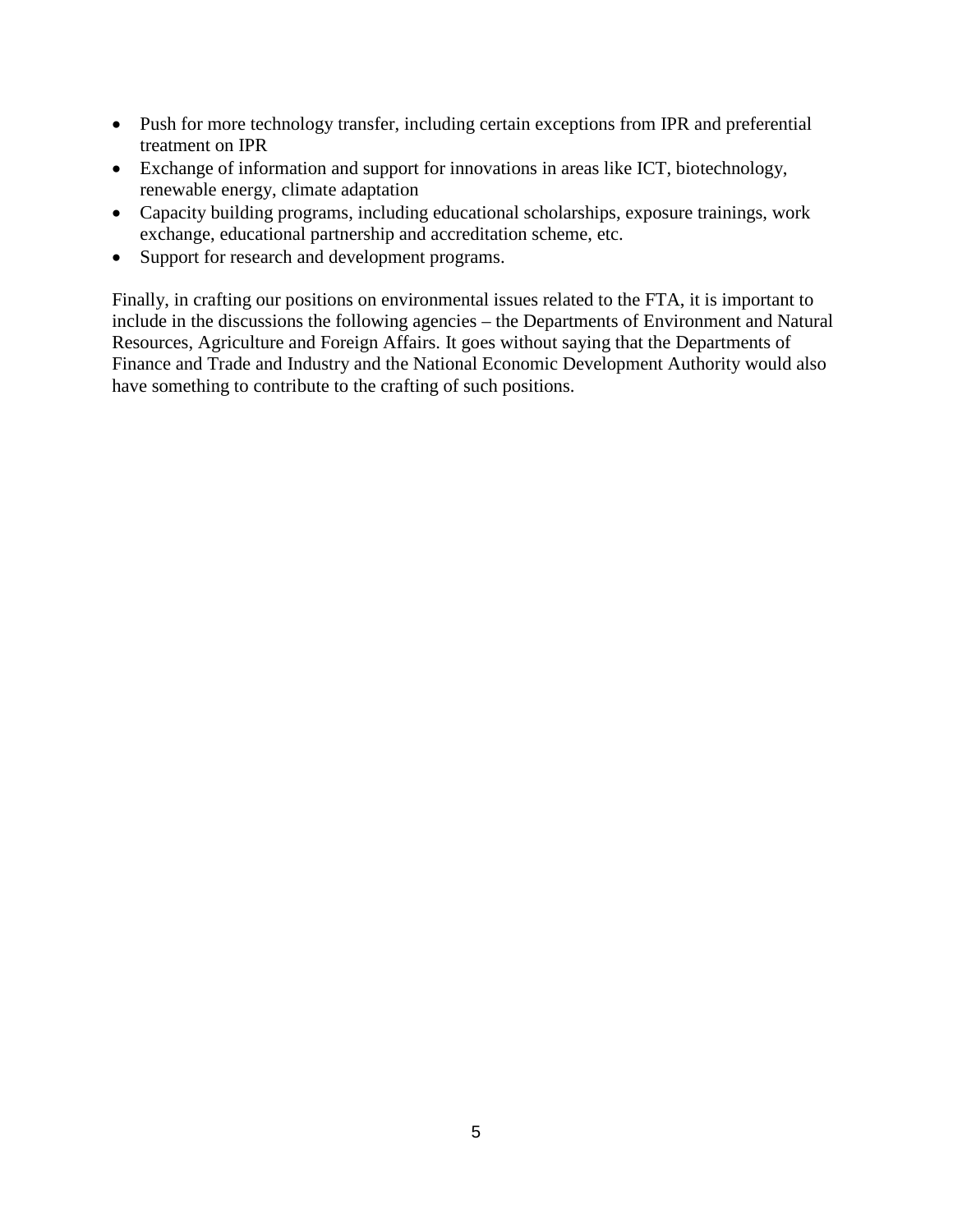- Push for more technology transfer, including certain exceptions from IPR and preferential treatment on IPR
- Exchange of information and support for innovations in areas like ICT, biotechnology, renewable energy, climate adaptation
- Capacity building programs, including educational scholarships, exposure trainings, work exchange, educational partnership and accreditation scheme, etc.
- Support for research and development programs.

Finally, in crafting our positions on environmental issues related to the FTA, it is important to include in the discussions the following agencies – the Departments of Environment and Natural Resources, Agriculture and Foreign Affairs. It goes without saying that the Departments of Finance and Trade and Industry and the National Economic Development Authority would also have something to contribute to the crafting of such positions.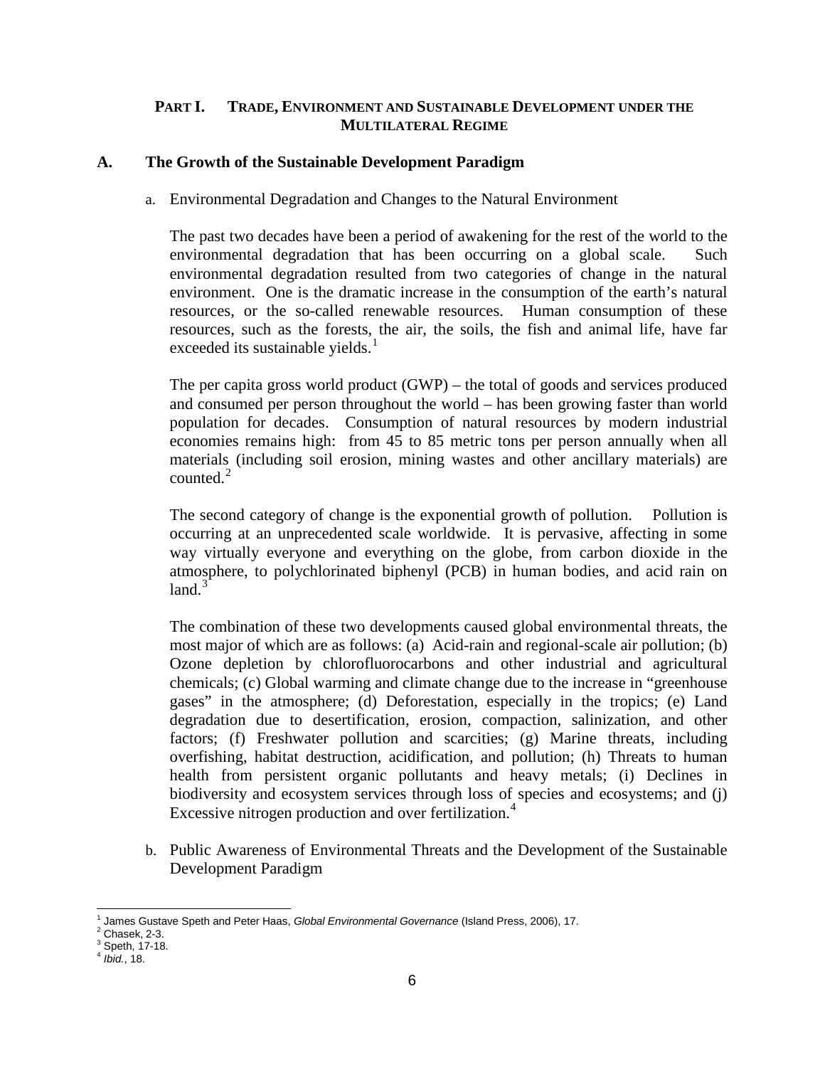## PART I. TRADE, ENVIRONMENT AND SUSTAINABLE DEVELOPMENT UNDER THE MULTILATERAL REGIME

### A. The Growth of the Sustainable Development Paradigm

a. Environmental Degradation and Changes to the Natural Environment

The past two decades have been a period of awakening for the rest of the world to the environmental degradation that has been occurring on a global scale. Such environmental degradation resulted from two categories of change in the natural environment. One is the dramatic increase in the consumption of the earth's natural resources, or the so-called renewable resources. Human consumption of these resources, such as the forests, the air, the soils, the fish and animal life, have far exceeded its sustainable yields.[1]

The per capita gross world product (GWP) – the total of goods and services produced and consumed per person throughout the world – has been growing faster than world population for decades. Consumption of natural resources by modern industrial economies remains high: from 45 to 85 metric tons per person annually when all materials (including soil erosion, mining wastes and other ancillary materials) are counted.[2]

The second category of change is the exponential growth of pollution. Pollution is occurring at an unprecedented scale worldwide. It is pervasive, affecting in some way virtually everyone and everything on the globe, from carbon dioxide in the atmosphere, to polychlorinated biphenyl (PCB) in human bodies, and acid rain on land.[3]

The combination of these two developments caused global environmental threats, the most major of which are as follows: (a) Acid-rain and regional-scale air pollution; (b) Ozone depletion by chlorofluorocarbons and other industrial and agricultural chemicals; (c) Global warming and climate change due to the increase in "greenhouse gases" in the atmosphere; (d) Deforestation, especially in the tropics; (e) Land degradation due to desertification, erosion, compaction, salinization, and other factors; (f) Freshwater pollution and scarcities; (g) Marine threats, including overfishing, habitat destruction, acidification, and pollution; (h) Threats to human health from persistent organic pollutants and heavy metals; (i) Declines in biodiversity and ecosystem services through loss of species and ecosystems; and (j) Excessive nitrogen production and over fertilization.[4]

b. Public Awareness of Environmental Threats and the Development of the Sustainable Development Paradigm

---

[1] James Gustave Speth and Peter Haas, *Global Environmental Governance* (Island Press, 2006), 17.

[2] Chasek, 2-3.

[3] Speth, 17-18.

[4] *Ibid.*, 18.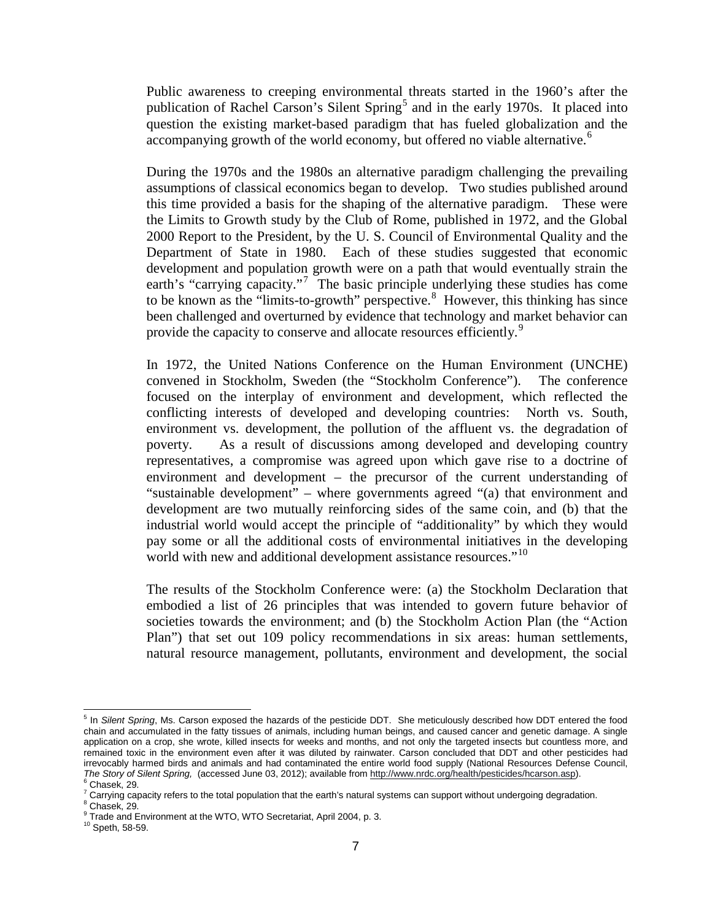Public awareness to creeping environmental threats started in the 1960's after the publication of Rachel Carson's Silent Spring[5] and in the early 1970s. It placed into question the existing market-based paradigm that has fueled globalization and the accompanying growth of the world economy, but offered no viable alternative.[6]

During the 1970s and the 1980s an alternative paradigm challenging the prevailing assumptions of classical economics began to develop. Two studies published around this time provided a basis for the shaping of the alternative paradigm. These were the Limits to Growth study by the Club of Rome, published in 1972, and the Global 2000 Report to the President, by the U. S. Council of Environmental Quality and the Department of State in 1980. Each of these studies suggested that economic development and population growth were on a path that would eventually strain the earth's "carrying capacity."[7] The basic principle underlying these studies has come to be known as the "limits-to-growth" perspective.[8] However, this thinking has since been challenged and overturned by evidence that technology and market behavior can provide the capacity to conserve and allocate resources efficiently.[9]

In 1972, the United Nations Conference on the Human Environment (UNCHE) convened in Stockholm, Sweden (the "Stockholm Conference"). The conference focused on the interplay of environment and development, which reflected the conflicting interests of developed and developing countries: North vs. South, environment vs. development, the pollution of the affluent vs. the degradation of poverty. As a result of discussions among developed and developing country representatives, a compromise was agreed upon which gave rise to a doctrine of environment and development – the precursor of the current understanding of "sustainable development" – where governments agreed "(a) that environment and development are two mutually reinforcing sides of the same coin, and (b) that the industrial world would accept the principle of "additionality" by which they would pay some or all the additional costs of environmental initiatives in the developing world with new and additional development assistance resources."[10]

The results of the Stockholm Conference were: (a) the Stockholm Declaration that embodied a list of 26 principles that was intended to govern future behavior of societies towards the environment; and (b) the Stockholm Action Plan (the "Action Plan") that set out 109 policy recommendations in six areas: human settlements, natural resource management, pollutants, environment and development, the social

---

[5] In *Silent Spring*, Ms. Carson exposed the hazards of the pesticide DDT. She meticulously described how DDT entered the food chain and accumulated in the fatty tissues of animals, including human beings, and caused cancer and genetic damage. A single application on a crop, she wrote, killed insects for weeks and months, and not only the targeted insects but countless more, and remained toxic in the environment even after it was diluted by rainwater. Carson concluded that DDT and other pesticides had irrevocably harmed birds and animals and had contaminated the entire world food supply (National Resources Defense Council, *The Story of Silent Spring,* (accessed June 03, 2012); available from http://www.nrdc.org/health/pesticides/hcarson.asp).

[6] Chasek, 29.

[7] Carrying capacity refers to the total population that the earth's natural systems can support without undergoing degradation.

[8] Chasek, 29.

[9] Trade and Environment at the WTO, WTO Secretariat, April 2004, p. 3.

[10] Speth, 58-59.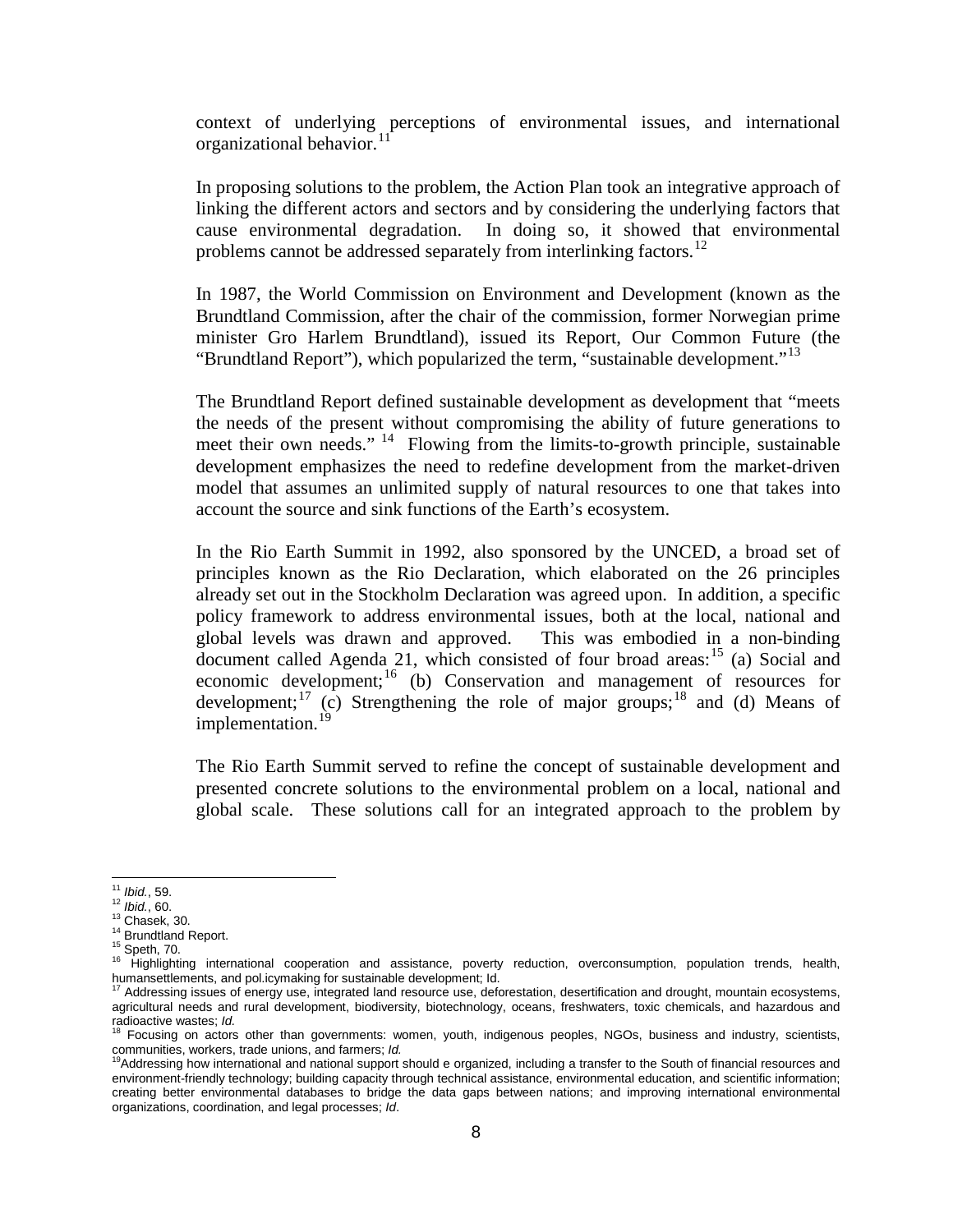context of underlying perceptions of environmental issues, and international organizational behavior.[11]

In proposing solutions to the problem, the Action Plan took an integrative approach of linking the different actors and sectors and by considering the underlying factors that cause environmental degradation. In doing so, it showed that environmental problems cannot be addressed separately from interlinking factors.[12]

In 1987, the World Commission on Environment and Development (known as the Brundtland Commission, after the chair of the commission, former Norwegian prime minister Gro Harlem Brundtland), issued its Report, Our Common Future (the "Brundtland Report"), which popularized the term, "sustainable development."[13]

The Brundtland Report defined sustainable development as development that "meets the needs of the present without compromising the ability of future generations to meet their own needs." [14] Flowing from the limits-to-growth principle, sustainable development emphasizes the need to redefine development from the market-driven model that assumes an unlimited supply of natural resources to one that takes into account the source and sink functions of the Earth's ecosystem.

In the Rio Earth Summit in 1992, also sponsored by the UNCED, a broad set of principles known as the Rio Declaration, which elaborated on the 26 principles already set out in the Stockholm Declaration was agreed upon. In addition, a specific policy framework to address environmental issues, both at the local, national and global levels was drawn and approved. This was embodied in a non-binding document called Agenda 21, which consisted of four broad areas:[15] (a) Social and economic development;[16] (b) Conservation and management of resources for development;[17] (c) Strengthening the role of major groups;[18] and (d) Means of implementation.[19]

The Rio Earth Summit served to refine the concept of sustainable development and presented concrete solutions to the environmental problem on a local, national and global scale. These solutions call for an integrated approach to the problem by

---

[11] *Ibid.*, 59.

[12] *Ibid.*, 60.

[13] Chasek, 30.

[14] Brundtland Report.

[15] Speth, 70.

[16] Highlighting international cooperation and assistance, poverty reduction, overconsumption, population trends, health, humansettlements, and pol.icymaking for sustainable development; Id.

[17] Addressing issues of energy use, integrated land resource use, deforestation, desertification and drought, mountain ecosystems, agricultural needs and rural development, biodiversity, biotechnology, oceans, freshwaters, toxic chemicals, and hazardous and radioactive wastes; *Id.*

[18] Focusing on actors other than governments: women, youth, indigenous peoples, NGOs, business and industry, scientists, communities, workers, trade unions, and farmers; *Id.*

[19] Addressing how international and national support should e organized, including a transfer to the South of financial resources and environment-friendly technology; building capacity through technical assistance, environmental education, and scientific information; creating better environmental databases to bridge the data gaps between nations; and improving international environmental organizations, coordination, and legal processes; *Id*.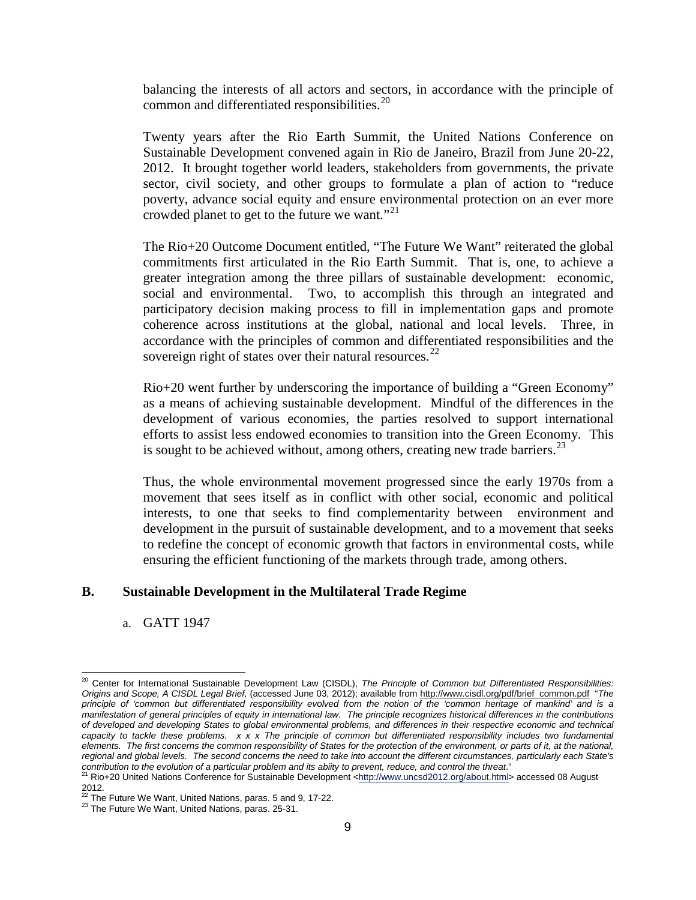balancing the interests of all actors and sectors, in accordance with the principle of common and differentiated responsibilities.[20]

Twenty years after the Rio Earth Summit, the United Nations Conference on Sustainable Development convened again in Rio de Janeiro, Brazil from June 20-22, 2012. It brought together world leaders, stakeholders from governments, the private sector, civil society, and other groups to formulate a plan of action to "reduce poverty, advance social equity and ensure environmental protection on an ever more crowded planet to get to the future we want."[21]

The Rio+20 Outcome Document entitled, "The Future We Want" reiterated the global commitments first articulated in the Rio Earth Summit. That is, one, to achieve a greater integration among the three pillars of sustainable development: economic, social and environmental. Two, to accomplish this through an integrated and participatory decision making process to fill in implementation gaps and promote coherence across institutions at the global, national and local levels. Three, in accordance with the principles of common and differentiated responsibilities and the sovereign right of states over their natural resources.[22]

Rio+20 went further by underscoring the importance of building a "Green Economy" as a means of achieving sustainable development. Mindful of the differences in the development of various economies, the parties resolved to support international efforts to assist less endowed economies to transition into the Green Economy. This is sought to be achieved without, among others, creating new trade barriers.[23]

Thus, the whole environmental movement progressed since the early 1970s from a movement that sees itself as in conflict with other social, economic and political interests, to one that seeks to find complementarity between environment and development in the pursuit of sustainable development, and to a movement that seeks to redefine the concept of economic growth that factors in environmental costs, while ensuring the efficient functioning of the markets through trade, among others.

## B. Sustainable Development in the Multilateral Trade Regime

a. GATT 1947

---

[20] Center for International Sustainable Development Law (CISDL), *The Principle of Common but Differentiated Responsibilities: Origins and Scope, A CISDL Legal Brief,* (accessed June 03, 2012); available from http://www.cisdl.org/pdf/brief_common.pdf "*The principle of 'common but differentiated responsibility evolved from the notion of the 'common heritage of mankind' and is a manifestation of general principles of equity in international law. The principle recognizes historical differences in the contributions of developed and developing States to global environmental problems, and differences in their respective economic and technical capacity to tackle these problems. x x x The principle of common but differentiated responsibility includes two fundamental elements. The first concerns the common responsibility of States for the protection of the environment, or parts of it, at the national, regional and global levels. The second concerns the need to take into account the different circumstances, particularly each State's contribution to the evolution of a particular problem and its abiity to prevent, reduce, and control the threat*."

[21] Rio+20 United Nations Conference for Sustainable Development <http://www.uncsd2012.org/about.html> accessed 08 August 2012.

[22] The Future We Want, United Nations, paras. 5 and 9, 17-22.

[23] The Future We Want, United Nations, paras. 25-31.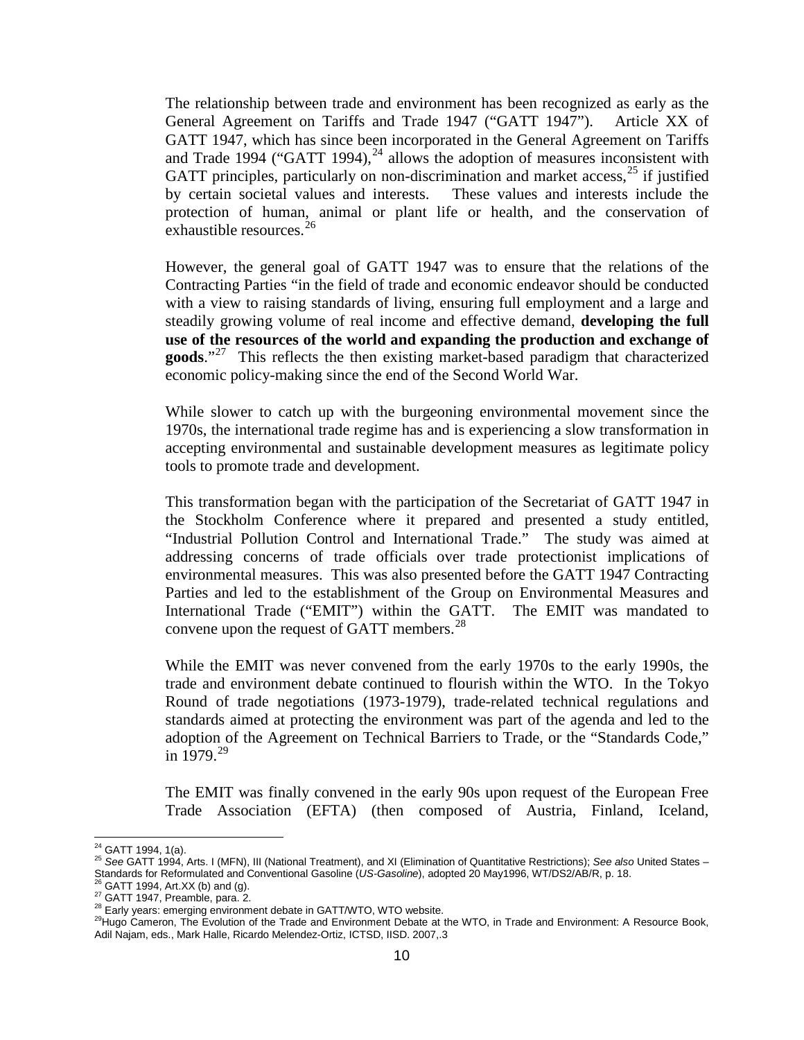The relationship between trade and environment has been recognized as early as the General Agreement on Tariffs and Trade 1947 ("GATT 1947"). Article XX of GATT 1947, which has since been incorporated in the General Agreement on Tariffs and Trade 1994 ("GATT 1994),[24] allows the adoption of measures inconsistent with GATT principles, particularly on non-discrimination and market access,[25] if justified by certain societal values and interests. These values and interests include the protection of human, animal or plant life or health, and the conservation of exhaustible resources.[26]

However, the general goal of GATT 1947 was to ensure that the relations of the Contracting Parties "in the field of trade and economic endeavor should be conducted with a view to raising standards of living, ensuring full employment and a large and steadily growing volume of real income and effective demand, **developing the full use of the resources of the world and expanding the production and exchange of goods**."[27] This reflects the then existing market-based paradigm that characterized economic policy-making since the end of the Second World War.

While slower to catch up with the burgeoning environmental movement since the 1970s, the international trade regime has and is experiencing a slow transformation in accepting environmental and sustainable development measures as legitimate policy tools to promote trade and development.

This transformation began with the participation of the Secretariat of GATT 1947 in the Stockholm Conference where it prepared and presented a study entitled, "Industrial Pollution Control and International Trade." The study was aimed at addressing concerns of trade officials over trade protectionist implications of environmental measures. This was also presented before the GATT 1947 Contracting Parties and led to the establishment of the Group on Environmental Measures and International Trade ("EMIT") within the GATT. The EMIT was mandated to convene upon the request of GATT members.[28]

While the EMIT was never convened from the early 1970s to the early 1990s, the trade and environment debate continued to flourish within the WTO. In the Tokyo Round of trade negotiations (1973-1979), trade-related technical regulations and standards aimed at protecting the environment was part of the agenda and led to the adoption of the Agreement on Technical Barriers to Trade, or the "Standards Code," in 1979.[29]

The EMIT was finally convened in the early 90s upon request of the European Free Trade Association (EFTA) (then composed of Austria, Finland, Iceland,

---

[24] GATT 1994, 1(a).

[25] *See* GATT 1994, Arts. I (MFN), III (National Treatment), and XI (Elimination of Quantitative Restrictions); *See also* United States – Standards for Reformulated and Conventional Gasoline (*US-Gasoline*), adopted 20 May1996, WT/DS2/AB/R, p. 18.

[26] GATT 1994, Art.XX (b) and (g).

[27] GATT 1947, Preamble, para. 2.

[28] Early years: emerging environment debate in GATT/WTO, WTO website.

[29] Hugo Cameron, The Evolution of the Trade and Environment Debate at the WTO, in Trade and Environment: A Resource Book, Adil Najam, eds., Mark Halle, Ricardo Melendez-Ortiz, ICTSD, IISD. 2007,.3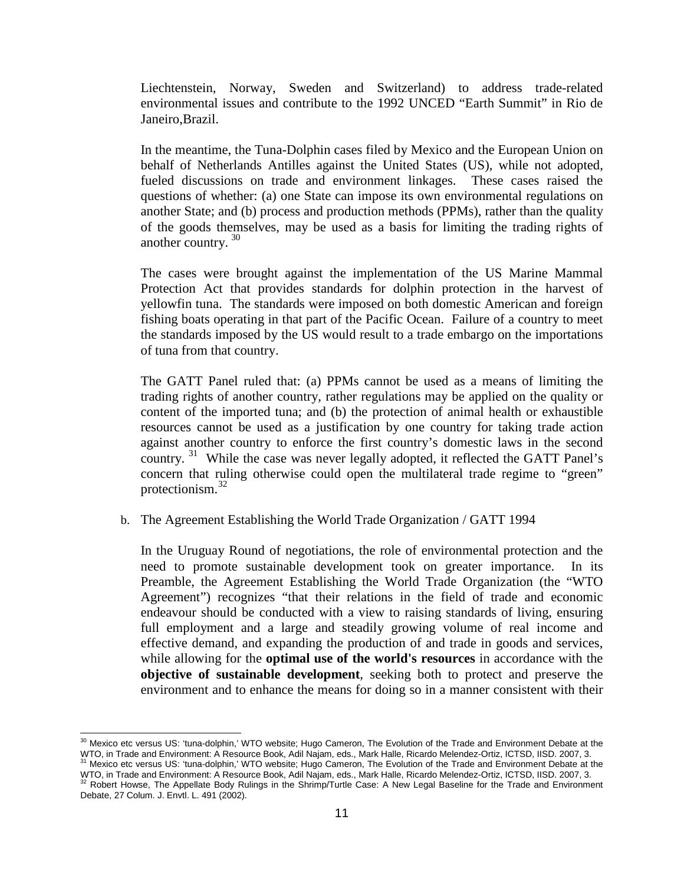Liechtenstein, Norway, Sweden and Switzerland) to address trade-related environmental issues and contribute to the 1992 UNCED "Earth Summit" in Rio de Janeiro,Brazil.

In the meantime, the Tuna-Dolphin cases filed by Mexico and the European Union on behalf of Netherlands Antilles against the United States (US), while not adopted, fueled discussions on trade and environment linkages. These cases raised the questions of whether: (a) one State can impose its own environmental regulations on another State; and (b) process and production methods (PPMs), rather than the quality of the goods themselves, may be used as a basis for limiting the trading rights of another country. [30]

The cases were brought against the implementation of the US Marine Mammal Protection Act that provides standards for dolphin protection in the harvest of yellowfin tuna. The standards were imposed on both domestic American and foreign fishing boats operating in that part of the Pacific Ocean. Failure of a country to meet the standards imposed by the US would result to a trade embargo on the importations of tuna from that country.

The GATT Panel ruled that: (a) PPMs cannot be used as a means of limiting the trading rights of another country, rather regulations may be applied on the quality or content of the imported tuna; and (b) the protection of animal health or exhaustible resources cannot be used as a justification by one country for taking trade action against another country to enforce the first country's domestic laws in the second country. [31] While the case was never legally adopted, it reflected the GATT Panel's concern that ruling otherwise could open the multilateral trade regime to "green" protectionism.[32]

b. The Agreement Establishing the World Trade Organization / GATT 1994

In the Uruguay Round of negotiations, the role of environmental protection and the need to promote sustainable development took on greater importance. In its Preamble, the Agreement Establishing the World Trade Organization (the "WTO Agreement") recognizes "that their relations in the field of trade and economic endeavour should be conducted with a view to raising standards of living, ensuring full employment and a large and steadily growing volume of real income and effective demand, and expanding the production of and trade in goods and services, while allowing for the **optimal use of the world's resources** in accordance with the **objective of sustainable development**, seeking both to protect and preserve the environment and to enhance the means for doing so in a manner consistent with their

---

[30] Mexico etc versus US: 'tuna-dolphin,' WTO website; Hugo Cameron, The Evolution of the Trade and Environment Debate at the WTO, in Trade and Environment: A Resource Book, Adil Najam, eds., Mark Halle, Ricardo Melendez-Ortiz, ICTSD, IISD. 2007, 3.

[31] Mexico etc versus US: 'tuna-dolphin,' WTO website; Hugo Cameron, The Evolution of the Trade and Environment Debate at the WTO, in Trade and Environment: A Resource Book, Adil Najam, eds., Mark Halle, Ricardo Melendez-Ortiz, ICTSD, IISD. 2007, 3.

[32] Robert Howse, The Appellate Body Rulings in the Shrimp/Turtle Case: A New Legal Baseline for the Trade and Environment Debate, 27 Colum. J. Envtl. L. 491 (2002).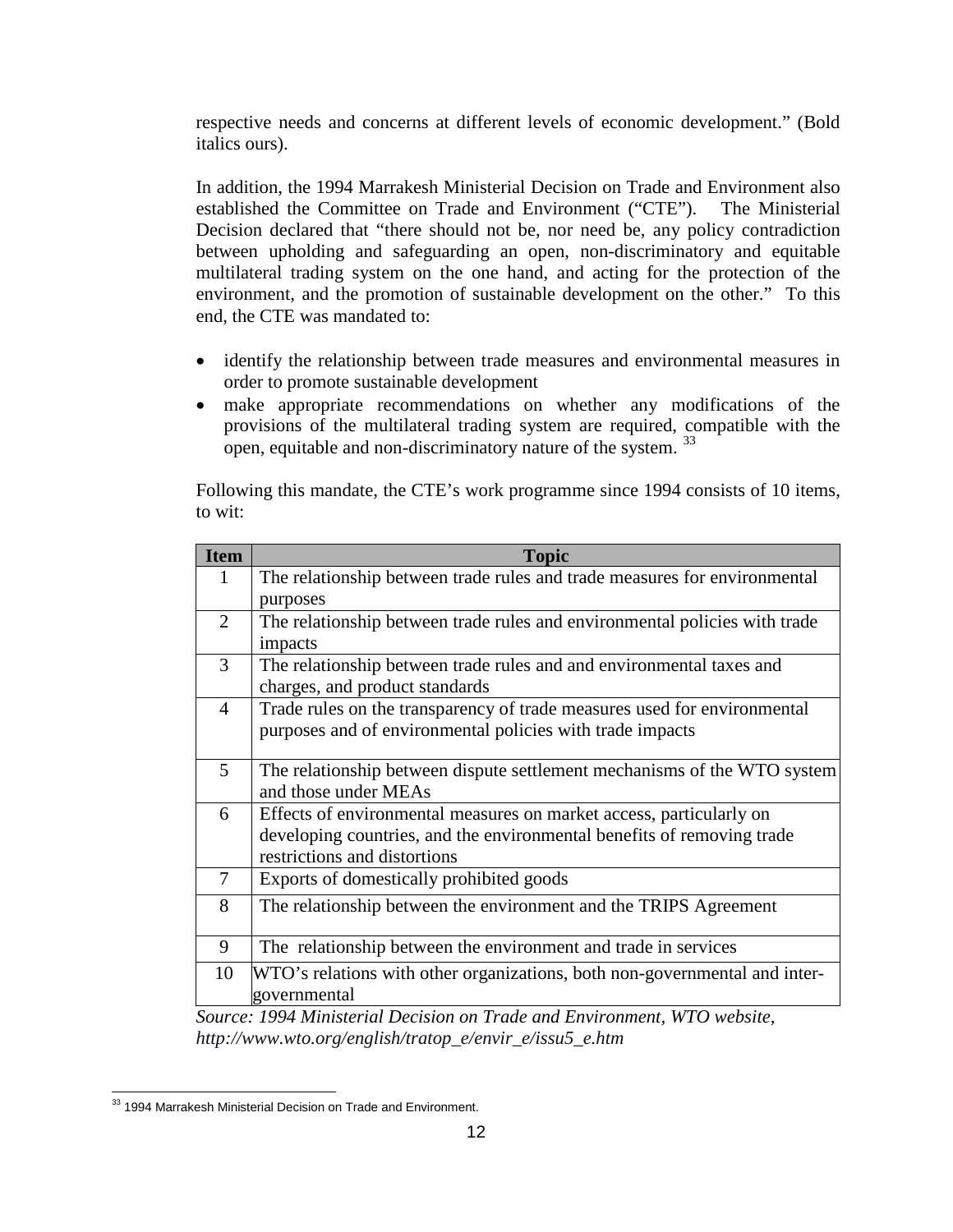respective needs and concerns at different levels of economic development." (Bold italics ours).

In addition, the 1994 Marrakesh Ministerial Decision on Trade and Environment also established the Committee on Trade and Environment ("CTE"). The Ministerial Decision declared that "there should not be, nor need be, any policy contradiction between upholding and safeguarding an open, non-discriminatory and equitable multilateral trading system on the one hand, and acting for the protection of the environment, and the promotion of sustainable development on the other." To this end, the CTE was mandated to:

- identify the relationship between trade measures and environmental measures in order to promote sustainable development
- make appropriate recommendations on whether any modifications of the provisions of the multilateral trading system are required, compatible with the open, equitable and non-discriminatory nature of the system. [33]

Following this mandate, the CTE's work programme since 1994 consists of 10 items, to wit:

| Item | Topic |
|---|---|
| 1 | The relationship between trade rules and trade measures for environmental purposes |
| 2 | The relationship between trade rules and environmental policies with trade impacts |
| 3 | The relationship between trade rules and and environmental taxes and charges, and product standards |
| 4 | Trade rules on the transparency of trade measures used for environmental purposes and of environmental policies with trade impacts |
| 5 | The relationship between dispute settlement mechanisms of the WTO system and those under MEAs |
| 6 | Effects of environmental measures on market access, particularly on developing countries, and the environmental benefits of removing trade restrictions and distortions |
| 7 | Exports of domestically prohibited goods |
| 8 | The relationship between the environment and the TRIPS Agreement |
| 9 | The relationship between the environment and trade in services |
| 10 | WTO's relations with other organizations, both non-governmental and inter-governmental |

*Source: 1994 Ministerial Decision on Trade and Environment, WTO website, http://www.wto.org/english/tratop_e/envir_e/issu5_e.htm*

[33] 1994 Marrakesh Ministerial Decision on Trade and Environment.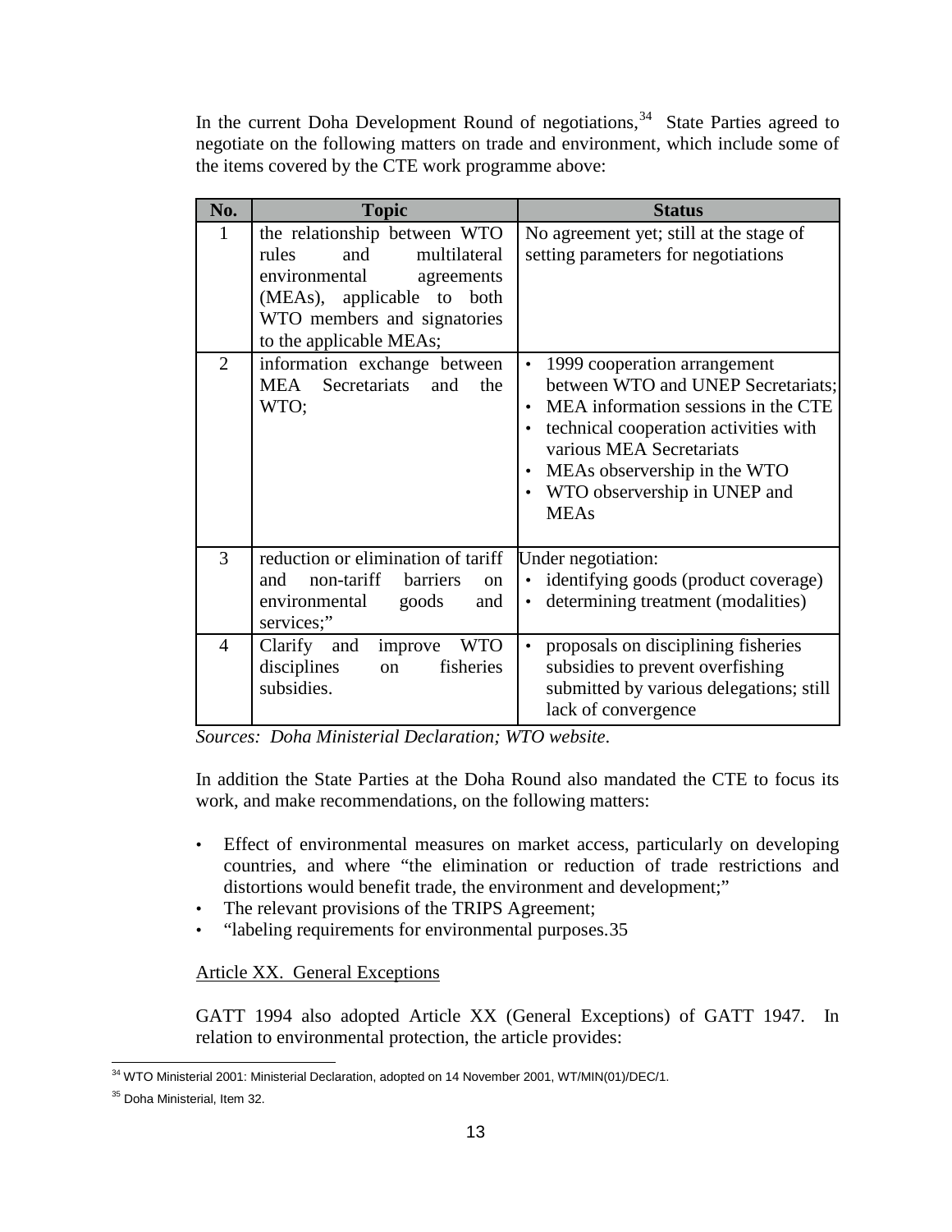In the current Doha Development Round of negotiations,[34] State Parties agreed to negotiate on the following matters on trade and environment, which include some of the items covered by the CTE work programme above:

| No. | Topic | Status |
|---|---|---|
| 1 | the relationship between WTO rules and multilateral environmental agreements (MEAs), applicable to both WTO members and signatories to the applicable MEAs; | No agreement yet; still at the stage of setting parameters for negotiations |
| 2 | information exchange between MEA Secretariats and the WTO; | • 1999 cooperation arrangement between WTO and UNEP Secretariats;<br>• MEA information sessions in the CTE<br>• technical cooperation activities with various MEA Secretariats<br>• MEAs observership in the WTO<br>• WTO observership in UNEP and MEAs |
| 3 | reduction or elimination of tariff and non-tariff barriers on environmental goods and services;" | Under negotiation:<br>• identifying goods (product coverage)<br>• determining treatment (modalities) |
| 4 | Clarify and improve WTO disciplines on fisheries subsidies. | • proposals on disciplining fisheries subsidies to prevent overfishing submitted by various delegations; still lack of convergence |

*Sources: Doha Ministerial Declaration; WTO website.*

In addition the State Parties at the Doha Round also mandated the CTE to focus its work, and make recommendations, on the following matters:

- Effect of environmental measures on market access, particularly on developing countries, and where "the elimination or reduction of trade restrictions and distortions would benefit trade, the environment and development;"
- The relevant provisions of the TRIPS Agreement;
- "labeling requirements for environmental purposes.35

Article XX. General Exceptions

GATT 1994 also adopted Article XX (General Exceptions) of GATT 1947. In relation to environmental protection, the article provides:

[34] WTO Ministerial 2001: Ministerial Declaration, adopted on 14 November 2001, WT/MIN(01)/DEC/1.

[35] Doha Ministerial, Item 32.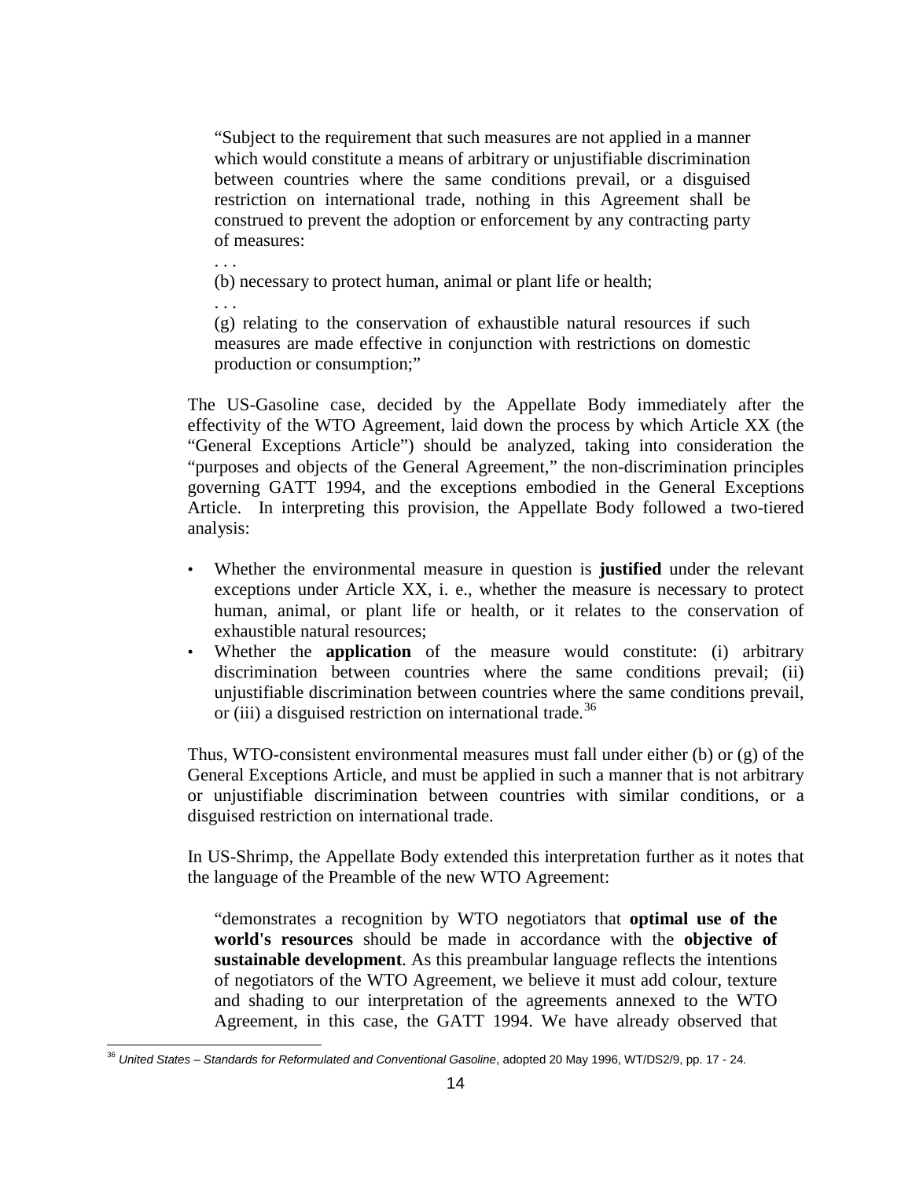> "Subject to the requirement that such measures are not applied in a manner which would constitute a means of arbitrary or unjustifiable discrimination between countries where the same conditions prevail, or a disguised restriction on international trade, nothing in this Agreement shall be construed to prevent the adoption or enforcement by any contracting party of measures:
>
> . . .
>
> (b) necessary to protect human, animal or plant life or health;
>
> . . .
>
> (g) relating to the conservation of exhaustible natural resources if such measures are made effective in conjunction with restrictions on domestic production or consumption;"

The US-Gasoline case, decided by the Appellate Body immediately after the effectivity of the WTO Agreement, laid down the process by which Article XX (the "General Exceptions Article") should be analyzed, taking into consideration the "purposes and objects of the General Agreement," the non-discrimination principles governing GATT 1994, and the exceptions embodied in the General Exceptions Article. In interpreting this provision, the Appellate Body followed a two-tiered analysis:

- Whether the environmental measure in question is **justified** under the relevant exceptions under Article XX, i. e., whether the measure is necessary to protect human, animal, or plant life or health, or it relates to the conservation of exhaustible natural resources;
- Whether the **application** of the measure would constitute: (i) arbitrary discrimination between countries where the same conditions prevail; (ii) unjustifiable discrimination between countries where the same conditions prevail, or (iii) a disguised restriction on international trade.[36]

Thus, WTO-consistent environmental measures must fall under either (b) or (g) of the General Exceptions Article, and must be applied in such a manner that is not arbitrary or unjustifiable discrimination between countries with similar conditions, or a disguised restriction on international trade.

In US-Shrimp, the Appellate Body extended this interpretation further as it notes that the language of the Preamble of the new WTO Agreement:

> "demonstrates a recognition by WTO negotiators that **optimal use of the world's resources** should be made in accordance with the **objective of sustainable development**. As this preambular language reflects the intentions of negotiators of the WTO Agreement, we believe it must add colour, texture and shading to our interpretation of the agreements annexed to the WTO Agreement, in this case, the GATT 1994. We have already observed that

[36] *United States – Standards for Reformulated and Conventional Gasoline*, adopted 20 May 1996, WT/DS2/9, pp. 17 - 24.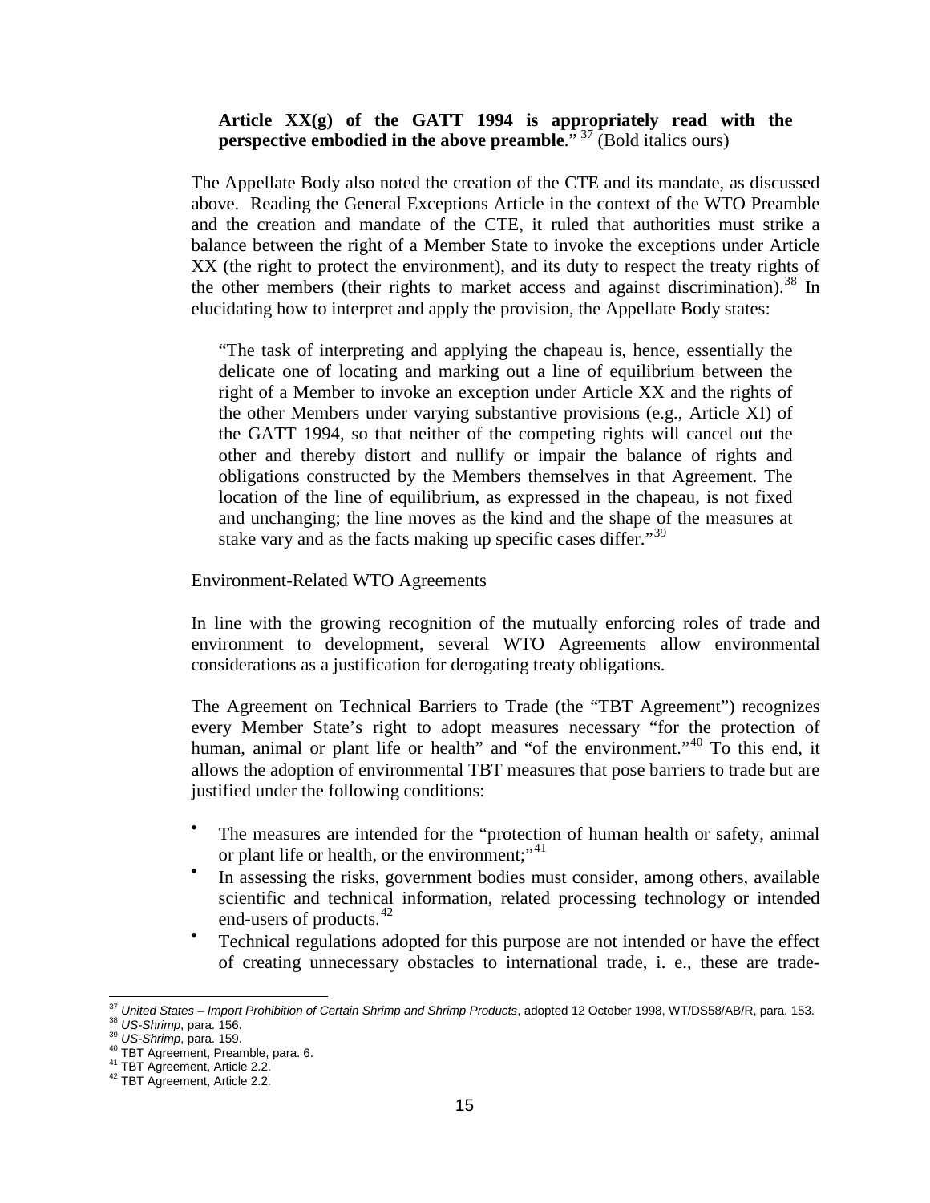**Article XX(g) of the GATT 1994 is appropriately read with the perspective embodied in the above preamble**."[37] (Bold italics ours)

The Appellate Body also noted the creation of the CTE and its mandate, as discussed above. Reading the General Exceptions Article in the context of the WTO Preamble and the creation and mandate of the CTE, it ruled that authorities must strike a balance between the right of a Member State to invoke the exceptions under Article XX (the right to protect the environment), and its duty to respect the treaty rights of the other members (their rights to market access and against discrimination).[38] In elucidating how to interpret and apply the provision, the Appellate Body states:

> "The task of interpreting and applying the chapeau is, hence, essentially the delicate one of locating and marking out a line of equilibrium between the right of a Member to invoke an exception under Article XX and the rights of the other Members under varying substantive provisions (e.g., Article XI) of the GATT 1994, so that neither of the competing rights will cancel out the other and thereby distort and nullify or impair the balance of rights and obligations constructed by the Members themselves in that Agreement. The location of the line of equilibrium, as expressed in the chapeau, is not fixed and unchanging; the line moves as the kind and the shape of the measures at stake vary and as the facts making up specific cases differ."[39]

Environment-Related WTO Agreements

In line with the growing recognition of the mutually enforcing roles of trade and environment to development, several WTO Agreements allow environmental considerations as a justification for derogating treaty obligations.

The Agreement on Technical Barriers to Trade (the "TBT Agreement") recognizes every Member State's right to adopt measures necessary "for the protection of human, animal or plant life or health" and "of the environment."[40] To this end, it allows the adoption of environmental TBT measures that pose barriers to trade but are justified under the following conditions:

- The measures are intended for the "protection of human health or safety, animal or plant life or health, or the environment;"[41]
- In assessing the risks, government bodies must consider, among others, available scientific and technical information, related processing technology or intended end-users of products.[42]
- Technical regulations adopted for this purpose are not intended or have the effect of creating unnecessary obstacles to international trade, i. e., these are trade-

---

[37] *United States – Import Prohibition of Certain Shrimp and Shrimp Products*, adopted 12 October 1998, WT/DS58/AB/R, para. 153.
[38] *US-Shrimp*, para. 156.
[39] *US-Shrimp*, para. 159.
[40] TBT Agreement, Preamble, para. 6.
[41] TBT Agreement, Article 2.2.
[42] TBT Agreement, Article 2.2.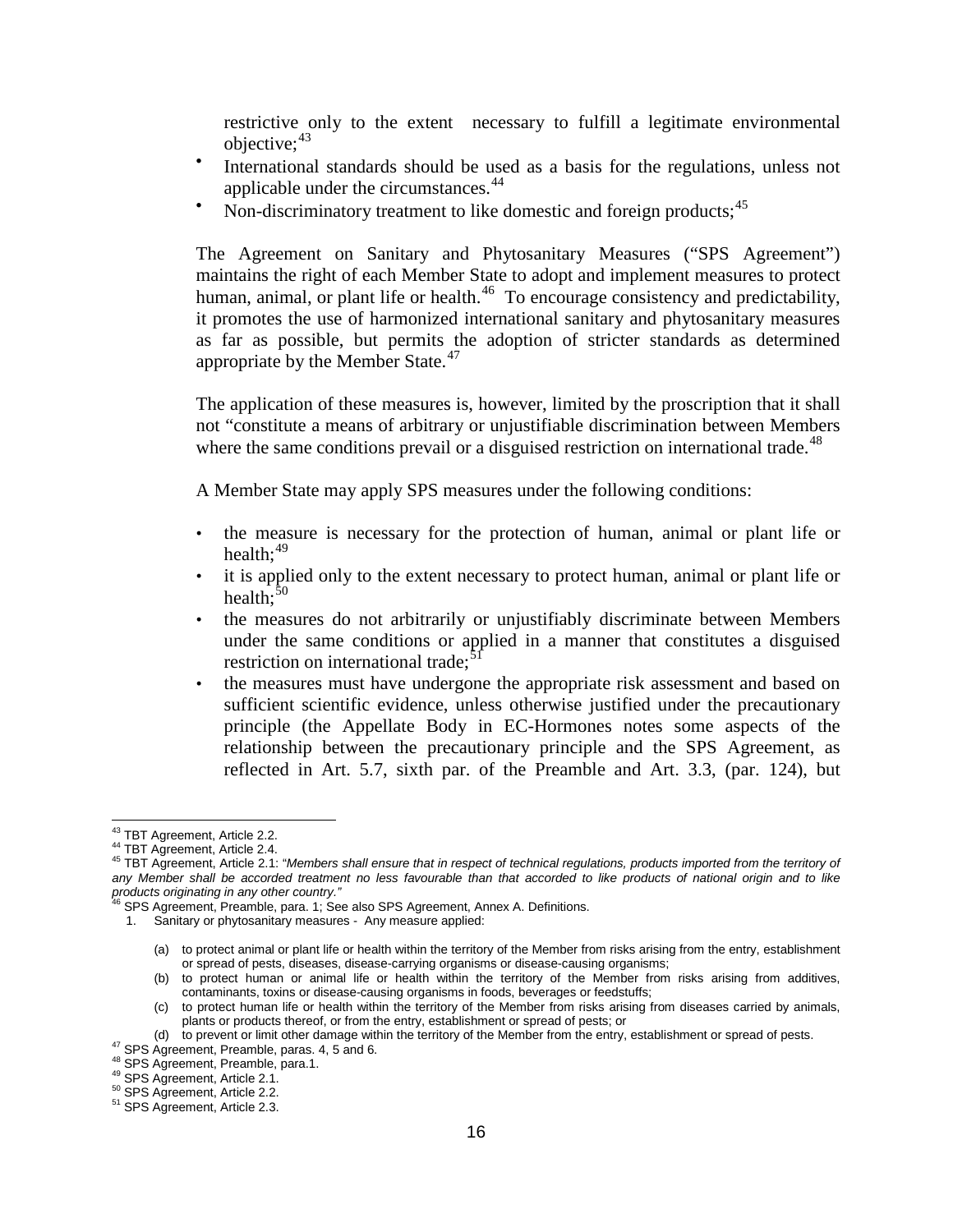restrictive only to the extent necessary to fulfill a legitimate environmental objective;[43]

- International standards should be used as a basis for the regulations, unless not applicable under the circumstances.[44]
- Non-discriminatory treatment to like domestic and foreign products;[45]

The Agreement on Sanitary and Phytosanitary Measures ("SPS Agreement") maintains the right of each Member State to adopt and implement measures to protect human, animal, or plant life or health.[46] To encourage consistency and predictability, it promotes the use of harmonized international sanitary and phytosanitary measures as far as possible, but permits the adoption of stricter standards as determined appropriate by the Member State.[47]

The application of these measures is, however, limited by the proscription that it shall not "constitute a means of arbitrary or unjustifiable discrimination between Members where the same conditions prevail or a disguised restriction on international trade.[48]

A Member State may apply SPS measures under the following conditions:

- the measure is necessary for the protection of human, animal or plant life or health;[49]
- it is applied only to the extent necessary to protect human, animal or plant life or health;[50]
- the measures do not arbitrarily or unjustifiably discriminate between Members under the same conditions or applied in a manner that constitutes a disguised restriction on international trade;[51]
- the measures must have undergone the appropriate risk assessment and based on sufficient scientific evidence, unless otherwise justified under the precautionary principle (the Appellate Body in EC-Hormones notes some aspects of the relationship between the precautionary principle and the SPS Agreement, as reflected in Art. 5.7, sixth par. of the Preamble and Art. 3.3, (par. 124), but

---

[43] TBT Agreement, Article 2.2.

[44] TBT Agreement, Article 2.4.

[45] TBT Agreement, Article 2.1: "*Members shall ensure that in respect of technical regulations, products imported from the territory of any Member shall be accorded treatment no less favourable than that accorded to like products of national origin and to like products originating in any other country.*"

[46] SPS Agreement, Preamble, para. 1; See also SPS Agreement, Annex A. Definitions.

1. Sanitary or phytosanitary measures - Any measure applied:

   (a) to protect animal or plant life or health within the territory of the Member from risks arising from the entry, establishment or spread of pests, diseases, disease-carrying organisms or disease-causing organisms;

   (b) to protect human or animal life or health within the territory of the Member from risks arising from additives, contaminants, toxins or disease-causing organisms in foods, beverages or feedstuffs;

   (c) to protect human life or health within the territory of the Member from risks arising from diseases carried by animals, plants or products thereof, or from the entry, establishment or spread of pests; or

   (d) to prevent or limit other damage within the territory of the Member from the entry, establishment or spread of pests.

[47] SPS Agreement, Preamble, paras. 4, 5 and 6.

[48] SPS Agreement, Preamble, para.1.

[49] SPS Agreement, Article 2.1.

[50] SPS Agreement, Article 2.2.

[51] SPS Agreement, Article 2.3.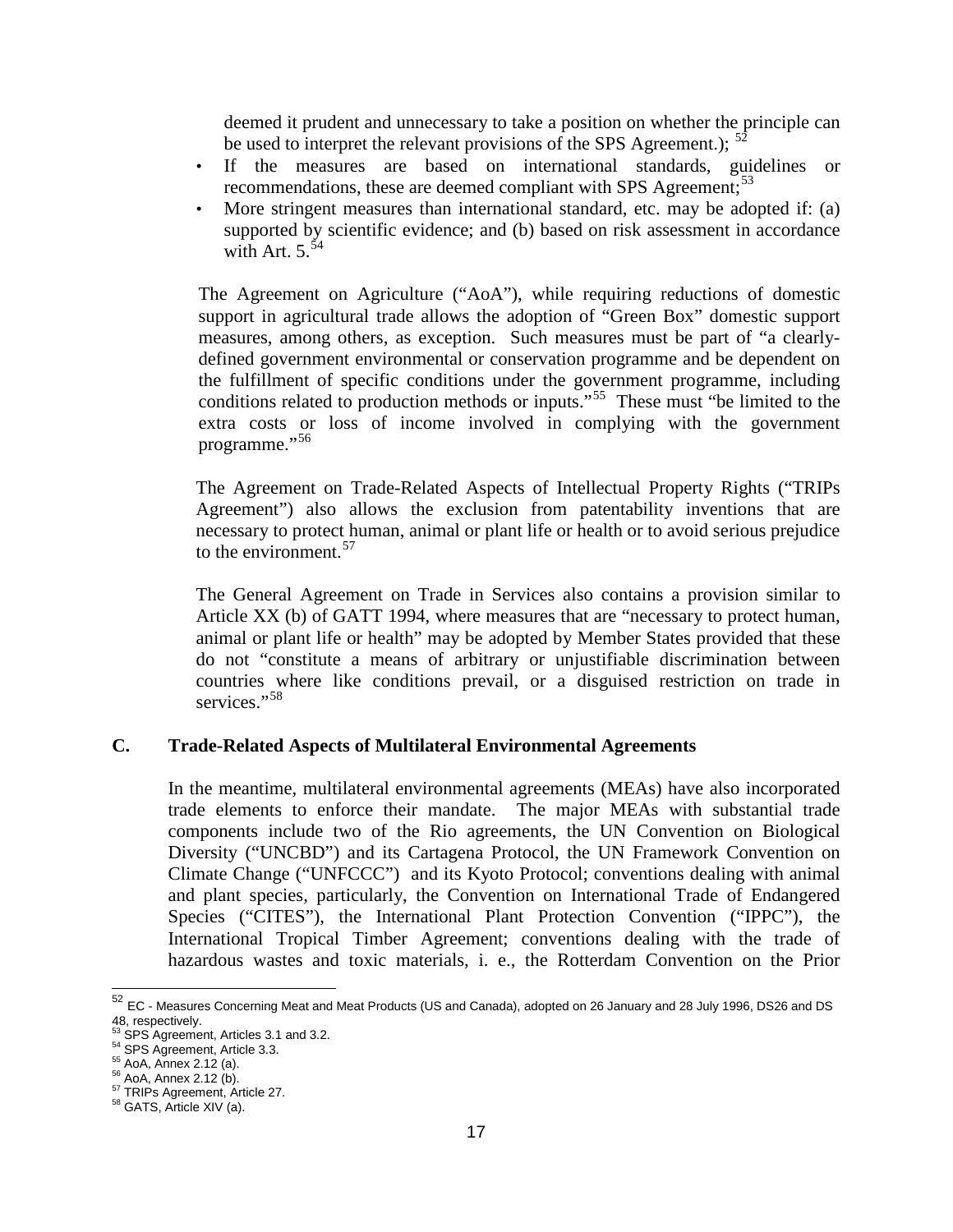deemed it prudent and unnecessary to take a position on whether the principle can be used to interpret the relevant provisions of the SPS Agreement.); [52]

- If the measures are based on international standards, guidelines or recommendations, these are deemed compliant with SPS Agreement;[53]
- More stringent measures than international standard, etc. may be adopted if: (a) supported by scientific evidence; and (b) based on risk assessment in accordance with Art. 5.[54]

The Agreement on Agriculture ("AoA"), while requiring reductions of domestic support in agricultural trade allows the adoption of "Green Box" domestic support measures, among others, as exception. Such measures must be part of "a clearly-defined government environmental or conservation programme and be dependent on the fulfillment of specific conditions under the government programme, including conditions related to production methods or inputs."[55] These must "be limited to the extra costs or loss of income involved in complying with the government programme."[56]

The Agreement on Trade-Related Aspects of Intellectual Property Rights ("TRIPs Agreement") also allows the exclusion from patentability inventions that are necessary to protect human, animal or plant life or health or to avoid serious prejudice to the environment.[57]

The General Agreement on Trade in Services also contains a provision similar to Article XX (b) of GATT 1994, where measures that are "necessary to protect human, animal or plant life or health" may be adopted by Member States provided that these do not "constitute a means of arbitrary or unjustifiable discrimination between countries where like conditions prevail, or a disguised restriction on trade in services."[58]

## C. Trade-Related Aspects of Multilateral Environmental Agreements

In the meantime, multilateral environmental agreements (MEAs) have also incorporated trade elements to enforce their mandate. The major MEAs with substantial trade components include two of the Rio agreements, the UN Convention on Biological Diversity ("UNCBD") and its Cartagena Protocol, the UN Framework Convention on Climate Change ("UNFCCC") and its Kyoto Protocol; conventions dealing with animal and plant species, particularly, the Convention on International Trade of Endangered Species ("CITES"), the International Plant Protection Convention ("IPPC"), the International Tropical Timber Agreement; conventions dealing with the trade of hazardous wastes and toxic materials, i. e., the Rotterdam Convention on the Prior

---

[52] EC - Measures Concerning Meat and Meat Products (US and Canada), adopted on 26 January and 28 July 1996, DS26 and DS 48, respectively.
[53] SPS Agreement, Articles 3.1 and 3.2.
[54] SPS Agreement, Article 3.3.
[55] AoA, Annex 2.12 (a).
[56] AoA, Annex 2.12 (b).
[57] TRIPs Agreement, Article 27.
[58] GATS, Article XIV (a).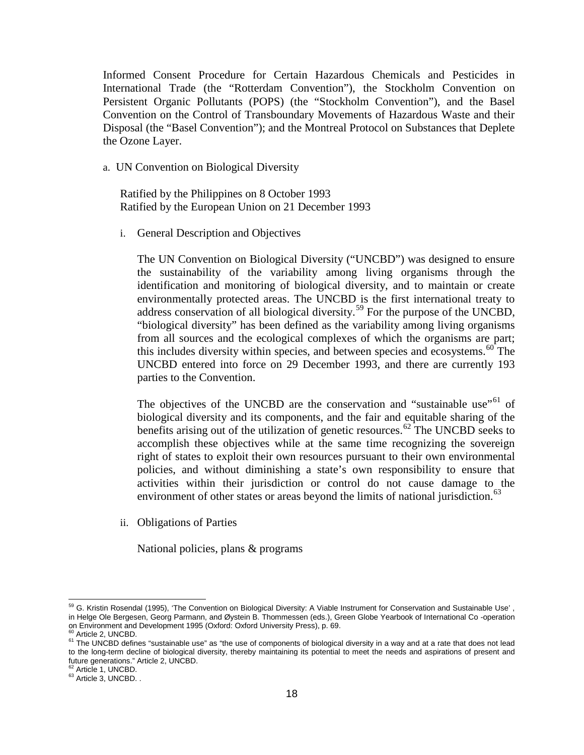Informed Consent Procedure for Certain Hazardous Chemicals and Pesticides in International Trade (the "Rotterdam Convention"), the Stockholm Convention on Persistent Organic Pollutants (POPS) (the "Stockholm Convention"), and the Basel Convention on the Control of Transboundary Movements of Hazardous Waste and their Disposal (the "Basel Convention"); and the Montreal Protocol on Substances that Deplete the Ozone Layer.

a. UN Convention on Biological Diversity

Ratified by the Philippines on 8 October 1993
Ratified by the European Union on 21 December 1993

i. General Description and Objectives

The UN Convention on Biological Diversity ("UNCBD") was designed to ensure the sustainability of the variability among living organisms through the identification and monitoring of biological diversity, and to maintain or create environmentally protected areas. The UNCBD is the first international treaty to address conservation of all biological diversity.[59] For the purpose of the UNCBD, "biological diversity" has been defined as the variability among living organisms from all sources and the ecological complexes of which the organisms are part; this includes diversity within species, and between species and ecosystems.[60] The UNCBD entered into force on 29 December 1993, and there are currently 193 parties to the Convention.

The objectives of the UNCBD are the conservation and "sustainable use"[61] of biological diversity and its components, and the fair and equitable sharing of the benefits arising out of the utilization of genetic resources.[62] The UNCBD seeks to accomplish these objectives while at the same time recognizing the sovereign right of states to exploit their own resources pursuant to their own environmental policies, and without diminishing a state's own responsibility to ensure that activities within their jurisdiction or control do not cause damage to the environment of other states or areas beyond the limits of national jurisdiction.[63]

ii. Obligations of Parties

National policies, plans & programs

---

[59] G. Kristin Rosendal (1995), 'The Convention on Biological Diversity: A Viable Instrument for Conservation and Sustainable Use' , in Helge Ole Bergesen, Georg Parmann, and Øystein B. Thommessen (eds.), Green Globe Yearbook of International Co -operation on Environment and Development 1995 (Oxford: Oxford University Press), p. 69.

[60] Article 2, UNCBD.

[61] The UNCBD defines "sustainable use" as "the use of components of biological diversity in a way and at a rate that does not lead to the long-term decline of biological diversity, thereby maintaining its potential to meet the needs and aspirations of present and future generations." Article 2, UNCBD.

[62] Article 1, UNCBD.

[63] Article 3, UNCBD. .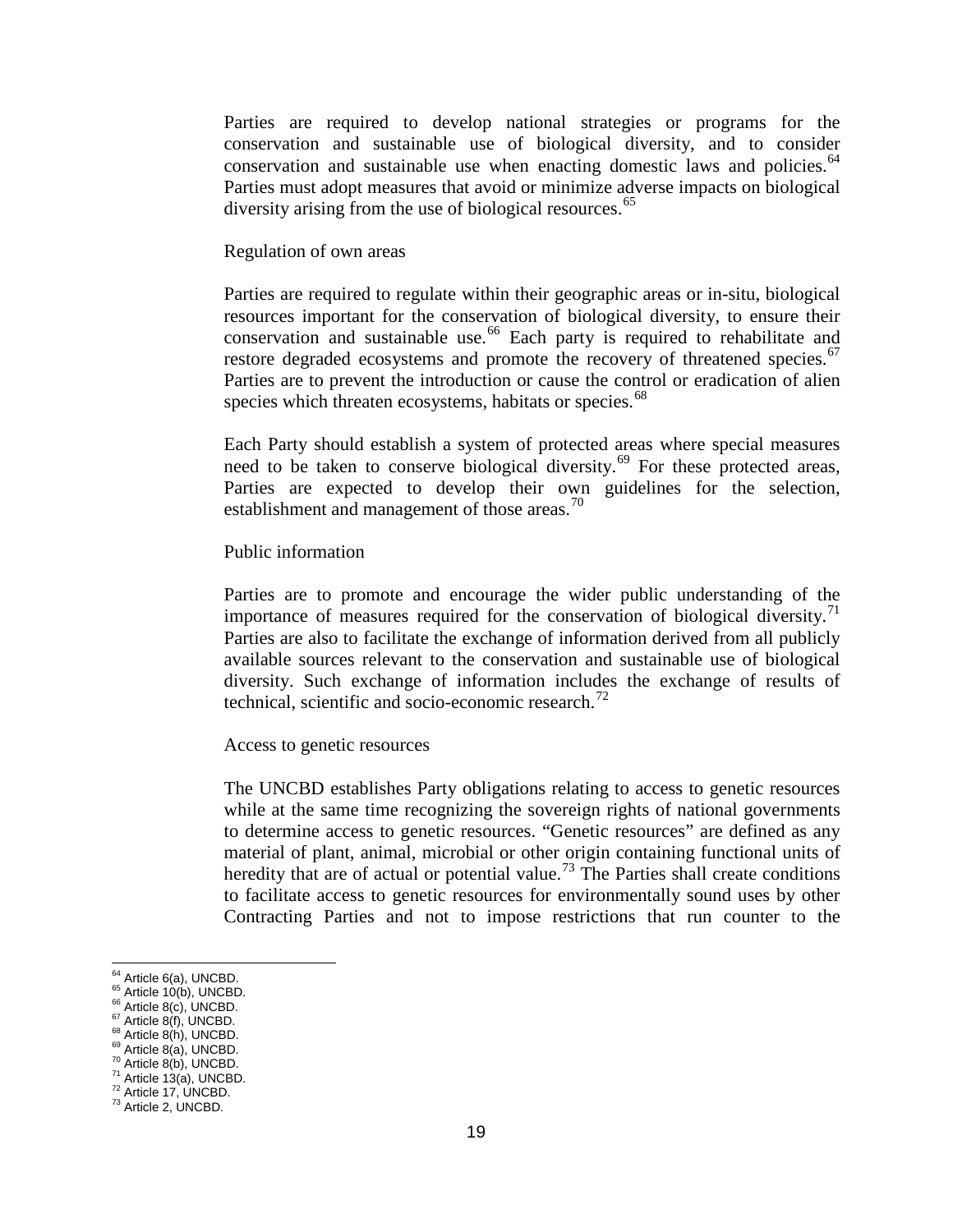Parties are required to develop national strategies or programs for the conservation and sustainable use of biological diversity, and to consider conservation and sustainable use when enacting domestic laws and policies.[64] Parties must adopt measures that avoid or minimize adverse impacts on biological diversity arising from the use of biological resources.[65]

Regulation of own areas

Parties are required to regulate within their geographic areas or in-situ, biological resources important for the conservation of biological diversity, to ensure their conservation and sustainable use.[66] Each party is required to rehabilitate and restore degraded ecosystems and promote the recovery of threatened species.[67] Parties are to prevent the introduction or cause the control or eradication of alien species which threaten ecosystems, habitats or species.[68]

Each Party should establish a system of protected areas where special measures need to be taken to conserve biological diversity.[69] For these protected areas, Parties are expected to develop their own guidelines for the selection, establishment and management of those areas.[70]

Public information

Parties are to promote and encourage the wider public understanding of the importance of measures required for the conservation of biological diversity.[71] Parties are also to facilitate the exchange of information derived from all publicly available sources relevant to the conservation and sustainable use of biological diversity. Such exchange of information includes the exchange of results of technical, scientific and socio-economic research.[72]

Access to genetic resources

The UNCBD establishes Party obligations relating to access to genetic resources while at the same time recognizing the sovereign rights of national governments to determine access to genetic resources. "Genetic resources" are defined as any material of plant, animal, microbial or other origin containing functional units of heredity that are of actual or potential value.[73] The Parties shall create conditions to facilitate access to genetic resources for environmentally sound uses by other Contracting Parties and not to impose restrictions that run counter to the

---

[64] Article 6(a), UNCBD.
[65] Article 10(b), UNCBD.
[66] Article 8(c), UNCBD.
[67] Article 8(f), UNCBD.
[68] Article 8(h), UNCBD.
[69] Article 8(a), UNCBD.
[70] Article 8(b), UNCBD.
[71] Article 13(a), UNCBD.
[72] Article 17, UNCBD.
[73] Article 2, UNCBD.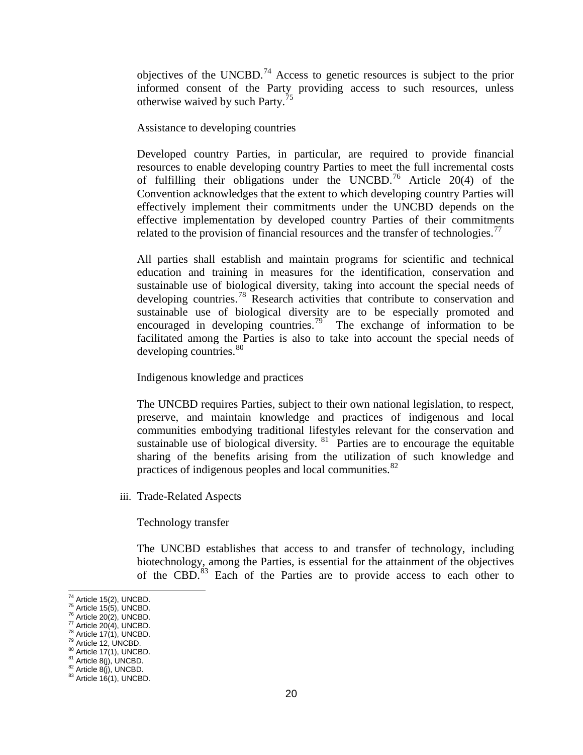objectives of the UNCBD.[74] Access to genetic resources is subject to the prior informed consent of the Party providing access to such resources, unless otherwise waived by such Party.[75]

Assistance to developing countries

Developed country Parties, in particular, are required to provide financial resources to enable developing country Parties to meet the full incremental costs of fulfilling their obligations under the UNCBD.[76] Article 20(4) of the Convention acknowledges that the extent to which developing country Parties will effectively implement their commitments under the UNCBD depends on the effective implementation by developed country Parties of their commitments related to the provision of financial resources and the transfer of technologies.[77]

All parties shall establish and maintain programs for scientific and technical education and training in measures for the identification, conservation and sustainable use of biological diversity, taking into account the special needs of developing countries.[78] Research activities that contribute to conservation and sustainable use of biological diversity are to be especially promoted and encouraged in developing countries.[79] The exchange of information to be facilitated among the Parties is also to take into account the special needs of developing countries.[80]

Indigenous knowledge and practices

The UNCBD requires Parties, subject to their own national legislation, to respect, preserve, and maintain knowledge and practices of indigenous and local communities embodying traditional lifestyles relevant for the conservation and sustainable use of biological diversity.[81] Parties are to encourage the equitable sharing of the benefits arising from the utilization of such knowledge and practices of indigenous peoples and local communities.[82]

iii. Trade-Related Aspects

Technology transfer

The UNCBD establishes that access to and transfer of technology, including biotechnology, among the Parties, is essential for the attainment of the objectives of the CBD.[83] Each of the Parties are to provide access to each other to

---

[74] Article 15(2), UNCBD.
[75] Article 15(5), UNCBD.
[76] Article 20(2), UNCBD.
[77] Article 20(4), UNCBD.
[78] Article 17(1), UNCBD.
[79] Article 12, UNCBD.
[80] Article 17(1), UNCBD.
[81] Article 8(j), UNCBD.
[82] Article 8(j), UNCBD.
[83] Article 16(1), UNCBD.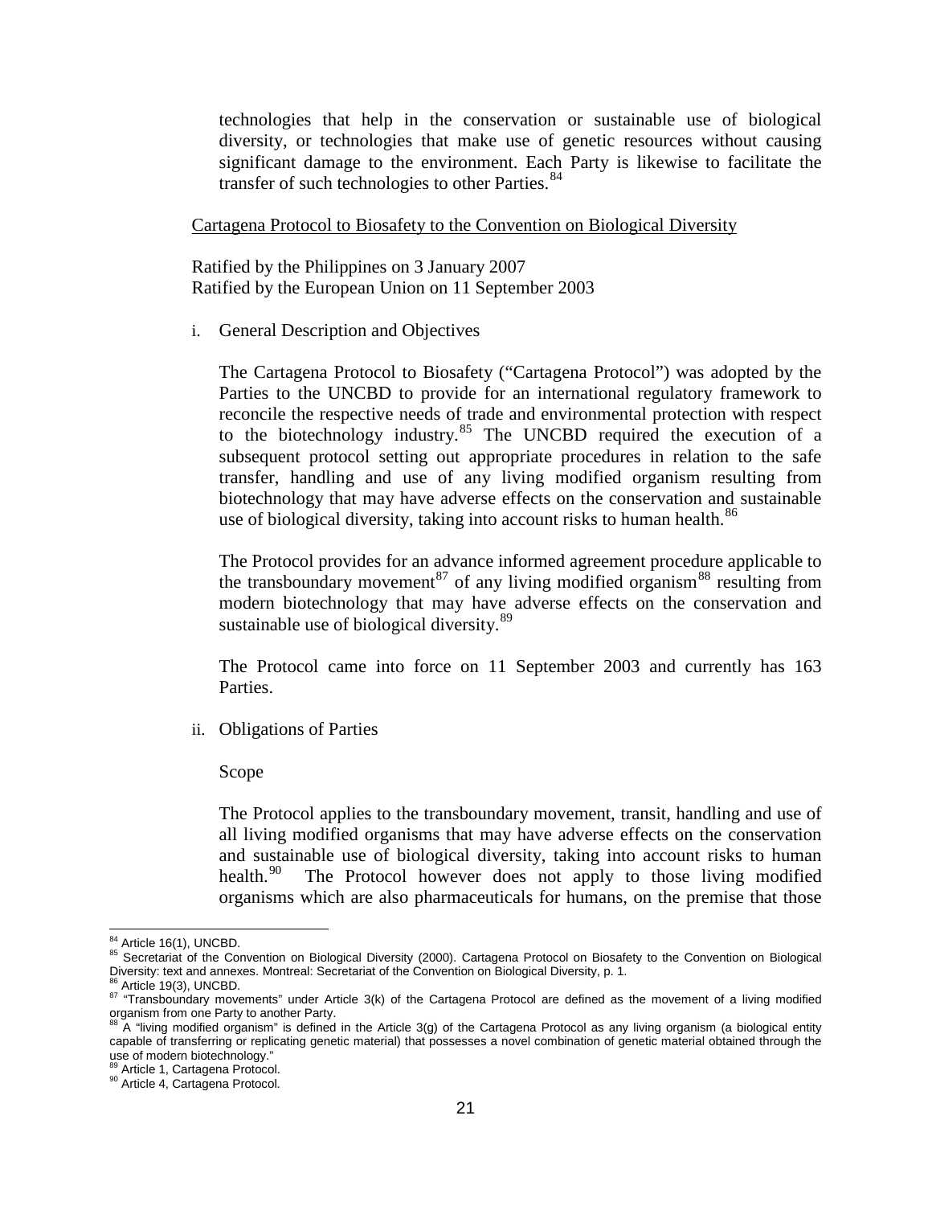technologies that help in the conservation or sustainable use of biological diversity, or technologies that make use of genetic resources without causing significant damage to the environment. Each Party is likewise to facilitate the transfer of such technologies to other Parties.[84]

Cartagena Protocol to Biosafety to the Convention on Biological Diversity

Ratified by the Philippines on 3 January 2007
Ratified by the European Union on 11 September 2003

i. General Description and Objectives

The Cartagena Protocol to Biosafety ("Cartagena Protocol") was adopted by the Parties to the UNCBD to provide for an international regulatory framework to reconcile the respective needs of trade and environmental protection with respect to the biotechnology industry.[85] The UNCBD required the execution of a subsequent protocol setting out appropriate procedures in relation to the safe transfer, handling and use of any living modified organism resulting from biotechnology that may have adverse effects on the conservation and sustainable use of biological diversity, taking into account risks to human health.[86]

The Protocol provides for an advance informed agreement procedure applicable to the transboundary movement[87] of any living modified organism[88] resulting from modern biotechnology that may have adverse effects on the conservation and sustainable use of biological diversity.[89]

The Protocol came into force on 11 September 2003 and currently has 163 Parties.

ii. Obligations of Parties

Scope

The Protocol applies to the transboundary movement, transit, handling and use of all living modified organisms that may have adverse effects on the conservation and sustainable use of biological diversity, taking into account risks to human health.[90] The Protocol however does not apply to those living modified organisms which are also pharmaceuticals for humans, on the premise that those

---

[84] Article 16(1), UNCBD.

[85] Secretariat of the Convention on Biological Diversity (2000). Cartagena Protocol on Biosafety to the Convention on Biological Diversity: text and annexes. Montreal: Secretariat of the Convention on Biological Diversity, p. 1.

[86] Article 19(3), UNCBD.

[87] "Transboundary movements" under Article 3(k) of the Cartagena Protocol are defined as the movement of a living modified organism from one Party to another Party.

[88] A "living modified organism" is defined in the Article 3(g) of the Cartagena Protocol as any living organism (a biological entity capable of transferring or replicating genetic material) that possesses a novel combination of genetic material obtained through the use of modern biotechnology."

[89] Article 1, Cartagena Protocol.

[90] Article 4, Cartagena Protocol.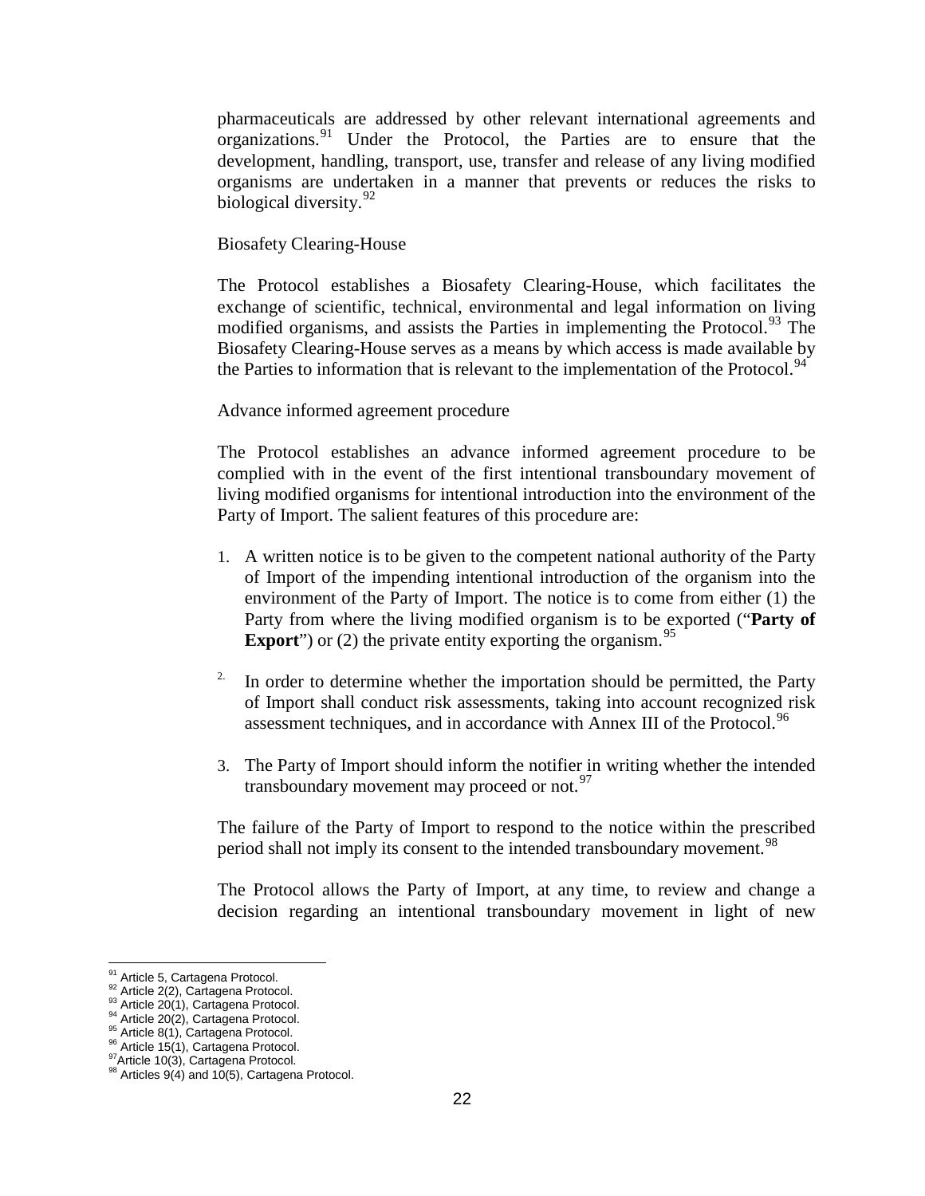pharmaceuticals are addressed by other relevant international agreements and organizations.[91] Under the Protocol, the Parties are to ensure that the development, handling, transport, use, transfer and release of any living modified organisms are undertaken in a manner that prevents or reduces the risks to biological diversity.[92]

Biosafety Clearing-House

The Protocol establishes a Biosafety Clearing-House, which facilitates the exchange of scientific, technical, environmental and legal information on living modified organisms, and assists the Parties in implementing the Protocol.[93] The Biosafety Clearing-House serves as a means by which access is made available by the Parties to information that is relevant to the implementation of the Protocol.[94]

Advance informed agreement procedure

The Protocol establishes an advance informed agreement procedure to be complied with in the event of the first intentional transboundary movement of living modified organisms for intentional introduction into the environment of the Party of Import. The salient features of this procedure are:

1. A written notice is to be given to the competent national authority of the Party of Import of the impending intentional introduction of the organism into the environment of the Party of Import. The notice is to come from either (1) the Party from where the living modified organism is to be exported ("**Party of Export**") or (2) the private entity exporting the organism.[95]

2. In order to determine whether the importation should be permitted, the Party of Import shall conduct risk assessments, taking into account recognized risk assessment techniques, and in accordance with Annex III of the Protocol.[96]

3. The Party of Import should inform the notifier in writing whether the intended transboundary movement may proceed or not.[97]

The failure of the Party of Import to respond to the notice within the prescribed period shall not imply its consent to the intended transboundary movement.[98]

The Protocol allows the Party of Import, at any time, to review and change a decision regarding an intentional transboundary movement in light of new

---

[91] Article 5, Cartagena Protocol.
[92] Article 2(2), Cartagena Protocol.
[93] Article 20(1), Cartagena Protocol.
[94] Article 20(2), Cartagena Protocol.
[95] Article 8(1), Cartagena Protocol.
[96] Article 15(1), Cartagena Protocol.
[97] Article 10(3), Cartagena Protocol.
[98] Articles 9(4) and 10(5), Cartagena Protocol.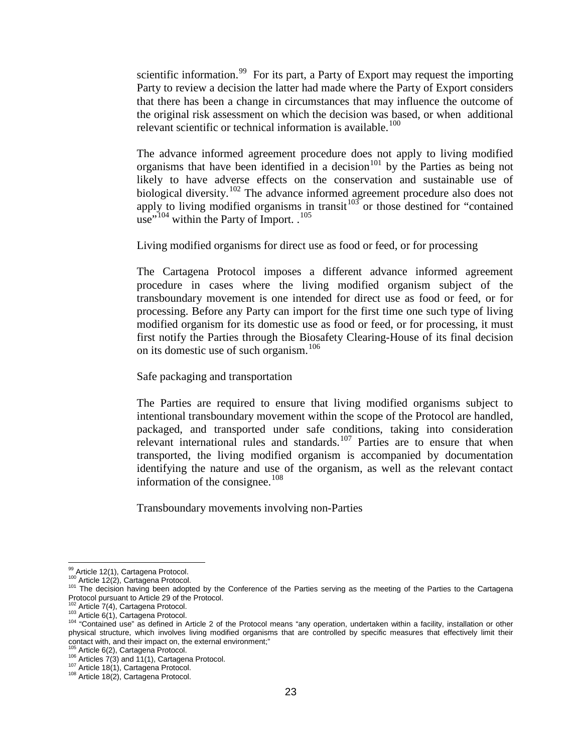scientific information.[99] For its part, a Party of Export may request the importing Party to review a decision the latter had made where the Party of Export considers that there has been a change in circumstances that may influence the outcome of the original risk assessment on which the decision was based, or when additional relevant scientific or technical information is available.[100]

The advance informed agreement procedure does not apply to living modified organisms that have been identified in a decision[101] by the Parties as being not likely to have adverse effects on the conservation and sustainable use of biological diversity.[102] The advance informed agreement procedure also does not apply to living modified organisms in transit[103] or those destined for "contained use"[104] within the Party of Import. .[105]

Living modified organisms for direct use as food or feed, or for processing

The Cartagena Protocol imposes a different advance informed agreement procedure in cases where the living modified organism subject of the transboundary movement is one intended for direct use as food or feed, or for processing. Before any Party can import for the first time one such type of living modified organism for its domestic use as food or feed, or for processing, it must first notify the Parties through the Biosafety Clearing-House of its final decision on its domestic use of such organism.[106]

Safe packaging and transportation

The Parties are required to ensure that living modified organisms subject to intentional transboundary movement within the scope of the Protocol are handled, packaged, and transported under safe conditions, taking into consideration relevant international rules and standards.[107] Parties are to ensure that when transported, the living modified organism is accompanied by documentation identifying the nature and use of the organism, as well as the relevant contact information of the consignee.[108]

Transboundary movements involving non-Parties

---

[99] Article 12(1), Cartagena Protocol.
[100] Article 12(2), Cartagena Protocol.
[101] The decision having been adopted by the Conference of the Parties serving as the meeting of the Parties to the Cartagena Protocol pursuant to Article 29 of the Protocol.
[102] Article 7(4), Cartagena Protocol.
[103] Article 6(1), Cartagena Protocol.
[104] "Contained use" as defined in Article 2 of the Protocol means "any operation, undertaken within a facility, installation or other physical structure, which involves living modified organisms that are controlled by specific measures that effectively limit their contact with, and their impact on, the external environment;"
[105] Article 6(2), Cartagena Protocol.
[106] Articles 7(3) and 11(1), Cartagena Protocol.
[107] Article 18(1), Cartagena Protocol.
[108] Article 18(2), Cartagena Protocol.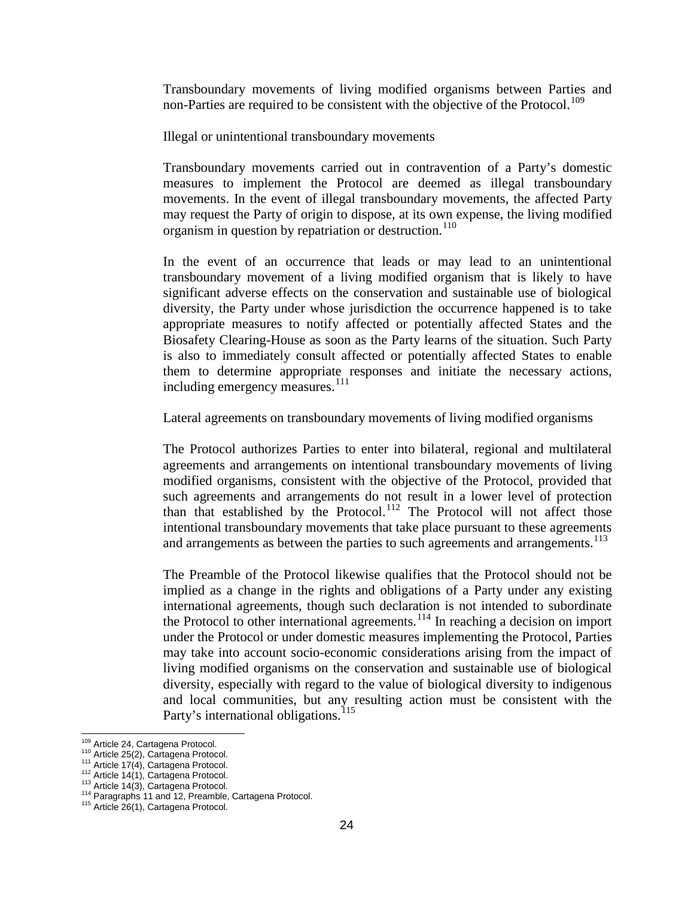Transboundary movements of living modified organisms between Parties and non-Parties are required to be consistent with the objective of the Protocol.[109]

Illegal or unintentional transboundary movements

Transboundary movements carried out in contravention of a Party's domestic measures to implement the Protocol are deemed as illegal transboundary movements. In the event of illegal transboundary movements, the affected Party may request the Party of origin to dispose, at its own expense, the living modified organism in question by repatriation or destruction.[110]

In the event of an occurrence that leads or may lead to an unintentional transboundary movement of a living modified organism that is likely to have significant adverse effects on the conservation and sustainable use of biological diversity, the Party under whose jurisdiction the occurrence happened is to take appropriate measures to notify affected or potentially affected States and the Biosafety Clearing-House as soon as the Party learns of the situation. Such Party is also to immediately consult affected or potentially affected States to enable them to determine appropriate responses and initiate the necessary actions, including emergency measures.[111]

Lateral agreements on transboundary movements of living modified organisms

The Protocol authorizes Parties to enter into bilateral, regional and multilateral agreements and arrangements on intentional transboundary movements of living modified organisms, consistent with the objective of the Protocol, provided that such agreements and arrangements do not result in a lower level of protection than that established by the Protocol.[112] The Protocol will not affect those intentional transboundary movements that take place pursuant to these agreements and arrangements as between the parties to such agreements and arrangements.[113]

The Preamble of the Protocol likewise qualifies that the Protocol should not be implied as a change in the rights and obligations of a Party under any existing international agreements, though such declaration is not intended to subordinate the Protocol to other international agreements.[114] In reaching a decision on import under the Protocol or under domestic measures implementing the Protocol, Parties may take into account socio-economic considerations arising from the impact of living modified organisms on the conservation and sustainable use of biological diversity, especially with regard to the value of biological diversity to indigenous and local communities, but any resulting action must be consistent with the Party's international obligations.[115]

---

[109] Article 24, Cartagena Protocol.
[110] Article 25(2), Cartagena Protocol.
[111] Article 17(4), Cartagena Protocol.
[112] Article 14(1), Cartagena Protocol.
[113] Article 14(3), Cartagena Protocol.
[114] Paragraphs 11 and 12, Preamble, Cartagena Protocol.
[115] Article 26(1), Cartagena Protocol.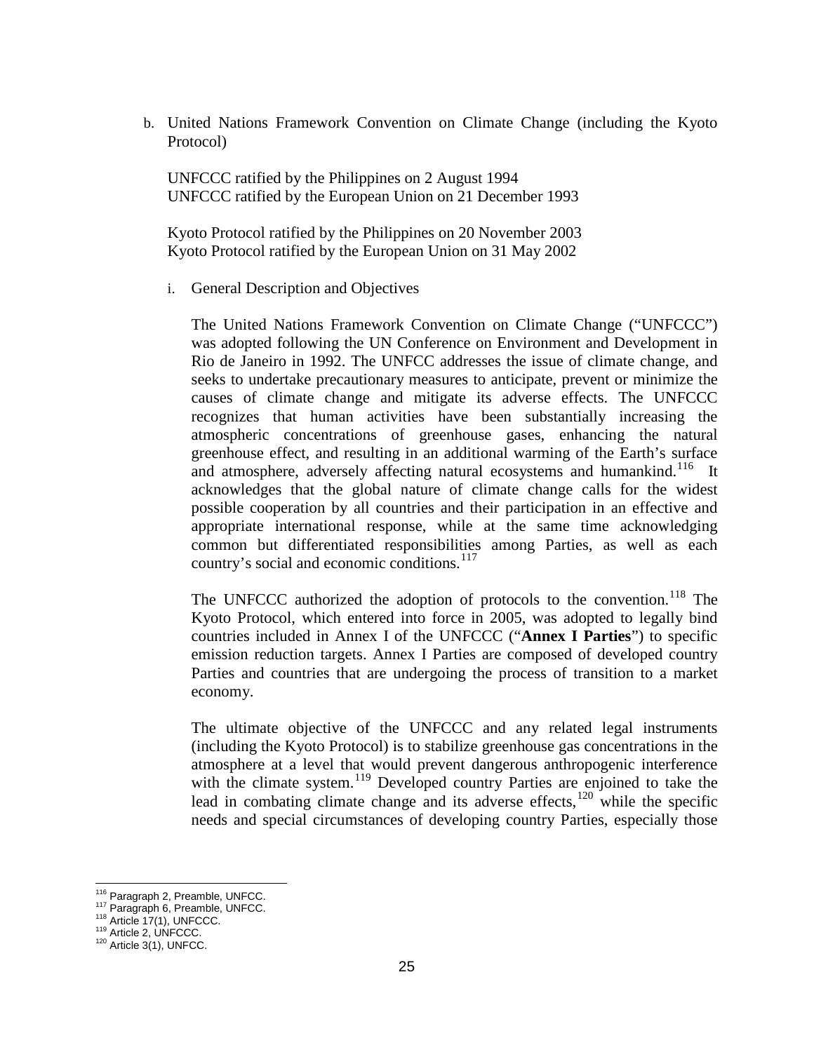b. United Nations Framework Convention on Climate Change (including the Kyoto Protocol)

UNFCCC ratified by the Philippines on 2 August 1994
UNFCCC ratified by the European Union on 21 December 1993

Kyoto Protocol ratified by the Philippines on 20 November 2003
Kyoto Protocol ratified by the European Union on 31 May 2002

i. General Description and Objectives

The United Nations Framework Convention on Climate Change ("UNFCCC") was adopted following the UN Conference on Environment and Development in Rio de Janeiro in 1992. The UNFCC addresses the issue of climate change, and seeks to undertake precautionary measures to anticipate, prevent or minimize the causes of climate change and mitigate its adverse effects. The UNFCCC recognizes that human activities have been substantially increasing the atmospheric concentrations of greenhouse gases, enhancing the natural greenhouse effect, and resulting in an additional warming of the Earth's surface and atmosphere, adversely affecting natural ecosystems and humankind.[116] It acknowledges that the global nature of climate change calls for the widest possible cooperation by all countries and their participation in an effective and appropriate international response, while at the same time acknowledging common but differentiated responsibilities among Parties, as well as each country's social and economic conditions.[117]

The UNFCCC authorized the adoption of protocols to the convention.[118] The Kyoto Protocol, which entered into force in 2005, was adopted to legally bind countries included in Annex I of the UNFCCC ("**Annex I Parties**") to specific emission reduction targets. Annex I Parties are composed of developed country Parties and countries that are undergoing the process of transition to a market economy.

The ultimate objective of the UNFCCC and any related legal instruments (including the Kyoto Protocol) is to stabilize greenhouse gas concentrations in the atmosphere at a level that would prevent dangerous anthropogenic interference with the climate system.[119] Developed country Parties are enjoined to take the lead in combating climate change and its adverse effects,[120] while the specific needs and special circumstances of developing country Parties, especially those

---

[116] Paragraph 2, Preamble, UNFCC.
[117] Paragraph 6, Preamble, UNFCC.
[118] Article 17(1), UNFCCC.
[119] Article 2, UNFCCC.
[120] Article 3(1), UNFCC.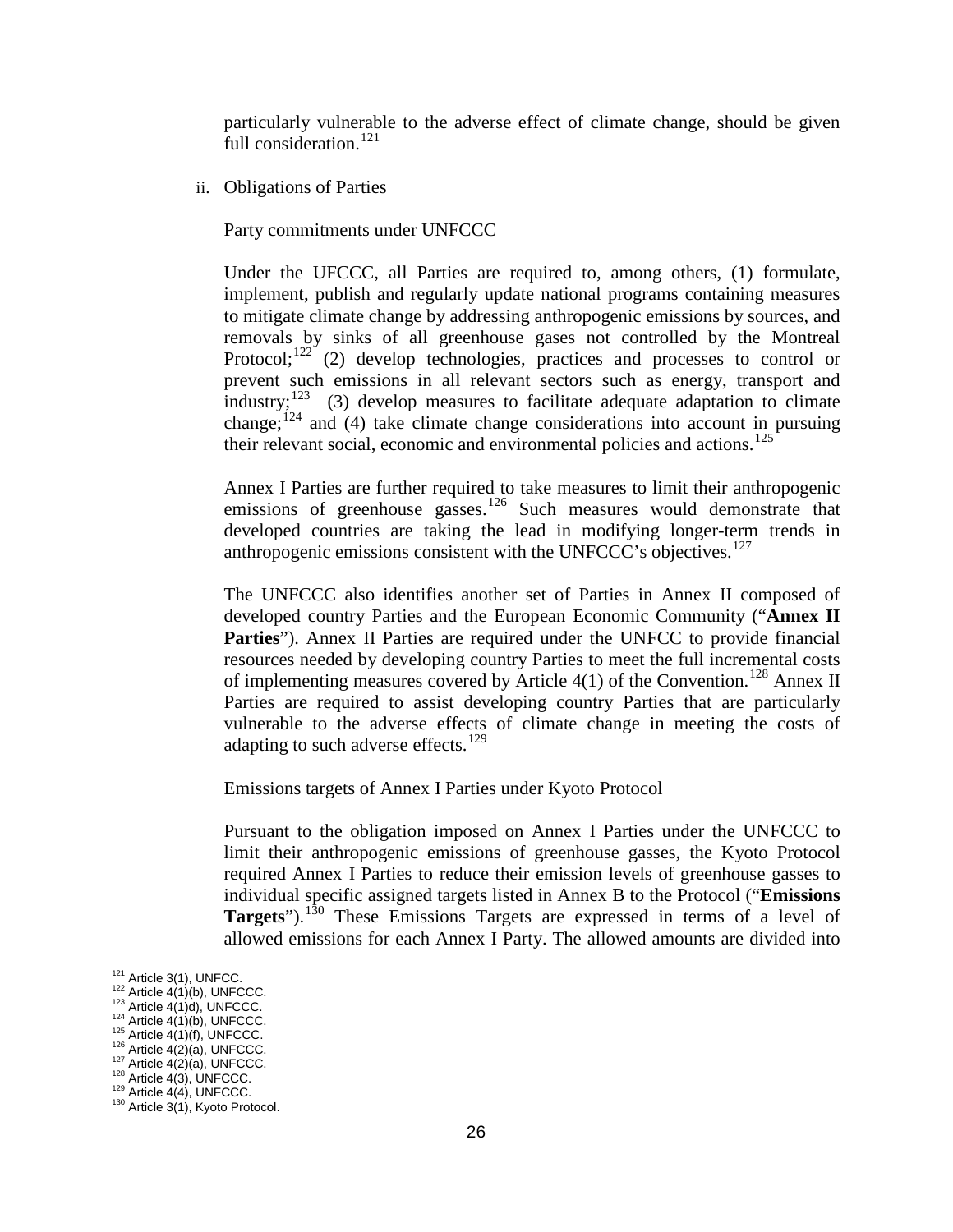particularly vulnerable to the adverse effect of climate change, should be given full consideration.[121]

ii. Obligations of Parties

Party commitments under UNFCCC

Under the UFCCC, all Parties are required to, among others, (1) formulate, implement, publish and regularly update national programs containing measures to mitigate climate change by addressing anthropogenic emissions by sources, and removals by sinks of all greenhouse gases not controlled by the Montreal Protocol;[122] (2) develop technologies, practices and processes to control or prevent such emissions in all relevant sectors such as energy, transport and industry;[123] (3) develop measures to facilitate adequate adaptation to climate change;[124] and (4) take climate change considerations into account in pursuing their relevant social, economic and environmental policies and actions.[125]

Annex I Parties are further required to take measures to limit their anthropogenic emissions of greenhouse gasses.[126] Such measures would demonstrate that developed countries are taking the lead in modifying longer-term trends in anthropogenic emissions consistent with the UNFCCC's objectives.[127]

The UNFCCC also identifies another set of Parties in Annex II composed of developed country Parties and the European Economic Community ("**Annex II Parties**"). Annex II Parties are required under the UNFCC to provide financial resources needed by developing country Parties to meet the full incremental costs of implementing measures covered by Article 4(1) of the Convention.[128] Annex II Parties are required to assist developing country Parties that are particularly vulnerable to the adverse effects of climate change in meeting the costs of adapting to such adverse effects.[129]

Emissions targets of Annex I Parties under Kyoto Protocol

Pursuant to the obligation imposed on Annex I Parties under the UNFCCC to limit their anthropogenic emissions of greenhouse gasses, the Kyoto Protocol required Annex I Parties to reduce their emission levels of greenhouse gasses to individual specific assigned targets listed in Annex B to the Protocol ("**Emissions Targets**").[130] These Emissions Targets are expressed in terms of a level of allowed emissions for each Annex I Party. The allowed amounts are divided into

[121] Article 3(1), UNFCC.
[122] Article 4(1)(b), UNFCCC.
[123] Article 4(1)d), UNFCCC.
[124] Article 4(1)(b), UNFCCC.
[125] Article 4(1)(f), UNFCCC.
[126] Article 4(2)(a), UNFCCC.
[127] Article 4(2)(a), UNFCCC.
[128] Article 4(3), UNFCCC.
[129] Article 4(4), UNFCCC.
[130] Article 3(1), Kyoto Protocol.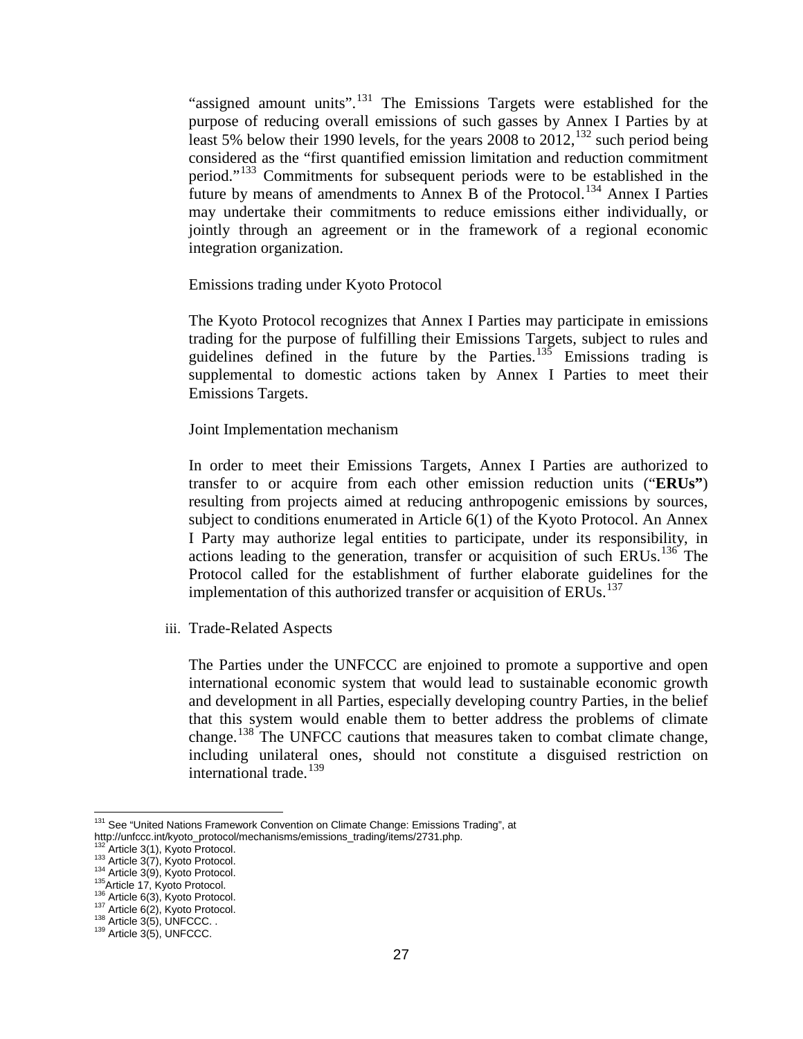"assigned amount units".[131] The Emissions Targets were established for the purpose of reducing overall emissions of such gasses by Annex I Parties by at least 5% below their 1990 levels, for the years 2008 to 2012,[132] such period being considered as the "first quantified emission limitation and reduction commitment period."[133] Commitments for subsequent periods were to be established in the future by means of amendments to Annex B of the Protocol.[134] Annex I Parties may undertake their commitments to reduce emissions either individually, or jointly through an agreement or in the framework of a regional economic integration organization.

Emissions trading under Kyoto Protocol

The Kyoto Protocol recognizes that Annex I Parties may participate in emissions trading for the purpose of fulfilling their Emissions Targets, subject to rules and guidelines defined in the future by the Parties.[135] Emissions trading is supplemental to domestic actions taken by Annex I Parties to meet their Emissions Targets.

Joint Implementation mechanism

In order to meet their Emissions Targets, Annex I Parties are authorized to transfer to or acquire from each other emission reduction units ("**ERUs"**) resulting from projects aimed at reducing anthropogenic emissions by sources, subject to conditions enumerated in Article 6(1) of the Kyoto Protocol. An Annex I Party may authorize legal entities to participate, under its responsibility, in actions leading to the generation, transfer or acquisition of such ERUs.[136] The Protocol called for the establishment of further elaborate guidelines for the implementation of this authorized transfer or acquisition of ERUs.[137]

iii. Trade-Related Aspects

The Parties under the UNFCCC are enjoined to promote a supportive and open international economic system that would lead to sustainable economic growth and development in all Parties, especially developing country Parties, in the belief that this system would enable them to better address the problems of climate change.[138] The UNFCC cautions that measures taken to combat climate change, including unilateral ones, should not constitute a disguised restriction on international trade.[139]

---

[131] See "United Nations Framework Convention on Climate Change: Emissions Trading", at http://unfccc.int/kyoto_protocol/mechanisms/emissions_trading/items/2731.php.
[132] Article 3(1), Kyoto Protocol.
[133] Article 3(7), Kyoto Protocol.
[134] Article 3(9), Kyoto Protocol.
[135] Article 17, Kyoto Protocol.
[136] Article 6(3), Kyoto Protocol.
[137] Article 6(2), Kyoto Protocol.
[138] Article 3(5), UNFCCC. .
[139] Article 3(5), UNFCCC.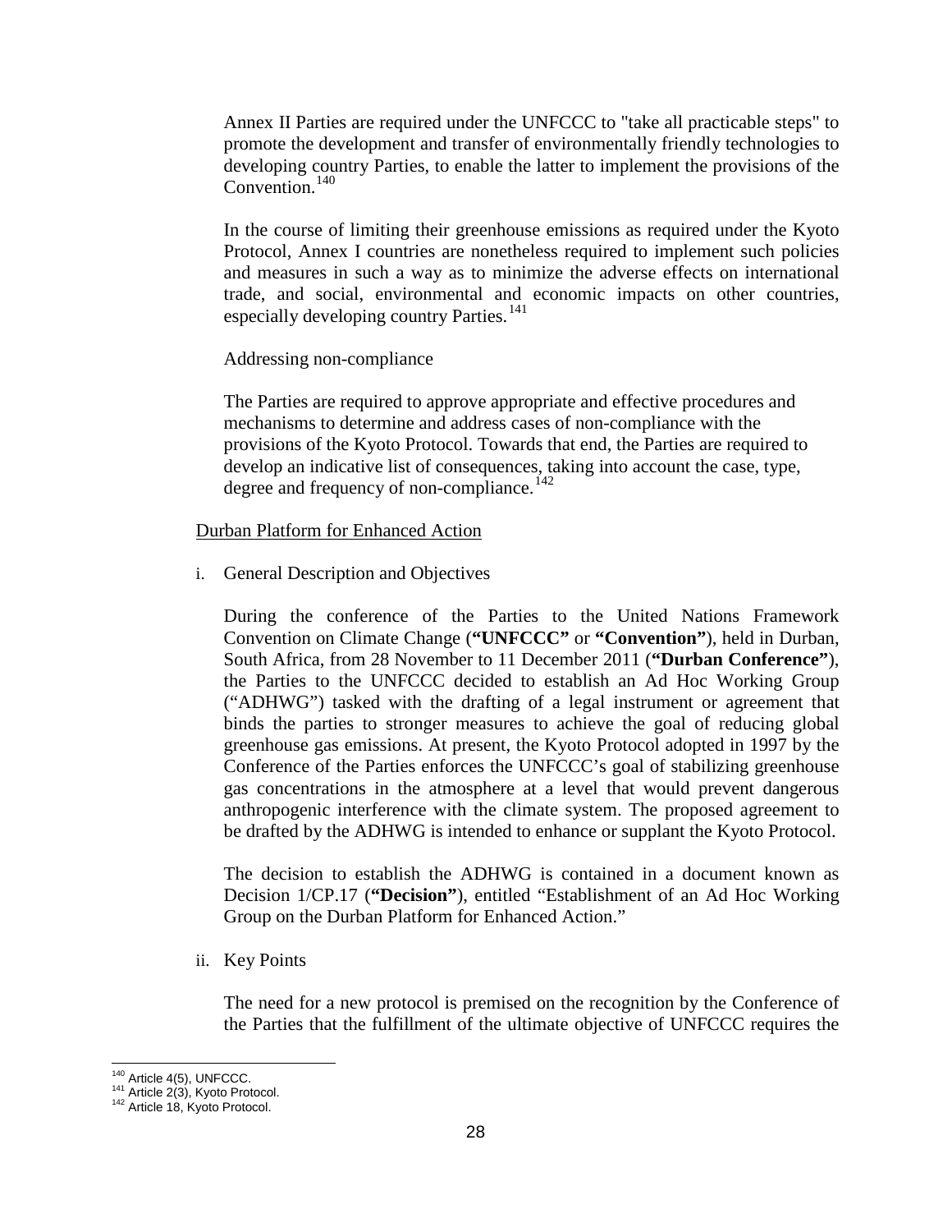Annex II Parties are required under the UNFCCC to "take all practicable steps" to promote the development and transfer of environmentally friendly technologies to developing country Parties, to enable the latter to implement the provisions of the Convention.[140]

In the course of limiting their greenhouse emissions as required under the Kyoto Protocol, Annex I countries are nonetheless required to implement such policies and measures in such a way as to minimize the adverse effects on international trade, and social, environmental and economic impacts on other countries, especially developing country Parties.[141]

Addressing non-compliance

The Parties are required to approve appropriate and effective procedures and mechanisms to determine and address cases of non-compliance with the provisions of the Kyoto Protocol. Towards that end, the Parties are required to develop an indicative list of consequences, taking into account the case, type, degree and frequency of non-compliance.[142]

<u>Durban Platform for Enhanced Action</u>

i. General Description and Objectives

During the conference of the Parties to the United Nations Framework Convention on Climate Change (**"UNFCCC"** or **"Convention"**), held in Durban, South Africa, from 28 November to 11 December 2011 (**"Durban Conference"**), the Parties to the UNFCCC decided to establish an Ad Hoc Working Group ("ADHWG") tasked with the drafting of a legal instrument or agreement that binds the parties to stronger measures to achieve the goal of reducing global greenhouse gas emissions. At present, the Kyoto Protocol adopted in 1997 by the Conference of the Parties enforces the UNFCCC's goal of stabilizing greenhouse gas concentrations in the atmosphere at a level that would prevent dangerous anthropogenic interference with the climate system. The proposed agreement to be drafted by the ADHWG is intended to enhance or supplant the Kyoto Protocol.

The decision to establish the ADHWG is contained in a document known as Decision 1/CP.17 (**"Decision"**), entitled "Establishment of an Ad Hoc Working Group on the Durban Platform for Enhanced Action."

ii. Key Points

The need for a new protocol is premised on the recognition by the Conference of the Parties that the fulfillment of the ultimate objective of UNFCCC requires the

[140] Article 4(5), UNFCCC.

[141] Article 2(3), Kyoto Protocol.

[142] Article 18, Kyoto Protocol.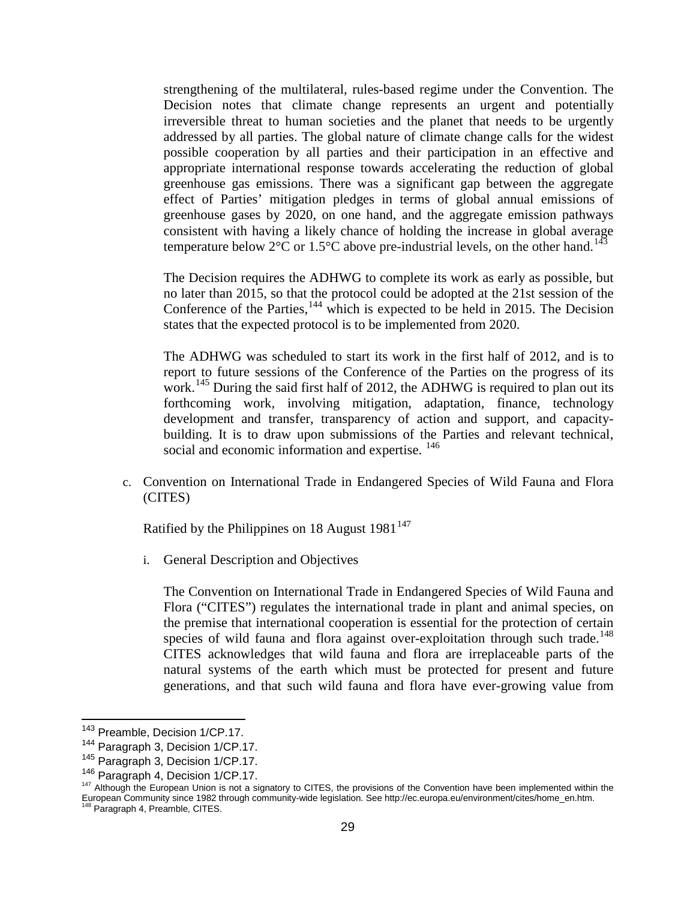strengthening of the multilateral, rules-based regime under the Convention. The Decision notes that climate change represents an urgent and potentially irreversible threat to human societies and the planet that needs to be urgently addressed by all parties. The global nature of climate change calls for the widest possible cooperation by all parties and their participation in an effective and appropriate international response towards accelerating the reduction of global greenhouse gas emissions. There was a significant gap between the aggregate effect of Parties' mitigation pledges in terms of global annual emissions of greenhouse gases by 2020, on one hand, and the aggregate emission pathways consistent with having a likely chance of holding the increase in global average temperature below 2°C or 1.5°C above pre-industrial levels, on the other hand.[143]

The Decision requires the ADHWG to complete its work as early as possible, but no later than 2015, so that the protocol could be adopted at the 21st session of the Conference of the Parties,[144] which is expected to be held in 2015. The Decision states that the expected protocol is to be implemented from 2020.

The ADHWG was scheduled to start its work in the first half of 2012, and is to report to future sessions of the Conference of the Parties on the progress of its work.[145] During the said first half of 2012, the ADHWG is required to plan out its forthcoming work, involving mitigation, adaptation, finance, technology development and transfer, transparency of action and support, and capacity-building. It is to draw upon submissions of the Parties and relevant technical, social and economic information and expertise.[146]

c. Convention on International Trade in Endangered Species of Wild Fauna and Flora (CITES)

Ratified by the Philippines on 18 August 1981[147]

i. General Description and Objectives

The Convention on International Trade in Endangered Species of Wild Fauna and Flora ("CITES") regulates the international trade in plant and animal species, on the premise that international cooperation is essential for the protection of certain species of wild fauna and flora against over-exploitation through such trade.[148] CITES acknowledges that wild fauna and flora are irreplaceable parts of the natural systems of the earth which must be protected for present and future generations, and that such wild fauna and flora have ever-growing value from

---

[143] Preamble, Decision 1/CP.17.

[144] Paragraph 3, Decision 1/CP.17.

[145] Paragraph 3, Decision 1/CP.17.

[146] Paragraph 4, Decision 1/CP.17.

[147] Although the European Union is not a signatory to CITES, the provisions of the Convention have been implemented within the European Community since 1982 through community-wide legislation. See http://ec.europa.eu/environment/cites/home_en.htm.

[148] Paragraph 4, Preamble, CITES.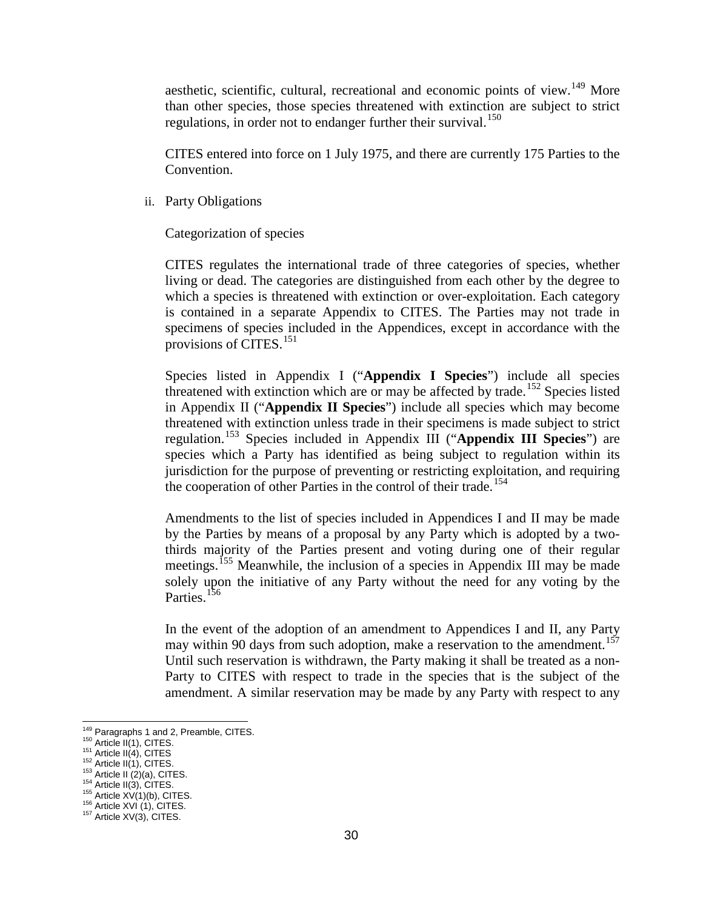aesthetic, scientific, cultural, recreational and economic points of view.[149] More than other species, those species threatened with extinction are subject to strict regulations, in order not to endanger further their survival.[150]

CITES entered into force on 1 July 1975, and there are currently 175 Parties to the Convention.

ii. Party Obligations

Categorization of species

CITES regulates the international trade of three categories of species, whether living or dead. The categories are distinguished from each other by the degree to which a species is threatened with extinction or over-exploitation. Each category is contained in a separate Appendix to CITES. The Parties may not trade in specimens of species included in the Appendices, except in accordance with the provisions of CITES.[151]

Species listed in Appendix I ("**Appendix I Species**") include all species threatened with extinction which are or may be affected by trade.[152] Species listed in Appendix II ("**Appendix II Species**") include all species which may become threatened with extinction unless trade in their specimens is made subject to strict regulation.[153] Species included in Appendix III ("**Appendix III Species**") are species which a Party has identified as being subject to regulation within its jurisdiction for the purpose of preventing or restricting exploitation, and requiring the cooperation of other Parties in the control of their trade.[154]

Amendments to the list of species included in Appendices I and II may be made by the Parties by means of a proposal by any Party which is adopted by a two-thirds majority of the Parties present and voting during one of their regular meetings.[155] Meanwhile, the inclusion of a species in Appendix III may be made solely upon the initiative of any Party without the need for any voting by the Parties.[156]

In the event of the adoption of an amendment to Appendices I and II, any Party may within 90 days from such adoption, make a reservation to the amendment.[157] Until such reservation is withdrawn, the Party making it shall be treated as a non-Party to CITES with respect to trade in the species that is the subject of the amendment. A similar reservation may be made by any Party with respect to any

[149] Paragraphs 1 and 2, Preamble, CITES.
[150] Article II(1), CITES.
[151] Article II(4), CITES
[152] Article II(1), CITES.
[153] Article II (2)(a), CITES.
[154] Article II(3), CITES.
[155] Article XV(1)(b), CITES.
[156] Article XVI (1), CITES.
[157] Article XV(3), CITES.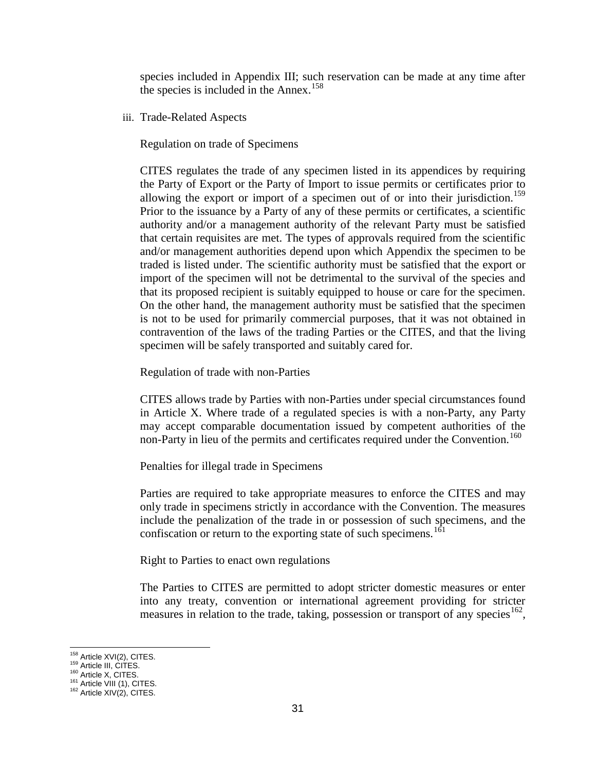species included in Appendix III; such reservation can be made at any time after the species is included in the Annex.[158]

iii. Trade-Related Aspects

Regulation on trade of Specimens

CITES regulates the trade of any specimen listed in its appendices by requiring the Party of Export or the Party of Import to issue permits or certificates prior to allowing the export or import of a specimen out of or into their jurisdiction.[159] Prior to the issuance by a Party of any of these permits or certificates, a scientific authority and/or a management authority of the relevant Party must be satisfied that certain requisites are met. The types of approvals required from the scientific and/or management authorities depend upon which Appendix the specimen to be traded is listed under. The scientific authority must be satisfied that the export or import of the specimen will not be detrimental to the survival of the species and that its proposed recipient is suitably equipped to house or care for the specimen. On the other hand, the management authority must be satisfied that the specimen is not to be used for primarily commercial purposes, that it was not obtained in contravention of the laws of the trading Parties or the CITES, and that the living specimen will be safely transported and suitably cared for.

Regulation of trade with non-Parties

CITES allows trade by Parties with non-Parties under special circumstances found in Article X. Where trade of a regulated species is with a non-Party, any Party may accept comparable documentation issued by competent authorities of the non-Party in lieu of the permits and certificates required under the Convention.[160]

Penalties for illegal trade in Specimens

Parties are required to take appropriate measures to enforce the CITES and may only trade in specimens strictly in accordance with the Convention. The measures include the penalization of the trade in or possession of such specimens, and the confiscation or return to the exporting state of such specimens.[161]

Right to Parties to enact own regulations

The Parties to CITES are permitted to adopt stricter domestic measures or enter into any treaty, convention or international agreement providing for stricter measures in relation to the trade, taking, possession or transport of any species[162],

---

[158] Article XVI(2), CITES.
[159] Article III, CITES.
[160] Article X, CITES.
[161] Article VIII (1), CITES.
[162] Article XIV(2), CITES.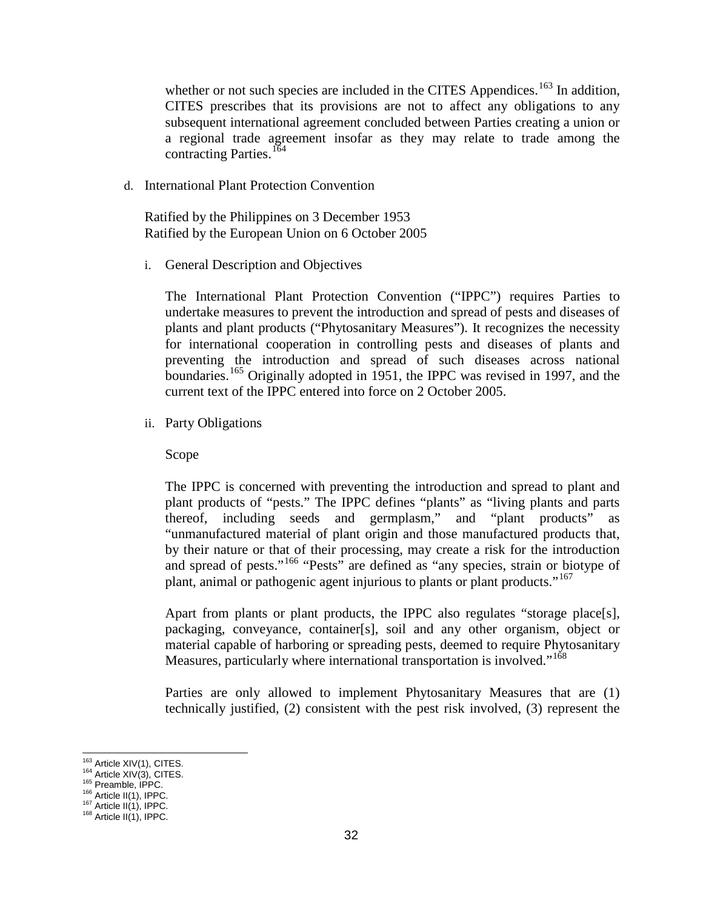whether or not such species are included in the CITES Appendices.[163] In addition, CITES prescribes that its provisions are not to affect any obligations to any subsequent international agreement concluded between Parties creating a union or a regional trade agreement insofar as they may relate to trade among the contracting Parties.[164]

d. International Plant Protection Convention

Ratified by the Philippines on 3 December 1953
Ratified by the European Union on 6 October 2005

i. General Description and Objectives

The International Plant Protection Convention ("IPPC") requires Parties to undertake measures to prevent the introduction and spread of pests and diseases of plants and plant products ("Phytosanitary Measures"). It recognizes the necessity for international cooperation in controlling pests and diseases of plants and preventing the introduction and spread of such diseases across national boundaries.[165] Originally adopted in 1951, the IPPC was revised in 1997, and the current text of the IPPC entered into force on 2 October 2005.

ii. Party Obligations

Scope

The IPPC is concerned with preventing the introduction and spread to plant and plant products of "pests." The IPPC defines "plants" as "living plants and parts thereof, including seeds and germplasm," and "plant products" as "unmanufactured material of plant origin and those manufactured products that, by their nature or that of their processing, may create a risk for the introduction and spread of pests."[166] "Pests" are defined as "any species, strain or biotype of plant, animal or pathogenic agent injurious to plants or plant products."[167]

Apart from plants or plant products, the IPPC also regulates "storage place[s], packaging, conveyance, container[s], soil and any other organism, object or material capable of harboring or spreading pests, deemed to require Phytosanitary Measures, particularly where international transportation is involved."[168]

Parties are only allowed to implement Phytosanitary Measures that are (1) technically justified, (2) consistent with the pest risk involved, (3) represent the

---

[163] Article XIV(1), CITES.
[164] Article XIV(3), CITES.
[165] Preamble, IPPC.
[166] Article II(1), IPPC.
[167] Article II(1), IPPC.
[168] Article II(1), IPPC.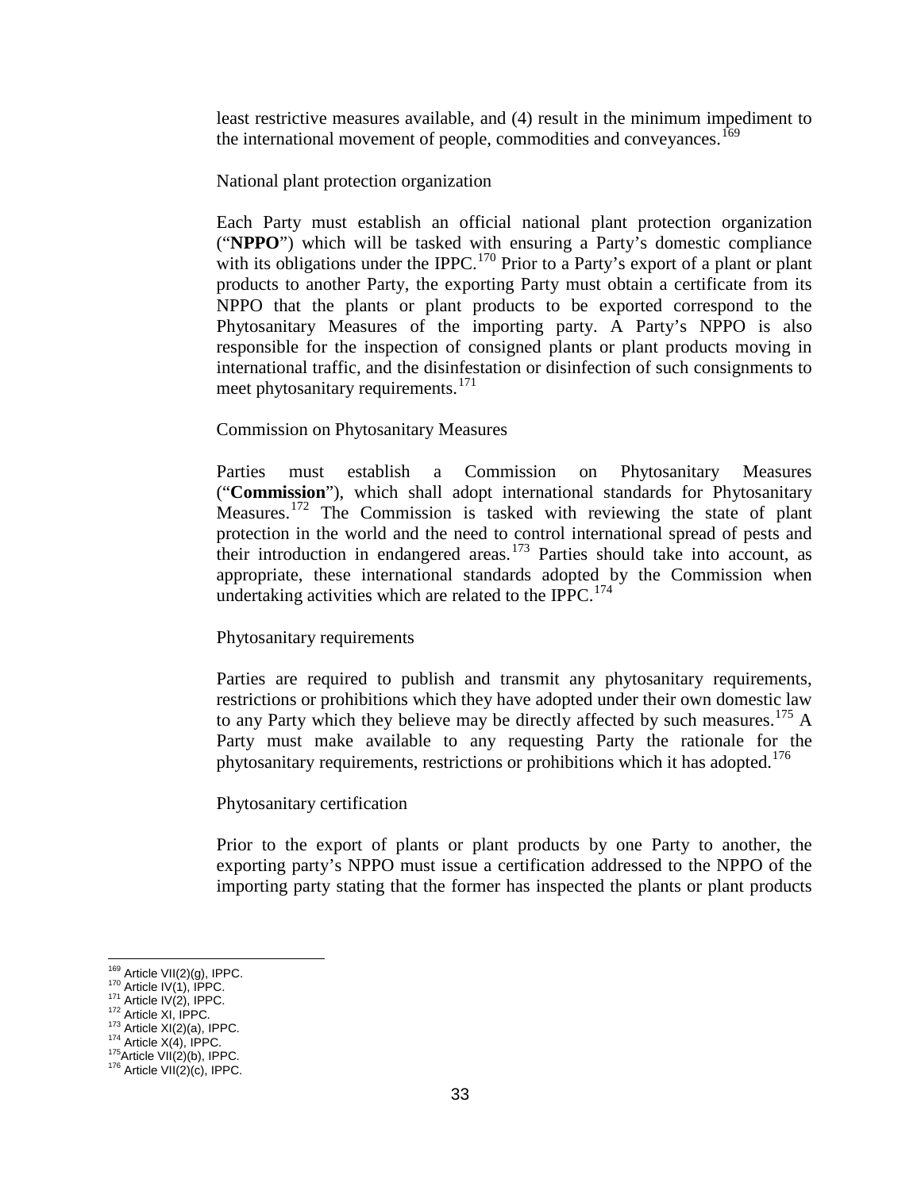least restrictive measures available, and (4) result in the minimum impediment to the international movement of people, commodities and conveyances.[169]

National plant protection organization

Each Party must establish an official national plant protection organization ("**NPPO**") which will be tasked with ensuring a Party's domestic compliance with its obligations under the IPPC.[170] Prior to a Party's export of a plant or plant products to another Party, the exporting Party must obtain a certificate from its NPPO that the plants or plant products to be exported correspond to the Phytosanitary Measures of the importing party. A Party's NPPO is also responsible for the inspection of consigned plants or plant products moving in international traffic, and the disinfestation or disinfection of such consignments to meet phytosanitary requirements.[171]

Commission on Phytosanitary Measures

Parties must establish a Commission on Phytosanitary Measures ("**Commission**"), which shall adopt international standards for Phytosanitary Measures.[172] The Commission is tasked with reviewing the state of plant protection in the world and the need to control international spread of pests and their introduction in endangered areas.[173] Parties should take into account, as appropriate, these international standards adopted by the Commission when undertaking activities which are related to the IPPC.[174]

Phytosanitary requirements

Parties are required to publish and transmit any phytosanitary requirements, restrictions or prohibitions which they have adopted under their own domestic law to any Party which they believe may be directly affected by such measures.[175] A Party must make available to any requesting Party the rationale for the phytosanitary requirements, restrictions or prohibitions which it has adopted.[176]

Phytosanitary certification

Prior to the export of plants or plant products by one Party to another, the exporting party's NPPO must issue a certification addressed to the NPPO of the importing party stating that the former has inspected the plants or plant products

---

[169] Article VII(2)(g), IPPC.
[170] Article IV(1), IPPC.
[171] Article IV(2), IPPC.
[172] Article XI, IPPC.
[173] Article XI(2)(a), IPPC.
[174] Article X(4), IPPC.
[175] Article VII(2)(b), IPPC.
[176] Article VII(2)(c), IPPC.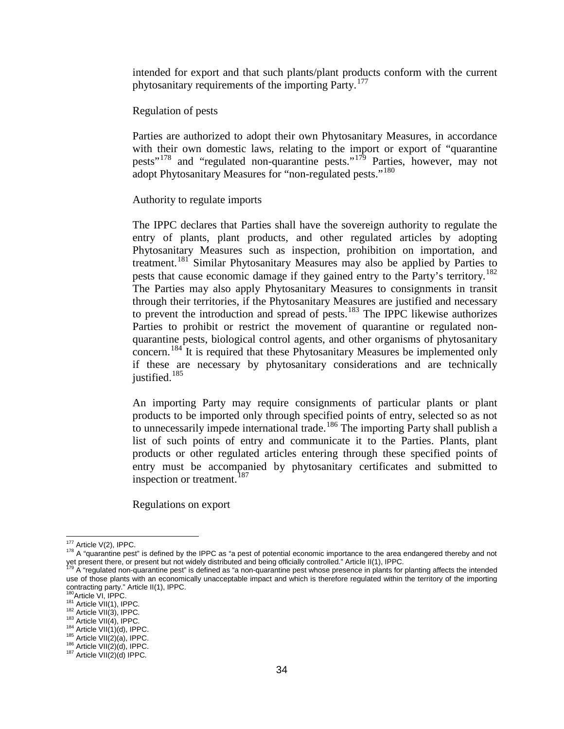intended for export and that such plants/plant products conform with the current phytosanitary requirements of the importing Party.[177]

Regulation of pests

Parties are authorized to adopt their own Phytosanitary Measures, in accordance with their own domestic laws, relating to the import or export of "quarantine pests"[178] and "regulated non-quarantine pests."[179] Parties, however, may not adopt Phytosanitary Measures for "non-regulated pests."[180]

Authority to regulate imports

The IPPC declares that Parties shall have the sovereign authority to regulate the entry of plants, plant products, and other regulated articles by adopting Phytosanitary Measures such as inspection, prohibition on importation, and treatment.[181] Similar Phytosanitary Measures may also be applied by Parties to pests that cause economic damage if they gained entry to the Party's territory.[182] The Parties may also apply Phytosanitary Measures to consignments in transit through their territories, if the Phytosanitary Measures are justified and necessary to prevent the introduction and spread of pests.[183] The IPPC likewise authorizes Parties to prohibit or restrict the movement of quarantine or regulated non-quarantine pests, biological control agents, and other organisms of phytosanitary concern.[184] It is required that these Phytosanitary Measures be implemented only if these are necessary by phytosanitary considerations and are technically justified.[185]

An importing Party may require consignments of particular plants or plant products to be imported only through specified points of entry, selected so as not to unnecessarily impede international trade.[186] The importing Party shall publish a list of such points of entry and communicate it to the Parties. Plants, plant products or other regulated articles entering through these specified points of entry must be accompanied by phytosanitary certificates and submitted to inspection or treatment.[187]

Regulations on export

---

[177] Article V(2), IPPC.

[178] A "quarantine pest" is defined by the IPPC as "a pest of potential economic importance to the area endangered thereby and not yet present there, or present but not widely distributed and being officially controlled." Article II(1), IPPC.

[179] A "regulated non-quarantine pest" is defined as "a non-quarantine pest whose presence in plants for planting affects the intended use of those plants with an economically unacceptable impact and which is therefore regulated within the territory of the importing contracting party." Article II(1), IPPC.

[180] Article VI, IPPC.

[181] Article VII(1), IPPC.

[182] Article VII(3), IPPC.

[183] Article VII(4), IPPC.

[184] Article VII(1)(d), IPPC.

[185] Article VII(2)(a), IPPC.

[186] Article VII(2)(d), IPPC.

[187] Article VII(2)(d) IPPC.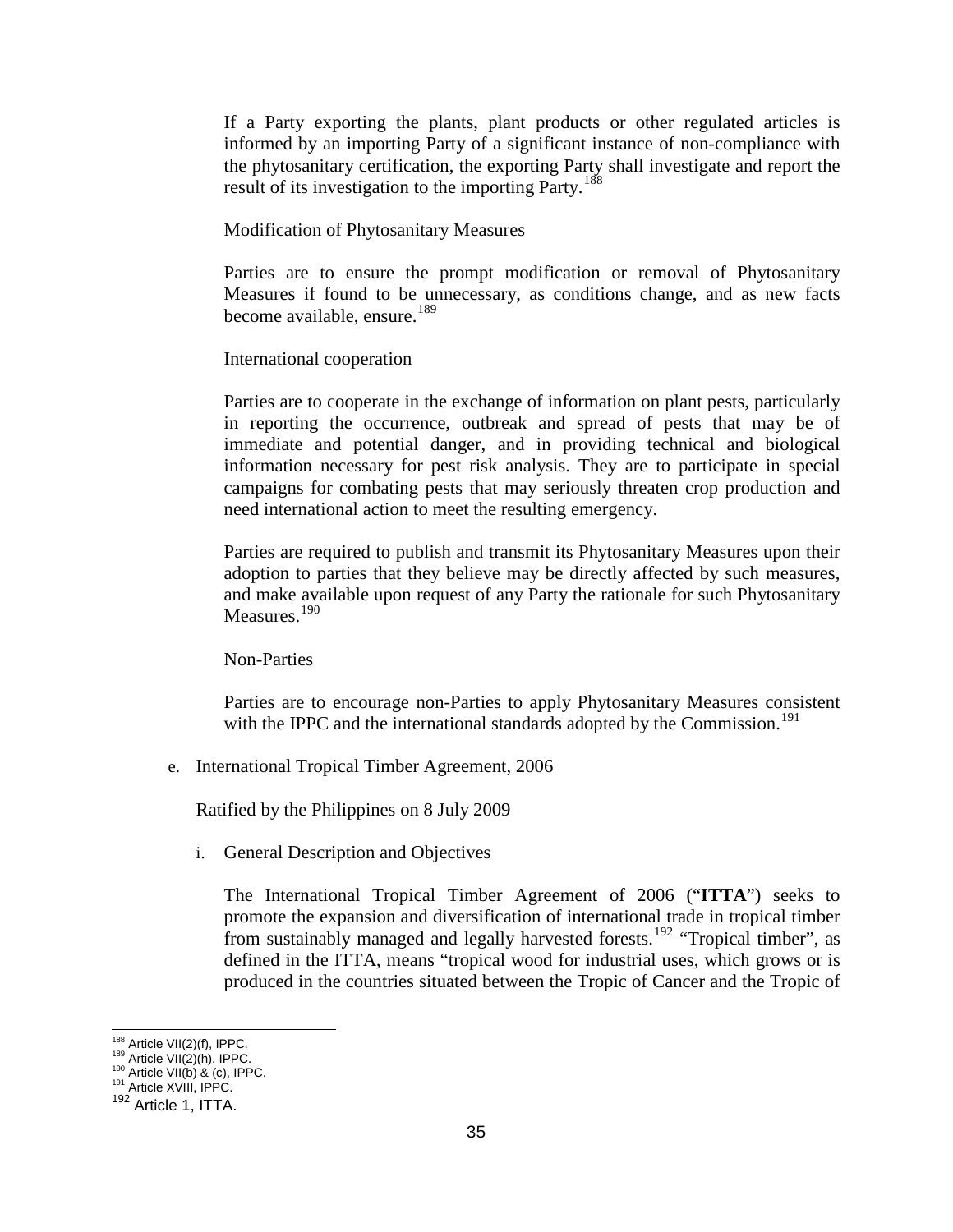If a Party exporting the plants, plant products or other regulated articles is informed by an importing Party of a significant instance of non-compliance with the phytosanitary certification, the exporting Party shall investigate and report the result of its investigation to the importing Party.[188]

Modification of Phytosanitary Measures

Parties are to ensure the prompt modification or removal of Phytosanitary Measures if found to be unnecessary, as conditions change, and as new facts become available, ensure.[189]

International cooperation

Parties are to cooperate in the exchange of information on plant pests, particularly in reporting the occurrence, outbreak and spread of pests that may be of immediate and potential danger, and in providing technical and biological information necessary for pest risk analysis. They are to participate in special campaigns for combating pests that may seriously threaten crop production and need international action to meet the resulting emergency.

Parties are required to publish and transmit its Phytosanitary Measures upon their adoption to parties that they believe may be directly affected by such measures, and make available upon request of any Party the rationale for such Phytosanitary Measures.[190]

Non-Parties

Parties are to encourage non-Parties to apply Phytosanitary Measures consistent with the IPPC and the international standards adopted by the Commission.[191]

e. International Tropical Timber Agreement, 2006

Ratified by the Philippines on 8 July 2009

i. General Description and Objectives

The International Tropical Timber Agreement of 2006 ("**ITTA**") seeks to promote the expansion and diversification of international trade in tropical timber from sustainably managed and legally harvested forests.[192] "Tropical timber", as defined in the ITTA, means "tropical wood for industrial uses, which grows or is produced in the countries situated between the Tropic of Cancer and the Tropic of

---

[188] Article VII(2)(f), IPPC.
[189] Article VII(2)(h), IPPC.
[190] Article VII(b) & (c), IPPC.
[191] Article XVIII, IPPC.
[192] Article 1, ITTA.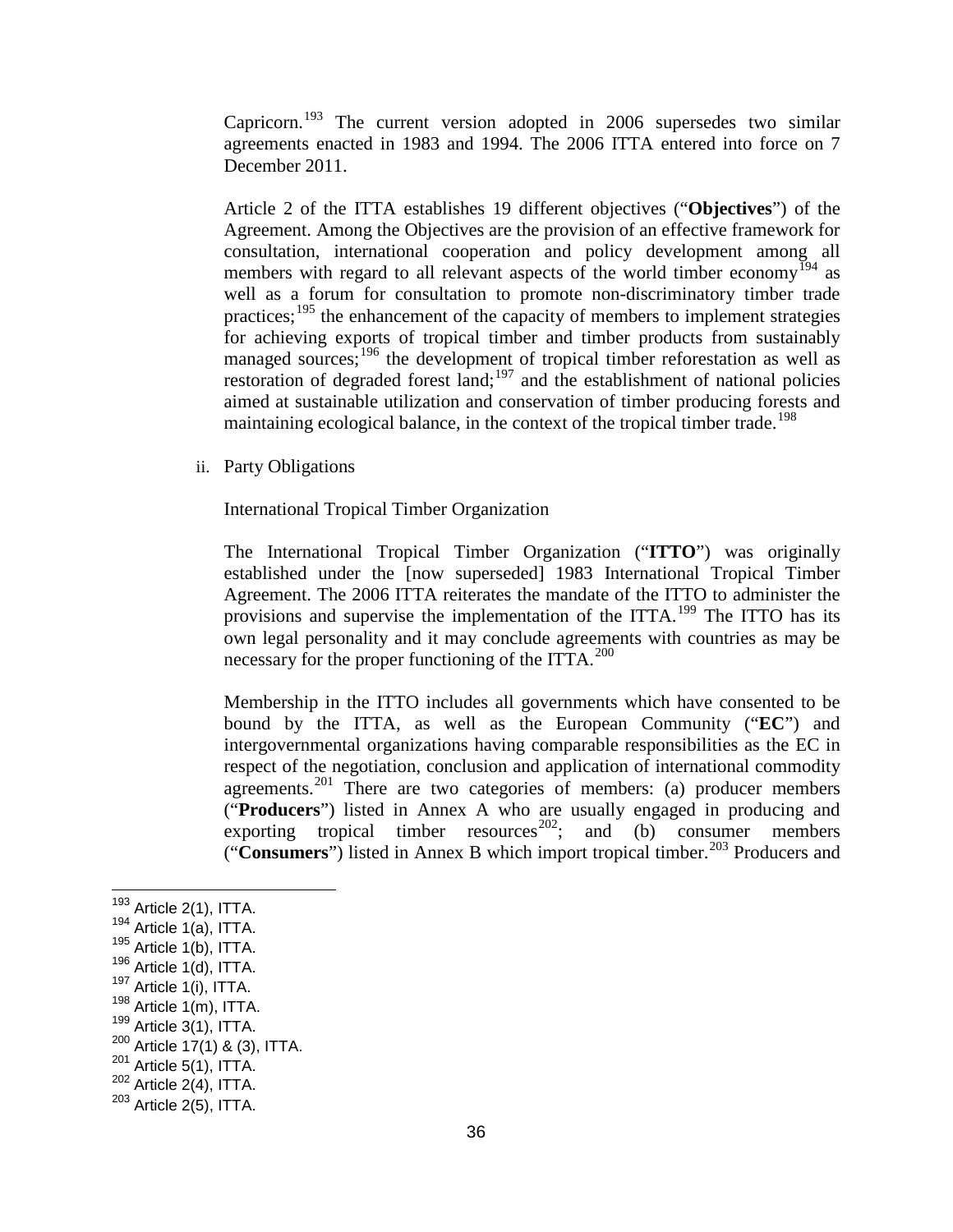Capricorn.[193] The current version adopted in 2006 supersedes two similar agreements enacted in 1983 and 1994. The 2006 ITTA entered into force on 7 December 2011.

Article 2 of the ITTA establishes 19 different objectives ("**Objectives**") of the Agreement. Among the Objectives are the provision of an effective framework for consultation, international cooperation and policy development among all members with regard to all relevant aspects of the world timber economy[194] as well as a forum for consultation to promote non-discriminatory timber trade practices;[195] the enhancement of the capacity of members to implement strategies for achieving exports of tropical timber and timber products from sustainably managed sources;[196] the development of tropical timber reforestation as well as restoration of degraded forest land;[197] and the establishment of national policies aimed at sustainable utilization and conservation of timber producing forests and maintaining ecological balance, in the context of the tropical timber trade.[198]

ii. Party Obligations

International Tropical Timber Organization

The International Tropical Timber Organization ("**ITTO**") was originally established under the [now superseded] 1983 International Tropical Timber Agreement. The 2006 ITTA reiterates the mandate of the ITTO to administer the provisions and supervise the implementation of the ITTA.[199] The ITTO has its own legal personality and it may conclude agreements with countries as may be necessary for the proper functioning of the ITTA.[200]

Membership in the ITTO includes all governments which have consented to be bound by the ITTA, as well as the European Community ("**EC**") and intergovernmental organizations having comparable responsibilities as the EC in respect of the negotiation, conclusion and application of international commodity agreements.[201] There are two categories of members: (a) producer members ("**Producers**") listed in Annex A who are usually engaged in producing and exporting tropical timber resources[202]; and (b) consumer members ("**Consumers**") listed in Annex B which import tropical timber.[203] Producers and

---

[193] Article 2(1), ITTA.
[194] Article 1(a), ITTA.
[195] Article 1(b), ITTA.
[196] Article 1(d), ITTA.
[197] Article 1(i), ITTA.
[198] Article 1(m), ITTA.
[199] Article 3(1), ITTA.
[200] Article 17(1) & (3), ITTA.
[201] Article 5(1), ITTA.
[202] Article 2(4), ITTA.
[203] Article 2(5), ITTA.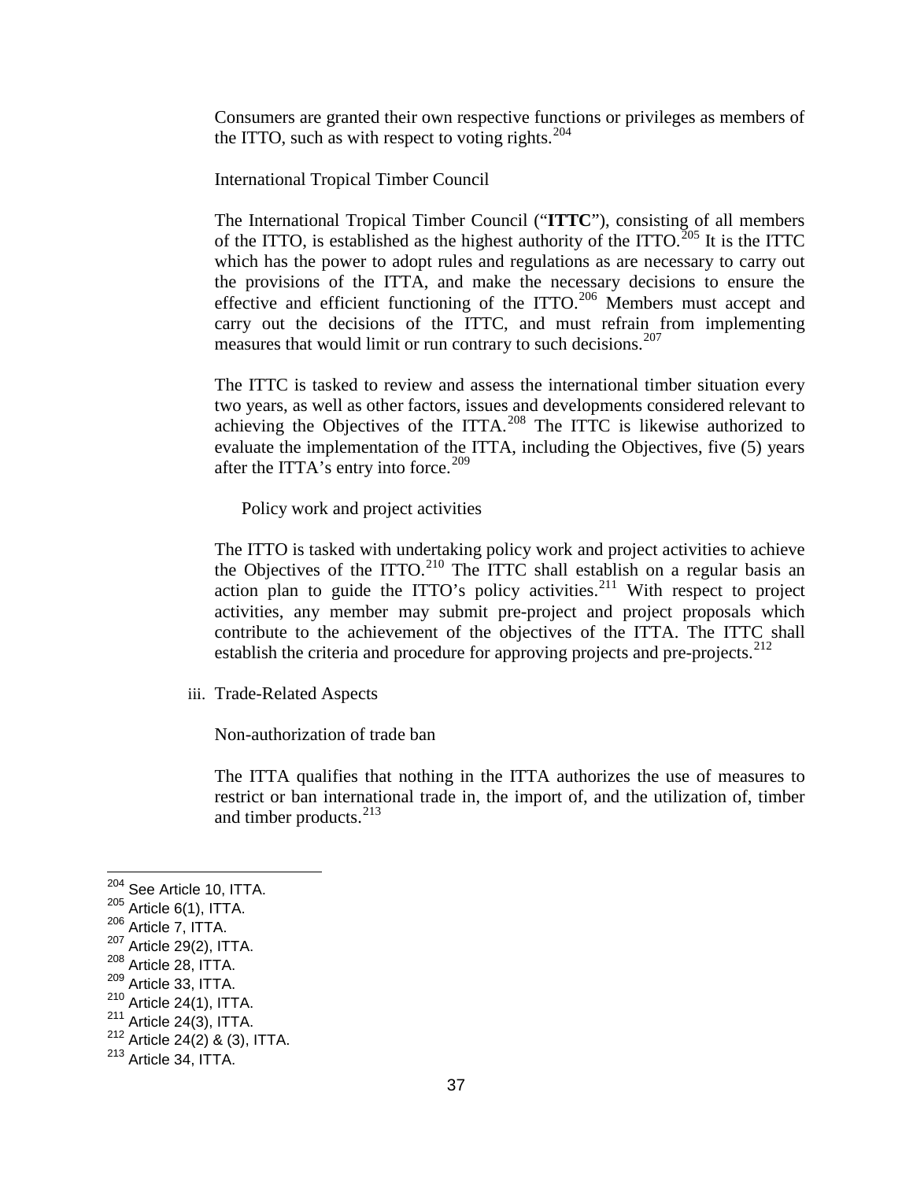Consumers are granted their own respective functions or privileges as members of the ITTO, such as with respect to voting rights.[204]

International Tropical Timber Council

The International Tropical Timber Council ("**ITTC**"), consisting of all members of the ITTO, is established as the highest authority of the ITTO.[205] It is the ITTC which has the power to adopt rules and regulations as are necessary to carry out the provisions of the ITTA, and make the necessary decisions to ensure the effective and efficient functioning of the ITTO.[206] Members must accept and carry out the decisions of the ITTC, and must refrain from implementing measures that would limit or run contrary to such decisions.[207]

The ITTC is tasked to review and assess the international timber situation every two years, as well as other factors, issues and developments considered relevant to achieving the Objectives of the ITTA.[208] The ITTC is likewise authorized to evaluate the implementation of the ITTA, including the Objectives, five (5) years after the ITTA's entry into force.[209]

Policy work and project activities

The ITTO is tasked with undertaking policy work and project activities to achieve the Objectives of the ITTO.[210] The ITTC shall establish on a regular basis an action plan to guide the ITTO's policy activities.[211] With respect to project activities, any member may submit pre-project and project proposals which contribute to the achievement of the objectives of the ITTA. The ITTC shall establish the criteria and procedure for approving projects and pre-projects.[212]

iii. Trade-Related Aspects

Non-authorization of trade ban

The ITTA qualifies that nothing in the ITTA authorizes the use of measures to restrict or ban international trade in, the import of, and the utilization of, timber and timber products.[213]

---

[204] See Article 10, ITTA.
[205] Article 6(1), ITTA.
[206] Article 7, ITTA.
[207] Article 29(2), ITTA.
[208] Article 28, ITTA.
[209] Article 33, ITTA.
[210] Article 24(1), ITTA.
[211] Article 24(3), ITTA.
[212] Article 24(2) & (3), ITTA.
[213] Article 34, ITTA.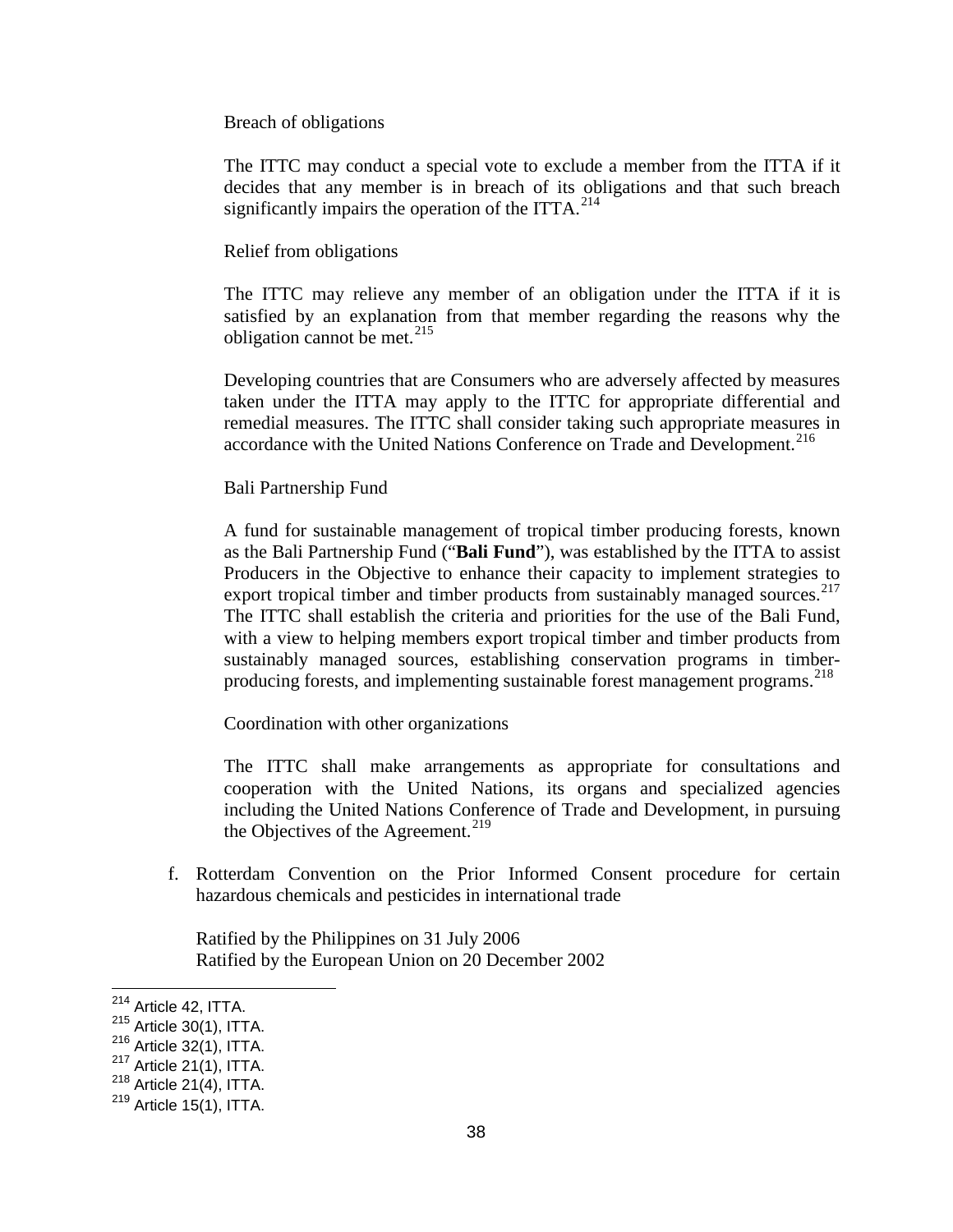Breach of obligations

The ITTC may conduct a special vote to exclude a member from the ITTA if it decides that any member is in breach of its obligations and that such breach significantly impairs the operation of the ITTA.[214]

Relief from obligations

The ITTC may relieve any member of an obligation under the ITTA if it is satisfied by an explanation from that member regarding the reasons why the obligation cannot be met.[215]

Developing countries that are Consumers who are adversely affected by measures taken under the ITTA may apply to the ITTC for appropriate differential and remedial measures. The ITTC shall consider taking such appropriate measures in accordance with the United Nations Conference on Trade and Development.[216]

Bali Partnership Fund

A fund for sustainable management of tropical timber producing forests, known as the Bali Partnership Fund ("**Bali Fund**"), was established by the ITTA to assist Producers in the Objective to enhance their capacity to implement strategies to export tropical timber and timber products from sustainably managed sources.[217] The ITTC shall establish the criteria and priorities for the use of the Bali Fund, with a view to helping members export tropical timber and timber products from sustainably managed sources, establishing conservation programs in timber-producing forests, and implementing sustainable forest management programs.[218]

Coordination with other organizations

The ITTC shall make arrangements as appropriate for consultations and cooperation with the United Nations, its organs and specialized agencies including the United Nations Conference of Trade and Development, in pursuing the Objectives of the Agreement.[219]

f. Rotterdam Convention on the Prior Informed Consent procedure for certain hazardous chemicals and pesticides in international trade

   Ratified by the Philippines on 31 July 2006
   Ratified by the European Union on 20 December 2002

---

[214] Article 42, ITTA.
[215] Article 30(1), ITTA.
[216] Article 32(1), ITTA.
[217] Article 21(1), ITTA.
[218] Article 21(4), ITTA.
[219] Article 15(1), ITTA.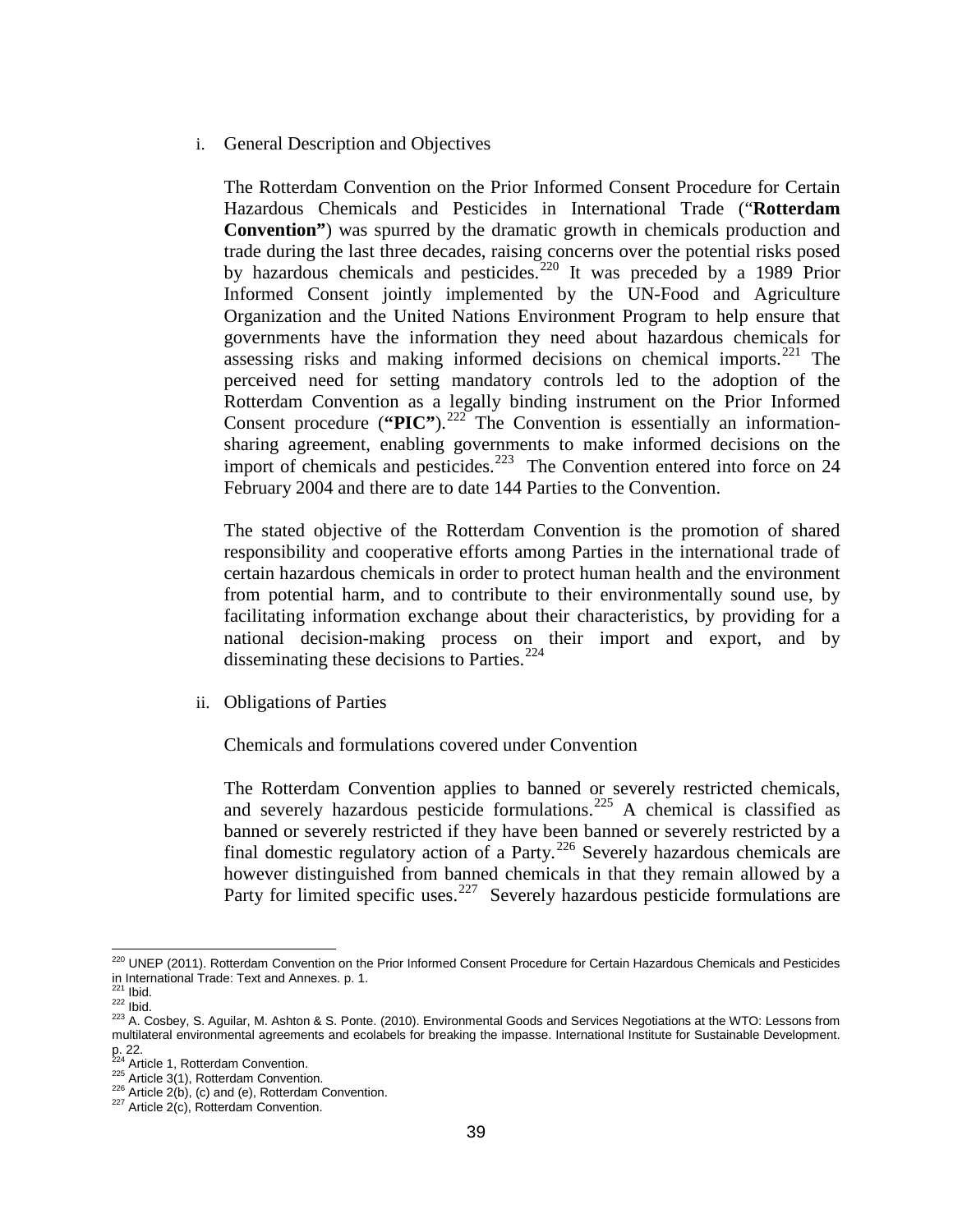i. General Description and Objectives

The Rotterdam Convention on the Prior Informed Consent Procedure for Certain Hazardous Chemicals and Pesticides in International Trade ("**Rotterdam Convention"**) was spurred by the dramatic growth in chemicals production and trade during the last three decades, raising concerns over the potential risks posed by hazardous chemicals and pesticides.[220] It was preceded by a 1989 Prior Informed Consent jointly implemented by the UN-Food and Agriculture Organization and the United Nations Environment Program to help ensure that governments have the information they need about hazardous chemicals for assessing risks and making informed decisions on chemical imports.[221] The perceived need for setting mandatory controls led to the adoption of the Rotterdam Convention as a legally binding instrument on the Prior Informed Consent procedure (**"PIC"**).[222] The Convention is essentially an information-sharing agreement, enabling governments to make informed decisions on the import of chemicals and pesticides.[223] The Convention entered into force on 24 February 2004 and there are to date 144 Parties to the Convention.

The stated objective of the Rotterdam Convention is the promotion of shared responsibility and cooperative efforts among Parties in the international trade of certain hazardous chemicals in order to protect human health and the environment from potential harm, and to contribute to their environmentally sound use, by facilitating information exchange about their characteristics, by providing for a national decision-making process on their import and export, and by disseminating these decisions to Parties.[224]

ii. Obligations of Parties

Chemicals and formulations covered under Convention

The Rotterdam Convention applies to banned or severely restricted chemicals, and severely hazardous pesticide formulations.[225] A chemical is classified as banned or severely restricted if they have been banned or severely restricted by a final domestic regulatory action of a Party.[226] Severely hazardous chemicals are however distinguished from banned chemicals in that they remain allowed by a Party for limited specific uses.[227] Severely hazardous pesticide formulations are

---

[220] UNEP (2011). Rotterdam Convention on the Prior Informed Consent Procedure for Certain Hazardous Chemicals and Pesticides in International Trade: Text and Annexes. p. 1.

[221] Ibid.

[222] Ibid.

[223] A. Cosbey, S. Aguilar, M. Ashton & S. Ponte. (2010). Environmental Goods and Services Negotiations at the WTO: Lessons from multilateral environmental agreements and ecolabels for breaking the impasse. International Institute for Sustainable Development. p. 22.

[224] Article 1, Rotterdam Convention.

[225] Article 3(1), Rotterdam Convention.

[226] Article 2(b), (c) and (e), Rotterdam Convention.

[227] Article 2(c), Rotterdam Convention.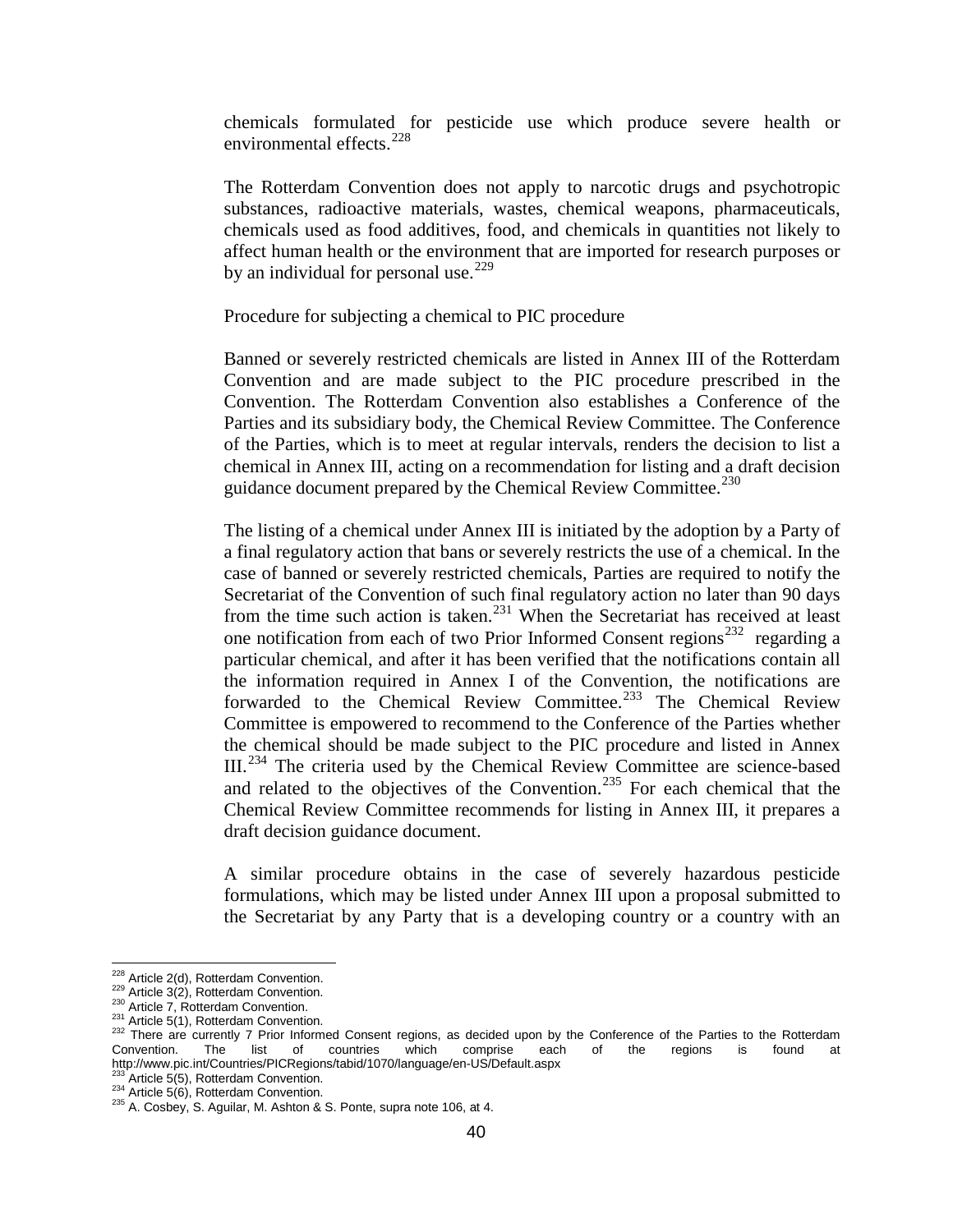chemicals formulated for pesticide use which produce severe health or environmental effects.[228]

The Rotterdam Convention does not apply to narcotic drugs and psychotropic substances, radioactive materials, wastes, chemical weapons, pharmaceuticals, chemicals used as food additives, food, and chemicals in quantities not likely to affect human health or the environment that are imported for research purposes or by an individual for personal use.[229]

Procedure for subjecting a chemical to PIC procedure

Banned or severely restricted chemicals are listed in Annex III of the Rotterdam Convention and are made subject to the PIC procedure prescribed in the Convention. The Rotterdam Convention also establishes a Conference of the Parties and its subsidiary body, the Chemical Review Committee. The Conference of the Parties, which is to meet at regular intervals, renders the decision to list a chemical in Annex III, acting on a recommendation for listing and a draft decision guidance document prepared by the Chemical Review Committee.[230]

The listing of a chemical under Annex III is initiated by the adoption by a Party of a final regulatory action that bans or severely restricts the use of a chemical. In the case of banned or severely restricted chemicals, Parties are required to notify the Secretariat of the Convention of such final regulatory action no later than 90 days from the time such action is taken.[231] When the Secretariat has received at least one notification from each of two Prior Informed Consent regions[232] regarding a particular chemical, and after it has been verified that the notifications contain all the information required in Annex I of the Convention, the notifications are forwarded to the Chemical Review Committee.[233] The Chemical Review Committee is empowered to recommend to the Conference of the Parties whether the chemical should be made subject to the PIC procedure and listed in Annex III.[234] The criteria used by the Chemical Review Committee are science-based and related to the objectives of the Convention.[235] For each chemical that the Chemical Review Committee recommends for listing in Annex III, it prepares a draft decision guidance document.

A similar procedure obtains in the case of severely hazardous pesticide formulations, which may be listed under Annex III upon a proposal submitted to the Secretariat by any Party that is a developing country or a country with an

---

[228] Article 2(d), Rotterdam Convention.
[229] Article 3(2), Rotterdam Convention.
[230] Article 7, Rotterdam Convention.
[231] Article 5(1), Rotterdam Convention.
[232] There are currently 7 Prior Informed Consent regions, as decided upon by the Conference of the Parties to the Rotterdam Convention. The list of countries which comprise each of the regions is found at http://www.pic.int/Countries/PICRegions/tabid/1070/language/en-US/Default.aspx
[233] Article 5(5), Rotterdam Convention.
[234] Article 5(6), Rotterdam Convention.
[235] A. Cosbey, S. Aguilar, M. Ashton & S. Ponte, supra note 106, at 4.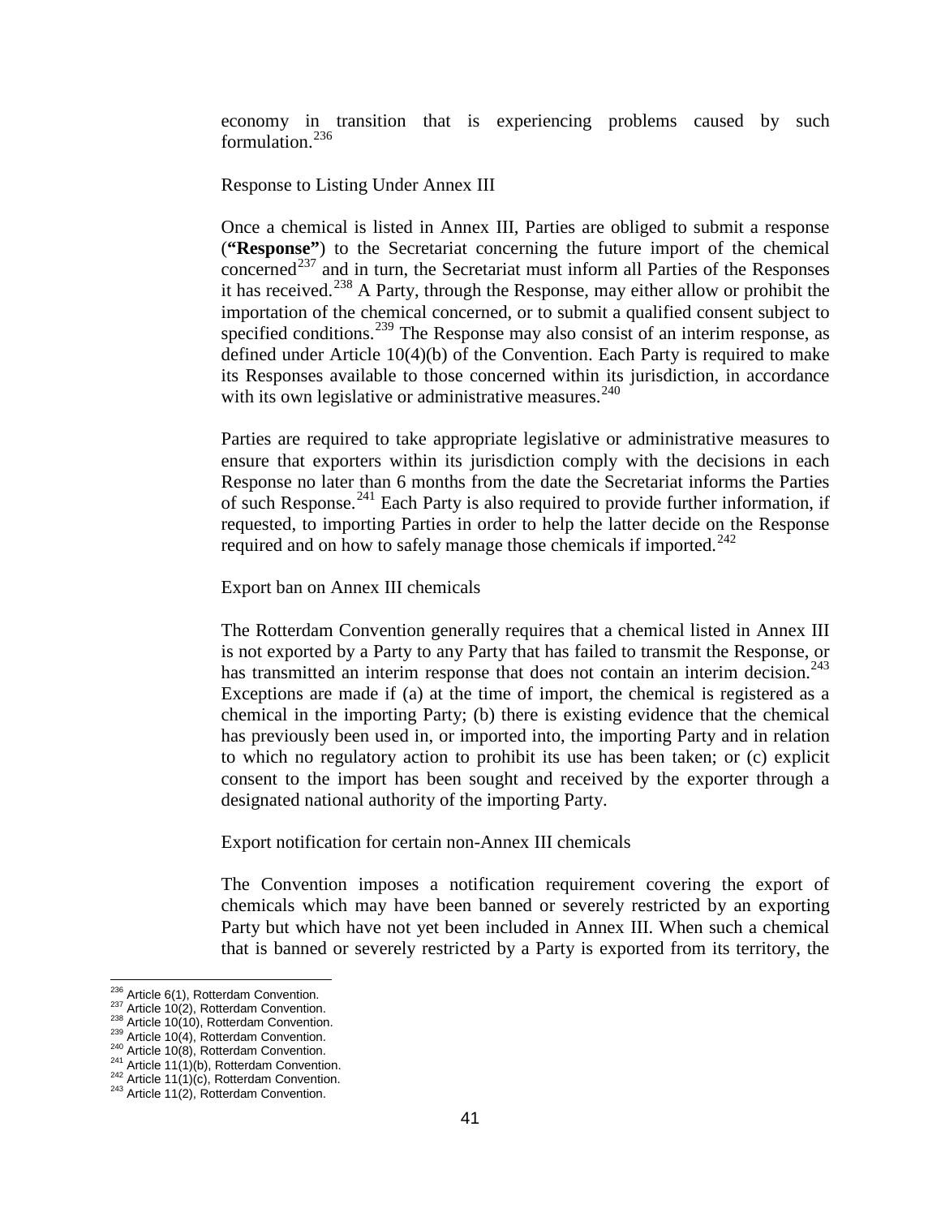economy in transition that is experiencing problems caused by such formulation.[236]

Response to Listing Under Annex III

Once a chemical is listed in Annex III, Parties are obliged to submit a response (**"Response"**) to the Secretariat concerning the future import of the chemical concerned[237] and in turn, the Secretariat must inform all Parties of the Responses it has received.[238] A Party, through the Response, may either allow or prohibit the importation of the chemical concerned, or to submit a qualified consent subject to specified conditions.[239] The Response may also consist of an interim response, as defined under Article 10(4)(b) of the Convention. Each Party is required to make its Responses available to those concerned within its jurisdiction, in accordance with its own legislative or administrative measures.[240]

Parties are required to take appropriate legislative or administrative measures to ensure that exporters within its jurisdiction comply with the decisions in each Response no later than 6 months from the date the Secretariat informs the Parties of such Response.[241] Each Party is also required to provide further information, if requested, to importing Parties in order to help the latter decide on the Response required and on how to safely manage those chemicals if imported.[242]

Export ban on Annex III chemicals

The Rotterdam Convention generally requires that a chemical listed in Annex III is not exported by a Party to any Party that has failed to transmit the Response, or has transmitted an interim response that does not contain an interim decision.[243] Exceptions are made if (a) at the time of import, the chemical is registered as a chemical in the importing Party; (b) there is existing evidence that the chemical has previously been used in, or imported into, the importing Party and in relation to which no regulatory action to prohibit its use has been taken; or (c) explicit consent to the import has been sought and received by the exporter through a designated national authority of the importing Party.

Export notification for certain non-Annex III chemicals

The Convention imposes a notification requirement covering the export of chemicals which may have been banned or severely restricted by an exporting Party but which have not yet been included in Annex III. When such a chemical that is banned or severely restricted by a Party is exported from its territory, the

---

[236] Article 6(1), Rotterdam Convention.
[237] Article 10(2), Rotterdam Convention.
[238] Article 10(10), Rotterdam Convention.
[239] Article 10(4), Rotterdam Convention.
[240] Article 10(8), Rotterdam Convention.
[241] Article 11(1)(b), Rotterdam Convention.
[242] Article 11(1)(c), Rotterdam Convention.
[243] Article 11(2), Rotterdam Convention.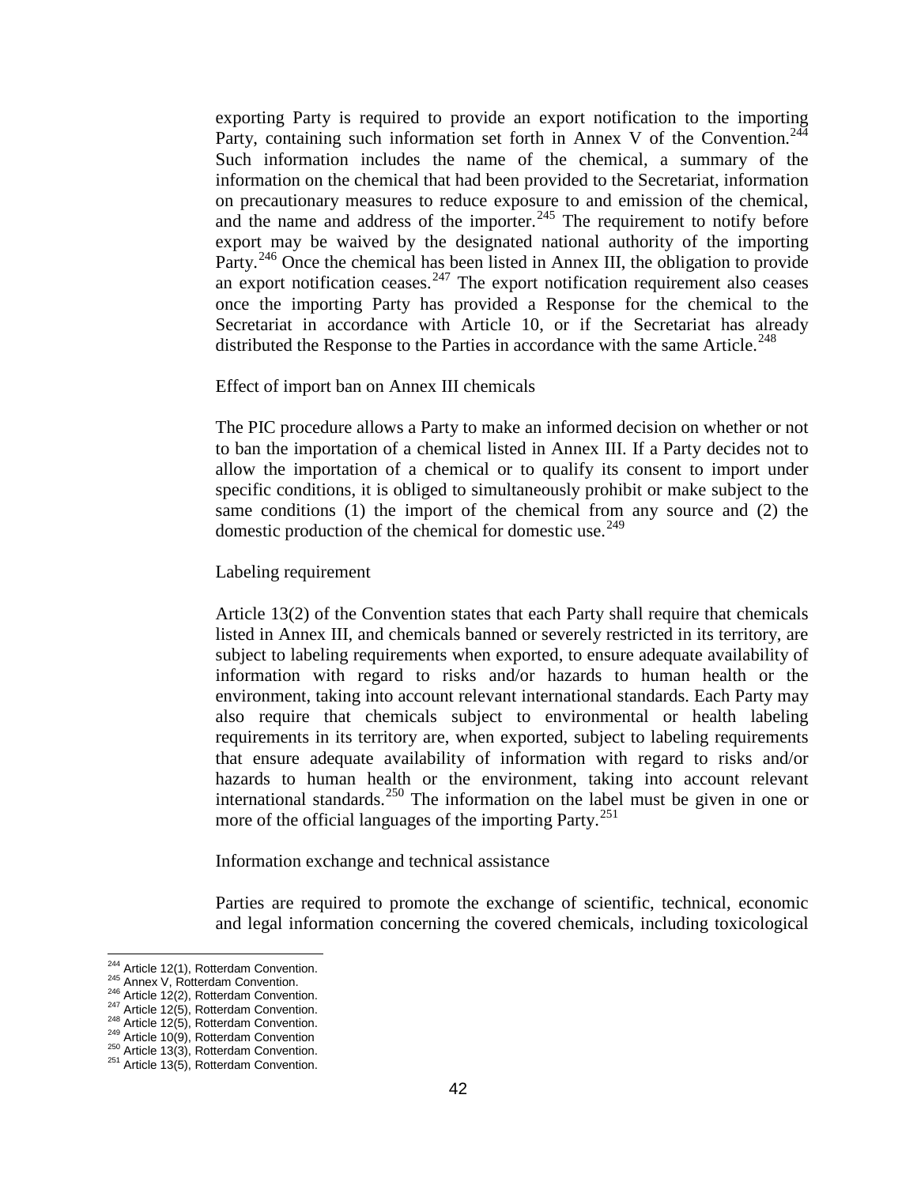exporting Party is required to provide an export notification to the importing Party, containing such information set forth in Annex V of the Convention.[244] Such information includes the name of the chemical, a summary of the information on the chemical that had been provided to the Secretariat, information on precautionary measures to reduce exposure to and emission of the chemical, and the name and address of the importer.[245] The requirement to notify before export may be waived by the designated national authority of the importing Party.[246] Once the chemical has been listed in Annex III, the obligation to provide an export notification ceases.[247] The export notification requirement also ceases once the importing Party has provided a Response for the chemical to the Secretariat in accordance with Article 10, or if the Secretariat has already distributed the Response to the Parties in accordance with the same Article.[248]

Effect of import ban on Annex III chemicals

The PIC procedure allows a Party to make an informed decision on whether or not to ban the importation of a chemical listed in Annex III. If a Party decides not to allow the importation of a chemical or to qualify its consent to import under specific conditions, it is obliged to simultaneously prohibit or make subject to the same conditions (1) the import of the chemical from any source and (2) the domestic production of the chemical for domestic use.[249]

Labeling requirement

Article 13(2) of the Convention states that each Party shall require that chemicals listed in Annex III, and chemicals banned or severely restricted in its territory, are subject to labeling requirements when exported, to ensure adequate availability of information with regard to risks and/or hazards to human health or the environment, taking into account relevant international standards. Each Party may also require that chemicals subject to environmental or health labeling requirements in its territory are, when exported, subject to labeling requirements that ensure adequate availability of information with regard to risks and/or hazards to human health or the environment, taking into account relevant international standards.[250] The information on the label must be given in one or more of the official languages of the importing Party.[251]

Information exchange and technical assistance

Parties are required to promote the exchange of scientific, technical, economic and legal information concerning the covered chemicals, including toxicological

---

[244] Article 12(1), Rotterdam Convention.
[245] Annex V, Rotterdam Convention.
[246] Article 12(2), Rotterdam Convention.
[247] Article 12(5), Rotterdam Convention.
[248] Article 12(5), Rotterdam Convention.
[249] Article 10(9), Rotterdam Convention
[250] Article 13(3), Rotterdam Convention.
[251] Article 13(5), Rotterdam Convention.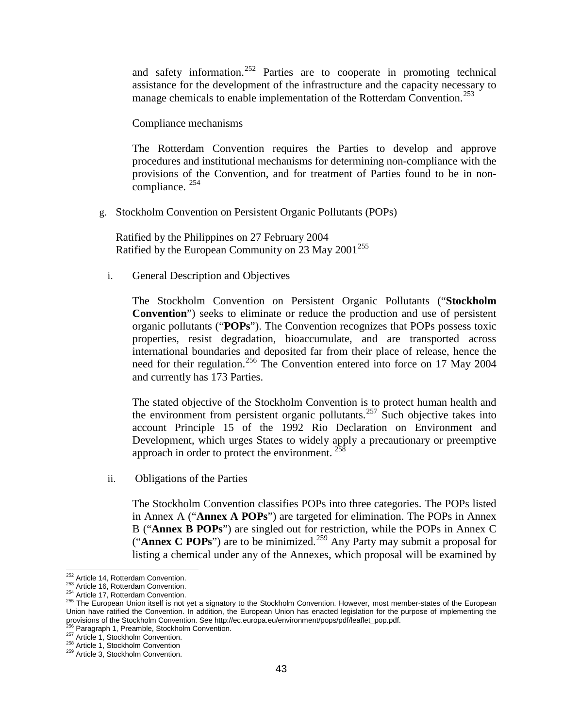and safety information.[252] Parties are to cooperate in promoting technical assistance for the development of the infrastructure and the capacity necessary to manage chemicals to enable implementation of the Rotterdam Convention.[253]

Compliance mechanisms

The Rotterdam Convention requires the Parties to develop and approve procedures and institutional mechanisms for determining non-compliance with the provisions of the Convention, and for treatment of Parties found to be in non-compliance. [254]

g. Stockholm Convention on Persistent Organic Pollutants (POPs)

Ratified by the Philippines on 27 February 2004
Ratified by the European Community on 23 May 2001[255]

i. General Description and Objectives

The Stockholm Convention on Persistent Organic Pollutants ("**Stockholm Convention**") seeks to eliminate or reduce the production and use of persistent organic pollutants ("**POPs**"). The Convention recognizes that POPs possess toxic properties, resist degradation, bioaccumulate, and are transported across international boundaries and deposited far from their place of release, hence the need for their regulation.[256] The Convention entered into force on 17 May 2004 and currently has 173 Parties.

The stated objective of the Stockholm Convention is to protect human health and the environment from persistent organic pollutants.[257] Such objective takes into account Principle 15 of the 1992 Rio Declaration on Environment and Development, which urges States to widely apply a precautionary or preemptive approach in order to protect the environment. [258]

ii. Obligations of the Parties

The Stockholm Convention classifies POPs into three categories. The POPs listed in Annex A ("**Annex A POPs**") are targeted for elimination. The POPs in Annex B ("**Annex B POPs**") are singled out for restriction, while the POPs in Annex C ("**Annex C POPs**") are to be minimized.[259] Any Party may submit a proposal for listing a chemical under any of the Annexes, which proposal will be examined by

---

[252] Article 14, Rotterdam Convention.
[253] Article 16, Rotterdam Convention.
[254] Article 17, Rotterdam Convention.
[255] The European Union itself is not yet a signatory to the Stockholm Convention. However, most member-states of the European Union have ratified the Convention. In addition, the European Union has enacted legislation for the purpose of implementing the provisions of the Stockholm Convention. See http://ec.europa.eu/environment/pops/pdf/leaflet_pop.pdf.
[256] Paragraph 1, Preamble, Stockholm Convention.
[257] Article 1, Stockholm Convention.
[258] Article 1, Stockholm Convention
[259] Article 3, Stockholm Convention.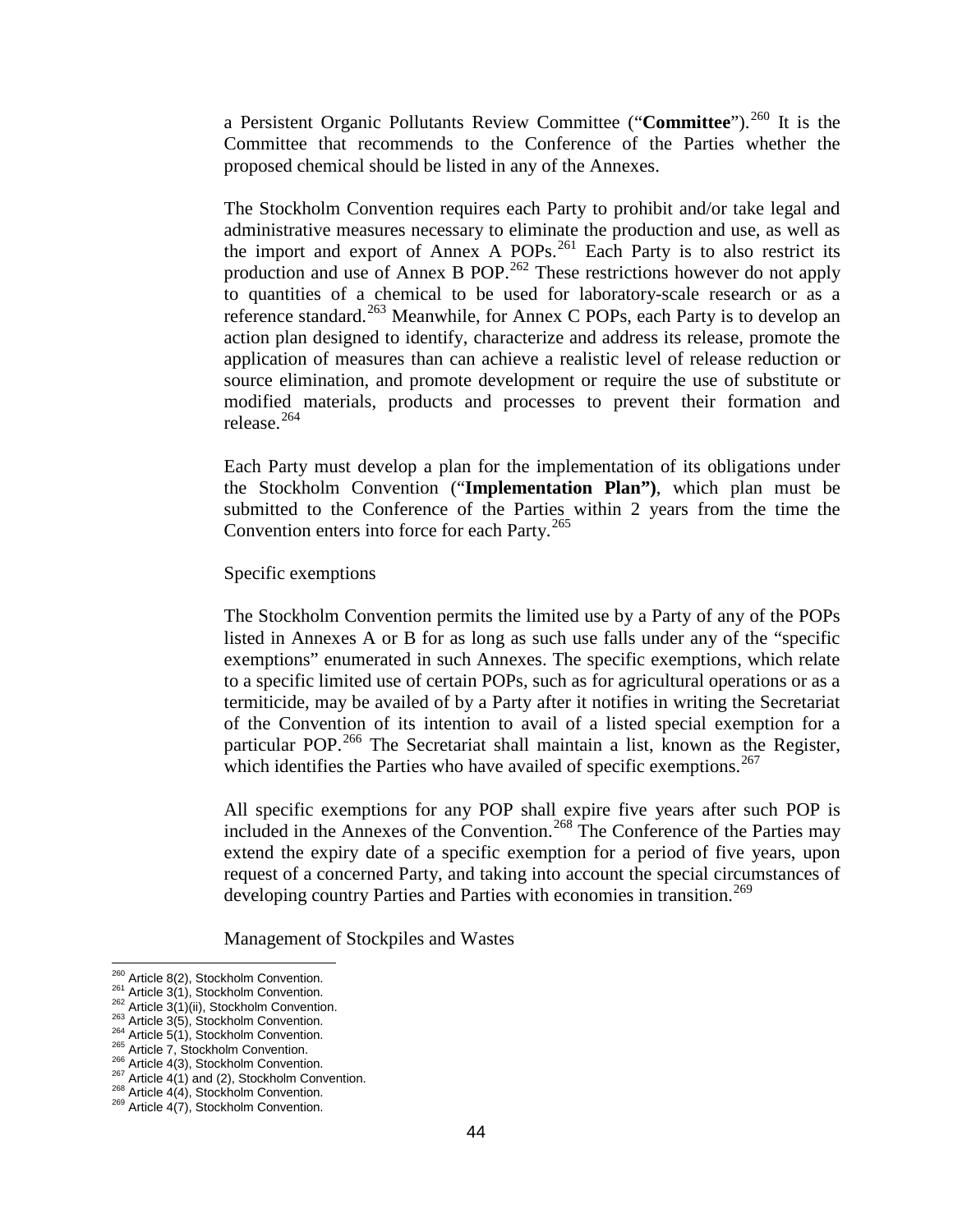a Persistent Organic Pollutants Review Committee ("**Committee**").[260] It is the Committee that recommends to the Conference of the Parties whether the proposed chemical should be listed in any of the Annexes.

The Stockholm Convention requires each Party to prohibit and/or take legal and administrative measures necessary to eliminate the production and use, as well as the import and export of Annex A POPs.[261] Each Party is to also restrict its production and use of Annex B POP.[262] These restrictions however do not apply to quantities of a chemical to be used for laboratory-scale research or as a reference standard.[263] Meanwhile, for Annex C POPs, each Party is to develop an action plan designed to identify, characterize and address its release, promote the application of measures than can achieve a realistic level of release reduction or source elimination, and promote development or require the use of substitute or modified materials, products and processes to prevent their formation and release.[264]

Each Party must develop a plan for the implementation of its obligations under the Stockholm Convention ("**Implementation Plan")**, which plan must be submitted to the Conference of the Parties within 2 years from the time the Convention enters into force for each Party.[265]

Specific exemptions

The Stockholm Convention permits the limited use by a Party of any of the POPs listed in Annexes A or B for as long as such use falls under any of the "specific exemptions" enumerated in such Annexes. The specific exemptions, which relate to a specific limited use of certain POPs, such as for agricultural operations or as a termiticide, may be availed of by a Party after it notifies in writing the Secretariat of the Convention of its intention to avail of a listed special exemption for a particular POP.[266] The Secretariat shall maintain a list, known as the Register, which identifies the Parties who have availed of specific exemptions.[267]

All specific exemptions for any POP shall expire five years after such POP is included in the Annexes of the Convention.[268] The Conference of the Parties may extend the expiry date of a specific exemption for a period of five years, upon request of a concerned Party, and taking into account the special circumstances of developing country Parties and Parties with economies in transition.[269]

Management of Stockpiles and Wastes

---

[260] Article 8(2), Stockholm Convention.
[261] Article 3(1), Stockholm Convention.
[262] Article 3(1)(ii), Stockholm Convention.
[263] Article 3(5), Stockholm Convention.
[264] Article 5(1), Stockholm Convention.
[265] Article 7, Stockholm Convention.
[266] Article 4(3), Stockholm Convention.
[267] Article 4(1) and (2), Stockholm Convention.
[268] Article 4(4), Stockholm Convention.
[269] Article 4(7), Stockholm Convention.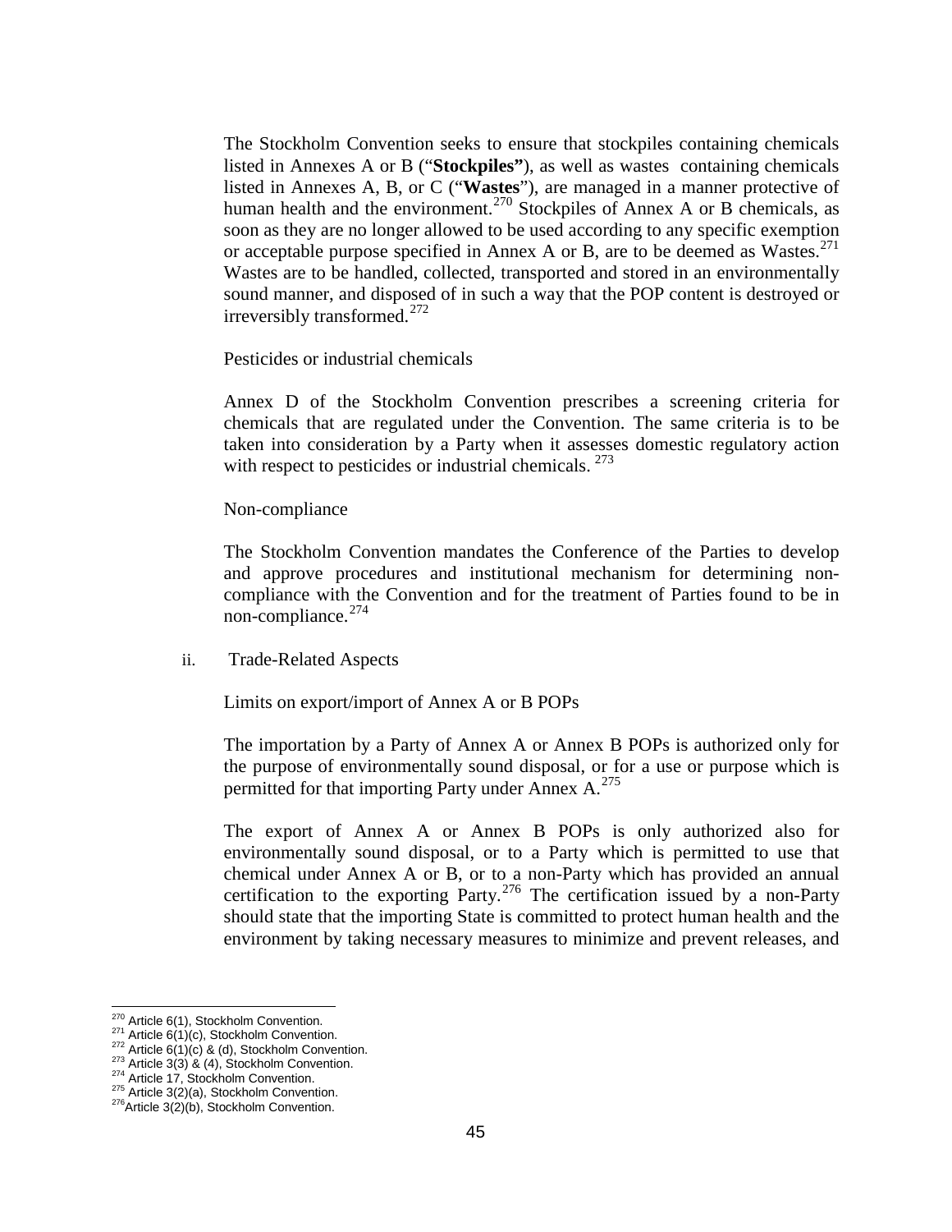The Stockholm Convention seeks to ensure that stockpiles containing chemicals listed in Annexes A or B ("**Stockpiles**"), as well as wastes containing chemicals listed in Annexes A, B, or C ("**Wastes**"), are managed in a manner protective of human health and the environment.[270] Stockpiles of Annex A or B chemicals, as soon as they are no longer allowed to be used according to any specific exemption or acceptable purpose specified in Annex A or B, are to be deemed as Wastes.[271] Wastes are to be handled, collected, transported and stored in an environmentally sound manner, and disposed of in such a way that the POP content is destroyed or irreversibly transformed.[272]

Pesticides or industrial chemicals

Annex D of the Stockholm Convention prescribes a screening criteria for chemicals that are regulated under the Convention. The same criteria is to be taken into consideration by a Party when it assesses domestic regulatory action with respect to pesticides or industrial chemicals.[273]

Non-compliance

The Stockholm Convention mandates the Conference of the Parties to develop and approve procedures and institutional mechanism for determining non-compliance with the Convention and for the treatment of Parties found to be in non-compliance.[274]

ii. Trade-Related Aspects

Limits on export/import of Annex A or B POPs

The importation by a Party of Annex A or Annex B POPs is authorized only for the purpose of environmentally sound disposal, or for a use or purpose which is permitted for that importing Party under Annex A.[275]

The export of Annex A or Annex B POPs is only authorized also for environmentally sound disposal, or to a Party which is permitted to use that chemical under Annex A or B, or to a non-Party which has provided an annual certification to the exporting Party.[276] The certification issued by a non-Party should state that the importing State is committed to protect human health and the environment by taking necessary measures to minimize and prevent releases, and

---

[270] Article 6(1), Stockholm Convention.
[271] Article 6(1)(c), Stockholm Convention.
[272] Article 6(1)(c) & (d), Stockholm Convention.
[273] Article 3(3) & (4), Stockholm Convention.
[274] Article 17, Stockholm Convention.
[275] Article 3(2)(a), Stockholm Convention.
[276] Article 3(2)(b), Stockholm Convention.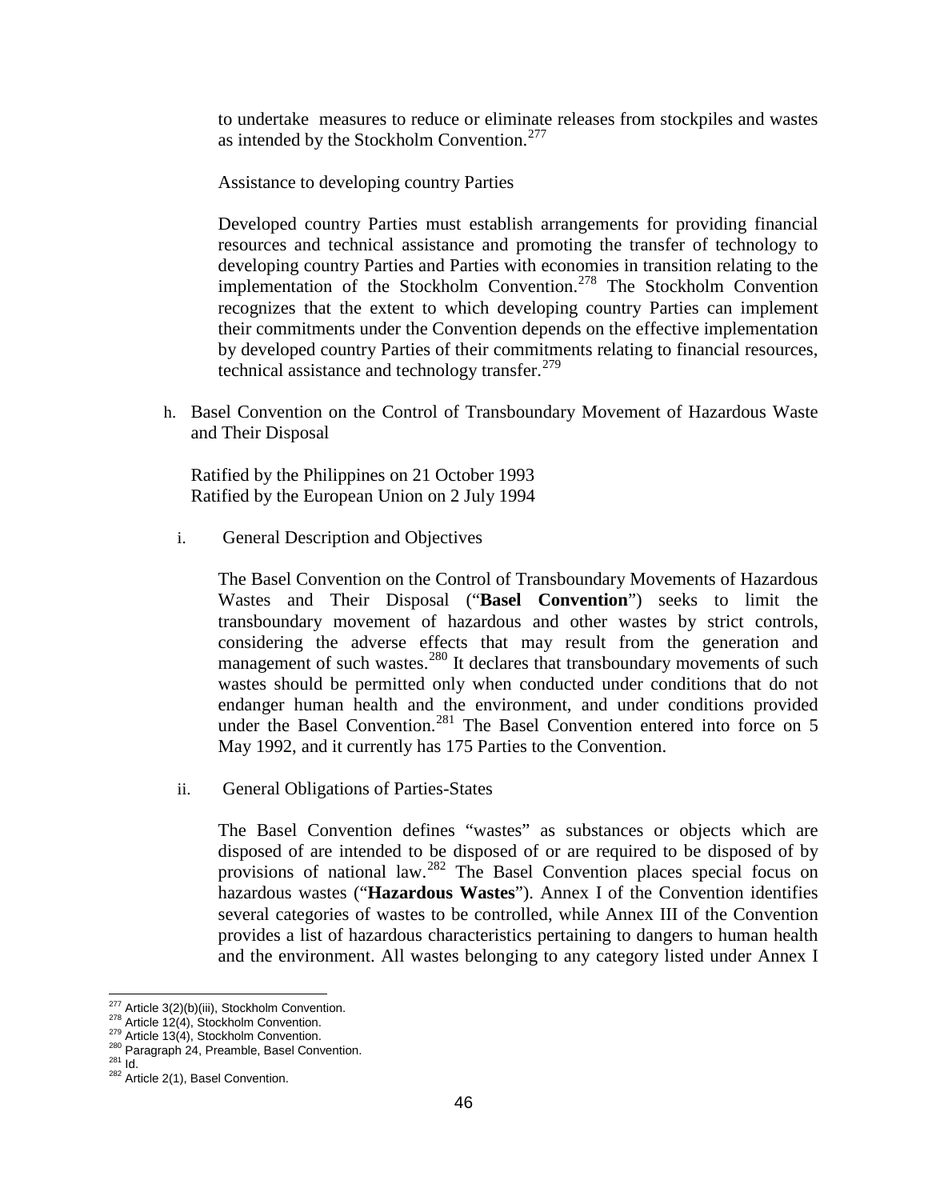to undertake measures to reduce or eliminate releases from stockpiles and wastes as intended by the Stockholm Convention.[277]

Assistance to developing country Parties

Developed country Parties must establish arrangements for providing financial resources and technical assistance and promoting the transfer of technology to developing country Parties and Parties with economies in transition relating to the implementation of the Stockholm Convention.[278] The Stockholm Convention recognizes that the extent to which developing country Parties can implement their commitments under the Convention depends on the effective implementation by developed country Parties of their commitments relating to financial resources, technical assistance and technology transfer.[279]

h. Basel Convention on the Control of Transboundary Movement of Hazardous Waste and Their Disposal

Ratified by the Philippines on 21 October 1993
Ratified by the European Union on 2 July 1994

i. General Description and Objectives

The Basel Convention on the Control of Transboundary Movements of Hazardous Wastes and Their Disposal ("**Basel Convention**") seeks to limit the transboundary movement of hazardous and other wastes by strict controls, considering the adverse effects that may result from the generation and management of such wastes.[280] It declares that transboundary movements of such wastes should be permitted only when conducted under conditions that do not endanger human health and the environment, and under conditions provided under the Basel Convention.[281] The Basel Convention entered into force on 5 May 1992, and it currently has 175 Parties to the Convention.

ii. General Obligations of Parties-States

The Basel Convention defines "wastes" as substances or objects which are disposed of are intended to be disposed of or are required to be disposed of by provisions of national law.[282] The Basel Convention places special focus on hazardous wastes ("**Hazardous Wastes**"). Annex I of the Convention identifies several categories of wastes to be controlled, while Annex III of the Convention provides a list of hazardous characteristics pertaining to dangers to human health and the environment. All wastes belonging to any category listed under Annex I

---

[277] Article 3(2)(b)(iii), Stockholm Convention.
[278] Article 12(4), Stockholm Convention.
[279] Article 13(4), Stockholm Convention.
[280] Paragraph 24, Preamble, Basel Convention.
[281] Id.
[282] Article 2(1), Basel Convention.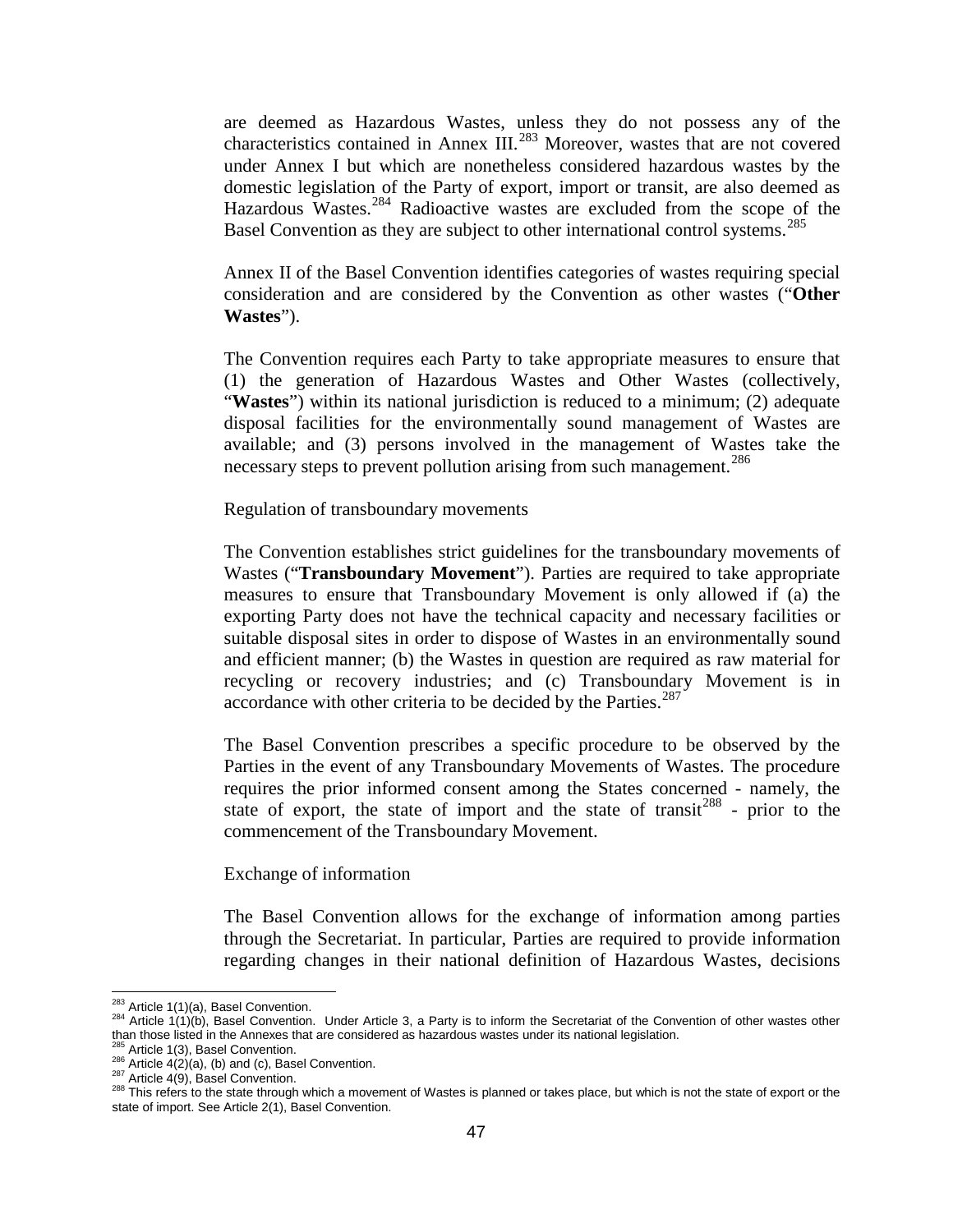are deemed as Hazardous Wastes, unless they do not possess any of the characteristics contained in Annex III.[283] Moreover, wastes that are not covered under Annex I but which are nonetheless considered hazardous wastes by the domestic legislation of the Party of export, import or transit, are also deemed as Hazardous Wastes.[284] Radioactive wastes are excluded from the scope of the Basel Convention as they are subject to other international control systems.[285]

Annex II of the Basel Convention identifies categories of wastes requiring special consideration and are considered by the Convention as other wastes ("**Other Wastes**").

The Convention requires each Party to take appropriate measures to ensure that (1) the generation of Hazardous Wastes and Other Wastes (collectively, "**Wastes**") within its national jurisdiction is reduced to a minimum; (2) adequate disposal facilities for the environmentally sound management of Wastes are available; and (3) persons involved in the management of Wastes take the necessary steps to prevent pollution arising from such management.[286]

Regulation of transboundary movements

The Convention establishes strict guidelines for the transboundary movements of Wastes ("**Transboundary Movement**"). Parties are required to take appropriate measures to ensure that Transboundary Movement is only allowed if (a) the exporting Party does not have the technical capacity and necessary facilities or suitable disposal sites in order to dispose of Wastes in an environmentally sound and efficient manner; (b) the Wastes in question are required as raw material for recycling or recovery industries; and (c) Transboundary Movement is in accordance with other criteria to be decided by the Parties.[287]

The Basel Convention prescribes a specific procedure to be observed by the Parties in the event of any Transboundary Movements of Wastes. The procedure requires the prior informed consent among the States concerned - namely, the state of export, the state of import and the state of transit[288] - prior to the commencement of the Transboundary Movement.

Exchange of information

The Basel Convention allows for the exchange of information among parties through the Secretariat. In particular, Parties are required to provide information regarding changes in their national definition of Hazardous Wastes, decisions

[283] Article 1(1)(a), Basel Convention.

[284] Article 1(1)(b), Basel Convention. Under Article 3, a Party is to inform the Secretariat of the Convention of other wastes other than those listed in the Annexes that are considered as hazardous wastes under its national legislation.

[285] Article 1(3), Basel Convention.

[286] Article 4(2)(a), (b) and (c), Basel Convention.

[287] Article 4(9), Basel Convention.

[288] This refers to the state through which a movement of Wastes is planned or takes place, but which is not the state of export or the state of import. See Article 2(1), Basel Convention.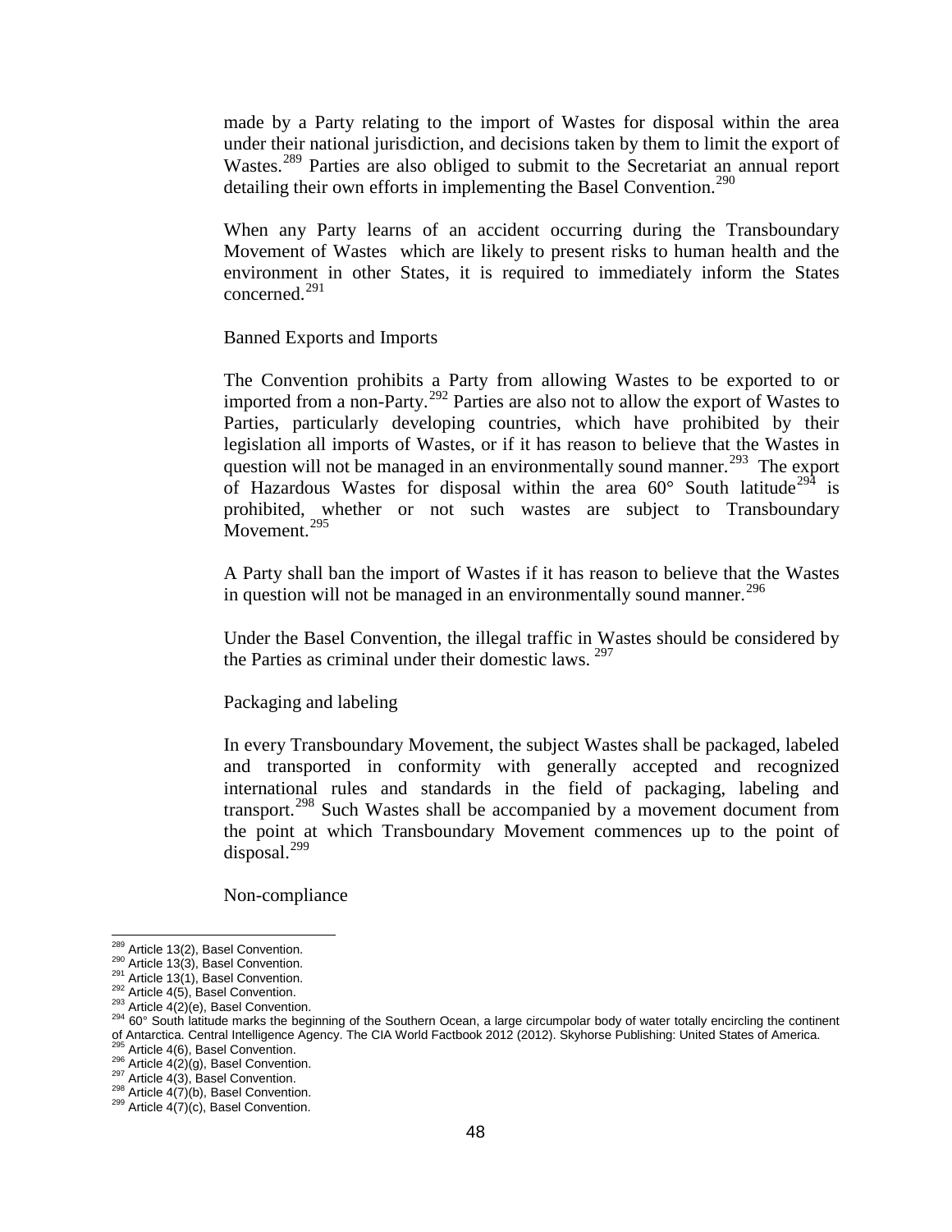made by a Party relating to the import of Wastes for disposal within the area under their national jurisdiction, and decisions taken by them to limit the export of Wastes.[289] Parties are also obliged to submit to the Secretariat an annual report detailing their own efforts in implementing the Basel Convention.[290]

When any Party learns of an accident occurring during the Transboundary Movement of Wastes which are likely to present risks to human health and the environment in other States, it is required to immediately inform the States concerned.[291]

Banned Exports and Imports

The Convention prohibits a Party from allowing Wastes to be exported to or imported from a non-Party.[292] Parties are also not to allow the export of Wastes to Parties, particularly developing countries, which have prohibited by their legislation all imports of Wastes, or if it has reason to believe that the Wastes in question will not be managed in an environmentally sound manner.[293] The export of Hazardous Wastes for disposal within the area 60° South latitude[294] is prohibited, whether or not such wastes are subject to Transboundary Movement.[295]

A Party shall ban the import of Wastes if it has reason to believe that the Wastes in question will not be managed in an environmentally sound manner.[296]

Under the Basel Convention, the illegal traffic in Wastes should be considered by the Parties as criminal under their domestic laws.[297]

Packaging and labeling

In every Transboundary Movement, the subject Wastes shall be packaged, labeled and transported in conformity with generally accepted and recognized international rules and standards in the field of packaging, labeling and transport.[298] Such Wastes shall be accompanied by a movement document from the point at which Transboundary Movement commences up to the point of disposal.[299]

Non-compliance

---

[289] Article 13(2), Basel Convention.
[290] Article 13(3), Basel Convention.
[291] Article 13(1), Basel Convention.
[292] Article 4(5), Basel Convention.
[293] Article 4(2)(e), Basel Convention.
[294] 60° South latitude marks the beginning of the Southern Ocean, a large circumpolar body of water totally encircling the continent of Antarctica. Central Intelligence Agency. The CIA World Factbook 2012 (2012). Skyhorse Publishing: United States of America.
[295] Article 4(6), Basel Convention.
[296] Article 4(2)(g), Basel Convention.
[297] Article 4(3), Basel Convention.
[298] Article 4(7)(b), Basel Convention.
[299] Article 4(7)(c), Basel Convention.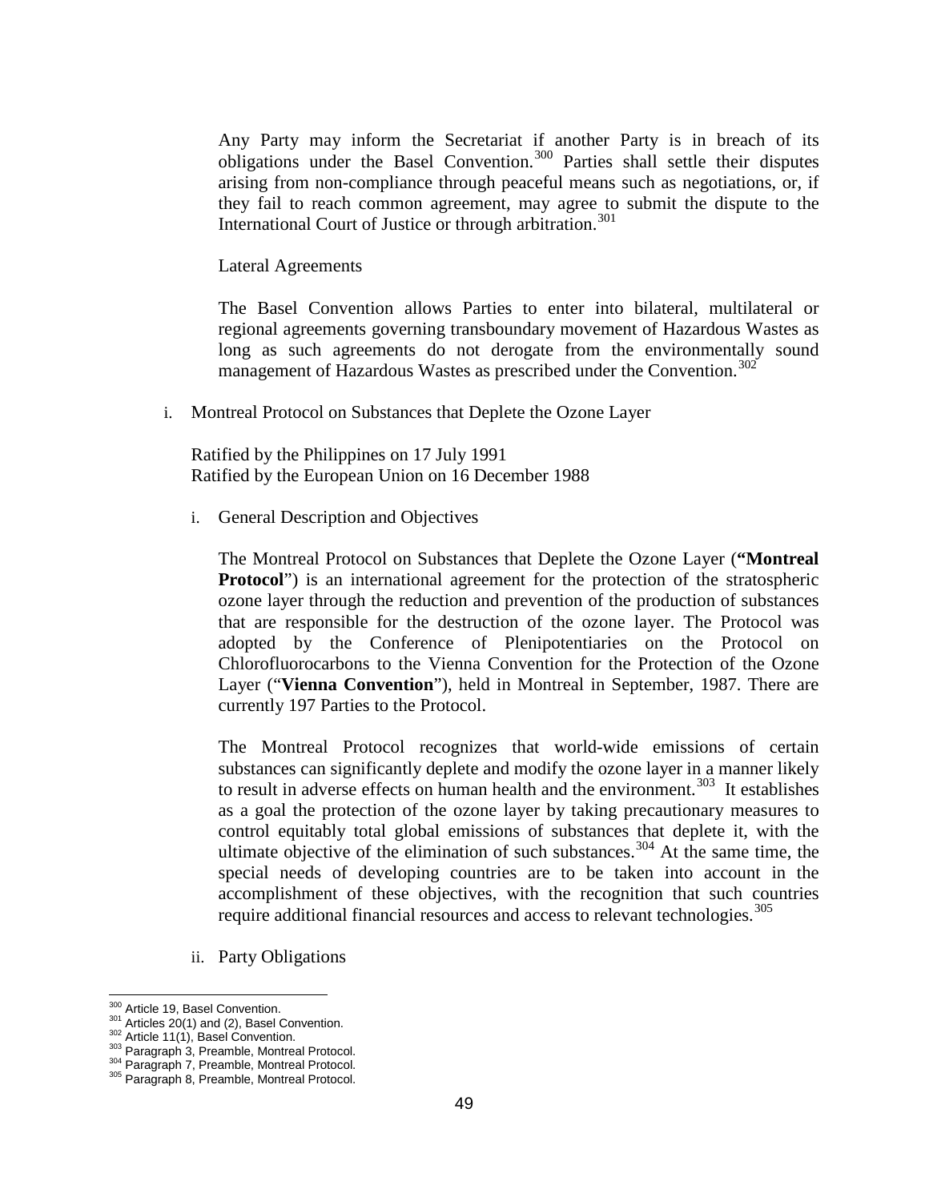Any Party may inform the Secretariat if another Party is in breach of its obligations under the Basel Convention.[300] Parties shall settle their disputes arising from non-compliance through peaceful means such as negotiations, or, if they fail to reach common agreement, may agree to submit the dispute to the International Court of Justice or through arbitration.[301]

Lateral Agreements

The Basel Convention allows Parties to enter into bilateral, multilateral or regional agreements governing transboundary movement of Hazardous Wastes as long as such agreements do not derogate from the environmentally sound management of Hazardous Wastes as prescribed under the Convention.[302]

i. Montreal Protocol on Substances that Deplete the Ozone Layer

Ratified by the Philippines on 17 July 1991
Ratified by the European Union on 16 December 1988

i. General Description and Objectives

The Montreal Protocol on Substances that Deplete the Ozone Layer (**"Montreal Protocol"**) is an international agreement for the protection of the stratospheric ozone layer through the reduction and prevention of the production of substances that are responsible for the destruction of the ozone layer. The Protocol was adopted by the Conference of Plenipotentiaries on the Protocol on Chlorofluorocarbons to the Vienna Convention for the Protection of the Ozone Layer ("**Vienna Convention**"), held in Montreal in September, 1987. There are currently 197 Parties to the Protocol.

The Montreal Protocol recognizes that world-wide emissions of certain substances can significantly deplete and modify the ozone layer in a manner likely to result in adverse effects on human health and the environment.[303] It establishes as a goal the protection of the ozone layer by taking precautionary measures to control equitably total global emissions of substances that deplete it, with the ultimate objective of the elimination of such substances.[304] At the same time, the special needs of developing countries are to be taken into account in the accomplishment of these objectives, with the recognition that such countries require additional financial resources and access to relevant technologies.[305]

ii. Party Obligations

---

[300] Article 19, Basel Convention.
[301] Articles 20(1) and (2), Basel Convention.
[302] Article 11(1), Basel Convention.
[303] Paragraph 3, Preamble, Montreal Protocol.
[304] Paragraph 7, Preamble, Montreal Protocol.
[305] Paragraph 8, Preamble, Montreal Protocol.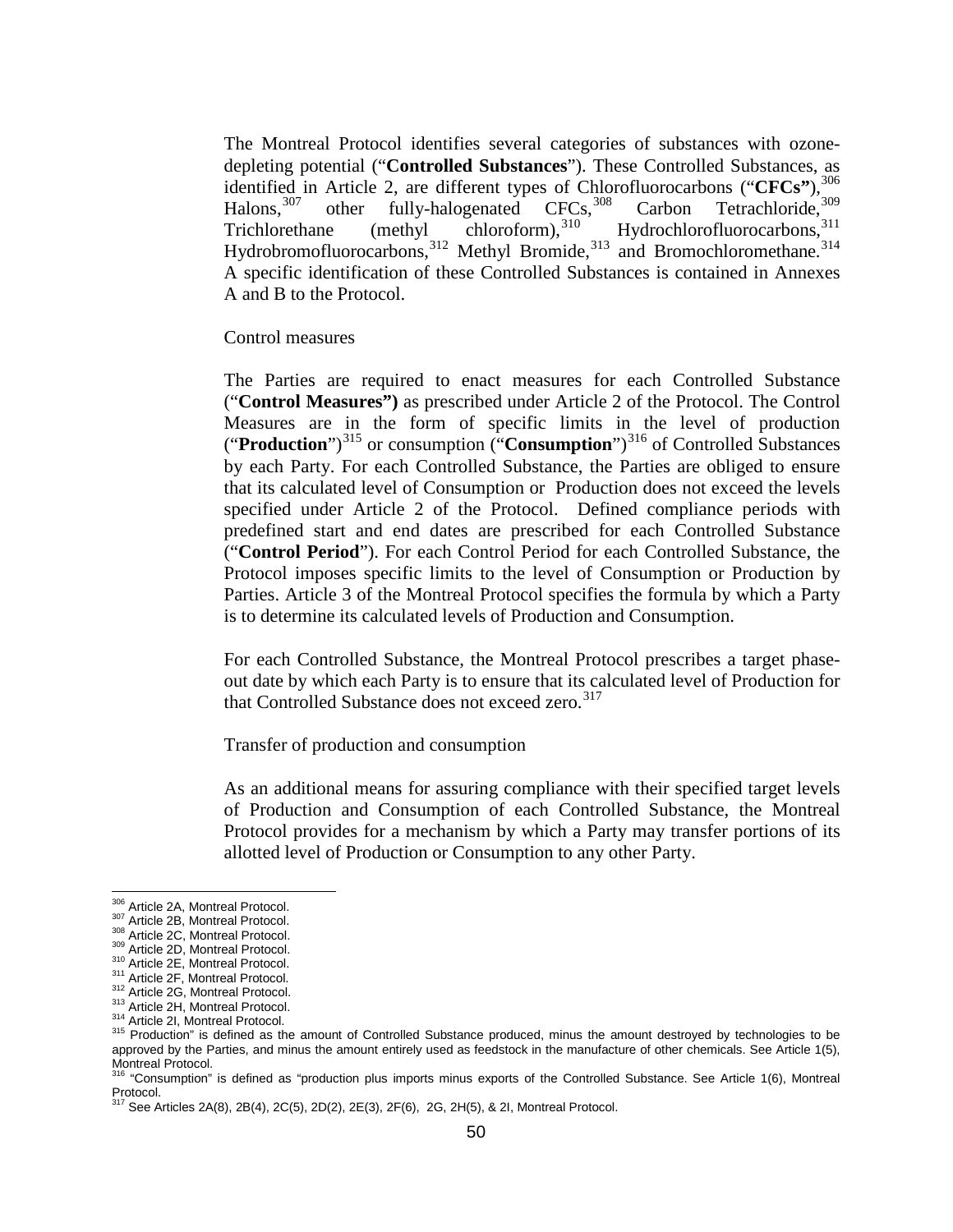The Montreal Protocol identifies several categories of substances with ozone-depleting potential ("**Controlled Substances**"). These Controlled Substances, as identified in Article 2, are different types of Chlorofluorocarbons ("**CFCs"**),[306] Halons,[307] other fully-halogenated CFCs,[308] Carbon Tetrachloride,[309] Trichlorethane (methyl chloroform),[310] Hydrochlorofluorocarbons,[311] Hydrobromofluorocarbons,[312] Methyl Bromide,[313] and Bromochloromethane.[314] A specific identification of these Controlled Substances is contained in Annexes A and B to the Protocol.

Control measures

The Parties are required to enact measures for each Controlled Substance ("**Control Measures")** as prescribed under Article 2 of the Protocol. The Control Measures are in the form of specific limits in the level of production ("**Production**")[315] or consumption ("**Consumption**")[316] of Controlled Substances by each Party. For each Controlled Substance, the Parties are obliged to ensure that its calculated level of Consumption or Production does not exceed the levels specified under Article 2 of the Protocol. Defined compliance periods with predefined start and end dates are prescribed for each Controlled Substance ("**Control Period**"). For each Control Period for each Controlled Substance, the Protocol imposes specific limits to the level of Consumption or Production by Parties. Article 3 of the Montreal Protocol specifies the formula by which a Party is to determine its calculated levels of Production and Consumption.

For each Controlled Substance, the Montreal Protocol prescribes a target phase-out date by which each Party is to ensure that its calculated level of Production for that Controlled Substance does not exceed zero.[317]

Transfer of production and consumption

As an additional means for assuring compliance with their specified target levels of Production and Consumption of each Controlled Substance, the Montreal Protocol provides for a mechanism by which a Party may transfer portions of its allotted level of Production or Consumption to any other Party.

---

[306] Article 2A, Montreal Protocol.
[307] Article 2B, Montreal Protocol.
[308] Article 2C, Montreal Protocol.
[309] Article 2D, Montreal Protocol.
[310] Article 2E, Montreal Protocol.
[311] Article 2F, Montreal Protocol.
[312] Article 2G, Montreal Protocol.
[313] Article 2H, Montreal Protocol.
[314] Article 2I, Montreal Protocol.
[315] Production" is defined as the amount of Controlled Substance produced, minus the amount destroyed by technologies to be approved by the Parties, and minus the amount entirely used as feedstock in the manufacture of other chemicals. See Article 1(5), Montreal Protocol.
[316] "Consumption" is defined as "production plus imports minus exports of the Controlled Substance. See Article 1(6), Montreal Protocol.
[317] See Articles 2A(8), 2B(4), 2C(5), 2D(2), 2E(3), 2F(6), 2G, 2H(5), & 2I, Montreal Protocol.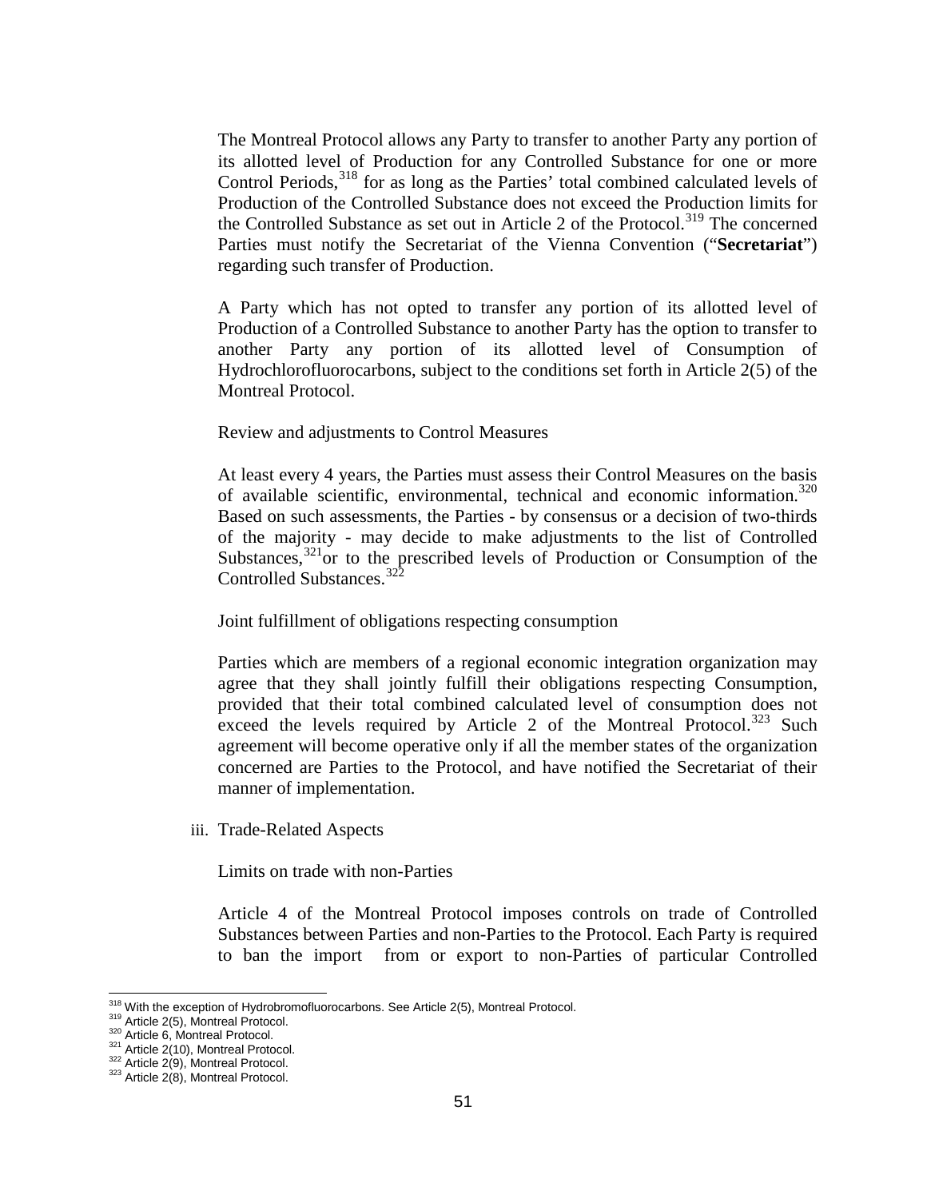The Montreal Protocol allows any Party to transfer to another Party any portion of its allotted level of Production for any Controlled Substance for one or more Control Periods,[318] for as long as the Parties' total combined calculated levels of Production of the Controlled Substance does not exceed the Production limits for the Controlled Substance as set out in Article 2 of the Protocol.[319] The concerned Parties must notify the Secretariat of the Vienna Convention ("**Secretariat**") regarding such transfer of Production.

A Party which has not opted to transfer any portion of its allotted level of Production of a Controlled Substance to another Party has the option to transfer to another Party any portion of its allotted level of Consumption of Hydrochlorofluorocarbons, subject to the conditions set forth in Article 2(5) of the Montreal Protocol.

Review and adjustments to Control Measures

At least every 4 years, the Parties must assess their Control Measures on the basis of available scientific, environmental, technical and economic information.[320] Based on such assessments, the Parties - by consensus or a decision of two-thirds of the majority - may decide to make adjustments to the list of Controlled Substances,[321] or to the prescribed levels of Production or Consumption of the Controlled Substances.[322]

Joint fulfillment of obligations respecting consumption

Parties which are members of a regional economic integration organization may agree that they shall jointly fulfill their obligations respecting Consumption, provided that their total combined calculated level of consumption does not exceed the levels required by Article 2 of the Montreal Protocol.[323] Such agreement will become operative only if all the member states of the organization concerned are Parties to the Protocol, and have notified the Secretariat of their manner of implementation.

iii. Trade-Related Aspects

Limits on trade with non-Parties

Article 4 of the Montreal Protocol imposes controls on trade of Controlled Substances between Parties and non-Parties to the Protocol. Each Party is required to ban the import from or export to non-Parties of particular Controlled

---

[318] With the exception of Hydrobromofluorocarbons. See Article 2(5), Montreal Protocol.
[319] Article 2(5), Montreal Protocol.
[320] Article 6, Montreal Protocol.
[321] Article 2(10), Montreal Protocol.
[322] Article 2(9), Montreal Protocol.
[323] Article 2(8), Montreal Protocol.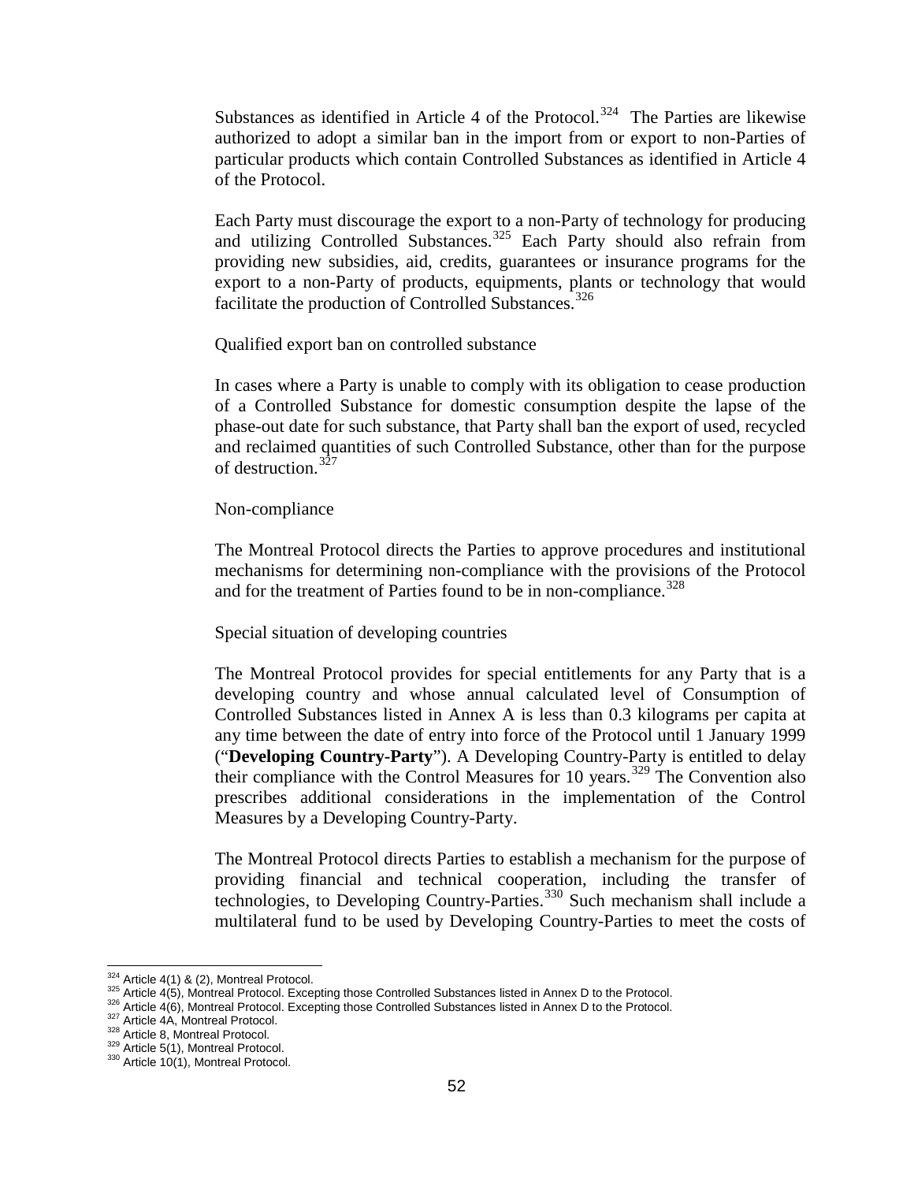Substances as identified in Article 4 of the Protocol.[324] The Parties are likewise authorized to adopt a similar ban in the import from or export to non-Parties of particular products which contain Controlled Substances as identified in Article 4 of the Protocol.

Each Party must discourage the export to a non-Party of technology for producing and utilizing Controlled Substances.[325] Each Party should also refrain from providing new subsidies, aid, credits, guarantees or insurance programs for the export to a non-Party of products, equipments, plants or technology that would facilitate the production of Controlled Substances.[326]

Qualified export ban on controlled substance

In cases where a Party is unable to comply with its obligation to cease production of a Controlled Substance for domestic consumption despite the lapse of the phase-out date for such substance, that Party shall ban the export of used, recycled and reclaimed quantities of such Controlled Substance, other than for the purpose of destruction.[327]

Non-compliance

The Montreal Protocol directs the Parties to approve procedures and institutional mechanisms for determining non-compliance with the provisions of the Protocol and for the treatment of Parties found to be in non-compliance.[328]

Special situation of developing countries

The Montreal Protocol provides for special entitlements for any Party that is a developing country and whose annual calculated level of Consumption of Controlled Substances listed in Annex A is less than 0.3 kilograms per capita at any time between the date of entry into force of the Protocol until 1 January 1999 ("**Developing Country-Party**"). A Developing Country-Party is entitled to delay their compliance with the Control Measures for 10 years.[329] The Convention also prescribes additional considerations in the implementation of the Control Measures by a Developing Country-Party.

The Montreal Protocol directs Parties to establish a mechanism for the purpose of providing financial and technical cooperation, including the transfer of technologies, to Developing Country-Parties.[330] Such mechanism shall include a multilateral fund to be used by Developing Country-Parties to meet the costs of

---

[324] Article 4(1) & (2), Montreal Protocol.
[325] Article 4(5), Montreal Protocol. Excepting those Controlled Substances listed in Annex D to the Protocol.
[326] Article 4(6), Montreal Protocol. Excepting those Controlled Substances listed in Annex D to the Protocol.
[327] Article 4A, Montreal Protocol.
[328] Article 8, Montreal Protocol.
[329] Article 5(1), Montreal Protocol.
[330] Article 10(1), Montreal Protocol.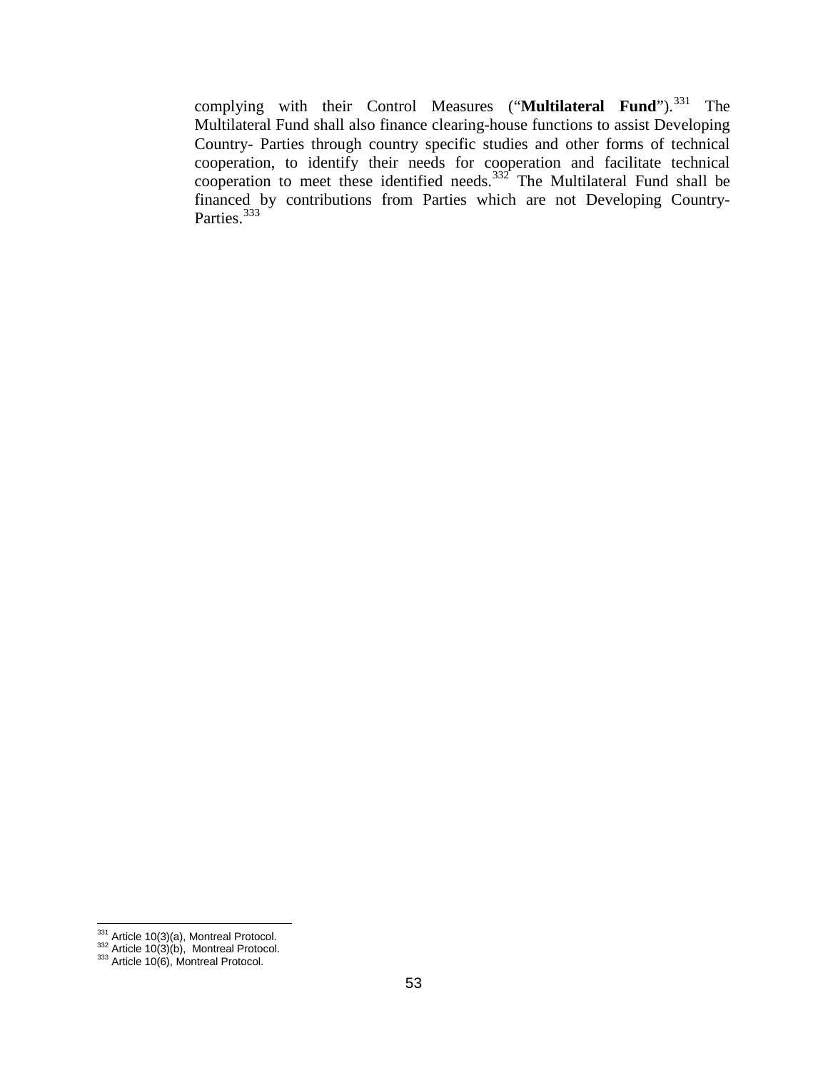complying with their Control Measures ("**Multilateral Fund**").[331] The Multilateral Fund shall also finance clearing-house functions to assist Developing Country- Parties through country specific studies and other forms of technical cooperation, to identify their needs for cooperation and facilitate technical cooperation to meet these identified needs.[332] The Multilateral Fund shall be financed by contributions from Parties which are not Developing Country-Parties.[333]

---

[331] Article 10(3)(a), Montreal Protocol.
[332] Article 10(3)(b), Montreal Protocol.
[333] Article 10(6), Montreal Protocol.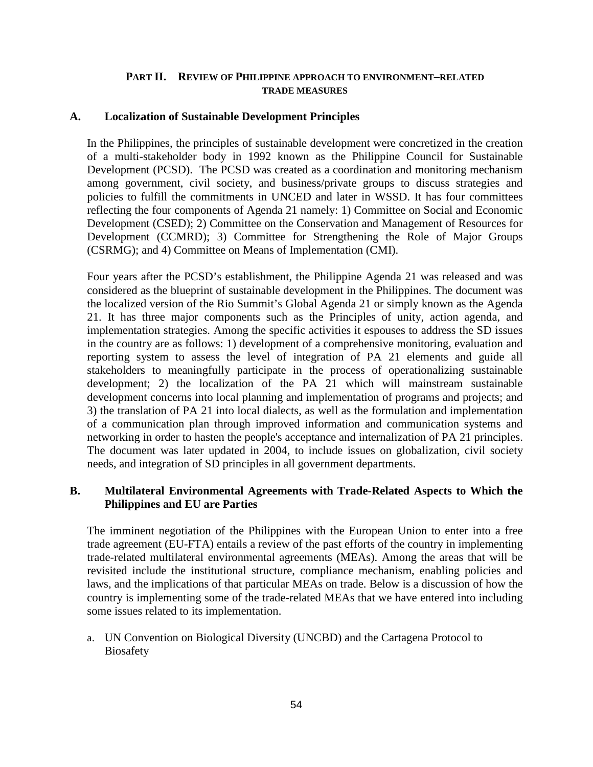## PART II. REVIEW OF PHILIPPINE APPROACH TO ENVIRONMENT–RELATED TRADE MEASURES

### A. Localization of Sustainable Development Principles

In the Philippines, the principles of sustainable development were concretized in the creation of a multi-stakeholder body in 1992 known as the Philippine Council for Sustainable Development (PCSD). The PCSD was created as a coordination and monitoring mechanism among government, civil society, and business/private groups to discuss strategies and policies to fulfill the commitments in UNCED and later in WSSD. It has four committees reflecting the four components of Agenda 21 namely: 1) Committee on Social and Economic Development (CSED); 2) Committee on the Conservation and Management of Resources for Development (CCMRD); 3) Committee for Strengthening the Role of Major Groups (CSRMG); and 4) Committee on Means of Implementation (CMI).

Four years after the PCSD's establishment, the Philippine Agenda 21 was released and was considered as the blueprint of sustainable development in the Philippines. The document was the localized version of the Rio Summit's Global Agenda 21 or simply known as the Agenda 21. It has three major components such as the Principles of unity, action agenda, and implementation strategies. Among the specific activities it espouses to address the SD issues in the country are as follows: 1) development of a comprehensive monitoring, evaluation and reporting system to assess the level of integration of PA 21 elements and guide all stakeholders to meaningfully participate in the process of operationalizing sustainable development; 2) the localization of the PA 21 which will mainstream sustainable development concerns into local planning and implementation of programs and projects; and 3) the translation of PA 21 into local dialects, as well as the formulation and implementation of a communication plan through improved information and communication systems and networking in order to hasten the people's acceptance and internalization of PA 21 principles. The document was later updated in 2004, to include issues on globalization, civil society needs, and integration of SD principles in all government departments.

### B. Multilateral Environmental Agreements with Trade-Related Aspects to Which the Philippines and EU are Parties

The imminent negotiation of the Philippines with the European Union to enter into a free trade agreement (EU-FTA) entails a review of the past efforts of the country in implementing trade-related multilateral environmental agreements (MEAs). Among the areas that will be revisited include the institutional structure, compliance mechanism, enabling policies and laws, and the implications of that particular MEAs on trade. Below is a discussion of how the country is implementing some of the trade-related MEAs that we have entered into including some issues related to its implementation.

a. UN Convention on Biological Diversity (UNCBD) and the Cartagena Protocol to Biosafety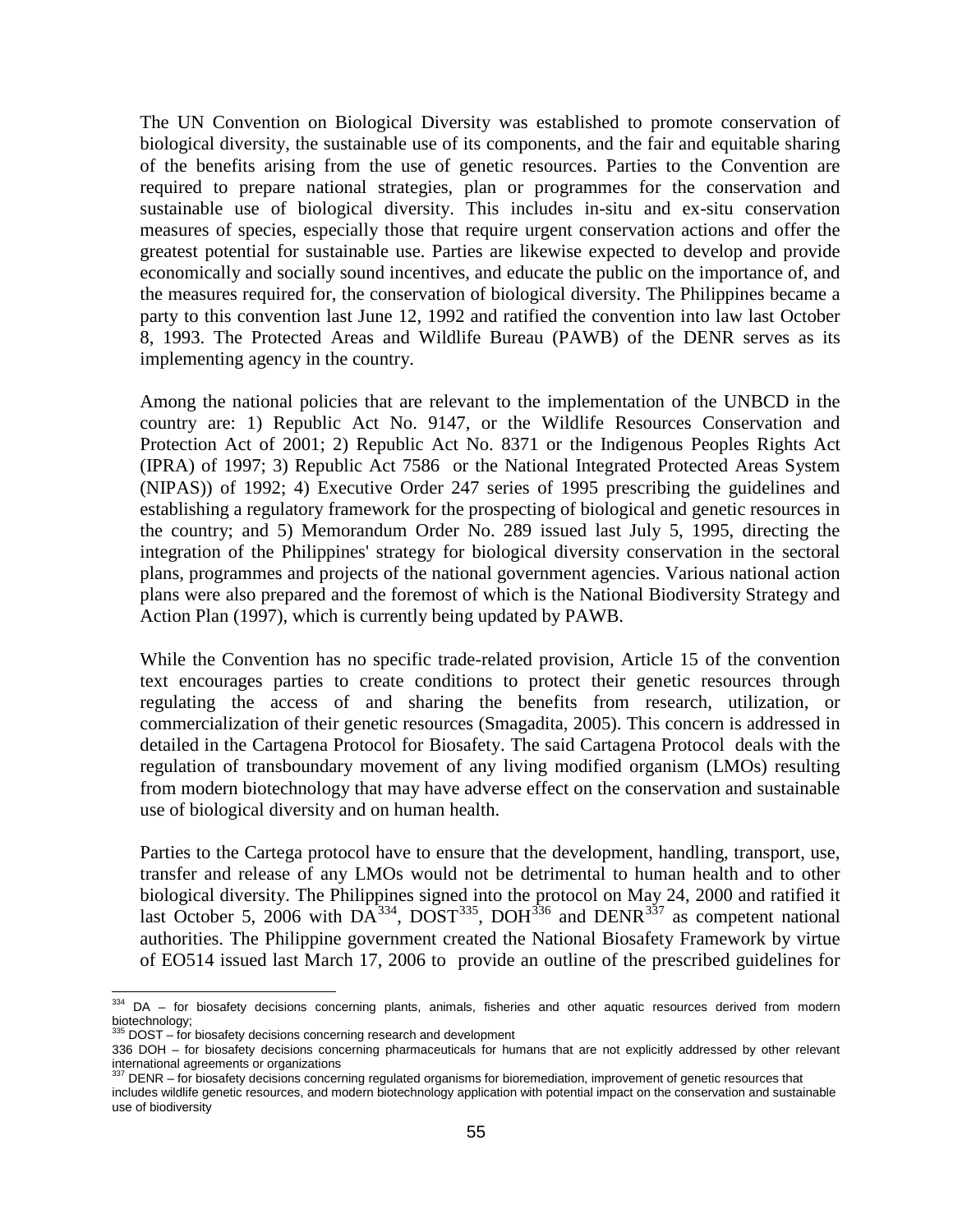The UN Convention on Biological Diversity was established to promote conservation of biological diversity, the sustainable use of its components, and the fair and equitable sharing of the benefits arising from the use of genetic resources. Parties to the Convention are required to prepare national strategies, plan or programmes for the conservation and sustainable use of biological diversity. This includes in-situ and ex-situ conservation measures of species, especially those that require urgent conservation actions and offer the greatest potential for sustainable use. Parties are likewise expected to develop and provide economically and socially sound incentives, and educate the public on the importance of, and the measures required for, the conservation of biological diversity. The Philippines became a party to this convention last June 12, 1992 and ratified the convention into law last October 8, 1993. The Protected Areas and Wildlife Bureau (PAWB) of the DENR serves as its implementing agency in the country.

Among the national policies that are relevant to the implementation of the UNBCD in the country are: 1) Republic Act No. 9147, or the Wildlife Resources Conservation and Protection Act of 2001; 2) Republic Act No. 8371 or the Indigenous Peoples Rights Act (IPRA) of 1997; 3) Republic Act 7586 or the National Integrated Protected Areas System (NIPAS)) of 1992; 4) Executive Order 247 series of 1995 prescribing the guidelines and establishing a regulatory framework for the prospecting of biological and genetic resources in the country; and 5) Memorandum Order No. 289 issued last July 5, 1995, directing the integration of the Philippines' strategy for biological diversity conservation in the sectoral plans, programmes and projects of the national government agencies. Various national action plans were also prepared and the foremost of which is the National Biodiversity Strategy and Action Plan (1997), which is currently being updated by PAWB.

While the Convention has no specific trade-related provision, Article 15 of the convention text encourages parties to create conditions to protect their genetic resources through regulating the access of and sharing the benefits from research, utilization, or commercialization of their genetic resources (Smagadita, 2005). This concern is addressed in detailed in the Cartagena Protocol for Biosafety. The said Cartagena Protocol deals with the regulation of transboundary movement of any living modified organism (LMOs) resulting from modern biotechnology that may have adverse effect on the conservation and sustainable use of biological diversity and on human health.

Parties to the Cartega protocol have to ensure that the development, handling, transport, use, transfer and release of any LMOs would not be detrimental to human health and to other biological diversity. The Philippines signed into the protocol on May 24, 2000 and ratified it last October 5, 2006 with DA[334], DOST[335], DOH[336] and DENR[337] as competent national authorities. The Philippine government created the National Biosafety Framework by virtue of EO514 issued last March 17, 2006 to provide an outline of the prescribed guidelines for

---

[334] DA – for biosafety decisions concerning plants, animals, fisheries and other aquatic resources derived from modern biotechnology;

[335] DOST – for biosafety decisions concerning research and development

336 DOH – for biosafety decisions concerning pharmaceuticals for humans that are not explicitly addressed by other relevant international agreements or organizations

[337] DENR – for biosafety decisions concerning regulated organisms for bioremediation, improvement of genetic resources that includes wildlife genetic resources, and modern biotechnology application with potential impact on the conservation and sustainable use of biodiversity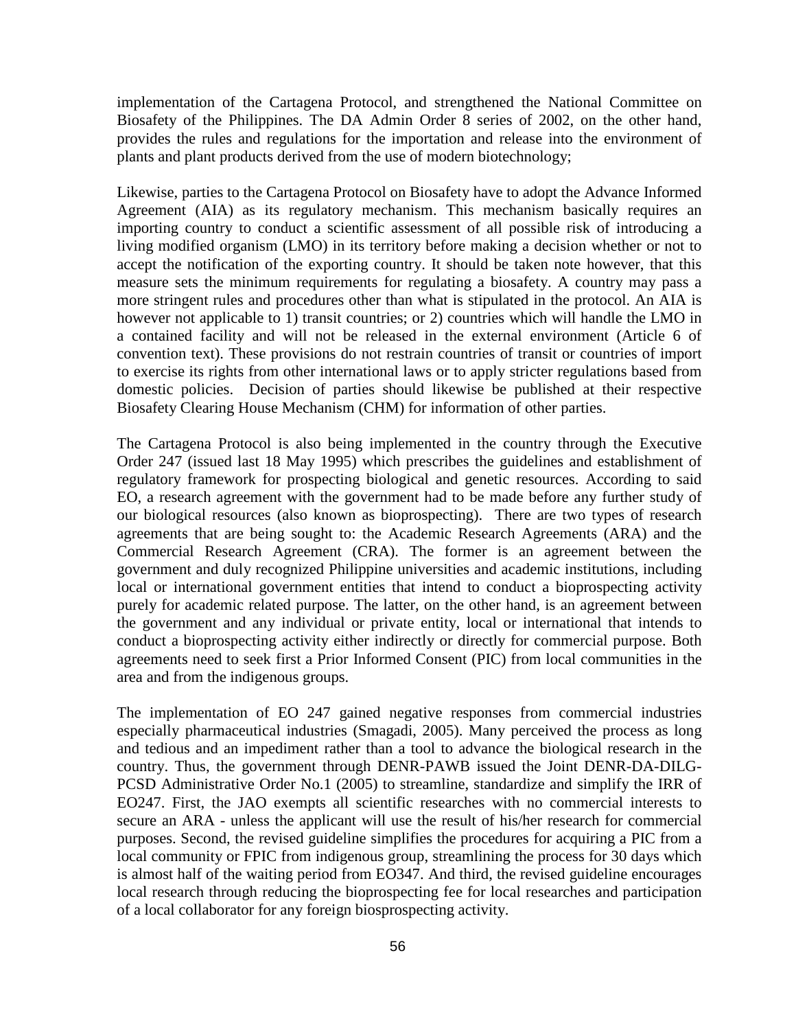implementation of the Cartagena Protocol, and strengthened the National Committee on Biosafety of the Philippines. The DA Admin Order 8 series of 2002, on the other hand, provides the rules and regulations for the importation and release into the environment of plants and plant products derived from the use of modern biotechnology;

Likewise, parties to the Cartagena Protocol on Biosafety have to adopt the Advance Informed Agreement (AIA) as its regulatory mechanism. This mechanism basically requires an importing country to conduct a scientific assessment of all possible risk of introducing a living modified organism (LMO) in its territory before making a decision whether or not to accept the notification of the exporting country. It should be taken note however, that this measure sets the minimum requirements for regulating a biosafety. A country may pass a more stringent rules and procedures other than what is stipulated in the protocol. An AIA is however not applicable to 1) transit countries; or 2) countries which will handle the LMO in a contained facility and will not be released in the external environment (Article 6 of convention text). These provisions do not restrain countries of transit or countries of import to exercise its rights from other international laws or to apply stricter regulations based from domestic policies. Decision of parties should likewise be published at their respective Biosafety Clearing House Mechanism (CHM) for information of other parties.

The Cartagena Protocol is also being implemented in the country through the Executive Order 247 (issued last 18 May 1995) which prescribes the guidelines and establishment of regulatory framework for prospecting biological and genetic resources. According to said EO, a research agreement with the government had to be made before any further study of our biological resources (also known as bioprospecting). There are two types of research agreements that are being sought to: the Academic Research Agreements (ARA) and the Commercial Research Agreement (CRA). The former is an agreement between the government and duly recognized Philippine universities and academic institutions, including local or international government entities that intend to conduct a bioprospecting activity purely for academic related purpose. The latter, on the other hand, is an agreement between the government and any individual or private entity, local or international that intends to conduct a bioprospecting activity either indirectly or directly for commercial purpose. Both agreements need to seek first a Prior Informed Consent (PIC) from local communities in the area and from the indigenous groups.

The implementation of EO 247 gained negative responses from commercial industries especially pharmaceutical industries (Smagadi, 2005). Many perceived the process as long and tedious and an impediment rather than a tool to advance the biological research in the country. Thus, the government through DENR-PAWB issued the Joint DENR-DA-DILG-PCSD Administrative Order No.1 (2005) to streamline, standardize and simplify the IRR of EO247. First, the JAO exempts all scientific researches with no commercial interests to secure an ARA - unless the applicant will use the result of his/her research for commercial purposes. Second, the revised guideline simplifies the procedures for acquiring a PIC from a local community or FPIC from indigenous group, streamlining the process for 30 days which is almost half of the waiting period from EO347. And third, the revised guideline encourages local research through reducing the bioprospecting fee for local researches and participation of a local collaborator for any foreign biosprospecting activity.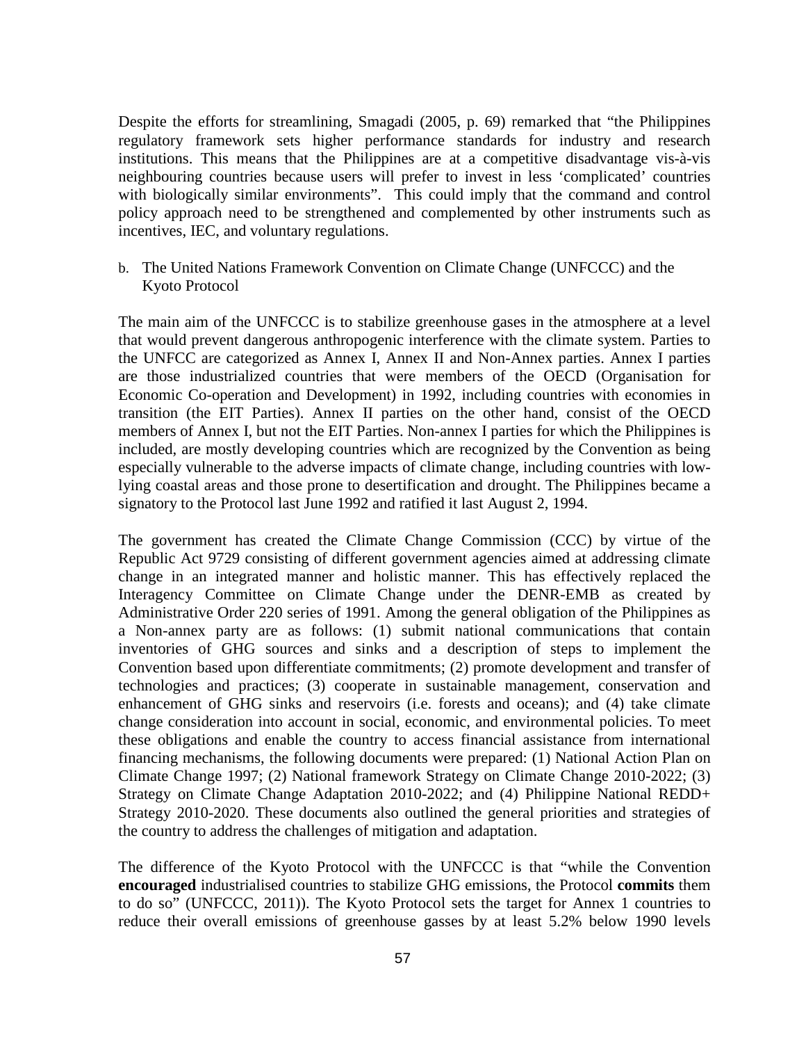Despite the efforts for streamlining, Smagadi (2005, p. 69) remarked that "the Philippines regulatory framework sets higher performance standards for industry and research institutions. This means that the Philippines are at a competitive disadvantage vis-à-vis neighbouring countries because users will prefer to invest in less 'complicated' countries with biologically similar environments". This could imply that the command and control policy approach need to be strengthened and complemented by other instruments such as incentives, IEC, and voluntary regulations.

b. The United Nations Framework Convention on Climate Change (UNFCCC) and the Kyoto Protocol

The main aim of the UNFCCC is to stabilize greenhouse gases in the atmosphere at a level that would prevent dangerous anthropogenic interference with the climate system. Parties to the UNFCC are categorized as Annex I, Annex II and Non-Annex parties. Annex I parties are those industrialized countries that were members of the OECD (Organisation for Economic Co-operation and Development) in 1992, including countries with economies in transition (the EIT Parties). Annex II parties on the other hand, consist of the OECD members of Annex I, but not the EIT Parties. Non-annex I parties for which the Philippines is included, are mostly developing countries which are recognized by the Convention as being especially vulnerable to the adverse impacts of climate change, including countries with low-lying coastal areas and those prone to desertification and drought. The Philippines became a signatory to the Protocol last June 1992 and ratified it last August 2, 1994.

The government has created the Climate Change Commission (CCC) by virtue of the Republic Act 9729 consisting of different government agencies aimed at addressing climate change in an integrated manner and holistic manner. This has effectively replaced the Interagency Committee on Climate Change under the DENR-EMB as created by Administrative Order 220 series of 1991. Among the general obligation of the Philippines as a Non-annex party are as follows: (1) submit national communications that contain inventories of GHG sources and sinks and a description of steps to implement the Convention based upon differentiate commitments; (2) promote development and transfer of technologies and practices; (3) cooperate in sustainable management, conservation and enhancement of GHG sinks and reservoirs (i.e. forests and oceans); and (4) take climate change consideration into account in social, economic, and environmental policies. To meet these obligations and enable the country to access financial assistance from international financing mechanisms, the following documents were prepared: (1) National Action Plan on Climate Change 1997; (2) National framework Strategy on Climate Change 2010-2022; (3) Strategy on Climate Change Adaptation 2010-2022; and (4) Philippine National REDD+ Strategy 2010-2020. These documents also outlined the general priorities and strategies of the country to address the challenges of mitigation and adaptation.

The difference of the Kyoto Protocol with the UNFCCC is that "while the Convention **encouraged** industrialised countries to stabilize GHG emissions, the Protocol **commits** them to do so" (UNFCCC, 2011)). The Kyoto Protocol sets the target for Annex 1 countries to reduce their overall emissions of greenhouse gasses by at least 5.2% below 1990 levels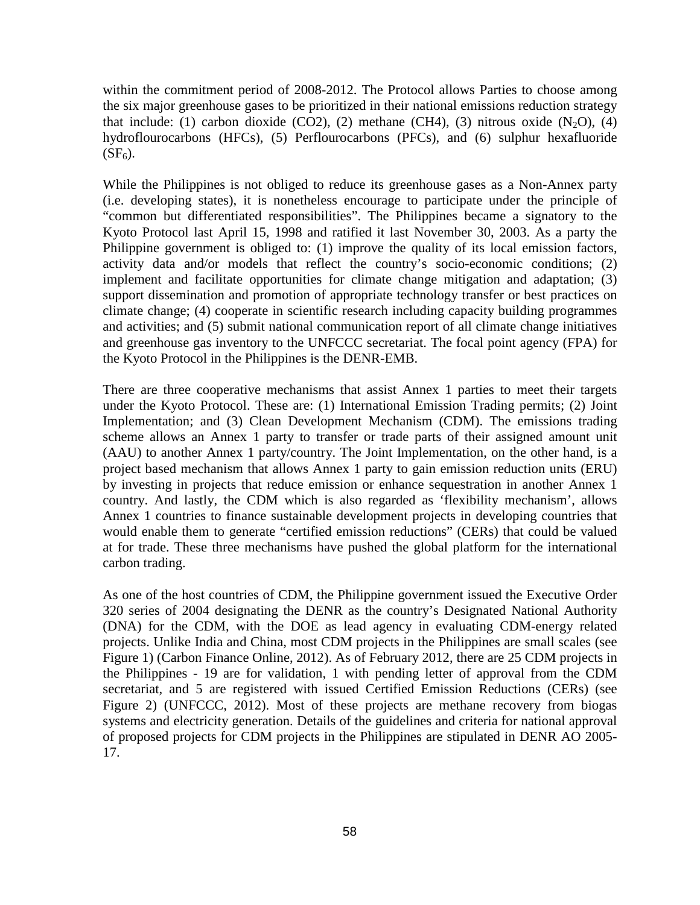within the commitment period of 2008-2012. The Protocol allows Parties to choose among the six major greenhouse gases to be prioritized in their national emissions reduction strategy that include: (1) carbon dioxide ($CO2$), (2) methane ($CH4$), (3) nitrous oxide ($N_2O$), (4) hydroflourocarbons (HFCs), (5) Perflourocarbons (PFCs), and (6) sulphur hexafluoride ($SF_6$).

While the Philippines is not obliged to reduce its greenhouse gases as a Non-Annex party (i.e. developing states), it is nonetheless encourage to participate under the principle of "common but differentiated responsibilities". The Philippines became a signatory to the Kyoto Protocol last April 15, 1998 and ratified it last November 30, 2003. As a party the Philippine government is obliged to: (1) improve the quality of its local emission factors, activity data and/or models that reflect the country's socio-economic conditions; (2) implement and facilitate opportunities for climate change mitigation and adaptation; (3) support dissemination and promotion of appropriate technology transfer or best practices on climate change; (4) cooperate in scientific research including capacity building programmes and activities; and (5) submit national communication report of all climate change initiatives and greenhouse gas inventory to the UNFCCC secretariat. The focal point agency (FPA) for the Kyoto Protocol in the Philippines is the DENR-EMB.

There are three cooperative mechanisms that assist Annex 1 parties to meet their targets under the Kyoto Protocol. These are: (1) International Emission Trading permits; (2) Joint Implementation; and (3) Clean Development Mechanism (CDM). The emissions trading scheme allows an Annex 1 party to transfer or trade parts of their assigned amount unit (AAU) to another Annex 1 party/country. The Joint Implementation, on the other hand, is a project based mechanism that allows Annex 1 party to gain emission reduction units (ERU) by investing in projects that reduce emission or enhance sequestration in another Annex 1 country. And lastly, the CDM which is also regarded as 'flexibility mechanism', allows Annex 1 countries to finance sustainable development projects in developing countries that would enable them to generate "certified emission reductions" (CERs) that could be valued at for trade. These three mechanisms have pushed the global platform for the international carbon trading.

As one of the host countries of CDM, the Philippine government issued the Executive Order 320 series of 2004 designating the DENR as the country's Designated National Authority (DNA) for the CDM, with the DOE as lead agency in evaluating CDM-energy related projects. Unlike India and China, most CDM projects in the Philippines are small scales (see Figure 1) (Carbon Finance Online, 2012). As of February 2012, there are 25 CDM projects in the Philippines - 19 are for validation, 1 with pending letter of approval from the CDM secretariat, and 5 are registered with issued Certified Emission Reductions (CERs) (see Figure 2) (UNFCCC, 2012). Most of these projects are methane recovery from biogas systems and electricity generation. Details of the guidelines and criteria for national approval of proposed projects for CDM projects in the Philippines are stipulated in DENR AO 2005-17.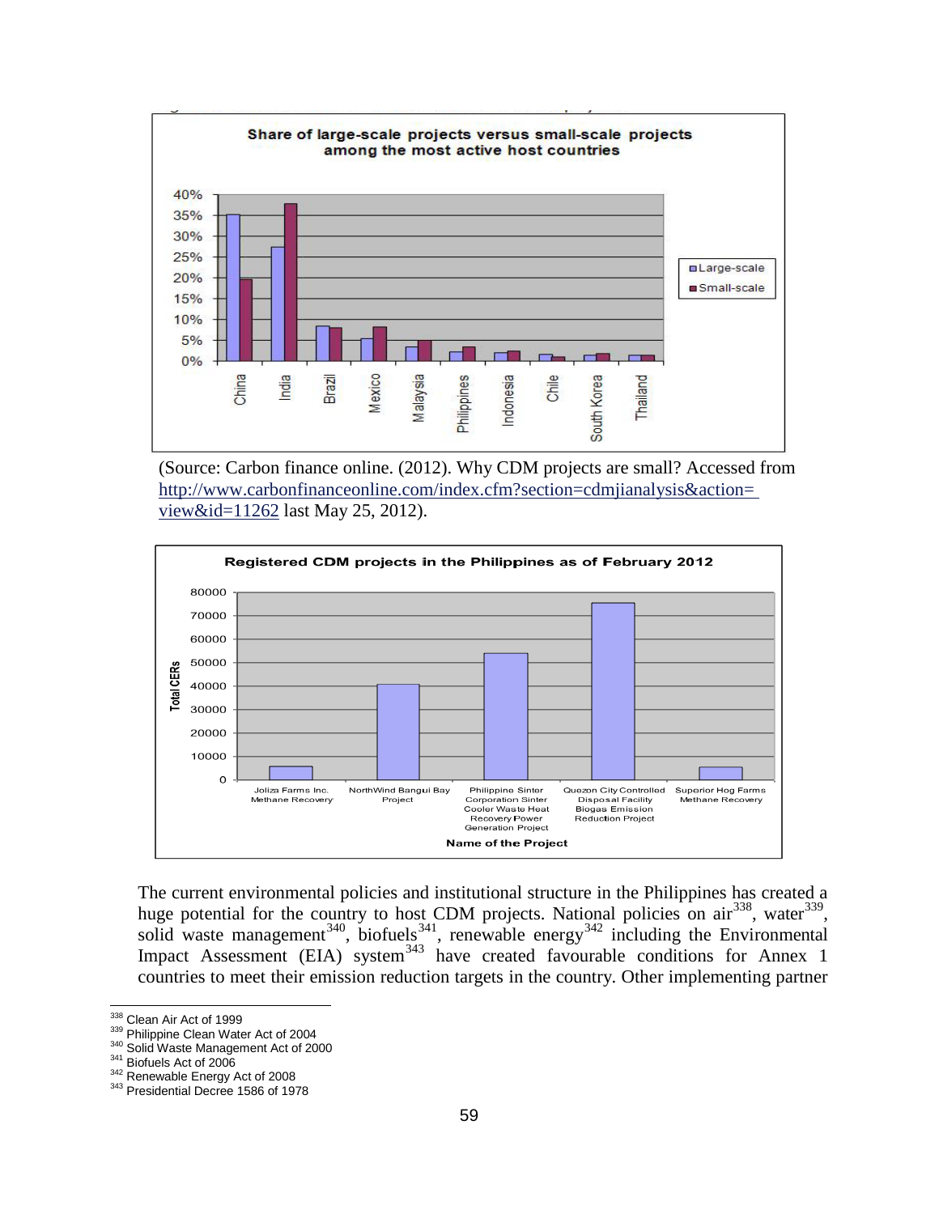**Share of large-scale projects versus small-scale projects among the most active host countries**

(Source: Carbon finance online. (2012). Why CDM projects are small? Accessed from http://www.carbonfinanceonline.com/index.cfm?section=cdmjianalysis&action=view&id=11262 last May 25, 2012).

**Registered CDM projects in the Philippines as of February 2012**

The current environmental policies and institutional structure in the Philippines has created a huge potential for the country to host CDM projects. National policies on air[338], water[339], solid waste management[340], biofuels[341], renewable energy[342] including the Environmental Impact Assessment (EIA) system[343] have created favourable conditions for Annex 1 countries to meet their emission reduction targets in the country. Other implementing partner

[338] Clean Air Act of 1999

[339] Philippine Clean Water Act of 2004

[340] Solid Waste Management Act of 2000

[341] Biofuels Act of 2006

[342] Renewable Energy Act of 2008

[343] Presidential Decree 1586 of 1978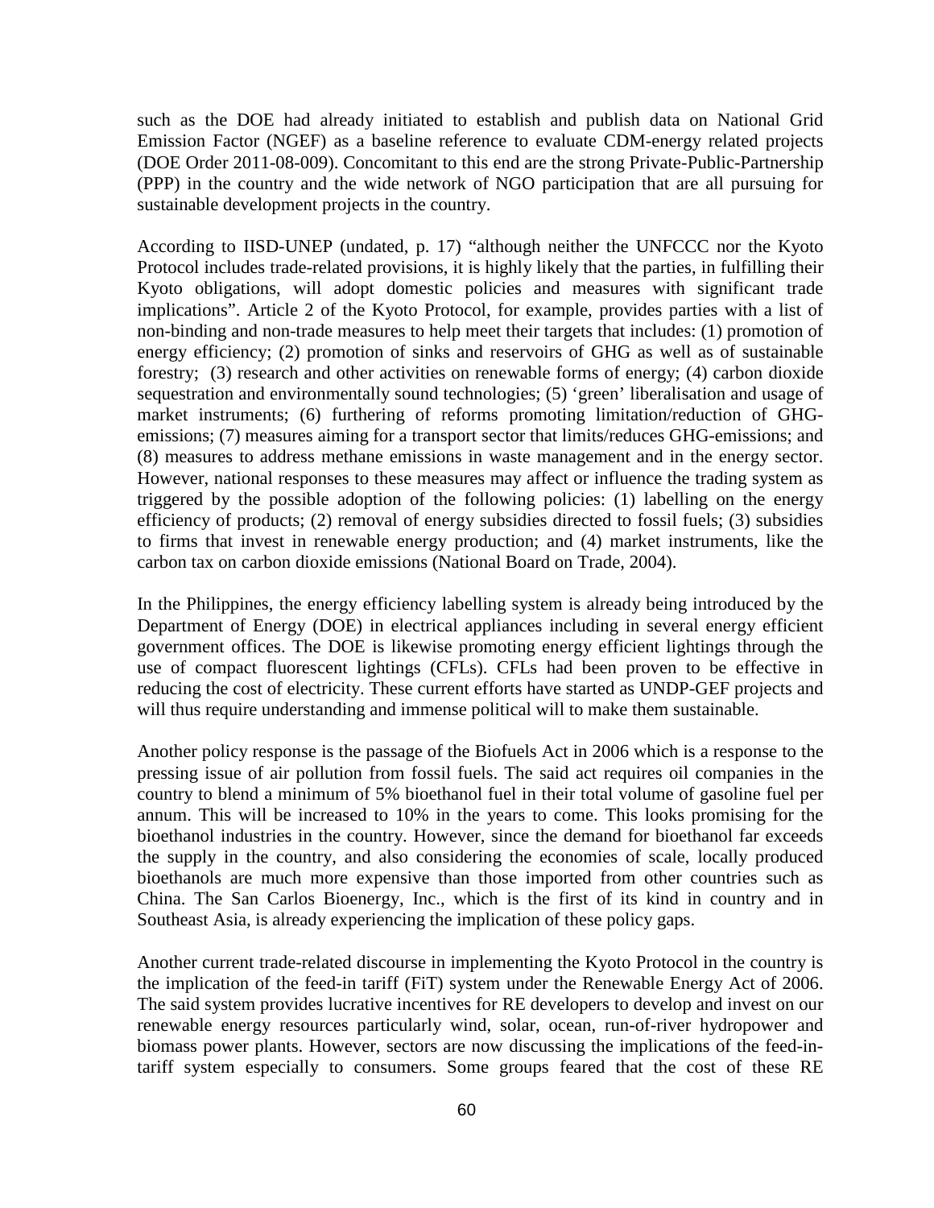such as the DOE had already initiated to establish and publish data on National Grid Emission Factor (NGEF) as a baseline reference to evaluate CDM-energy related projects (DOE Order 2011-08-009). Concomitant to this end are the strong Private-Public-Partnership (PPP) in the country and the wide network of NGO participation that are all pursuing for sustainable development projects in the country.

According to IISD-UNEP (undated, p. 17) "although neither the UNFCCC nor the Kyoto Protocol includes trade-related provisions, it is highly likely that the parties, in fulfilling their Kyoto obligations, will adopt domestic policies and measures with significant trade implications". Article 2 of the Kyoto Protocol, for example, provides parties with a list of non-binding and non-trade measures to help meet their targets that includes: (1) promotion of energy efficiency; (2) promotion of sinks and reservoirs of GHG as well as of sustainable forestry; (3) research and other activities on renewable forms of energy; (4) carbon dioxide sequestration and environmentally sound technologies; (5) 'green' liberalisation and usage of market instruments; (6) furthering of reforms promoting limitation/reduction of GHG-emissions; (7) measures aiming for a transport sector that limits/reduces GHG-emissions; and (8) measures to address methane emissions in waste management and in the energy sector. However, national responses to these measures may affect or influence the trading system as triggered by the possible adoption of the following policies: (1) labelling on the energy efficiency of products; (2) removal of energy subsidies directed to fossil fuels; (3) subsidies to firms that invest in renewable energy production; and (4) market instruments, like the carbon tax on carbon dioxide emissions (National Board on Trade, 2004).

In the Philippines, the energy efficiency labelling system is already being introduced by the Department of Energy (DOE) in electrical appliances including in several energy efficient government offices. The DOE is likewise promoting energy efficient lightings through the use of compact fluorescent lightings (CFLs). CFLs had been proven to be effective in reducing the cost of electricity. These current efforts have started as UNDP-GEF projects and will thus require understanding and immense political will to make them sustainable.

Another policy response is the passage of the Biofuels Act in 2006 which is a response to the pressing issue of air pollution from fossil fuels. The said act requires oil companies in the country to blend a minimum of 5% bioethanol fuel in their total volume of gasoline fuel per annum. This will be increased to 10% in the years to come. This looks promising for the bioethanol industries in the country. However, since the demand for bioethanol far exceeds the supply in the country, and also considering the economies of scale, locally produced bioethanols are much more expensive than those imported from other countries such as China. The San Carlos Bioenergy, Inc., which is the first of its kind in country and in Southeast Asia, is already experiencing the implication of these policy gaps.

Another current trade-related discourse in implementing the Kyoto Protocol in the country is the implication of the feed-in tariff (FiT) system under the Renewable Energy Act of 2006. The said system provides lucrative incentives for RE developers to develop and invest on our renewable energy resources particularly wind, solar, ocean, run-of-river hydropower and biomass power plants. However, sectors are now discussing the implications of the feed-in-tariff system especially to consumers. Some groups feared that the cost of these RE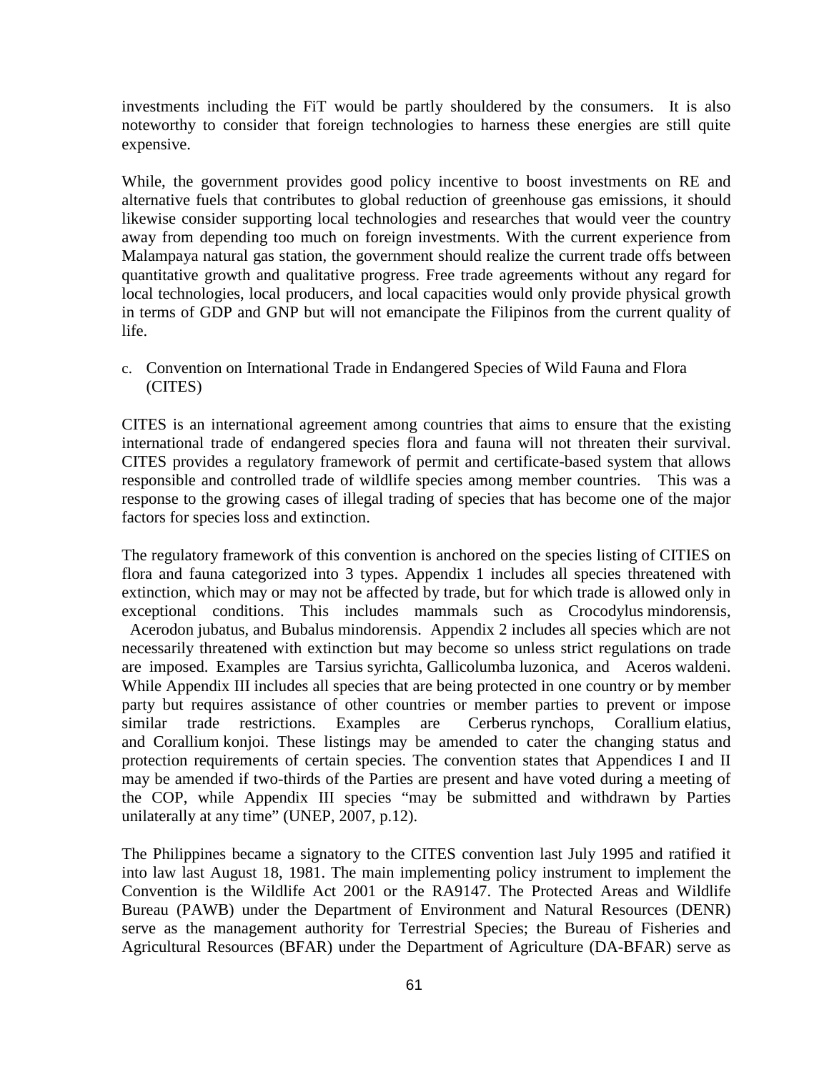investments including the FiT would be partly shouldered by the consumers. It is also noteworthy to consider that foreign technologies to harness these energies are still quite expensive.

While, the government provides good policy incentive to boost investments on RE and alternative fuels that contributes to global reduction of greenhouse gas emissions, it should likewise consider supporting local technologies and researches that would veer the country away from depending too much on foreign investments. With the current experience from Malampaya natural gas station, the government should realize the current trade offs between quantitative growth and qualitative progress. Free trade agreements without any regard for local technologies, local producers, and local capacities would only provide physical growth in terms of GDP and GNP but will not emancipate the Filipinos from the current quality of life.

c. Convention on International Trade in Endangered Species of Wild Fauna and Flora (CITES)

CITES is an international agreement among countries that aims to ensure that the existing international trade of endangered species flora and fauna will not threaten their survival. CITES provides a regulatory framework of permit and certificate-based system that allows responsible and controlled trade of wildlife species among member countries. This was a response to the growing cases of illegal trading of species that has become one of the major factors for species loss and extinction.

The regulatory framework of this convention is anchored on the species listing of CITIES on flora and fauna categorized into 3 types. Appendix 1 includes all species threatened with extinction, which may or may not be affected by trade, but for which trade is allowed only in exceptional conditions. This includes mammals such as Crocodylus mindorensis, Acerodon jubatus, and Bubalus mindorensis. Appendix 2 includes all species which are not necessarily threatened with extinction but may become so unless strict regulations on trade are imposed. Examples are Tarsius syrichta, Gallicolumba luzonica, and Aceros waldeni. While Appendix III includes all species that are being protected in one country or by member party but requires assistance of other countries or member parties to prevent or impose similar trade restrictions. Examples are Cerberus rynchops, Corallium elatius, and Corallium konjoi. These listings may be amended to cater the changing status and protection requirements of certain species. The convention states that Appendices I and II may be amended if two-thirds of the Parties are present and have voted during a meeting of the COP, while Appendix III species "may be submitted and withdrawn by Parties unilaterally at any time" (UNEP, 2007, p.12).

The Philippines became a signatory to the CITES convention last July 1995 and ratified it into law last August 18, 1981. The main implementing policy instrument to implement the Convention is the Wildlife Act 2001 or the RA9147. The Protected Areas and Wildlife Bureau (PAWB) under the Department of Environment and Natural Resources (DENR) serve as the management authority for Terrestrial Species; the Bureau of Fisheries and Agricultural Resources (BFAR) under the Department of Agriculture (DA-BFAR) serve as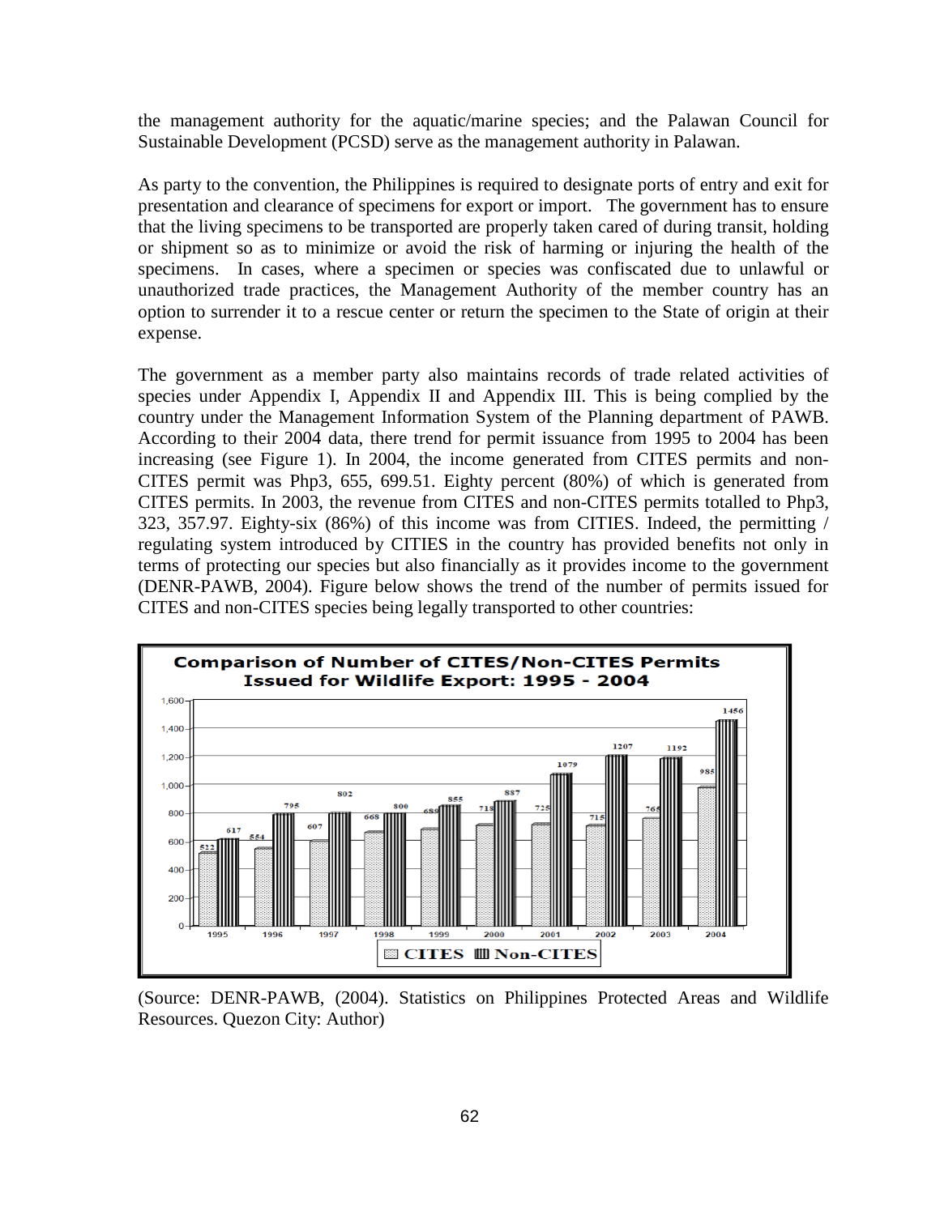the management authority for the aquatic/marine species; and the Palawan Council for Sustainable Development (PCSD) serve as the management authority in Palawan.

As party to the convention, the Philippines is required to designate ports of entry and exit for presentation and clearance of specimens for export or import. The government has to ensure that the living specimens to be transported are properly taken cared of during transit, holding or shipment so as to minimize or avoid the risk of harming or injuring the health of the specimens. In cases, where a specimen or species was confiscated due to unlawful or unauthorized trade practices, the Management Authority of the member country has an option to surrender it to a rescue center or return the specimen to the State of origin at their expense.

The government as a member party also maintains records of trade related activities of species under Appendix I, Appendix II and Appendix III. This is being complied by the country under the Management Information System of the Planning department of PAWB. According to their 2004 data, there trend for permit issuance from 1995 to 2004 has been increasing (see Figure 1). In 2004, the income generated from CITES permits and non-CITES permit was Php3, 655, 699.51. Eighty percent (80%) of which is generated from CITES permits. In 2003, the revenue from CITES and non-CITES permits totalled to Php3, 323, 357.97. Eighty-six (86%) of this income was from CITIES. Indeed, the permitting / regulating system introduced by CITIES in the country has provided benefits not only in terms of protecting our species but also financially as it provides income to the government (DENR-PAWB, 2004). Figure below shows the trend of the number of permits issued for CITES and non-CITES species being legally transported to other countries:

**Comparison of Number of CITES/Non-CITES Permits Issued for Wildlife Export: 1995 - 2004**

| Year | CITES | Non-CITES |
|---|---|---|
| 1995 | 522 | 617 |
| 1996 | 554 | 795 |
| 1997 | 607 | 802 |
| 1998 | 668 | 800 |
| 1999 | 689 | 855 |
| 2000 | 718 | 887 |
| 2001 | 725 | 1079 |
| 2002 | 715 | 1207 |
| 2003 | 765 | 1192 |
| 2004 | 985 | 1456 |

(Source: DENR-PAWB, (2004). Statistics on Philippines Protected Areas and Wildlife Resources. Quezon City: Author)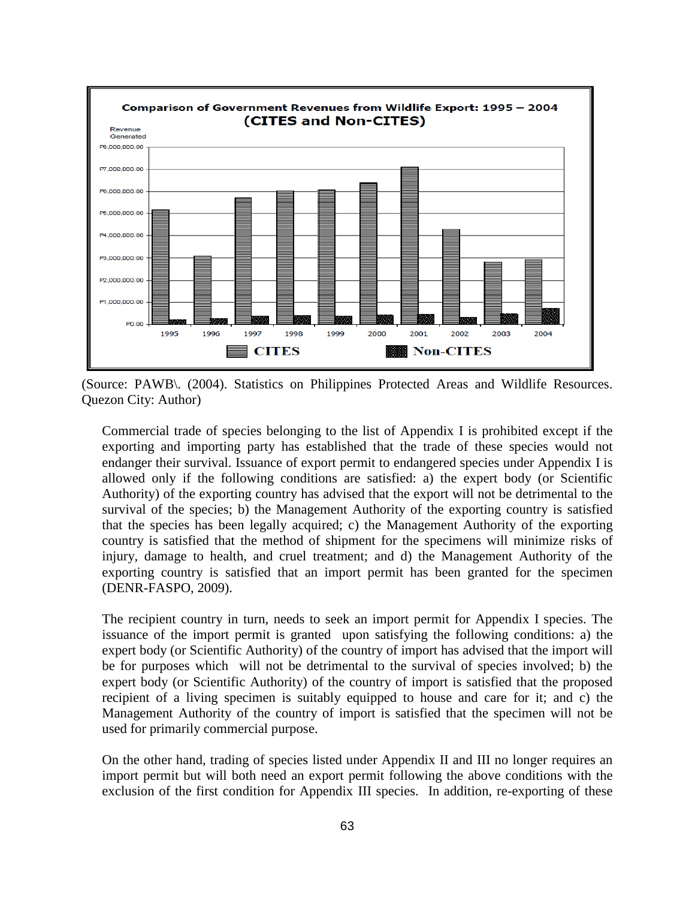**Comparison of Government Revenues from Wildlife Export: 1995 – 2004 (CITES and Non-CITES)**

(Source: PAWB\. (2004). Statistics on Philippines Protected Areas and Wildlife Resources. Quezon City: Author)

Commercial trade of species belonging to the list of Appendix I is prohibited except if the exporting and importing party has established that the trade of these species would not endanger their survival. Issuance of export permit to endangered species under Appendix I is allowed only if the following conditions are satisfied: a) the expert body (or Scientific Authority) of the exporting country has advised that the export will not be detrimental to the survival of the species; b) the Management Authority of the exporting country is satisfied that the species has been legally acquired; c) the Management Authority of the exporting country is satisfied that the method of shipment for the specimens will minimize risks of injury, damage to health, and cruel treatment; and d) the Management Authority of the exporting country is satisfied that an import permit has been granted for the specimen (DENR-FASPO, 2009).

The recipient country in turn, needs to seek an import permit for Appendix I species. The issuance of the import permit is granted upon satisfying the following conditions: a) the expert body (or Scientific Authority) of the country of import has advised that the import will be for purposes which will not be detrimental to the survival of species involved; b) the expert body (or Scientific Authority) of the country of import is satisfied that the proposed recipient of a living specimen is suitably equipped to house and care for it; and c) the Management Authority of the country of import is satisfied that the specimen will not be used for primarily commercial purpose.

On the other hand, trading of species listed under Appendix II and III no longer requires an import permit but will both need an export permit following the above conditions with the exclusion of the first condition for Appendix III species. In addition, re-exporting of these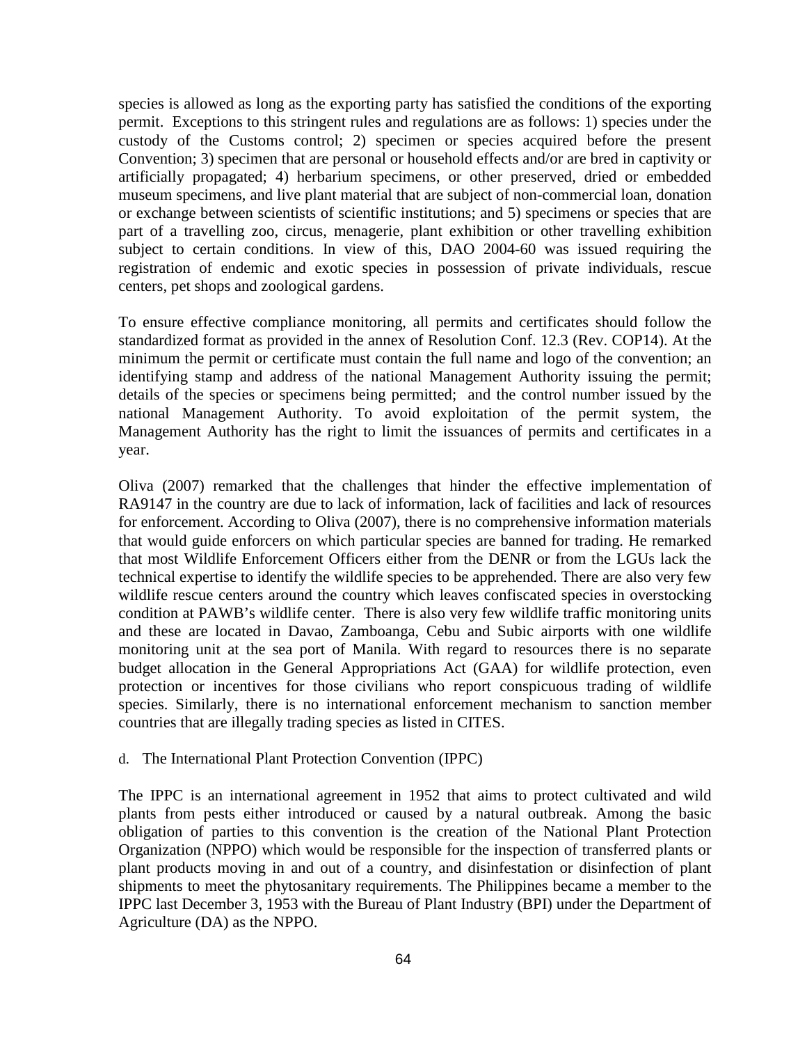species is allowed as long as the exporting party has satisfied the conditions of the exporting permit. Exceptions to this stringent rules and regulations are as follows: 1) species under the custody of the Customs control; 2) specimen or species acquired before the present Convention; 3) specimen that are personal or household effects and/or are bred in captivity or artificially propagated; 4) herbarium specimens, or other preserved, dried or embedded museum specimens, and live plant material that are subject of non-commercial loan, donation or exchange between scientists of scientific institutions; and 5) specimens or species that are part of a travelling zoo, circus, menagerie, plant exhibition or other travelling exhibition subject to certain conditions. In view of this, DAO 2004-60 was issued requiring the registration of endemic and exotic species in possession of private individuals, rescue centers, pet shops and zoological gardens.

To ensure effective compliance monitoring, all permits and certificates should follow the standardized format as provided in the annex of Resolution Conf. 12.3 (Rev. COP14). At the minimum the permit or certificate must contain the full name and logo of the convention; an identifying stamp and address of the national Management Authority issuing the permit; details of the species or specimens being permitted; and the control number issued by the national Management Authority. To avoid exploitation of the permit system, the Management Authority has the right to limit the issuances of permits and certificates in a year.

Oliva (2007) remarked that the challenges that hinder the effective implementation of RA9147 in the country are due to lack of information, lack of facilities and lack of resources for enforcement. According to Oliva (2007), there is no comprehensive information materials that would guide enforcers on which particular species are banned for trading. He remarked that most Wildlife Enforcement Officers either from the DENR or from the LGUs lack the technical expertise to identify the wildlife species to be apprehended. There are also very few wildlife rescue centers around the country which leaves confiscated species in overstocking condition at PAWB's wildlife center. There is also very few wildlife traffic monitoring units and these are located in Davao, Zamboanga, Cebu and Subic airports with one wildlife monitoring unit at the sea port of Manila. With regard to resources there is no separate budget allocation in the General Appropriations Act (GAA) for wildlife protection, even protection or incentives for those civilians who report conspicuous trading of wildlife species. Similarly, there is no international enforcement mechanism to sanction member countries that are illegally trading species as listed in CITES.

d. The International Plant Protection Convention (IPPC)

The IPPC is an international agreement in 1952 that aims to protect cultivated and wild plants from pests either introduced or caused by a natural outbreak. Among the basic obligation of parties to this convention is the creation of the National Plant Protection Organization (NPPO) which would be responsible for the inspection of transferred plants or plant products moving in and out of a country, and disinfestation or disinfection of plant shipments to meet the phytosanitary requirements. The Philippines became a member to the IPPC last December 3, 1953 with the Bureau of Plant Industry (BPI) under the Department of Agriculture (DA) as the NPPO.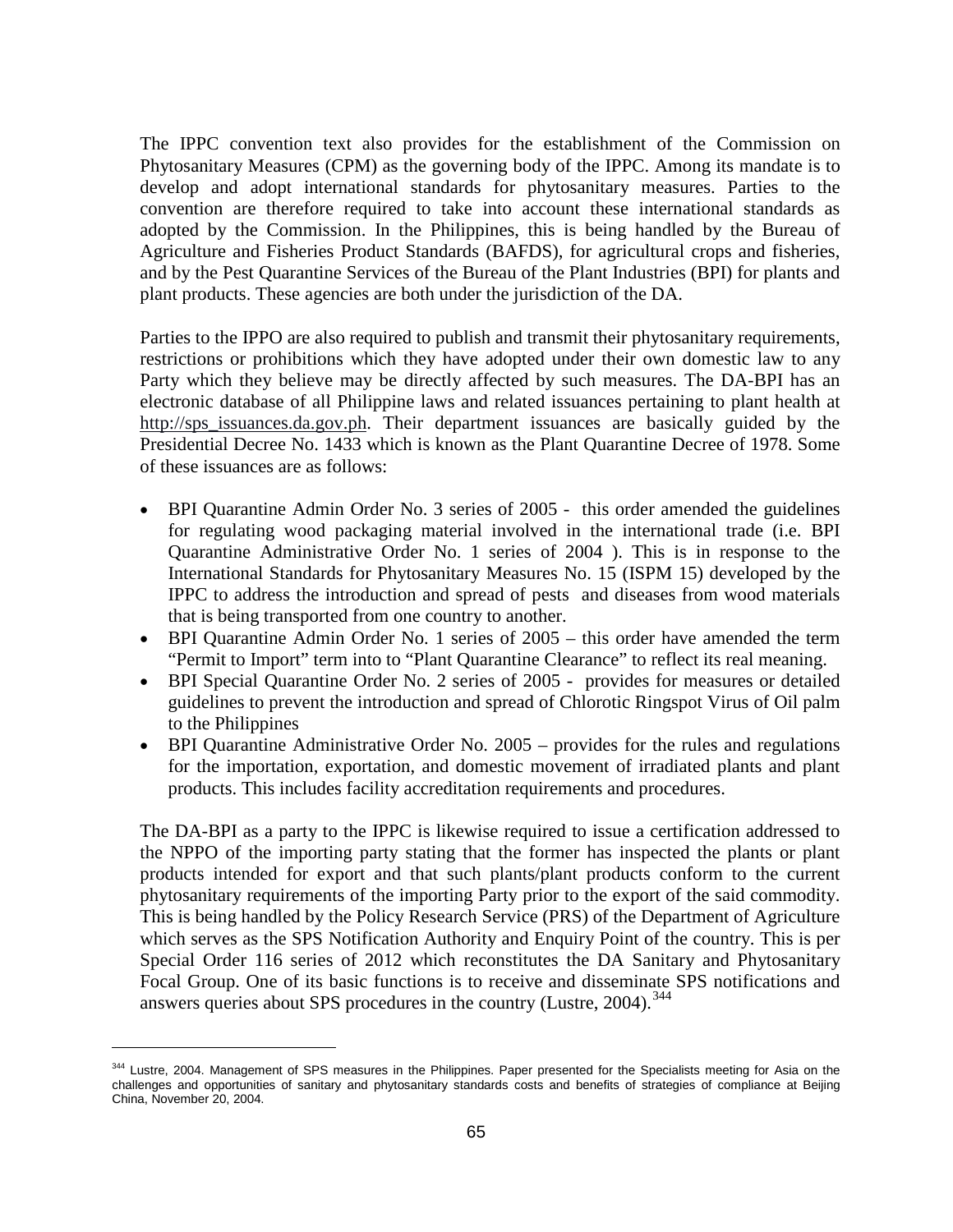The IPPC convention text also provides for the establishment of the Commission on Phytosanitary Measures (CPM) as the governing body of the IPPC. Among its mandate is to develop and adopt international standards for phytosanitary measures. Parties to the convention are therefore required to take into account these international standards as adopted by the Commission. In the Philippines, this is being handled by the Bureau of Agriculture and Fisheries Product Standards (BAFDS), for agricultural crops and fisheries, and by the Pest Quarantine Services of the Bureau of the Plant Industries (BPI) for plants and plant products. These agencies are both under the jurisdiction of the DA.

Parties to the IPPO are also required to publish and transmit their phytosanitary requirements, restrictions or prohibitions which they have adopted under their own domestic law to any Party which they believe may be directly affected by such measures. The DA-BPI has an electronic database of all Philippine laws and related issuances pertaining to plant health at http://sps_issuances.da.gov.ph. Their department issuances are basically guided by the Presidential Decree No. 1433 which is known as the Plant Quarantine Decree of 1978. Some of these issuances are as follows:

- BPI Quarantine Admin Order No. 3 series of 2005 - this order amended the guidelines for regulating wood packaging material involved in the international trade (i.e. BPI Quarantine Administrative Order No. 1 series of 2004 ). This is in response to the International Standards for Phytosanitary Measures No. 15 (ISPM 15) developed by the IPPC to address the introduction and spread of pests and diseases from wood materials that is being transported from one country to another.
- BPI Quarantine Admin Order No. 1 series of 2005 – this order have amended the term "Permit to Import" term into to "Plant Quarantine Clearance" to reflect its real meaning.
- BPI Special Quarantine Order No. 2 series of 2005 - provides for measures or detailed guidelines to prevent the introduction and spread of Chlorotic Ringspot Virus of Oil palm to the Philippines
- BPI Quarantine Administrative Order No. 2005 – provides for the rules and regulations for the importation, exportation, and domestic movement of irradiated plants and plant products. This includes facility accreditation requirements and procedures.

The DA-BPI as a party to the IPPC is likewise required to issue a certification addressed to the NPPO of the importing party stating that the former has inspected the plants or plant products intended for export and that such plants/plant products conform to the current phytosanitary requirements of the importing Party prior to the export of the said commodity. This is being handled by the Policy Research Service (PRS) of the Department of Agriculture which serves as the SPS Notification Authority and Enquiry Point of the country. This is per Special Order 116 series of 2012 which reconstitutes the DA Sanitary and Phytosanitary Focal Group. One of its basic functions is to receive and disseminate SPS notifications and answers queries about SPS procedures in the country (Lustre, 2004).[344]

---

[344] Lustre, 2004. Management of SPS measures in the Philippines. Paper presented for the Specialists meeting for Asia on the challenges and opportunities of sanitary and phytosanitary standards costs and benefits of strategies of compliance at Beijing China, November 20, 2004.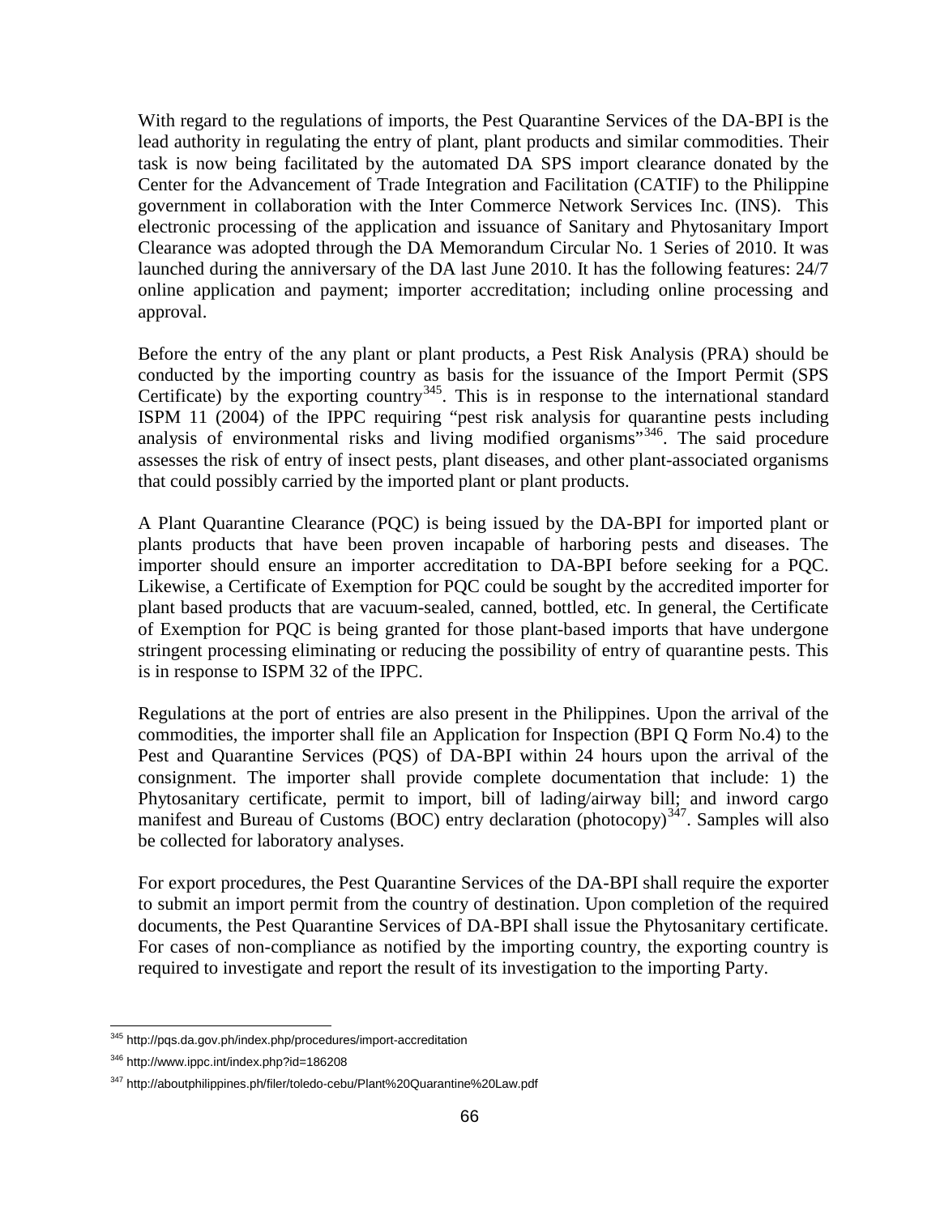With regard to the regulations of imports, the Pest Quarantine Services of the DA-BPI is the lead authority in regulating the entry of plant, plant products and similar commodities. Their task is now being facilitated by the automated DA SPS import clearance donated by the Center for the Advancement of Trade Integration and Facilitation (CATIF) to the Philippine government in collaboration with the Inter Commerce Network Services Inc. (INS). This electronic processing of the application and issuance of Sanitary and Phytosanitary Import Clearance was adopted through the DA Memorandum Circular No. 1 Series of 2010. It was launched during the anniversary of the DA last June 2010. It has the following features: 24/7 online application and payment; importer accreditation; including online processing and approval.

Before the entry of the any plant or plant products, a Pest Risk Analysis (PRA) should be conducted by the importing country as basis for the issuance of the Import Permit (SPS Certificate) by the exporting country[345]. This is in response to the international standard ISPM 11 (2004) of the IPPC requiring "pest risk analysis for quarantine pests including analysis of environmental risks and living modified organisms"[346]. The said procedure assesses the risk of entry of insect pests, plant diseases, and other plant-associated organisms that could possibly carried by the imported plant or plant products.

A Plant Quarantine Clearance (PQC) is being issued by the DA-BPI for imported plant or plants products that have been proven incapable of harboring pests and diseases. The importer should ensure an importer accreditation to DA-BPI before seeking for a PQC. Likewise, a Certificate of Exemption for PQC could be sought by the accredited importer for plant based products that are vacuum-sealed, canned, bottled, etc. In general, the Certificate of Exemption for PQC is being granted for those plant-based imports that have undergone stringent processing eliminating or reducing the possibility of entry of quarantine pests. This is in response to ISPM 32 of the IPPC.

Regulations at the port of entries are also present in the Philippines. Upon the arrival of the commodities, the importer shall file an Application for Inspection (BPI Q Form No.4) to the Pest and Quarantine Services (PQS) of DA-BPI within 24 hours upon the arrival of the consignment. The importer shall provide complete documentation that include: 1) the Phytosanitary certificate, permit to import, bill of lading/airway bill; and inword cargo manifest and Bureau of Customs (BOC) entry declaration (photocopy)[347]. Samples will also be collected for laboratory analyses.

For export procedures, the Pest Quarantine Services of the DA-BPI shall require the exporter to submit an import permit from the country of destination. Upon completion of the required documents, the Pest Quarantine Services of DA-BPI shall issue the Phytosanitary certificate. For cases of non-compliance as notified by the importing country, the exporting country is required to investigate and report the result of its investigation to the importing Party.

---

[345] http://pqs.da.gov.ph/index.php/procedures/import-accreditation

[346] http://www.ippc.int/index.php?id=186208

[347] http://aboutphilippines.ph/filer/toledo-cebu/Plant%20Quarantine%20Law.pdf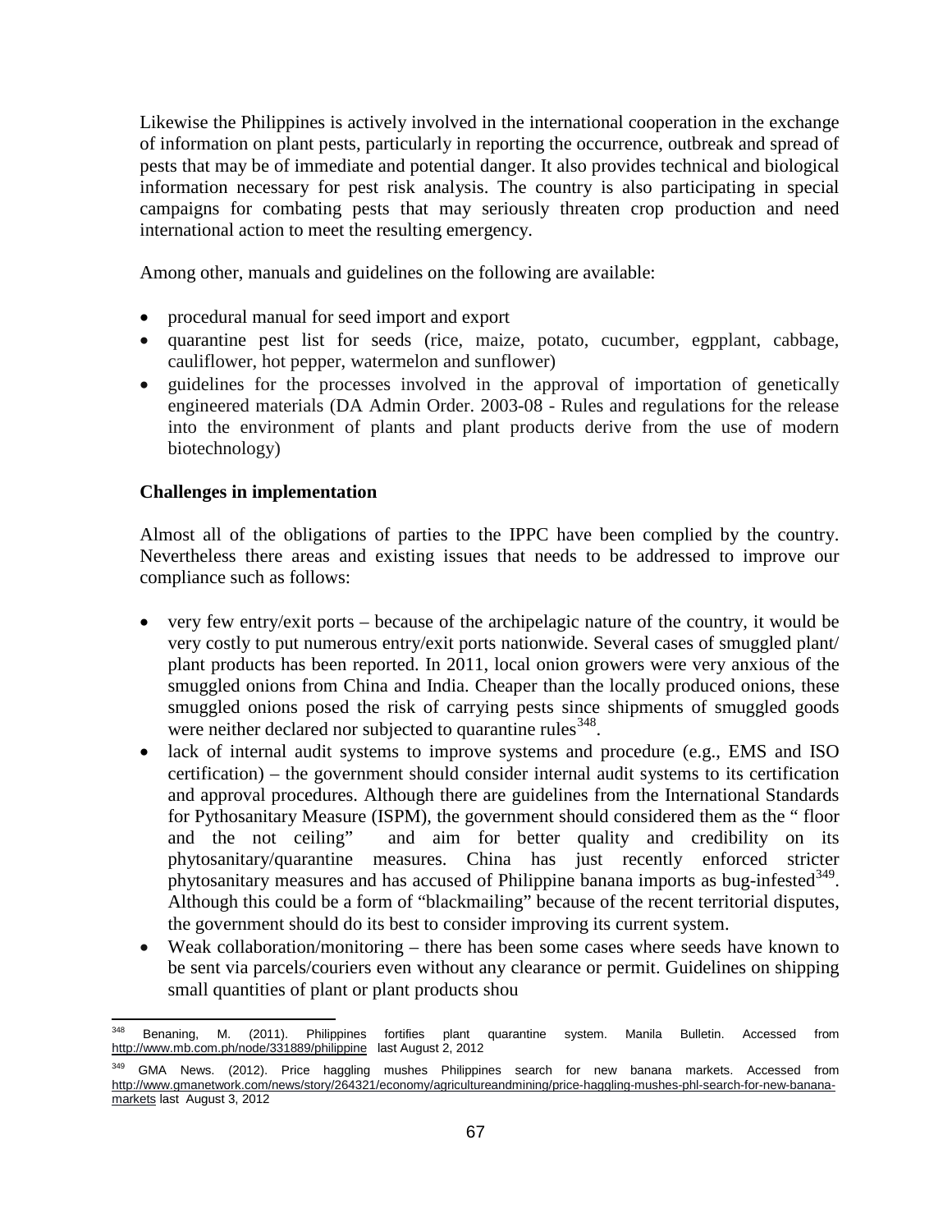Likewise the Philippines is actively involved in the international cooperation in the exchange of information on plant pests, particularly in reporting the occurrence, outbreak and spread of pests that may be of immediate and potential danger. It also provides technical and biological information necessary for pest risk analysis. The country is also participating in special campaigns for combating pests that may seriously threaten crop production and need international action to meet the resulting emergency.

Among other, manuals and guidelines on the following are available:

- procedural manual for seed import and export
- quarantine pest list for seeds (rice, maize, potato, cucumber, egpplant, cabbage, cauliflower, hot pepper, watermelon and sunflower)
- guidelines for the processes involved in the approval of importation of genetically engineered materials (DA Admin Order. 2003-08 - Rules and regulations for the release into the environment of plants and plant products derive from the use of modern biotechnology)

**Challenges in implementation**

Almost all of the obligations of parties to the IPPC have been complied by the country. Nevertheless there areas and existing issues that needs to be addressed to improve our compliance such as follows:

- very few entry/exit ports – because of the archipelagic nature of the country, it would be very costly to put numerous entry/exit ports nationwide. Several cases of smuggled plant/ plant products has been reported. In 2011, local onion growers were very anxious of the smuggled onions from China and India. Cheaper than the locally produced onions, these smuggled onions posed the risk of carrying pests since shipments of smuggled goods were neither declared nor subjected to quarantine rules[348].
- lack of internal audit systems to improve systems and procedure (e.g., EMS and ISO certification) – the government should consider internal audit systems to its certification and approval procedures. Although there are guidelines from the International Standards for Pythosanitary Measure (ISPM), the government should considered them as the " floor and the not ceiling" and aim for better quality and credibility on its phytosanitary/quarantine measures. China has just recently enforced stricter phytosanitary measures and has accused of Philippine banana imports as bug-infested[349]. Although this could be a form of "blackmailing" because of the recent territorial disputes, the government should do its best to consider improving its current system.
- Weak collaboration/monitoring – there has been some cases where seeds have known to be sent via parcels/couriers even without any clearance or permit. Guidelines on shipping small quantities of plant or plant products shou

[348] Benaning, M. (2011). Philippines fortifies plant quarantine system. Manila Bulletin. Accessed from http://www.mb.com.ph/node/331889/philippine last August 2, 2012

[349] GMA News. (2012). Price haggling mushes Philippines search for new banana markets. Accessed from http://www.gmanetwork.com/news/story/264321/economy/agricultureandmining/price-haggling-mushes-phl-search-for-new-banana-markets last August 3, 2012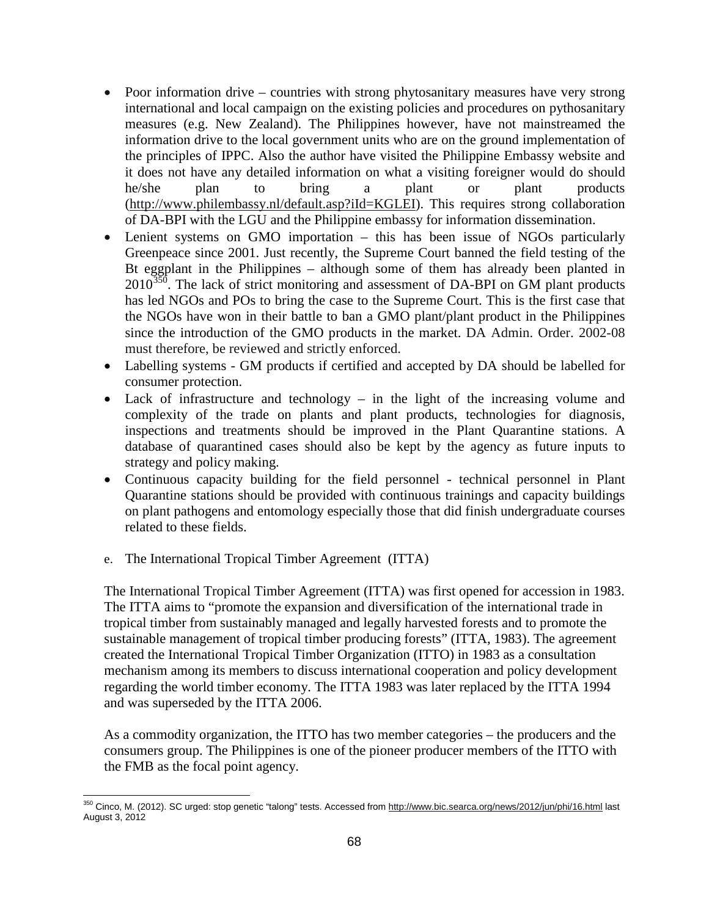- Poor information drive – countries with strong phytosanitary measures have very strong international and local campaign on the existing policies and procedures on pythosanitary measures (e.g. New Zealand). The Philippines however, have not mainstreamed the information drive to the local government units who are on the ground implementation of the principles of IPPC. Also the author have visited the Philippine Embassy website and it does not have any detailed information on what a visiting foreigner would do should he/she plan to bring a plant or plant products (http://www.philembassy.nl/default.asp?iId=KGLEI). This requires strong collaboration of DA-BPI with the LGU and the Philippine embassy for information dissemination.
- Lenient systems on GMO importation – this has been issue of NGOs particularly Greenpeace since 2001. Just recently, the Supreme Court banned the field testing of the Bt eggplant in the Philippines – although some of them has already been planted in 2010[350]. The lack of strict monitoring and assessment of DA-BPI on GM plant products has led NGOs and POs to bring the case to the Supreme Court. This is the first case that the NGOs have won in their battle to ban a GMO plant/plant product in the Philippines since the introduction of the GMO products in the market. DA Admin. Order. 2002-08 must therefore, be reviewed and strictly enforced.
- Labelling systems - GM products if certified and accepted by DA should be labelled for consumer protection.
- Lack of infrastructure and technology – in the light of the increasing volume and complexity of the trade on plants and plant products, technologies for diagnosis, inspections and treatments should be improved in the Plant Quarantine stations. A database of quarantined cases should also be kept by the agency as future inputs to strategy and policy making.
- Continuous capacity building for the field personnel - technical personnel in Plant Quarantine stations should be provided with continuous trainings and capacity buildings on plant pathogens and entomology especially those that did finish undergraduate courses related to these fields.

e. The International Tropical Timber Agreement (ITTA)

The International Tropical Timber Agreement (ITTA) was first opened for accession in 1983. The ITTA aims to "promote the expansion and diversification of the international trade in tropical timber from sustainably managed and legally harvested forests and to promote the sustainable management of tropical timber producing forests" (ITTA, 1983). The agreement created the International Tropical Timber Organization (ITTO) in 1983 as a consultation mechanism among its members to discuss international cooperation and policy development regarding the world timber economy. The ITTA 1983 was later replaced by the ITTA 1994 and was superseded by the ITTA 2006.

As a commodity organization, the ITTO has two member categories – the producers and the consumers group. The Philippines is one of the pioneer producer members of the ITTO with the FMB as the focal point agency.

[350] Cinco, M. (2012). SC urged: stop genetic "talong" tests. Accessed from http://www.bic.searca.org/news/2012/jun/phi/16.html last August 3, 2012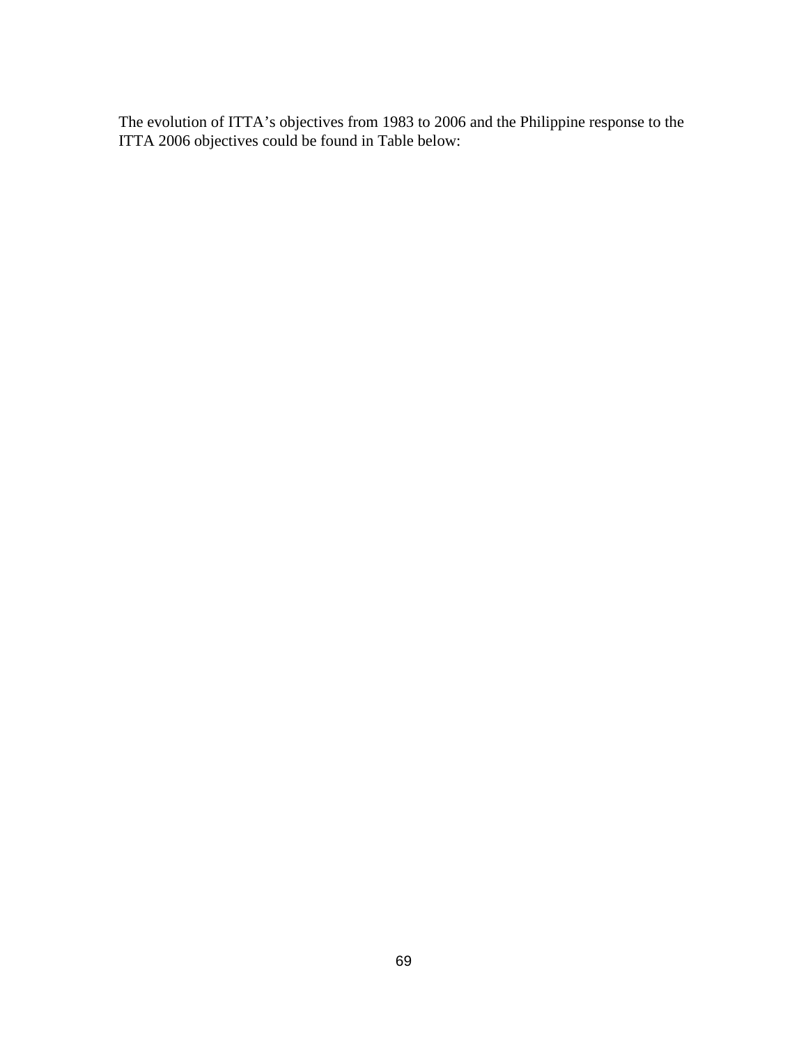The evolution of ITTA's objectives from 1983 to 2006 and the Philippine response to the ITTA 2006 objectives could be found in Table below: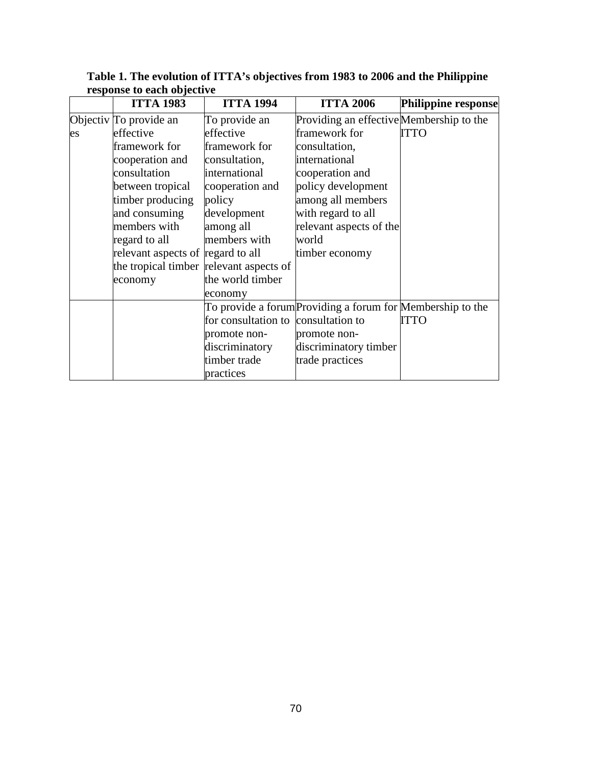**Table 1. The evolution of ITTA's objectives from 1983 to 2006 and the Philippine response to each objective**

| | ITTA 1983 | ITTA 1994 | ITTA 2006 | Philippine response |
|---|---|---|---|---|
| Objectives | To provide an effective framework for cooperation and consultation between tropical timber producing and consuming members with regard to all relevant aspects of the tropical timber economy | To provide an effective framework for consultation, international cooperation and policy development among all members with regard to all relevant aspects of the world timber economy | Providing an effective framework for consultation, international cooperation and policy development among all members with regard to all relevant aspects of the world timber economy | Membership to the ITTO |
| | | To provide a forum for consultation to promote non-discriminatory timber trade practices | Providing a forum for consultation to promote non-discriminatory timber trade practices | Membership to the ITTO |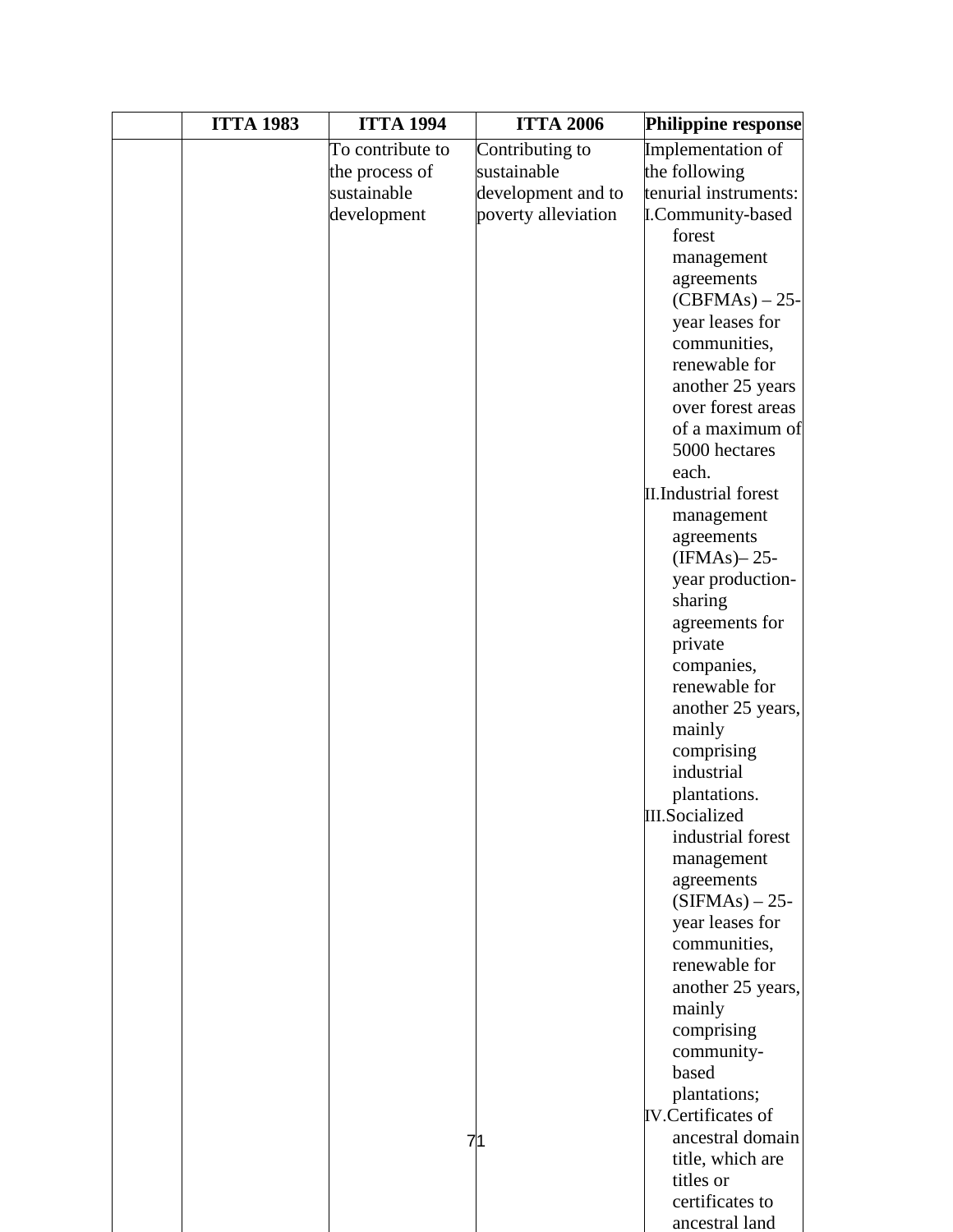|  | ITTA 1983 | ITTA 1994 | ITTA 2006 | Philippine response |
|---|---|---|---|---|
|  |  | To contribute to the process of sustainable development | Contributing to sustainable development and to poverty alleviation | Implementation of the following tenurial instruments:<br>I. Community-based forest management agreements (CBFMAs) – 25-year leases for communities, renewable for another 25 years over forest areas of a maximum of 5000 hectares each.<br>II. Industrial forest management agreements (IFMAs)– 25-year production-sharing agreements for private companies, renewable for another 25 years, mainly comprising industrial plantations.<br>III. Socialized industrial forest management agreements (SIFMAs) – 25-year leases for communities, renewable for another 25 years, mainly comprising community-based plantations;<br>IV. Certificates of ancestral domain title, which are titles or certificates to ancestral land |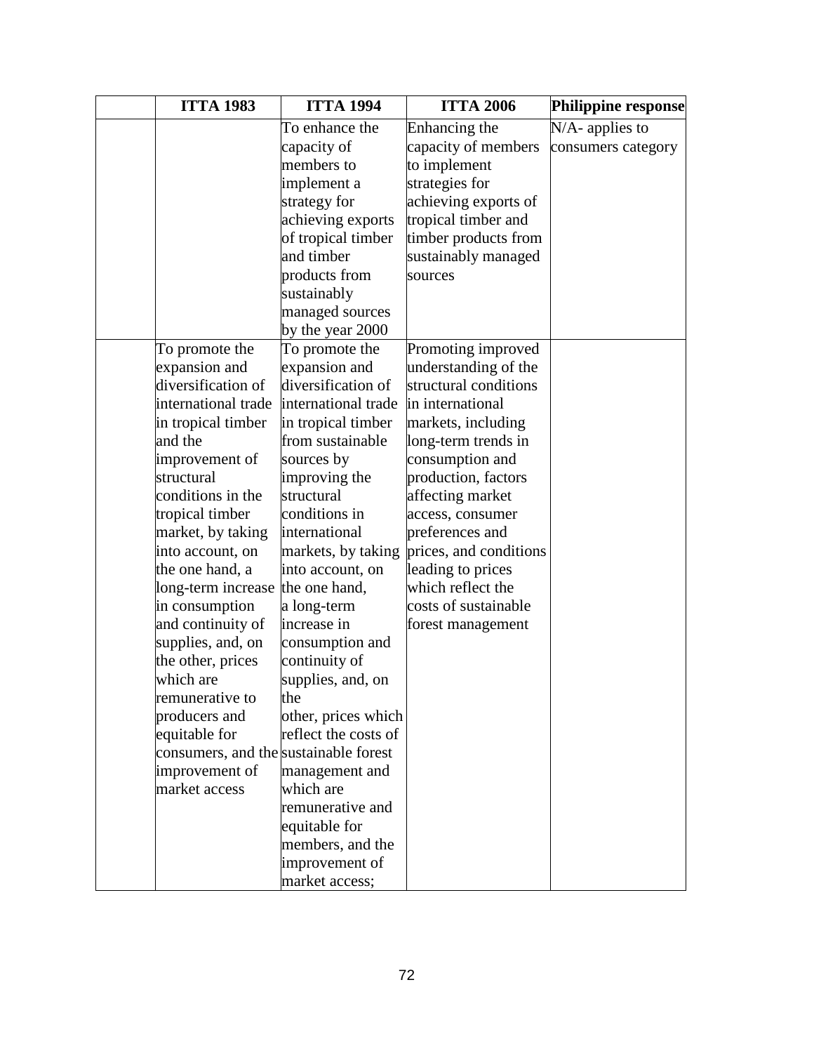| | ITTA 1983 | ITTA 1994 | ITTA 2006 | Philippine response |
|---|---|---|---|---|
| | | To enhance the capacity of members to implement a strategy for achieving exports of tropical timber and timber products from sustainably managed sources by the year 2000 | Enhancing the capacity of members to implement strategies for achieving exports of tropical timber and timber products from sustainably managed sources | N/A- applies to consumers category |
| | To promote the expansion and diversification of international trade in tropical timber and the improvement of structural conditions in the tropical timber market, by taking into account, on the one hand, a long-term increase in consumption and continuity of supplies, and, on the other, prices which are remunerative to producers and equitable for consumers, and the improvement of market access | To promote the expansion and diversification of international trade in tropical timber from sustainable sources by improving the structural conditions in international markets, by taking into account, on the one hand, a long-term increase in consumption and continuity of supplies, and, on the other, prices which reflect the costs of sustainable forest management and which are remunerative and equitable for members, and the improvement of market access; | Promoting improved understanding of the structural conditions in international markets, including long-term trends in consumption and production, factors affecting market access, consumer preferences and prices, and conditions leading to prices which reflect the costs of sustainable forest management | |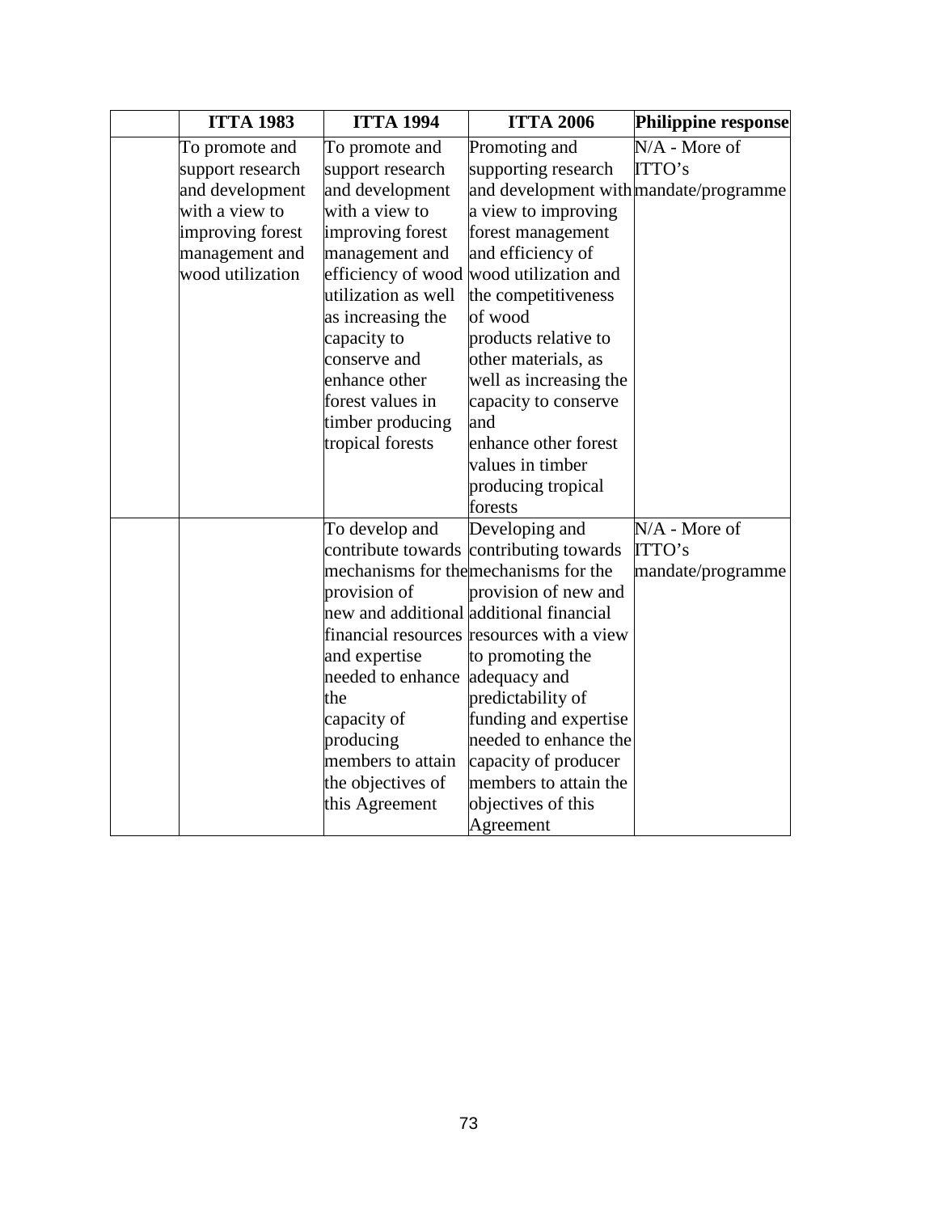| | ITTA 1983 | ITTA 1994 | ITTA 2006 | Philippine response |
|---|---|---|---|---|
| | To promote and support research and development with a view to improving forest management and wood utilization | To promote and support research and development with a view to improving forest management and efficiency of wood utilization as well as increasing the capacity to conserve and enhance other forest values in timber producing tropical forests | Promoting and supporting research and development with a view to improving forest management and efficiency of wood utilization and the competitiveness of wood products relative to other materials, as well as increasing the capacity to conserve and enhance other forest values in timber producing tropical forests | N/A - More of ITTO's mandate/programme |
| | | To develop and contribute towards mechanisms for the provision of new and additional financial resources and expertise needed to enhance the capacity of producing members to attain the objectives of this Agreement | Developing and contributing towards mechanisms for the provision of new and additional financial resources with a view to promoting the adequacy and predictability of funding and expertise needed to enhance the capacity of producer members to attain the objectives of this Agreement | N/A - More of ITTO's mandate/programme |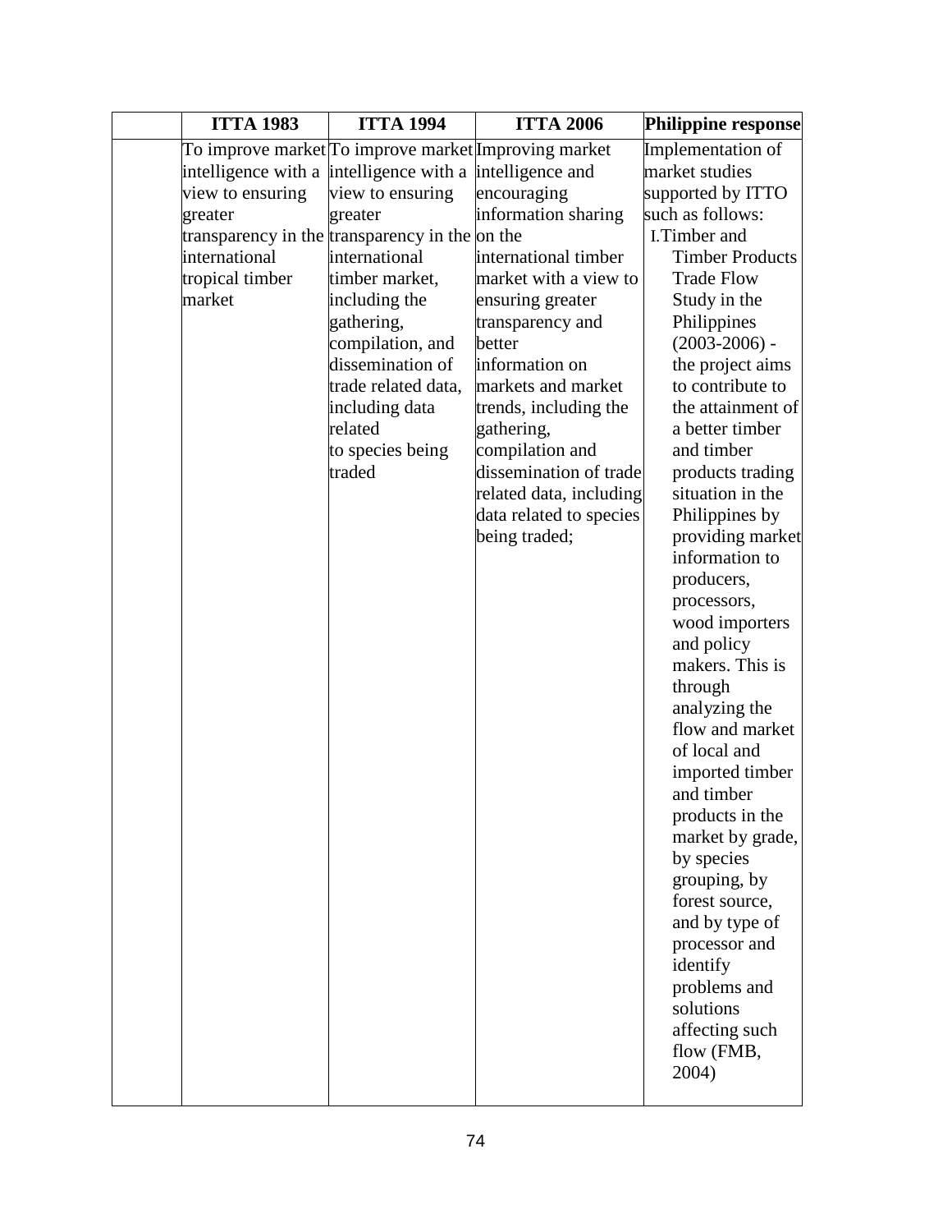| | ITTA 1983 | ITTA 1994 | ITTA 2006 | Philippine response |
|---|---|---|---|---|
| | To improve market intelligence with a view to ensuring greater transparency in the international tropical timber market | To improve market intelligence with a view to ensuring greater transparency in the international timber market, including the gathering, compilation, and dissemination of trade related data, including data related to species being traded | Improving market intelligence and encouraging information sharing on the international timber market with a view to ensuring greater transparency and better information on markets and market trends, including the gathering, compilation and dissemination of trade related data, including data related to species being traded; | Implementation of market studies supported by ITTO such as follows:<br>I. Timber and Timber Products Trade Flow Study in the Philippines (2003-2006) - the project aims to contribute to the attainment of a better timber and timber products trading situation in the Philippines by providing market information to producers, processors, wood importers and policy makers. This is through analyzing the flow and market of local and imported timber and timber products in the market by grade, by species grouping, by forest source, and by type of processor and identify problems and solutions affecting such flow (FMB, 2004) |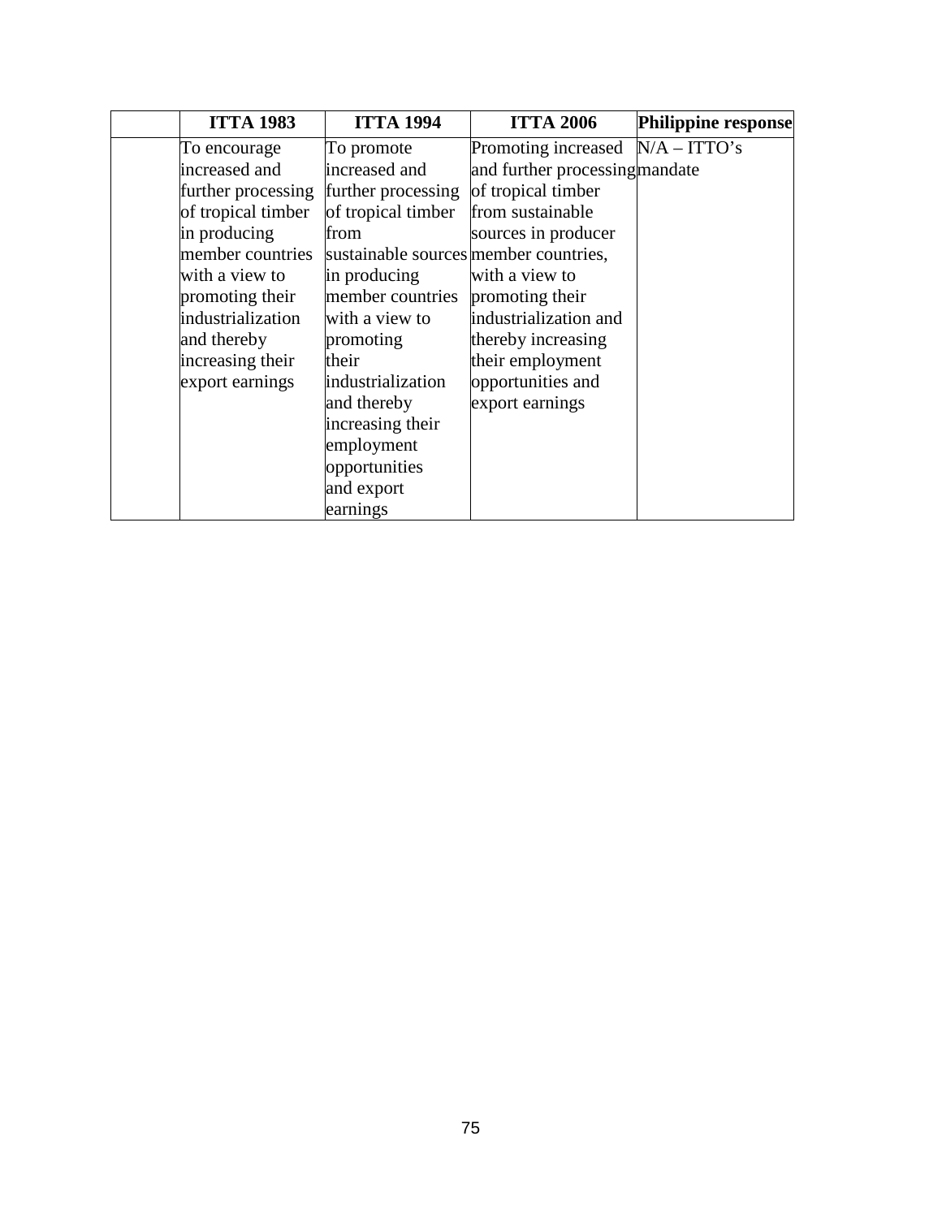| | ITTA 1983 | ITTA 1994 | ITTA 2006 | Philippine response |
|---|---|---|---|---|
| | To encourage increased and further processing of tropical timber in producing member countries with a view to promoting their industrialization and thereby increasing their export earnings | To promote increased and further processing of tropical timber from sustainable sources in producing member countries with a view to promoting their industrialization and thereby increasing their employment opportunities and export earnings | Promoting increased and further processing of tropical timber from sustainable sources in producer member countries, with a view to promoting their industrialization and thereby increasing their employment opportunities and export earnings | N/A – ITTO's mandate |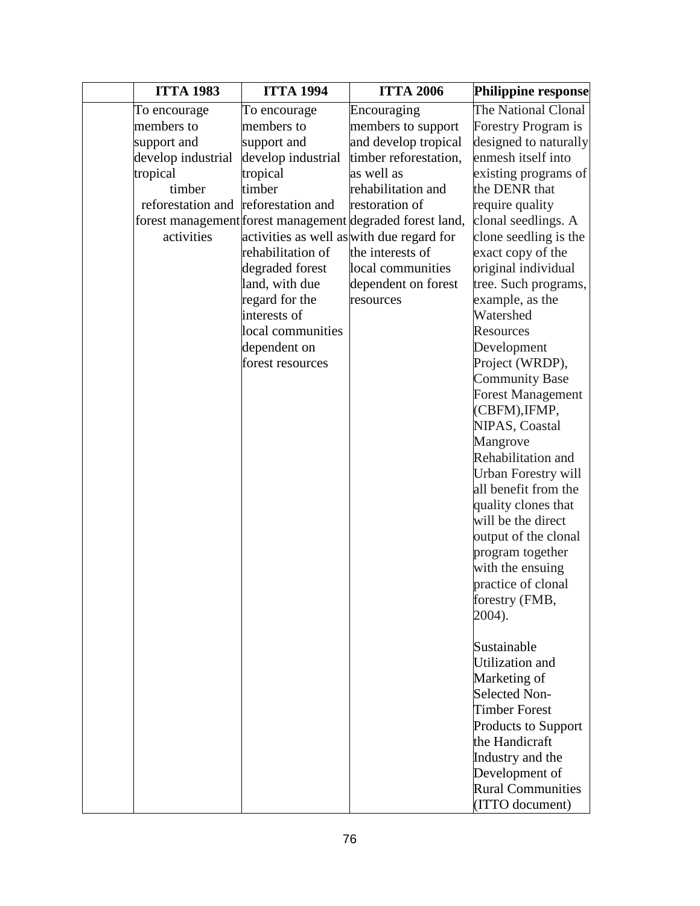| | ITTA 1983 | ITTA 1994 | ITTA 2006 | Philippine response |
|---|---|---|---|---|
| | To encourage members to support and develop industrial tropical timber reforestation and forest management activities | To encourage members to support and develop industrial tropical timber reforestation and forest management activities as well as rehabilitation of degraded forest land, with due regard for the interests of local communities dependent on forest resources | Encouraging members to support and develop tropical timber reforestation, as well as rehabilitation and restoration of degraded forest land, with due regard for the interests of local communities dependent on forest resources | The National Clonal Forestry Program is designed to naturally enmesh itself into existing programs of the DENR that require quality clonal seedlings. A clone seedling is the exact copy of the original individual tree. Such programs, example, as the Watershed Resources Development Project (WRDP), Community Base Forest Management (CBFM),IFMP, NIPAS, Coastal Mangrove Rehabilitation and Urban Forestry will all benefit from the quality clones that will be the direct output of the clonal program together with the ensuing practice of clonal forestry (FMB, 2004).<br><br>Sustainable Utilization and Marketing of Selected Non-Timber Forest Products to Support the Handicraft Industry and the Development of Rural Communities (ITTO document) |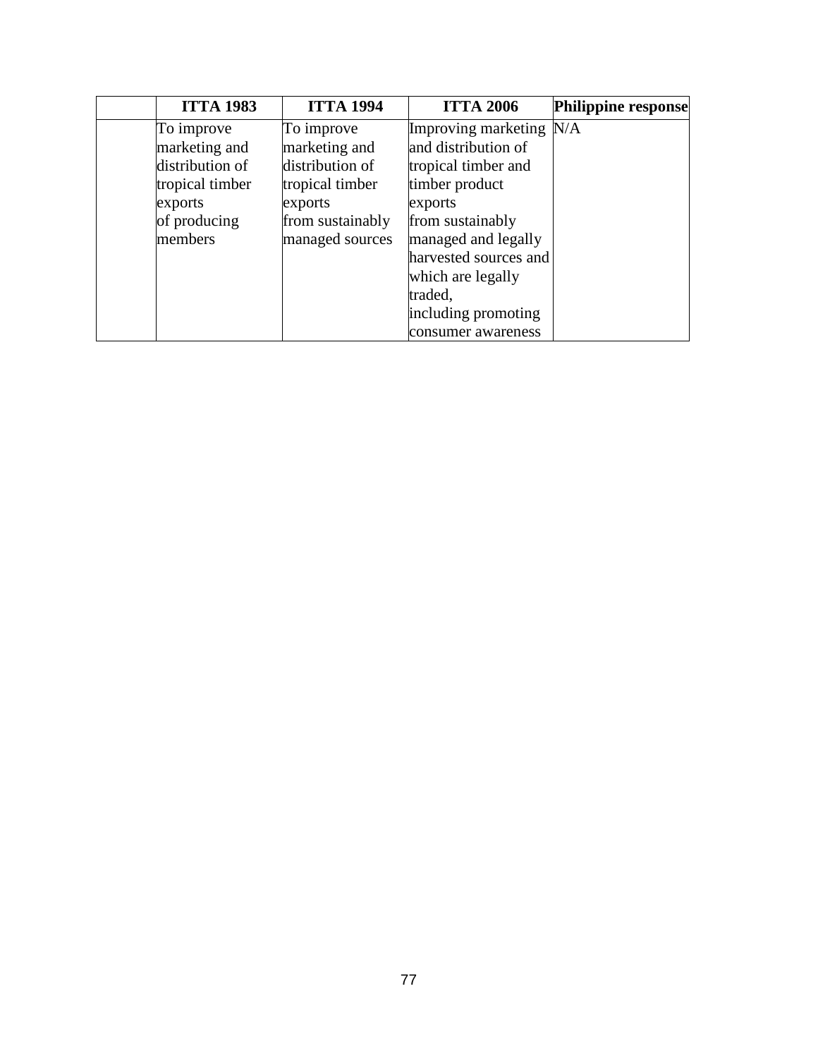| | ITTA 1983 | ITTA 1994 | ITTA 2006 | Philippine response |
|---|---|---|---|---|
| | To improve marketing and distribution of tropical timber exports of producing members | To improve marketing and distribution of tropical timber exports from sustainably managed sources | Improving marketing and distribution of tropical timber and timber product exports from sustainably managed and legally harvested sources and which are legally traded, including promoting consumer awareness | N/A |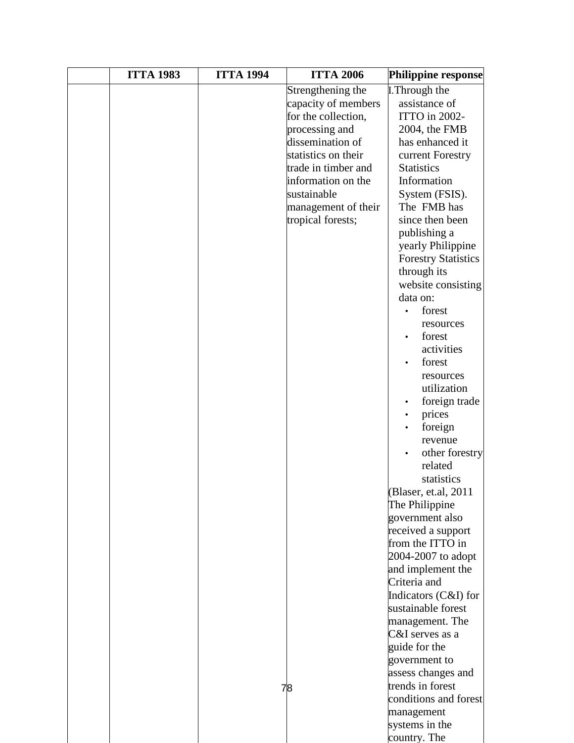| | ITTA 1983 | ITTA 1994 | ITTA 2006 | Philippine response |
|---|---|---|---|---|
| | | | Strengthening the capacity of members for the collection, processing and dissemination of statistics on their trade in timber and information on the sustainable management of their tropical forests; | I. Through the assistance of ITTO in 2002-2004, the FMB has enhanced it current Forestry Statistics Information System (FSIS). The FMB has since then been publishing a yearly Philippine Forestry Statistics through its website consisting data on:<br>• forest resources<br>• forest activities<br>• forest resources utilization<br>• foreign trade<br>• prices<br>• foreign revenue<br>• other forestry related statistics<br>(Blaser, et.al, 2011<br>The Philippine government also received a support from the ITTO in 2004-2007 to adopt and implement the Criteria and Indicators (C&I) for sustainable forest management. The C&I serves as a guide for the government to assess changes and trends in forest conditions and forest management systems in the country. The |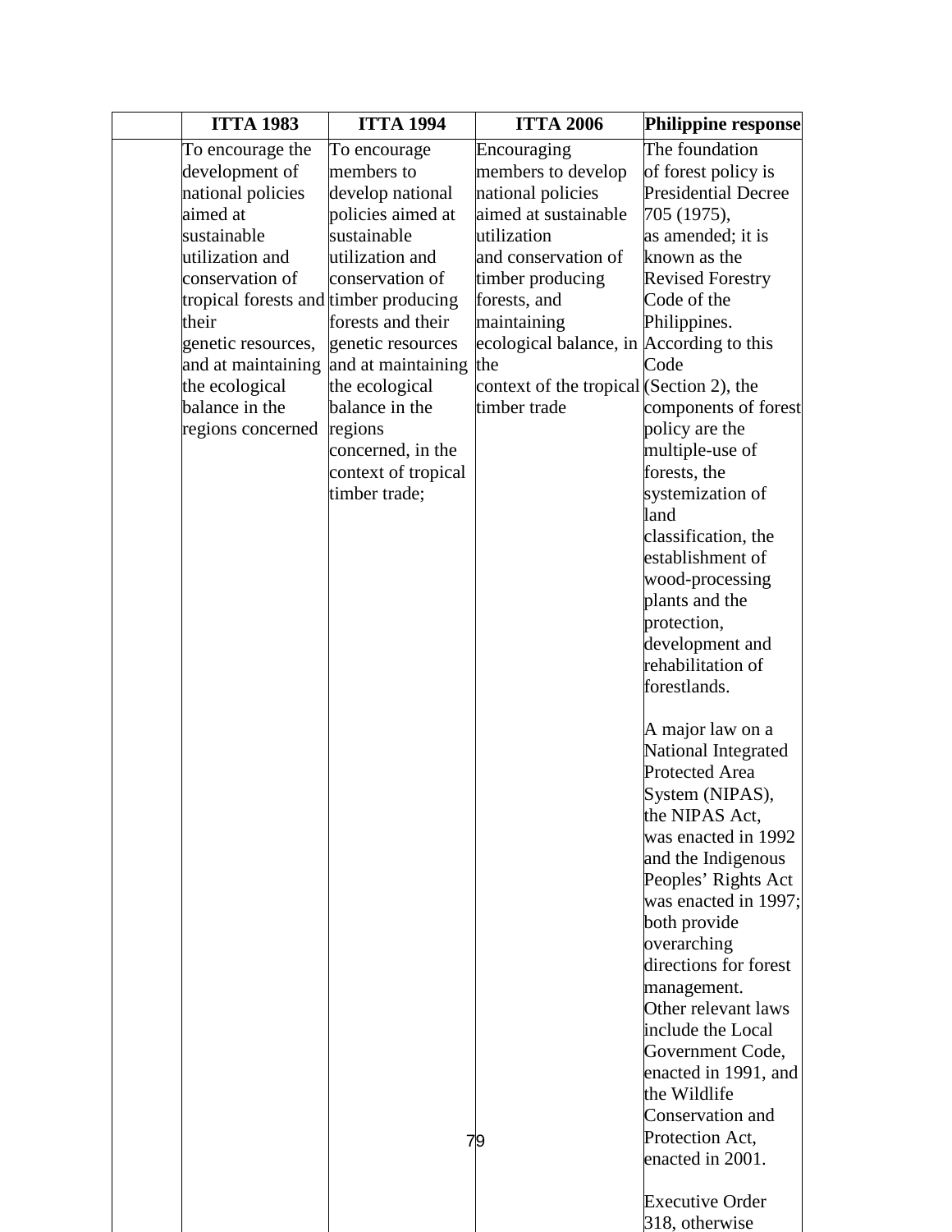| | ITTA 1983 | ITTA 1994 | ITTA 2006 | Philippine response |
|---|---|---|---|---|
| | To encourage the development of national policies aimed at sustainable utilization and conservation of tropical forests and their genetic resources, and at maintaining the ecological balance in the regions concerned | To encourage members to develop national policies aimed at sustainable utilization and conservation of timber producing forests and their genetic resources and at maintaining the ecological balance in the regions concerned, in the context of tropical timber trade; | Encouraging members to develop national policies aimed at sustainable utilization and conservation of timber producing forests, and maintaining ecological balance, in the context of the tropical timber trade | The foundation of forest policy is Presidential Decree 705 (1975), as amended; it is known as the Revised Forestry Code of the Philippines. According to this Code (Section 2), the components of forest policy are the multiple-use of forests, the systemization of land classification, the establishment of wood-processing plants and the protection, development and rehabilitation of forestlands.<br><br>A major law on a National Integrated Protected Area System (NIPAS), the NIPAS Act, was enacted in 1992 and the Indigenous Peoples' Rights Act was enacted in 1997; both provide overarching directions for forest management. Other relevant laws include the Local Government Code, enacted in 1991, and the Wildlife Conservation and Protection Act, enacted in 2001.<br><br>Executive Order 318, otherwise |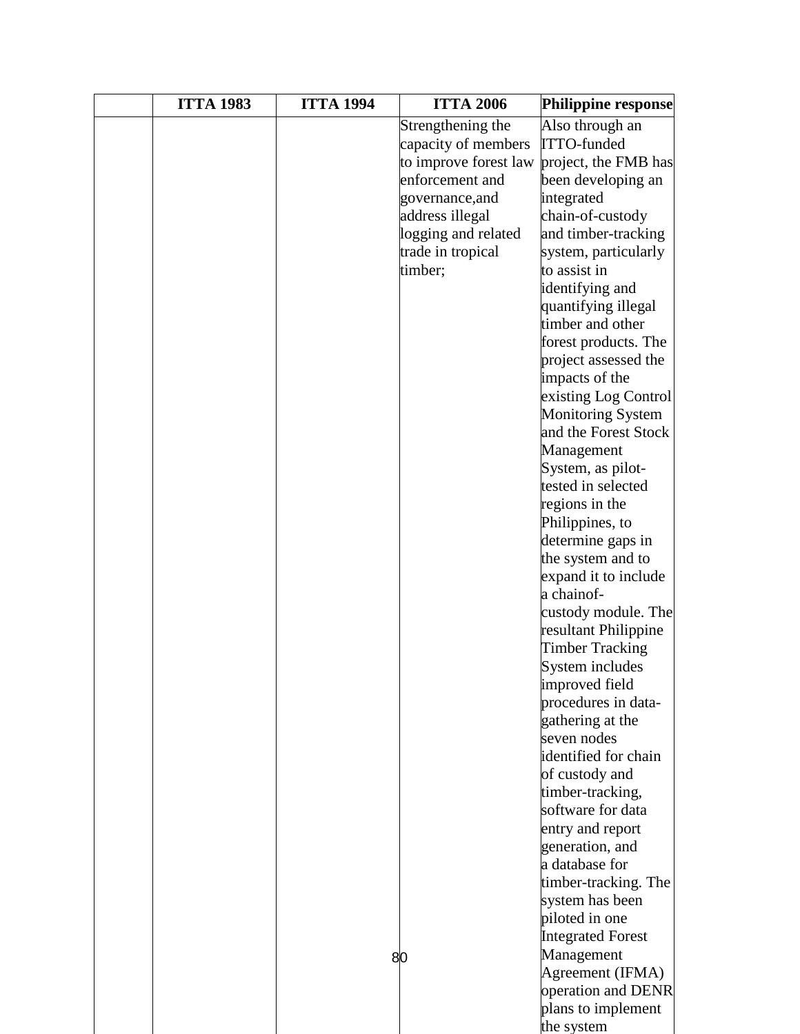| | ITTA 1983 | ITTA 1994 | ITTA 2006 | Philippine response |
|---|---|---|---|---|
| | | | Strengthening the capacity of members to improve forest law enforcement and governance,and address illegal logging and related trade in tropical timber; | Also through an ITTO-funded project, the FMB has been developing an integrated chain-of-custody and timber-tracking system, particularly to assist in identifying and quantifying illegal timber and other forest products. The project assessed the impacts of the existing Log Control Monitoring System and the Forest Stock Management System, as pilot-tested in selected regions in the Philippines, to determine gaps in the system and to expand it to include a chainof-custody module. The resultant Philippine Timber Tracking System includes improved field procedures in data-gathering at the seven nodes identified for chain of custody and timber-tracking, software for data entry and report generation, and a database for timber-tracking. The system has been piloted in one Integrated Forest Management Agreement (IFMA) operation and DENR plans to implement the system |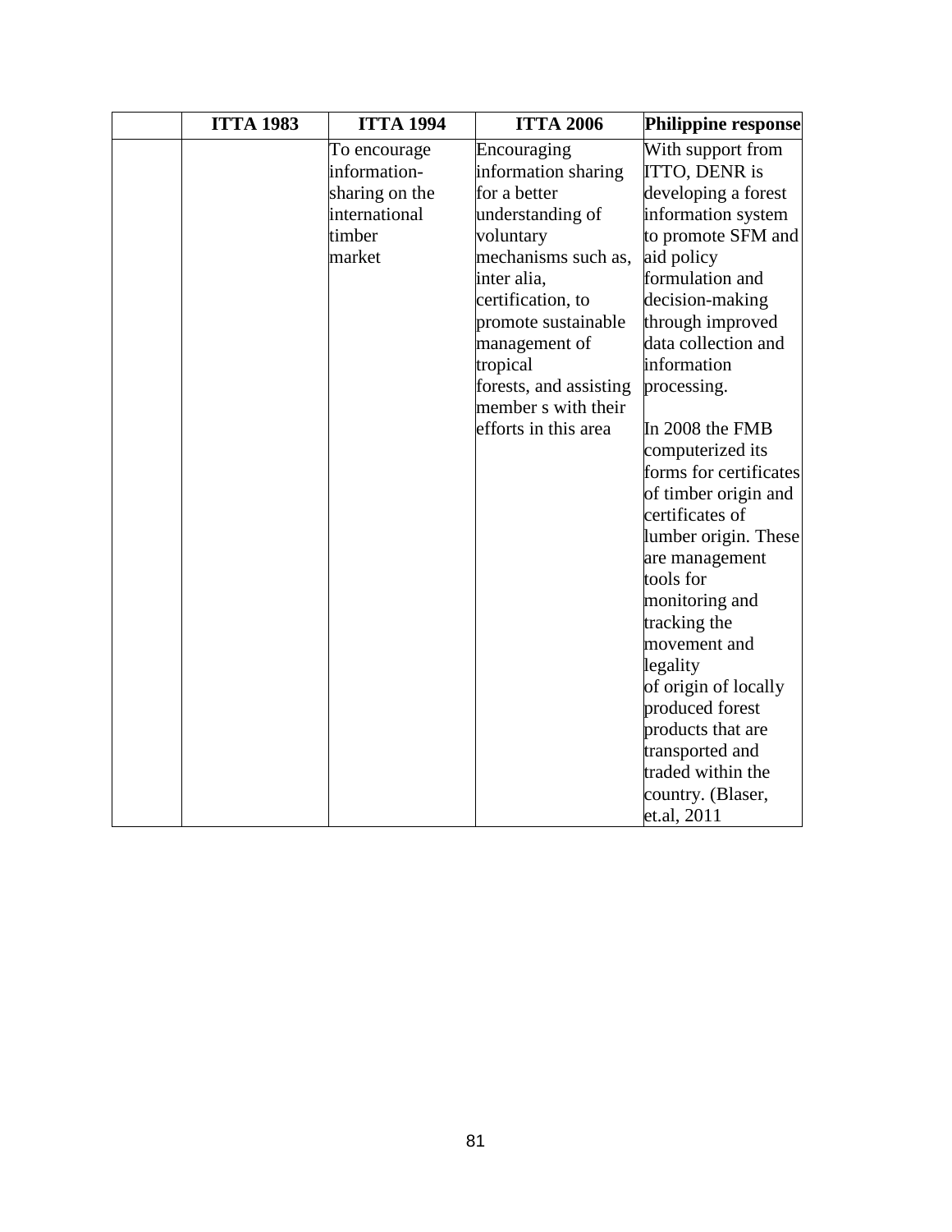| | ITTA 1983 | ITTA 1994 | ITTA 2006 | Philippine response |
|---|---|---|---|---|
| | | To encourage information-sharing on the international timber market | Encouraging information sharing for a better understanding of voluntary mechanisms such as, inter alia, certification, to promote sustainable management of tropical forests, and assisting member s with their efforts in this area | With support from ITTO, DENR is developing a forest information system to promote SFM and aid policy formulation and decision-making through improved data collection and information processing.<br><br>In 2008 the FMB computerized its forms for certificates of timber origin and certificates of lumber origin. These are management tools for monitoring and tracking the movement and legality of origin of locally produced forest products that are transported and traded within the country. (Blaser, et.al, 2011 |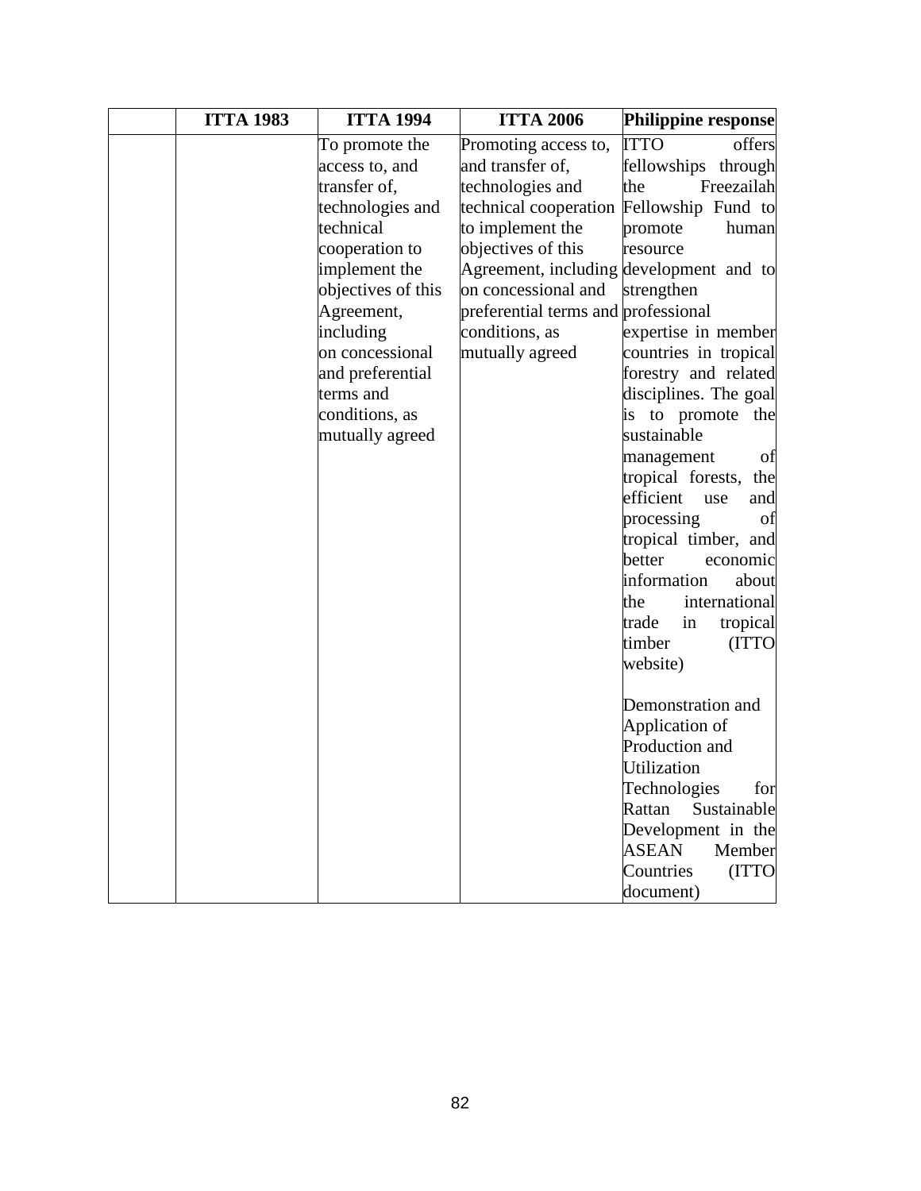| | ITTA 1983 | ITTA 1994 | ITTA 2006 | Philippine response |
|---|---|---|---|---|
| | | To promote the access to, and transfer of, technologies and technical cooperation to implement the objectives of this Agreement, including on concessional and preferential terms and conditions, as mutually agreed | Promoting access to, and transfer of, technologies and technical cooperation to implement the objectives of this Agreement, including on concessional and preferential terms and conditions, as mutually agreed | ITTO offers fellowships through the Freezailah Fellowship Fund to promote human resource development and to strengthen professional expertise in member countries in tropical forestry and related disciplines. The goal is to promote the sustainable management of tropical forests, the efficient use and processing of tropical timber, and better economic information about the international trade in tropical timber (ITTO website)<br><br>Demonstration and Application of Production and Utilization Technologies for Rattan Sustainable Development in the ASEAN Member Countries (ITTO document) |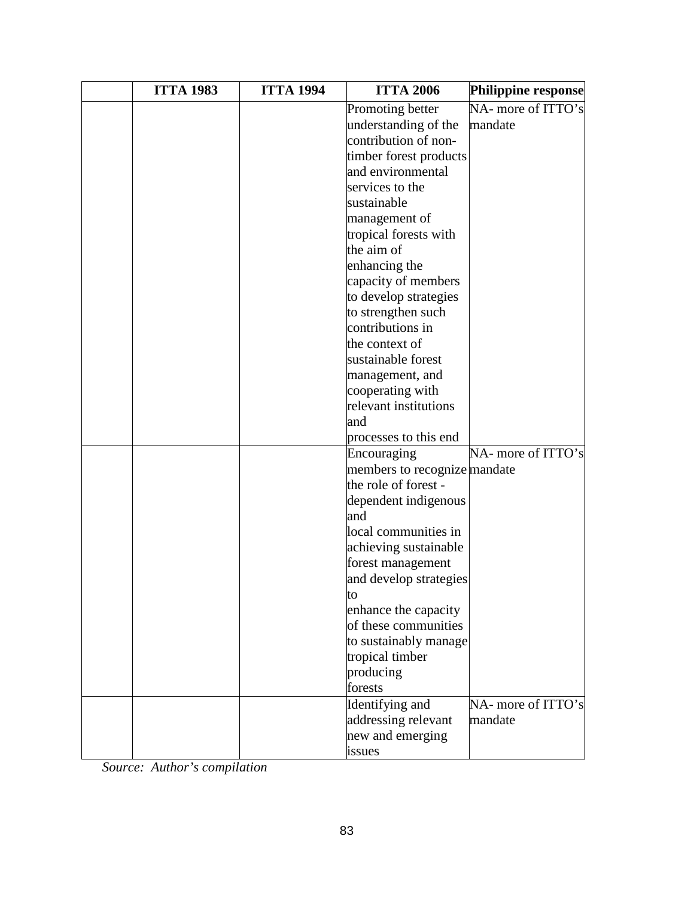| | ITTA 1983 | ITTA 1994 | ITTA 2006 | Philippine response |
|---|---|---|---|---|
| | | | Promoting better understanding of the contribution of non-timber forest products and environmental services to the sustainable management of tropical forests with the aim of enhancing the capacity of members to develop strategies to strengthen such contributions in the context of sustainable forest management, and cooperating with relevant institutions and processes to this end | NA- more of ITTO's mandate |
| | | | Encouraging members to recognize the role of forest - dependent indigenous and local communities in achieving sustainable forest management and develop strategies to enhance the capacity of these communities to sustainably manage tropical timber producing forests | NA- more of ITTO's mandate |
| | | | Identifying and addressing relevant new and emerging issues | NA- more of ITTO's mandate |

*Source: Author's compilation*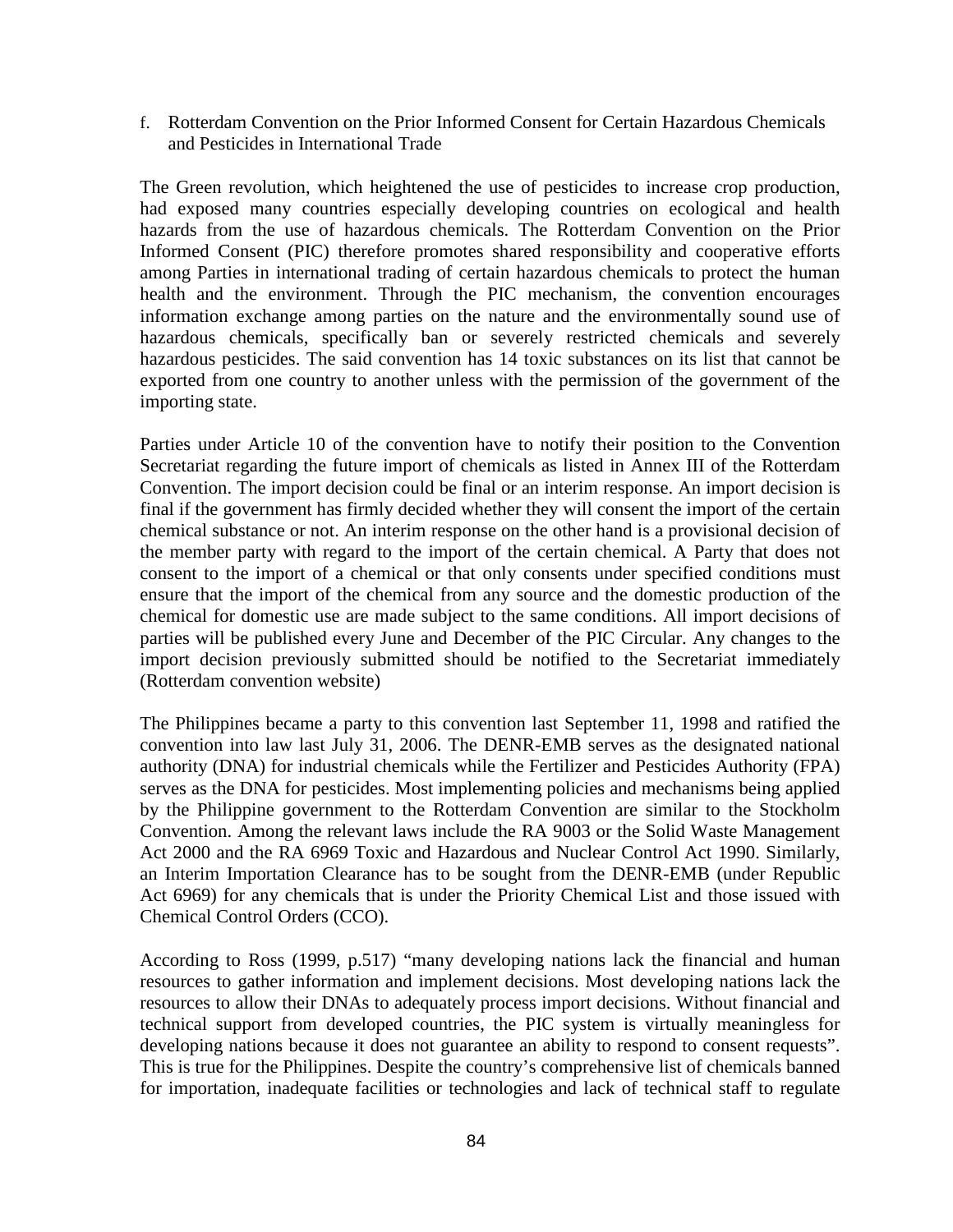f. Rotterdam Convention on the Prior Informed Consent for Certain Hazardous Chemicals and Pesticides in International Trade

The Green revolution, which heightened the use of pesticides to increase crop production, had exposed many countries especially developing countries on ecological and health hazards from the use of hazardous chemicals. The Rotterdam Convention on the Prior Informed Consent (PIC) therefore promotes shared responsibility and cooperative efforts among Parties in international trading of certain hazardous chemicals to protect the human health and the environment. Through the PIC mechanism, the convention encourages information exchange among parties on the nature and the environmentally sound use of hazardous chemicals, specifically ban or severely restricted chemicals and severely hazardous pesticides. The said convention has 14 toxic substances on its list that cannot be exported from one country to another unless with the permission of the government of the importing state.

Parties under Article 10 of the convention have to notify their position to the Convention Secretariat regarding the future import of chemicals as listed in Annex III of the Rotterdam Convention. The import decision could be final or an interim response. An import decision is final if the government has firmly decided whether they will consent the import of the certain chemical substance or not. An interim response on the other hand is a provisional decision of the member party with regard to the import of the certain chemical. A Party that does not consent to the import of a chemical or that only consents under specified conditions must ensure that the import of the chemical from any source and the domestic production of the chemical for domestic use are made subject to the same conditions. All import decisions of parties will be published every June and December of the PIC Circular. Any changes to the import decision previously submitted should be notified to the Secretariat immediately (Rotterdam convention website)

The Philippines became a party to this convention last September 11, 1998 and ratified the convention into law last July 31, 2006. The DENR-EMB serves as the designated national authority (DNA) for industrial chemicals while the Fertilizer and Pesticides Authority (FPA) serves as the DNA for pesticides. Most implementing policies and mechanisms being applied by the Philippine government to the Rotterdam Convention are similar to the Stockholm Convention. Among the relevant laws include the RA 9003 or the Solid Waste Management Act 2000 and the RA 6969 Toxic and Hazardous and Nuclear Control Act 1990. Similarly, an Interim Importation Clearance has to be sought from the DENR-EMB (under Republic Act 6969) for any chemicals that is under the Priority Chemical List and those issued with Chemical Control Orders (CCO).

According to Ross (1999, p.517) "many developing nations lack the financial and human resources to gather information and implement decisions. Most developing nations lack the resources to allow their DNAs to adequately process import decisions. Without financial and technical support from developed countries, the PIC system is virtually meaningless for developing nations because it does not guarantee an ability to respond to consent requests". This is true for the Philippines. Despite the country's comprehensive list of chemicals banned for importation, inadequate facilities or technologies and lack of technical staff to regulate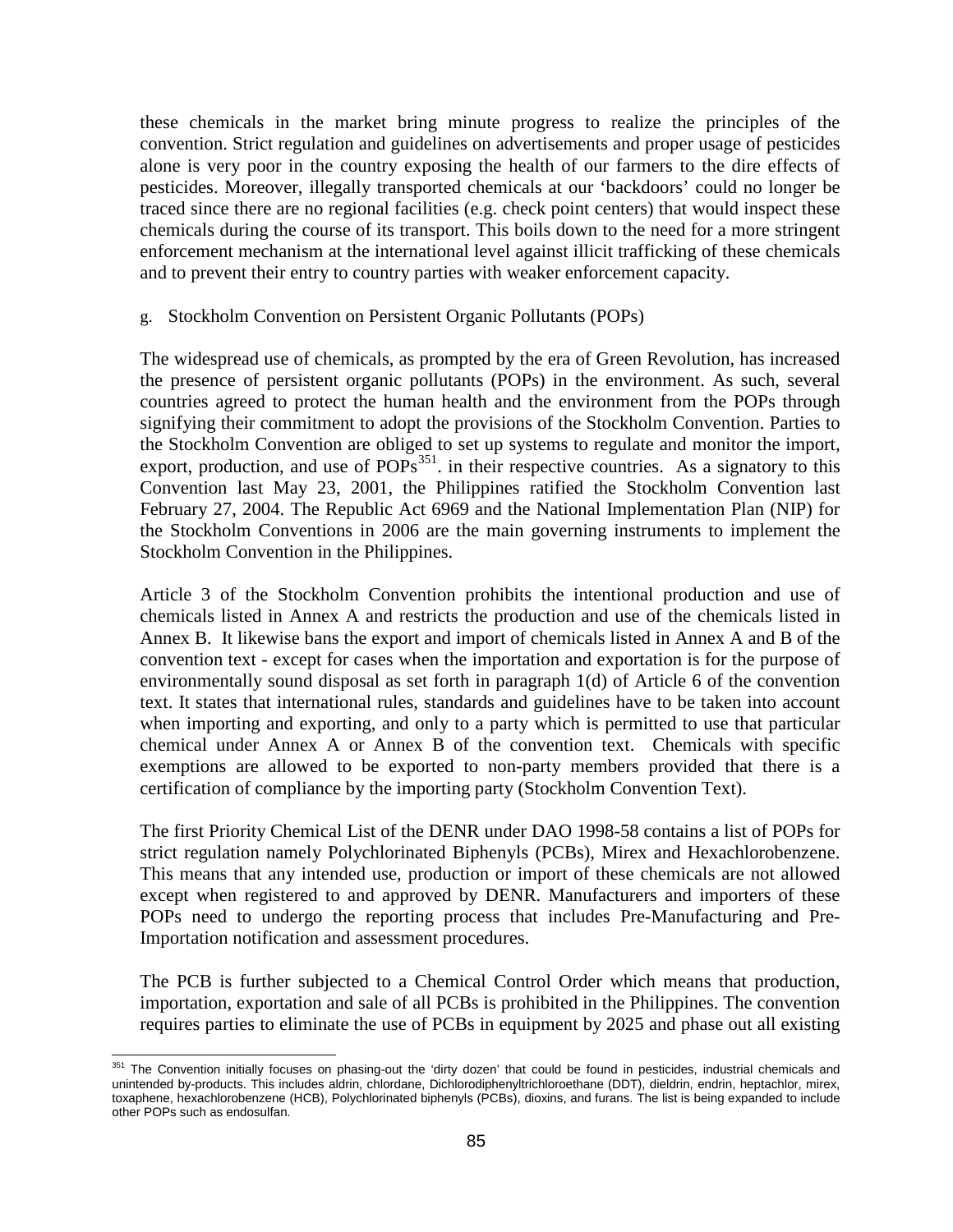these chemicals in the market bring minute progress to realize the principles of the convention. Strict regulation and guidelines on advertisements and proper usage of pesticides alone is very poor in the country exposing the health of our farmers to the dire effects of pesticides. Moreover, illegally transported chemicals at our 'backdoors' could no longer be traced since there are no regional facilities (e.g. check point centers) that would inspect these chemicals during the course of its transport. This boils down to the need for a more stringent enforcement mechanism at the international level against illicit trafficking of these chemicals and to prevent their entry to country parties with weaker enforcement capacity.

g. Stockholm Convention on Persistent Organic Pollutants (POPs)

The widespread use of chemicals, as prompted by the era of Green Revolution, has increased the presence of persistent organic pollutants (POPs) in the environment. As such, several countries agreed to protect the human health and the environment from the POPs through signifying their commitment to adopt the provisions of the Stockholm Convention. Parties to the Stockholm Convention are obliged to set up systems to regulate and monitor the import, export, production, and use of POPs[351]. in their respective countries. As a signatory to this Convention last May 23, 2001, the Philippines ratified the Stockholm Convention last February 27, 2004. The Republic Act 6969 and the National Implementation Plan (NIP) for the Stockholm Conventions in 2006 are the main governing instruments to implement the Stockholm Convention in the Philippines.

Article 3 of the Stockholm Convention prohibits the intentional production and use of chemicals listed in Annex A and restricts the production and use of the chemicals listed in Annex B. It likewise bans the export and import of chemicals listed in Annex A and B of the convention text - except for cases when the importation and exportation is for the purpose of environmentally sound disposal as set forth in paragraph 1(d) of Article 6 of the convention text. It states that international rules, standards and guidelines have to be taken into account when importing and exporting, and only to a party which is permitted to use that particular chemical under Annex A or Annex B of the convention text. Chemicals with specific exemptions are allowed to be exported to non-party members provided that there is a certification of compliance by the importing party (Stockholm Convention Text).

The first Priority Chemical List of the DENR under DAO 1998-58 contains a list of POPs for strict regulation namely Polychlorinated Biphenyls (PCBs), Mirex and Hexachlorobenzene. This means that any intended use, production or import of these chemicals are not allowed except when registered to and approved by DENR. Manufacturers and importers of these POPs need to undergo the reporting process that includes Pre-Manufacturing and Pre-Importation notification and assessment procedures.

The PCB is further subjected to a Chemical Control Order which means that production, importation, exportation and sale of all PCBs is prohibited in the Philippines. The convention requires parties to eliminate the use of PCBs in equipment by 2025 and phase out all existing

[351] The Convention initially focuses on phasing-out the 'dirty dozen' that could be found in pesticides, industrial chemicals and unintended by-products. This includes aldrin, chlordane, Dichlorodiphenyltrichloroethane (DDT), dieldrin, endrin, heptachlor, mirex, toxaphene, hexachlorobenzene (HCB), Polychlorinated biphenyls (PCBs), dioxins, and furans. The list is being expanded to include other POPs such as endosulfan.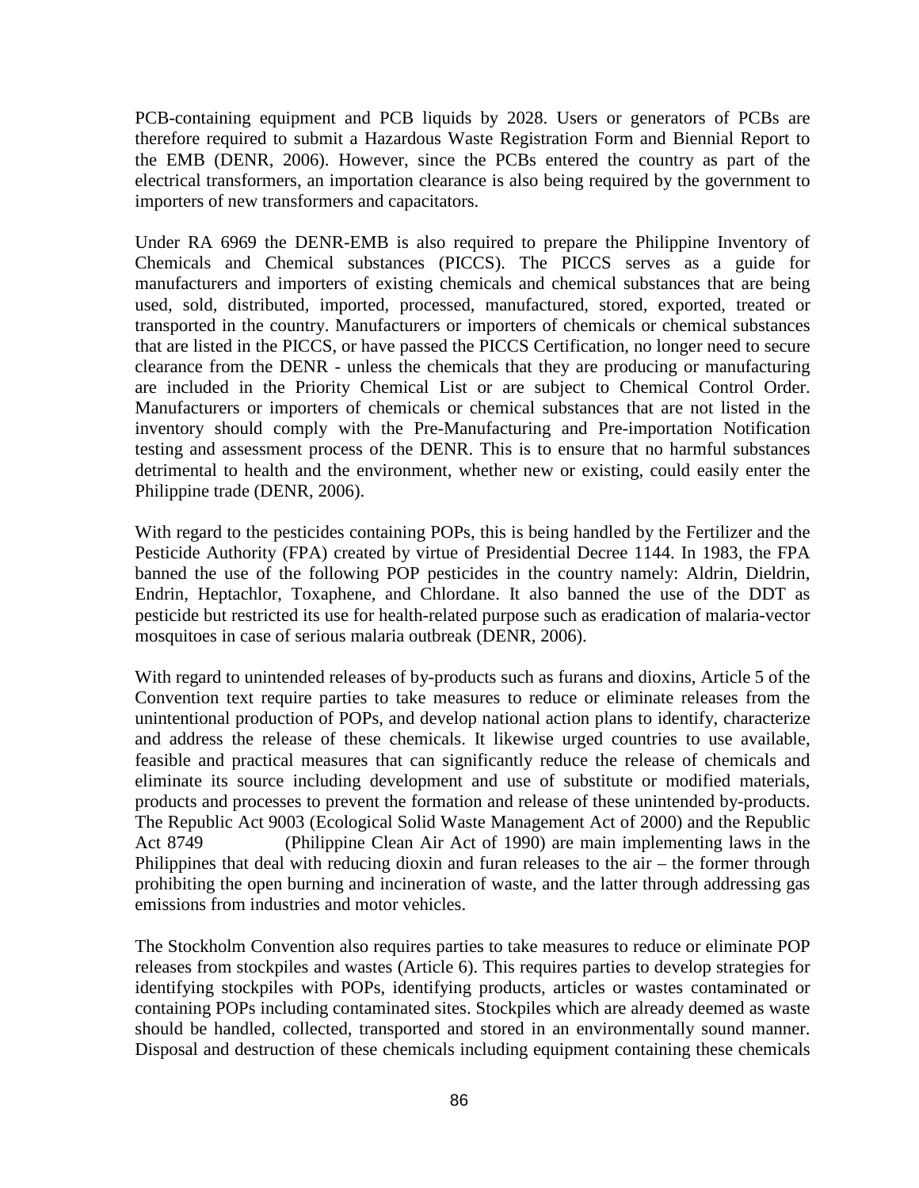PCB-containing equipment and PCB liquids by 2028. Users or generators of PCBs are therefore required to submit a Hazardous Waste Registration Form and Biennial Report to the EMB (DENR, 2006). However, since the PCBs entered the country as part of the electrical transformers, an importation clearance is also being required by the government to importers of new transformers and capacitators.

Under RA 6969 the DENR-EMB is also required to prepare the Philippine Inventory of Chemicals and Chemical substances (PICCS). The PICCS serves as a guide for manufacturers and importers of existing chemicals and chemical substances that are being used, sold, distributed, imported, processed, manufactured, stored, exported, treated or transported in the country. Manufacturers or importers of chemicals or chemical substances that are listed in the PICCS, or have passed the PICCS Certification, no longer need to secure clearance from the DENR - unless the chemicals that they are producing or manufacturing are included in the Priority Chemical List or are subject to Chemical Control Order. Manufacturers or importers of chemicals or chemical substances that are not listed in the inventory should comply with the Pre-Manufacturing and Pre-importation Notification testing and assessment process of the DENR. This is to ensure that no harmful substances detrimental to health and the environment, whether new or existing, could easily enter the Philippine trade (DENR, 2006).

With regard to the pesticides containing POPs, this is being handled by the Fertilizer and the Pesticide Authority (FPA) created by virtue of Presidential Decree 1144. In 1983, the FPA banned the use of the following POP pesticides in the country namely: Aldrin, Dieldrin, Endrin, Heptachlor, Toxaphene, and Chlordane. It also banned the use of the DDT as pesticide but restricted its use for health-related purpose such as eradication of malaria-vector mosquitoes in case of serious malaria outbreak (DENR, 2006).

With regard to unintended releases of by-products such as furans and dioxins, Article 5 of the Convention text require parties to take measures to reduce or eliminate releases from the unintentional production of POPs, and develop national action plans to identify, characterize and address the release of these chemicals. It likewise urged countries to use available, feasible and practical measures that can significantly reduce the release of chemicals and eliminate its source including development and use of substitute or modified materials, products and processes to prevent the formation and release of these unintended by-products. The Republic Act 9003 (Ecological Solid Waste Management Act of 2000) and the Republic Act 8749 (Philippine Clean Air Act of 1990) are main implementing laws in the Philippines that deal with reducing dioxin and furan releases to the air – the former through prohibiting the open burning and incineration of waste, and the latter through addressing gas emissions from industries and motor vehicles.

The Stockholm Convention also requires parties to take measures to reduce or eliminate POP releases from stockpiles and wastes (Article 6). This requires parties to develop strategies for identifying stockpiles with POPs, identifying products, articles or wastes contaminated or containing POPs including contaminated sites. Stockpiles which are already deemed as waste should be handled, collected, transported and stored in an environmentally sound manner. Disposal and destruction of these chemicals including equipment containing these chemicals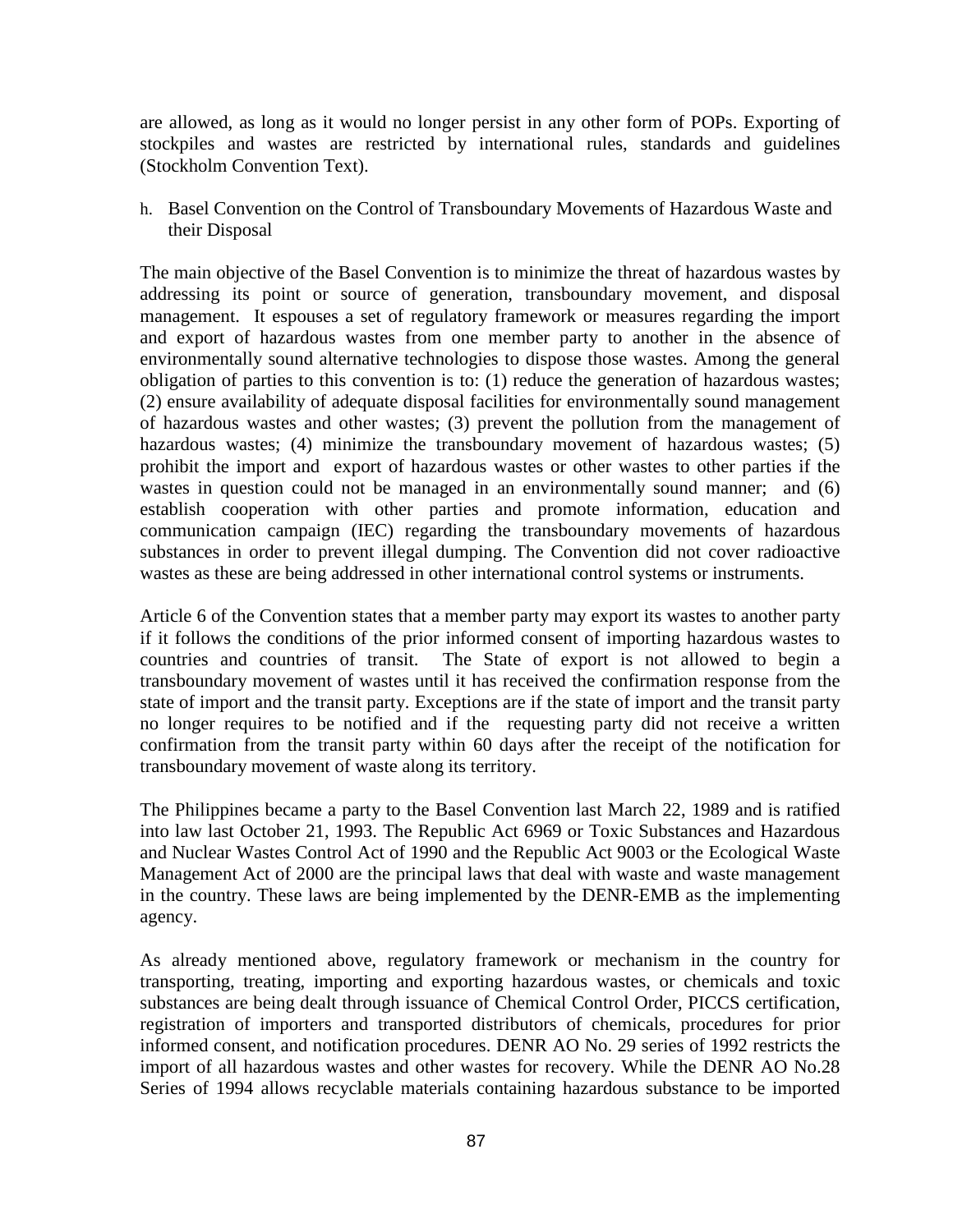are allowed, as long as it would no longer persist in any other form of POPs. Exporting of stockpiles and wastes are restricted by international rules, standards and guidelines (Stockholm Convention Text).

h. Basel Convention on the Control of Transboundary Movements of Hazardous Waste and their Disposal

The main objective of the Basel Convention is to minimize the threat of hazardous wastes by addressing its point or source of generation, transboundary movement, and disposal management. It espouses a set of regulatory framework or measures regarding the import and export of hazardous wastes from one member party to another in the absence of environmentally sound alternative technologies to dispose those wastes. Among the general obligation of parties to this convention is to: (1) reduce the generation of hazardous wastes; (2) ensure availability of adequate disposal facilities for environmentally sound management of hazardous wastes and other wastes; (3) prevent the pollution from the management of hazardous wastes; (4) minimize the transboundary movement of hazardous wastes; (5) prohibit the import and export of hazardous wastes or other wastes to other parties if the wastes in question could not be managed in an environmentally sound manner; and (6) establish cooperation with other parties and promote information, education and communication campaign (IEC) regarding the transboundary movements of hazardous substances in order to prevent illegal dumping. The Convention did not cover radioactive wastes as these are being addressed in other international control systems or instruments.

Article 6 of the Convention states that a member party may export its wastes to another party if it follows the conditions of the prior informed consent of importing hazardous wastes to countries and countries of transit. The State of export is not allowed to begin a transboundary movement of wastes until it has received the confirmation response from the state of import and the transit party. Exceptions are if the state of import and the transit party no longer requires to be notified and if the requesting party did not receive a written confirmation from the transit party within 60 days after the receipt of the notification for transboundary movement of waste along its territory.

The Philippines became a party to the Basel Convention last March 22, 1989 and is ratified into law last October 21, 1993. The Republic Act 6969 or Toxic Substances and Hazardous and Nuclear Wastes Control Act of 1990 and the Republic Act 9003 or the Ecological Waste Management Act of 2000 are the principal laws that deal with waste and waste management in the country. These laws are being implemented by the DENR-EMB as the implementing agency.

As already mentioned above, regulatory framework or mechanism in the country for transporting, treating, importing and exporting hazardous wastes, or chemicals and toxic substances are being dealt through issuance of Chemical Control Order, PICCS certification, registration of importers and transported distributors of chemicals, procedures for prior informed consent, and notification procedures. DENR AO No. 29 series of 1992 restricts the import of all hazardous wastes and other wastes for recovery. While the DENR AO No.28 Series of 1994 allows recyclable materials containing hazardous substance to be imported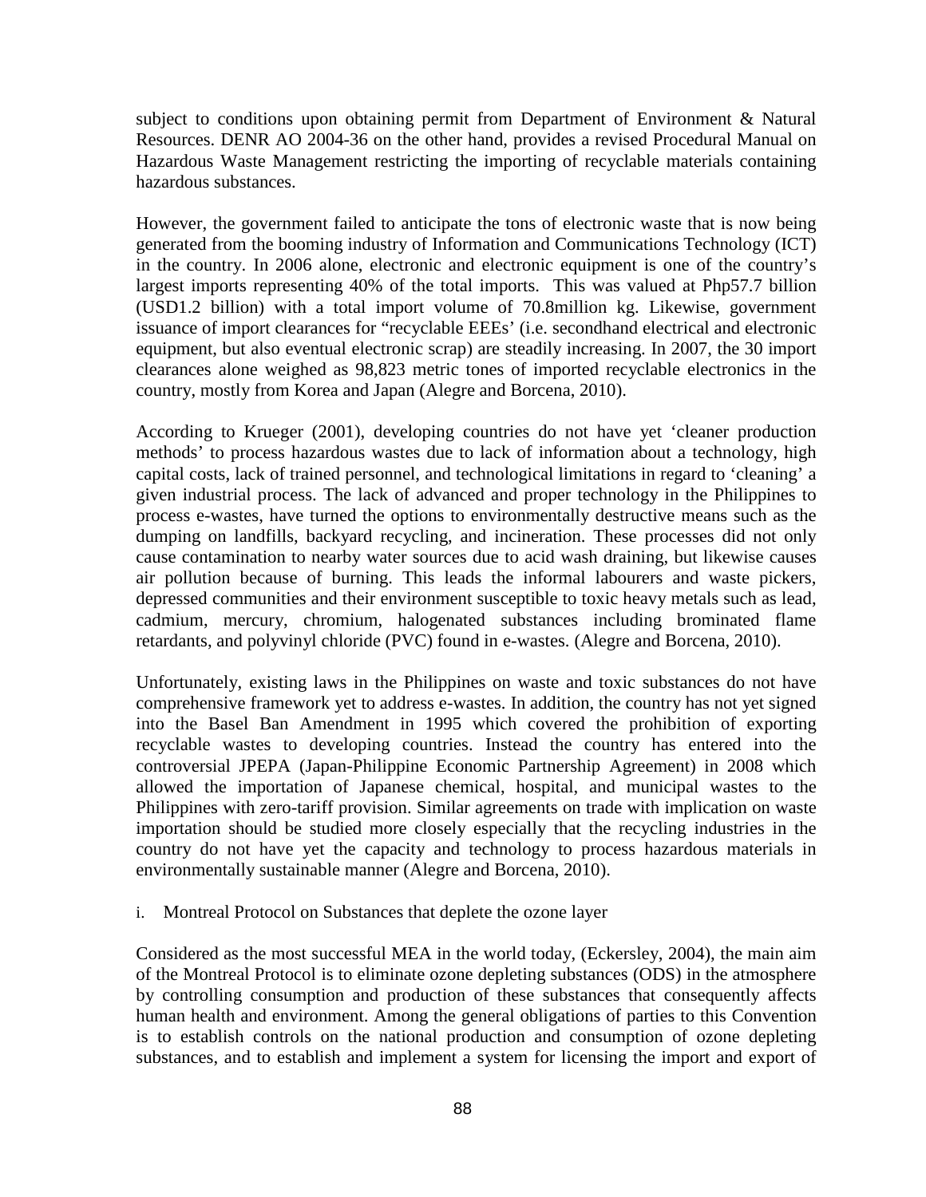subject to conditions upon obtaining permit from Department of Environment & Natural Resources. DENR AO 2004-36 on the other hand, provides a revised Procedural Manual on Hazardous Waste Management restricting the importing of recyclable materials containing hazardous substances.

However, the government failed to anticipate the tons of electronic waste that is now being generated from the booming industry of Information and Communications Technology (ICT) in the country. In 2006 alone, electronic and electronic equipment is one of the country's largest imports representing 40% of the total imports. This was valued at Php57.7 billion (USD1.2 billion) with a total import volume of 70.8million kg. Likewise, government issuance of import clearances for "recyclable EEEs' (i.e. secondhand electrical and electronic equipment, but also eventual electronic scrap) are steadily increasing. In 2007, the 30 import clearances alone weighed as 98,823 metric tones of imported recyclable electronics in the country, mostly from Korea and Japan (Alegre and Borcena, 2010).

According to Krueger (2001), developing countries do not have yet 'cleaner production methods' to process hazardous wastes due to lack of information about a technology, high capital costs, lack of trained personnel, and technological limitations in regard to 'cleaning' a given industrial process. The lack of advanced and proper technology in the Philippines to process e-wastes, have turned the options to environmentally destructive means such as the dumping on landfills, backyard recycling, and incineration. These processes did not only cause contamination to nearby water sources due to acid wash draining, but likewise causes air pollution because of burning. This leads the informal labourers and waste pickers, depressed communities and their environment susceptible to toxic heavy metals such as lead, cadmium, mercury, chromium, halogenated substances including brominated flame retardants, and polyvinyl chloride (PVC) found in e-wastes. (Alegre and Borcena, 2010).

Unfortunately, existing laws in the Philippines on waste and toxic substances do not have comprehensive framework yet to address e-wastes. In addition, the country has not yet signed into the Basel Ban Amendment in 1995 which covered the prohibition of exporting recyclable wastes to developing countries. Instead the country has entered into the controversial JPEPA (Japan-Philippine Economic Partnership Agreement) in 2008 which allowed the importation of Japanese chemical, hospital, and municipal wastes to the Philippines with zero-tariff provision. Similar agreements on trade with implication on waste importation should be studied more closely especially that the recycling industries in the country do not have yet the capacity and technology to process hazardous materials in environmentally sustainable manner (Alegre and Borcena, 2010).

i. Montreal Protocol on Substances that deplete the ozone layer

Considered as the most successful MEA in the world today, (Eckersley, 2004), the main aim of the Montreal Protocol is to eliminate ozone depleting substances (ODS) in the atmosphere by controlling consumption and production of these substances that consequently affects human health and environment. Among the general obligations of parties to this Convention is to establish controls on the national production and consumption of ozone depleting substances, and to establish and implement a system for licensing the import and export of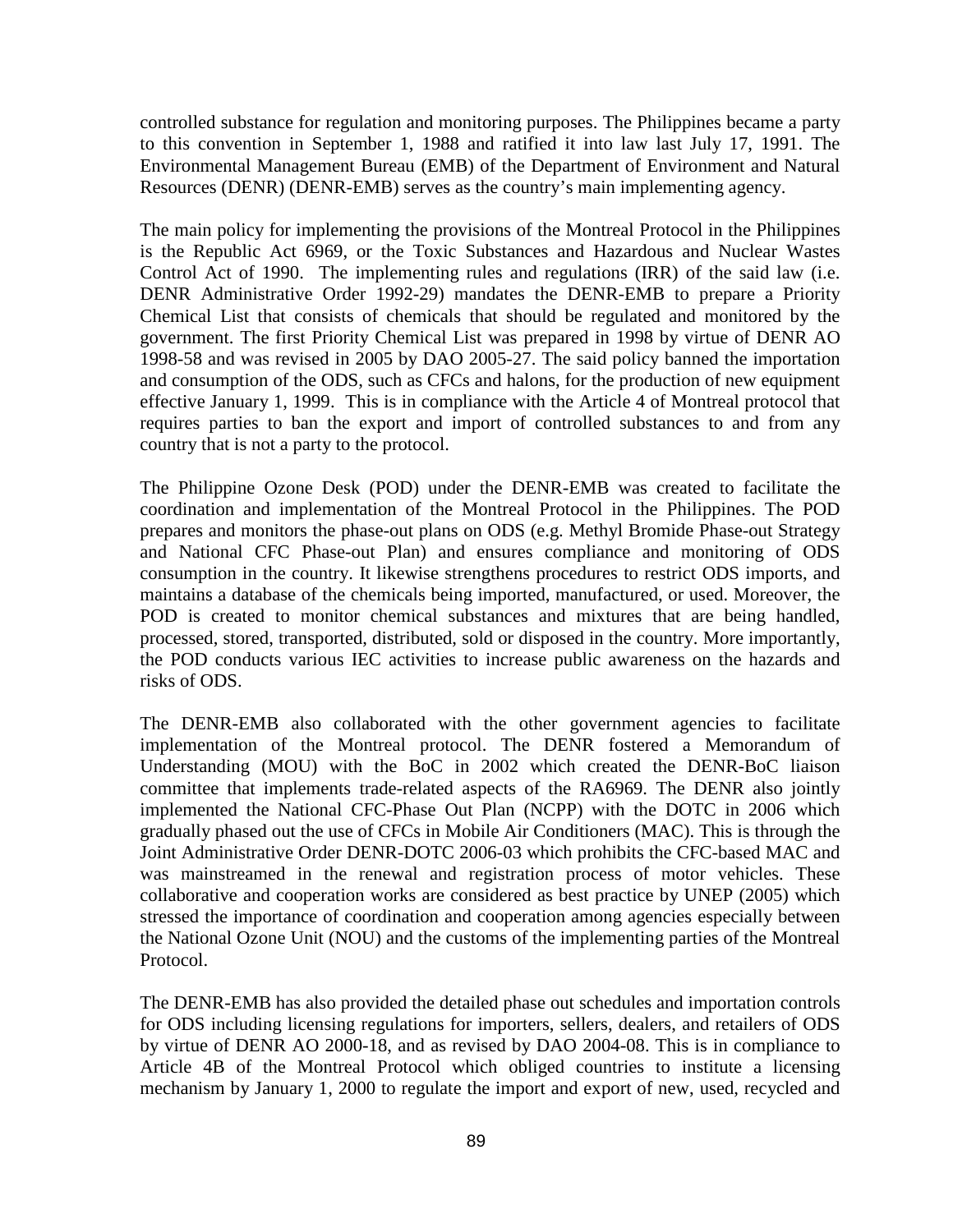controlled substance for regulation and monitoring purposes. The Philippines became a party to this convention in September 1, 1988 and ratified it into law last July 17, 1991. The Environmental Management Bureau (EMB) of the Department of Environment and Natural Resources (DENR) (DENR-EMB) serves as the country's main implementing agency.

The main policy for implementing the provisions of the Montreal Protocol in the Philippines is the Republic Act 6969, or the Toxic Substances and Hazardous and Nuclear Wastes Control Act of 1990. The implementing rules and regulations (IRR) of the said law (i.e. DENR Administrative Order 1992-29) mandates the DENR-EMB to prepare a Priority Chemical List that consists of chemicals that should be regulated and monitored by the government. The first Priority Chemical List was prepared in 1998 by virtue of DENR AO 1998-58 and was revised in 2005 by DAO 2005-27. The said policy banned the importation and consumption of the ODS, such as CFCs and halons, for the production of new equipment effective January 1, 1999. This is in compliance with the Article 4 of Montreal protocol that requires parties to ban the export and import of controlled substances to and from any country that is not a party to the protocol.

The Philippine Ozone Desk (POD) under the DENR-EMB was created to facilitate the coordination and implementation of the Montreal Protocol in the Philippines. The POD prepares and monitors the phase-out plans on ODS (e.g. Methyl Bromide Phase-out Strategy and National CFC Phase-out Plan) and ensures compliance and monitoring of ODS consumption in the country. It likewise strengthens procedures to restrict ODS imports, and maintains a database of the chemicals being imported, manufactured, or used. Moreover, the POD is created to monitor chemical substances and mixtures that are being handled, processed, stored, transported, distributed, sold or disposed in the country. More importantly, the POD conducts various IEC activities to increase public awareness on the hazards and risks of ODS.

The DENR-EMB also collaborated with the other government agencies to facilitate implementation of the Montreal protocol. The DENR fostered a Memorandum of Understanding (MOU) with the BoC in 2002 which created the DENR-BoC liaison committee that implements trade-related aspects of the RA6969. The DENR also jointly implemented the National CFC-Phase Out Plan (NCPP) with the DOTC in 2006 which gradually phased out the use of CFCs in Mobile Air Conditioners (MAC). This is through the Joint Administrative Order DENR-DOTC 2006-03 which prohibits the CFC-based MAC and was mainstreamed in the renewal and registration process of motor vehicles. These collaborative and cooperation works are considered as best practice by UNEP (2005) which stressed the importance of coordination and cooperation among agencies especially between the National Ozone Unit (NOU) and the customs of the implementing parties of the Montreal Protocol.

The DENR-EMB has also provided the detailed phase out schedules and importation controls for ODS including licensing regulations for importers, sellers, dealers, and retailers of ODS by virtue of DENR AO 2000-18, and as revised by DAO 2004-08. This is in compliance to Article 4B of the Montreal Protocol which obliged countries to institute a licensing mechanism by January 1, 2000 to regulate the import and export of new, used, recycled and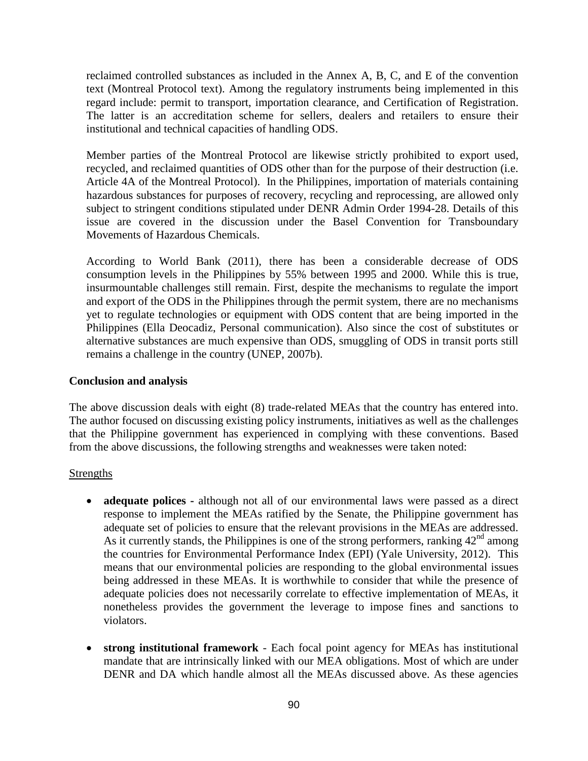reclaimed controlled substances as included in the Annex A, B, C, and E of the convention text (Montreal Protocol text). Among the regulatory instruments being implemented in this regard include: permit to transport, importation clearance, and Certification of Registration. The latter is an accreditation scheme for sellers, dealers and retailers to ensure their institutional and technical capacities of handling ODS.

Member parties of the Montreal Protocol are likewise strictly prohibited to export used, recycled, and reclaimed quantities of ODS other than for the purpose of their destruction (i.e. Article 4A of the Montreal Protocol). In the Philippines, importation of materials containing hazardous substances for purposes of recovery, recycling and reprocessing, are allowed only subject to stringent conditions stipulated under DENR Admin Order 1994-28. Details of this issue are covered in the discussion under the Basel Convention for Transboundary Movements of Hazardous Chemicals.

According to World Bank (2011), there has been a considerable decrease of ODS consumption levels in the Philippines by 55% between 1995 and 2000. While this is true, insurmountable challenges still remain. First, despite the mechanisms to regulate the import and export of the ODS in the Philippines through the permit system, there are no mechanisms yet to regulate technologies or equipment with ODS content that are being imported in the Philippines (Ella Deocadiz, Personal communication). Also since the cost of substitutes or alternative substances are much expensive than ODS, smuggling of ODS in transit ports still remains a challenge in the country (UNEP, 2007b).

**Conclusion and analysis**

The above discussion deals with eight (8) trade-related MEAs that the country has entered into. The author focused on discussing existing policy instruments, initiatives as well as the challenges that the Philippine government has experienced in complying with these conventions. Based from the above discussions, the following strengths and weaknesses were taken noted:

Strengths

- **adequate polices -** although not all of our environmental laws were passed as a direct response to implement the MEAs ratified by the Senate, the Philippine government has adequate set of policies to ensure that the relevant provisions in the MEAs are addressed. As it currently stands, the Philippines is one of the strong performers, ranking 42nd among the countries for Environmental Performance Index (EPI) (Yale University, 2012). This means that our environmental policies are responding to the global environmental issues being addressed in these MEAs. It is worthwhile to consider that while the presence of adequate policies does not necessarily correlate to effective implementation of MEAs, it nonetheless provides the government the leverage to impose fines and sanctions to violators.

- **strong institutional framework** - Each focal point agency for MEAs has institutional mandate that are intrinsically linked with our MEA obligations. Most of which are under DENR and DA which handle almost all the MEAs discussed above. As these agencies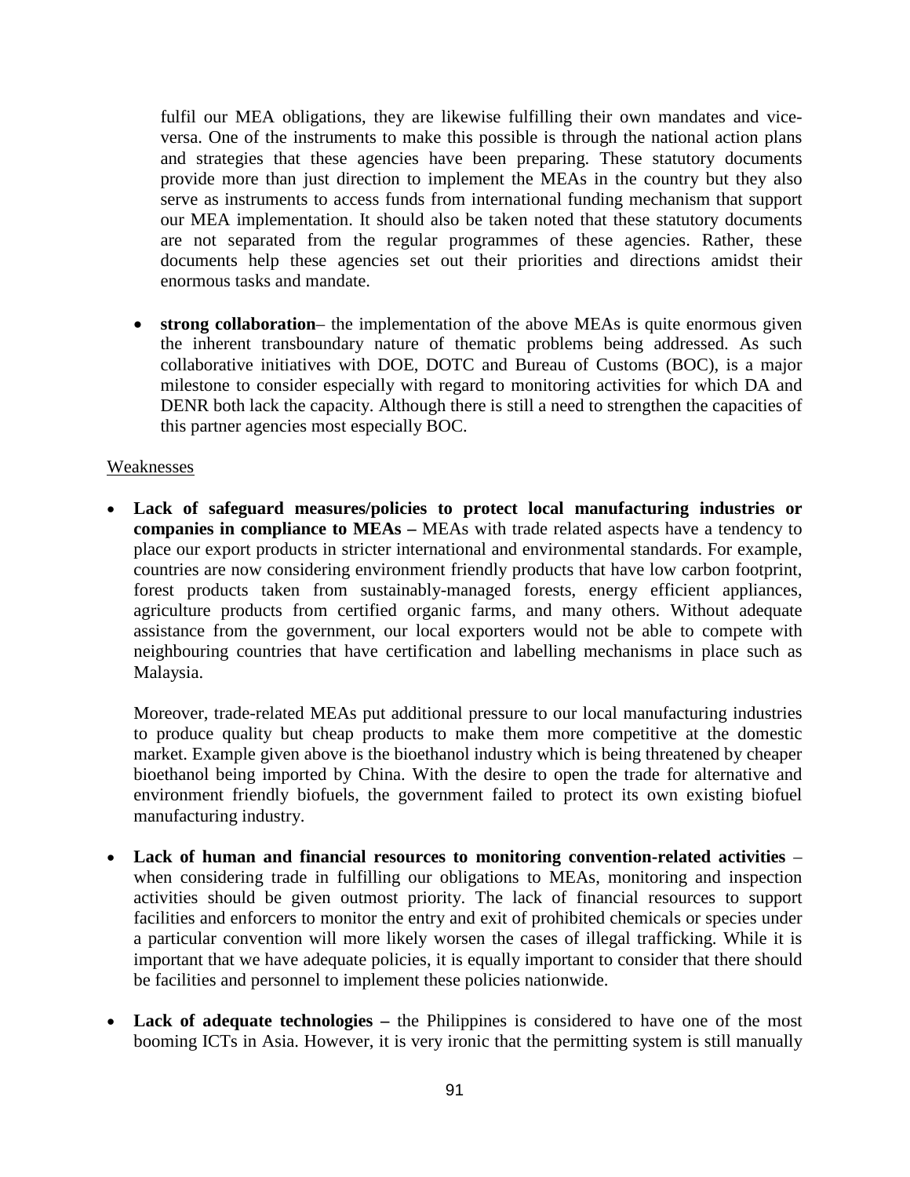fulfil our MEA obligations, they are likewise fulfilling their own mandates and vice-versa. One of the instruments to make this possible is through the national action plans and strategies that these agencies have been preparing. These statutory documents provide more than just direction to implement the MEAs in the country but they also serve as instruments to access funds from international funding mechanism that support our MEA implementation. It should also be taken noted that these statutory documents are not separated from the regular programmes of these agencies. Rather, these documents help these agencies set out their priorities and directions amidst their enormous tasks and mandate.

- **strong collaboration**– the implementation of the above MEAs is quite enormous given the inherent transboundary nature of thematic problems being addressed. As such collaborative initiatives with DOE, DOTC and Bureau of Customs (BOC), is a major milestone to consider especially with regard to monitoring activities for which DA and DENR both lack the capacity. Although there is still a need to strengthen the capacities of this partner agencies most especially BOC.

Weaknesses

- **Lack of safeguard measures/policies to protect local manufacturing industries or companies in compliance to MEAs –** MEAs with trade related aspects have a tendency to place our export products in stricter international and environmental standards. For example, countries are now considering environment friendly products that have low carbon footprint, forest products taken from sustainably-managed forests, energy efficient appliances, agriculture products from certified organic farms, and many others. Without adequate assistance from the government, our local exporters would not be able to compete with neighbouring countries that have certification and labelling mechanisms in place such as Malaysia.

  Moreover, trade-related MEAs put additional pressure to our local manufacturing industries to produce quality but cheap products to make them more competitive at the domestic market. Example given above is the bioethanol industry which is being threatened by cheaper bioethanol being imported by China. With the desire to open the trade for alternative and environment friendly biofuels, the government failed to protect its own existing biofuel manufacturing industry.

- **Lack of human and financial resources to monitoring convention-related activities** – when considering trade in fulfilling our obligations to MEAs, monitoring and inspection activities should be given outmost priority. The lack of financial resources to support facilities and enforcers to monitor the entry and exit of prohibited chemicals or species under a particular convention will more likely worsen the cases of illegal trafficking. While it is important that we have adequate policies, it is equally important to consider that there should be facilities and personnel to implement these policies nationwide.

- **Lack of adequate technologies –** the Philippines is considered to have one of the most booming ICTs in Asia. However, it is very ironic that the permitting system is still manually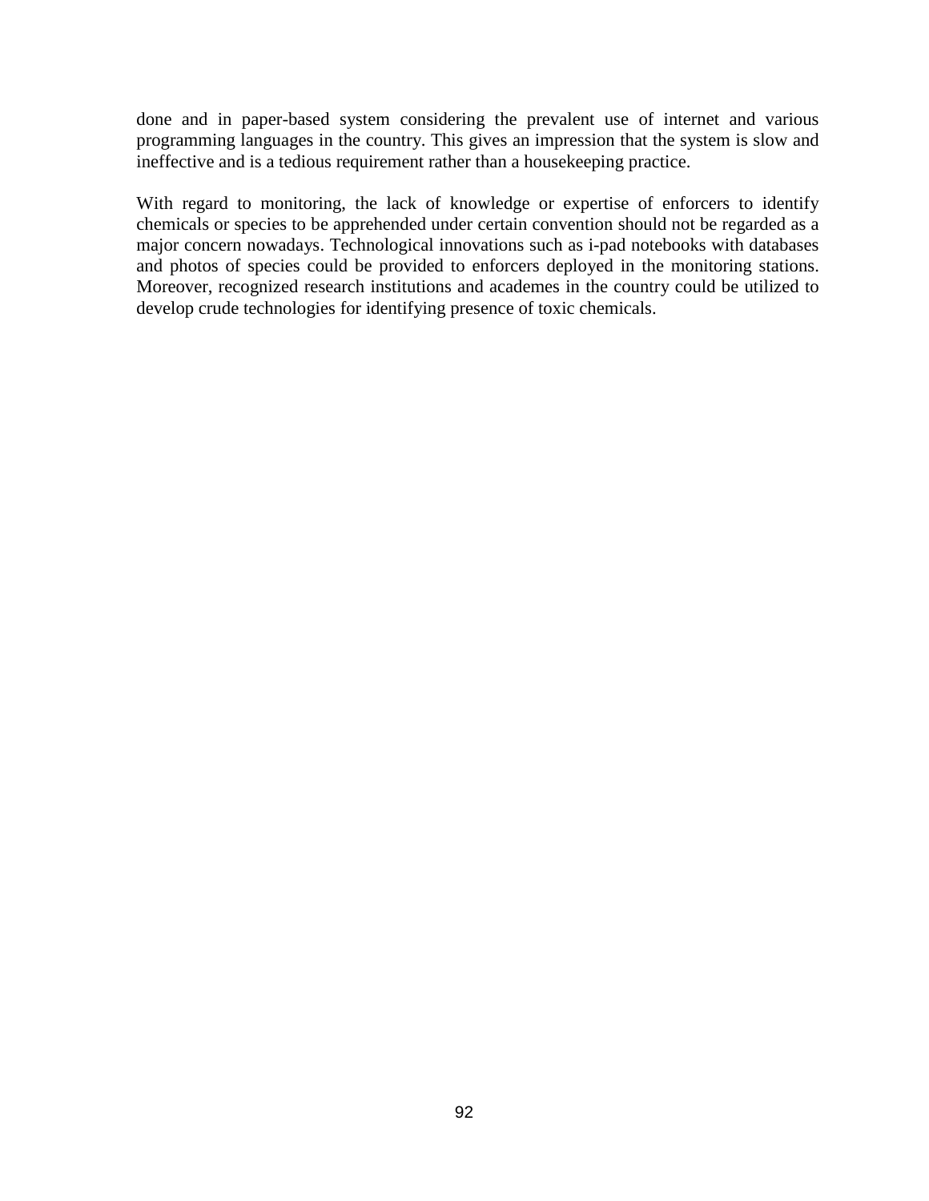done and in paper-based system considering the prevalent use of internet and various programming languages in the country. This gives an impression that the system is slow and ineffective and is a tedious requirement rather than a housekeeping practice.

With regard to monitoring, the lack of knowledge or expertise of enforcers to identify chemicals or species to be apprehended under certain convention should not be regarded as a major concern nowadays. Technological innovations such as i-pad notebooks with databases and photos of species could be provided to enforcers deployed in the monitoring stations. Moreover, recognized research institutions and academes in the country could be utilized to develop crude technologies for identifying presence of toxic chemicals.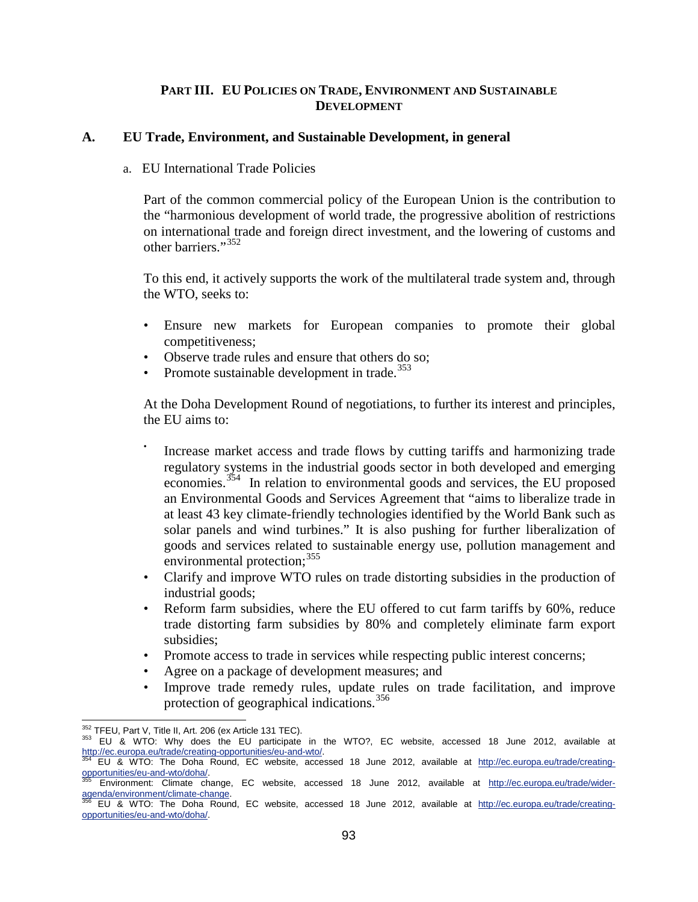## PART III. EU POLICIES ON TRADE, ENVIRONMENT AND SUSTAINABLE DEVELOPMENT

### A. EU Trade, Environment, and Sustainable Development, in general

#### a. EU International Trade Policies

Part of the common commercial policy of the European Union is the contribution to the "harmonious development of world trade, the progressive abolition of restrictions on international trade and foreign direct investment, and the lowering of customs and other barriers."[352]

To this end, it actively supports the work of the multilateral trade system and, through the WTO, seeks to:

- Ensure new markets for European companies to promote their global competitiveness;
- Observe trade rules and ensure that others do so;
- Promote sustainable development in trade.[353]

At the Doha Development Round of negotiations, to further its interest and principles, the EU aims to:

- Increase market access and trade flows by cutting tariffs and harmonizing trade regulatory systems in the industrial goods sector in both developed and emerging economies.[354] In relation to environmental goods and services, the EU proposed an Environmental Goods and Services Agreement that "aims to liberalize trade in at least 43 key climate-friendly technologies identified by the World Bank such as solar panels and wind turbines." It is also pushing for further liberalization of goods and services related to sustainable energy use, pollution management and environmental protection;[355]
- Clarify and improve WTO rules on trade distorting subsidies in the production of industrial goods;
- Reform farm subsidies, where the EU offered to cut farm tariffs by 60%, reduce trade distorting farm subsidies by 80% and completely eliminate farm export subsidies;
- Promote access to trade in services while respecting public interest concerns;
- Agree on a package of development measures; and
- Improve trade remedy rules, update rules on trade facilitation, and improve protection of geographical indications.[356]

---

[352] TFEU, Part V, Title II, Art. 206 (ex Article 131 TEC).

[353] EU & WTO: Why does the EU participate in the WTO?, EC website, accessed 18 June 2012, available at http://ec.europa.eu/trade/creating-opportunities/eu-and-wto/.

[354] EU & WTO: The Doha Round, EC website, accessed 18 June 2012, available at http://ec.europa.eu/trade/creating-opportunities/eu-and-wto/doha/.

[355] Environment: Climate change, EC website, accessed 18 June 2012, available at http://ec.europa.eu/trade/wider-agenda/environment/climate-change.

[356] EU & WTO: The Doha Round, EC website, accessed 18 June 2012, available at http://ec.europa.eu/trade/creating-opportunities/eu-and-wto/doha/.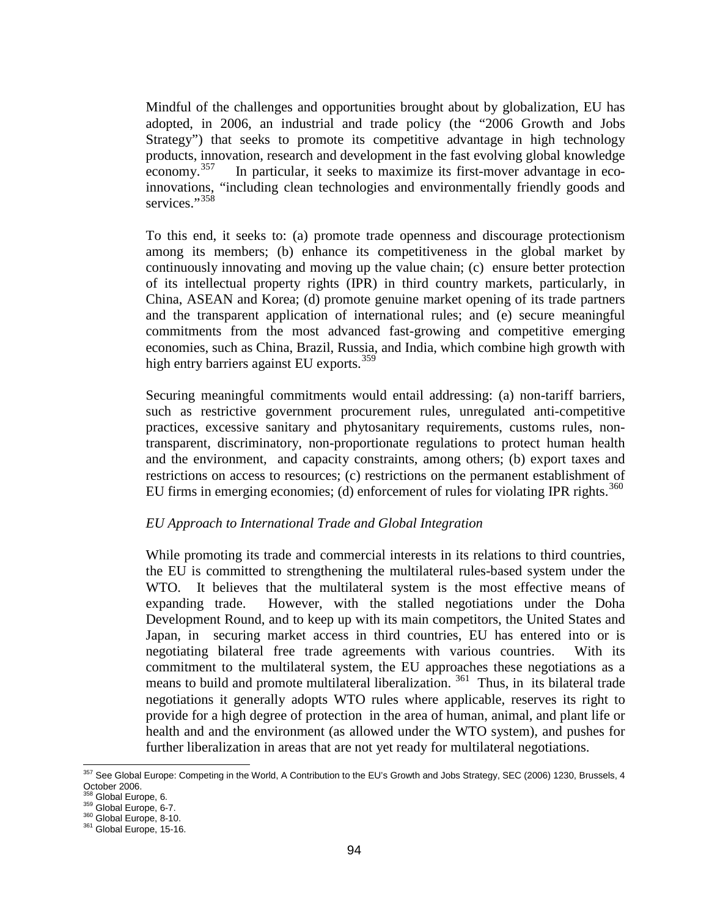Mindful of the challenges and opportunities brought about by globalization, EU has adopted, in 2006, an industrial and trade policy (the "2006 Growth and Jobs Strategy") that seeks to promote its competitive advantage in high technology products, innovation, research and development in the fast evolving global knowledge economy.[357] In particular, it seeks to maximize its first-mover advantage in eco-innovations, "including clean technologies and environmentally friendly goods and services."[358]

To this end, it seeks to: (a) promote trade openness and discourage protectionism among its members; (b) enhance its competitiveness in the global market by continuously innovating and moving up the value chain; (c) ensure better protection of its intellectual property rights (IPR) in third country markets, particularly, in China, ASEAN and Korea; (d) promote genuine market opening of its trade partners and the transparent application of international rules; and (e) secure meaningful commitments from the most advanced fast-growing and competitive emerging economies, such as China, Brazil, Russia, and India, which combine high growth with high entry barriers against EU exports.[359]

Securing meaningful commitments would entail addressing: (a) non-tariff barriers, such as restrictive government procurement rules, unregulated anti-competitive practices, excessive sanitary and phytosanitary requirements, customs rules, non-transparent, discriminatory, non-proportionate regulations to protect human health and the environment, and capacity constraints, among others; (b) export taxes and restrictions on access to resources; (c) restrictions on the permanent establishment of EU firms in emerging economies; (d) enforcement of rules for violating IPR rights.[360]

*EU Approach to International Trade and Global Integration*

While promoting its trade and commercial interests in its relations to third countries, the EU is committed to strengthening the multilateral rules-based system under the WTO. It believes that the multilateral system is the most effective means of expanding trade. However, with the stalled negotiations under the Doha Development Round, and to keep up with its main competitors, the United States and Japan, in securing market access in third countries, EU has entered into or is negotiating bilateral free trade agreements with various countries. With its commitment to the multilateral system, the EU approaches these negotiations as a means to build and promote multilateral liberalization.[361] Thus, in its bilateral trade negotiations it generally adopts WTO rules where applicable, reserves its right to provide for a high degree of protection in the area of human, animal, and plant life or health and and the environment (as allowed under the WTO system), and pushes for further liberalization in areas that are not yet ready for multilateral negotiations.

---

[357] See Global Europe: Competing in the World, A Contribution to the EU's Growth and Jobs Strategy, SEC (2006) 1230, Brussels, 4 October 2006.
[358] Global Europe, 6.
[359] Global Europe, 6-7.
[360] Global Europe, 8-10.
[361] Global Europe, 15-16.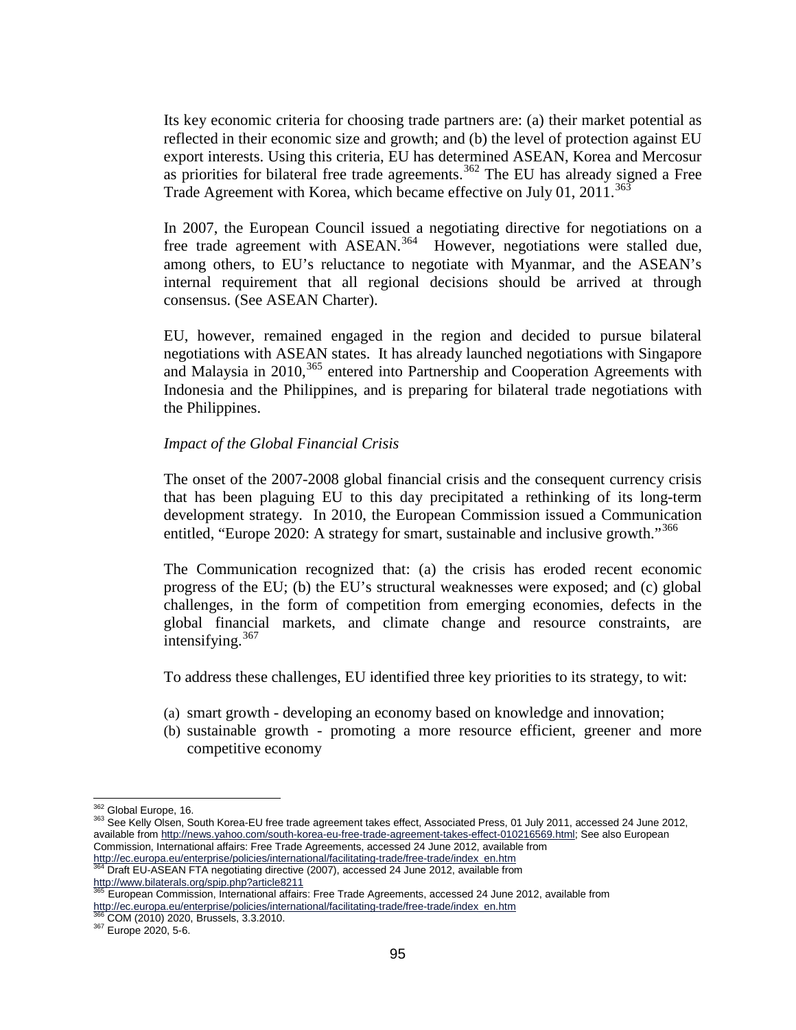Its key economic criteria for choosing trade partners are: (a) their market potential as reflected in their economic size and growth; and (b) the level of protection against EU export interests. Using this criteria, EU has determined ASEAN, Korea and Mercosur as priorities for bilateral free trade agreements.[362] The EU has already signed a Free Trade Agreement with Korea, which became effective on July 01, 2011.[363]

In 2007, the European Council issued a negotiating directive for negotiations on a free trade agreement with ASEAN.[364] However, negotiations were stalled due, among others, to EU's reluctance to negotiate with Myanmar, and the ASEAN's internal requirement that all regional decisions should be arrived at through consensus. (See ASEAN Charter).

EU, however, remained engaged in the region and decided to pursue bilateral negotiations with ASEAN states. It has already launched negotiations with Singapore and Malaysia in 2010,[365] entered into Partnership and Cooperation Agreements with Indonesia and the Philippines, and is preparing for bilateral trade negotiations with the Philippines.

*Impact of the Global Financial Crisis*

The onset of the 2007-2008 global financial crisis and the consequent currency crisis that has been plaguing EU to this day precipitated a rethinking of its long-term development strategy. In 2010, the European Commission issued a Communication entitled, "Europe 2020: A strategy for smart, sustainable and inclusive growth."[366]

The Communication recognized that: (a) the crisis has eroded recent economic progress of the EU; (b) the EU's structural weaknesses were exposed; and (c) global challenges, in the form of competition from emerging economies, defects in the global financial markets, and climate change and resource constraints, are intensifying.[367]

To address these challenges, EU identified three key priorities to its strategy, to wit:

(a) smart growth - developing an economy based on knowledge and innovation;
(b) sustainable growth - promoting a more resource efficient, greener and more competitive economy

---

[362] Global Europe, 16.
[363] See Kelly Olsen, South Korea-EU free trade agreement takes effect, Associated Press, 01 July 2011, accessed 24 June 2012, available from http://news.yahoo.com/south-korea-eu-free-trade-agreement-takes-effect-010216569.html; See also European Commission, International affairs: Free Trade Agreements, accessed 24 June 2012, available from http://ec.europa.eu/enterprise/policies/international/facilitating-trade/free-trade/index_en.htm
[364] Draft EU-ASEAN FTA negotiating directive (2007), accessed 24 June 2012, available from http://www.bilaterals.org/spip.php?article8211
[365] European Commission, International affairs: Free Trade Agreements, accessed 24 June 2012, available from http://ec.europa.eu/enterprise/policies/international/facilitating-trade/free-trade/index_en.htm
[366] COM (2010) 2020, Brussels, 3.3.2010.
[367] Europe 2020, 5-6.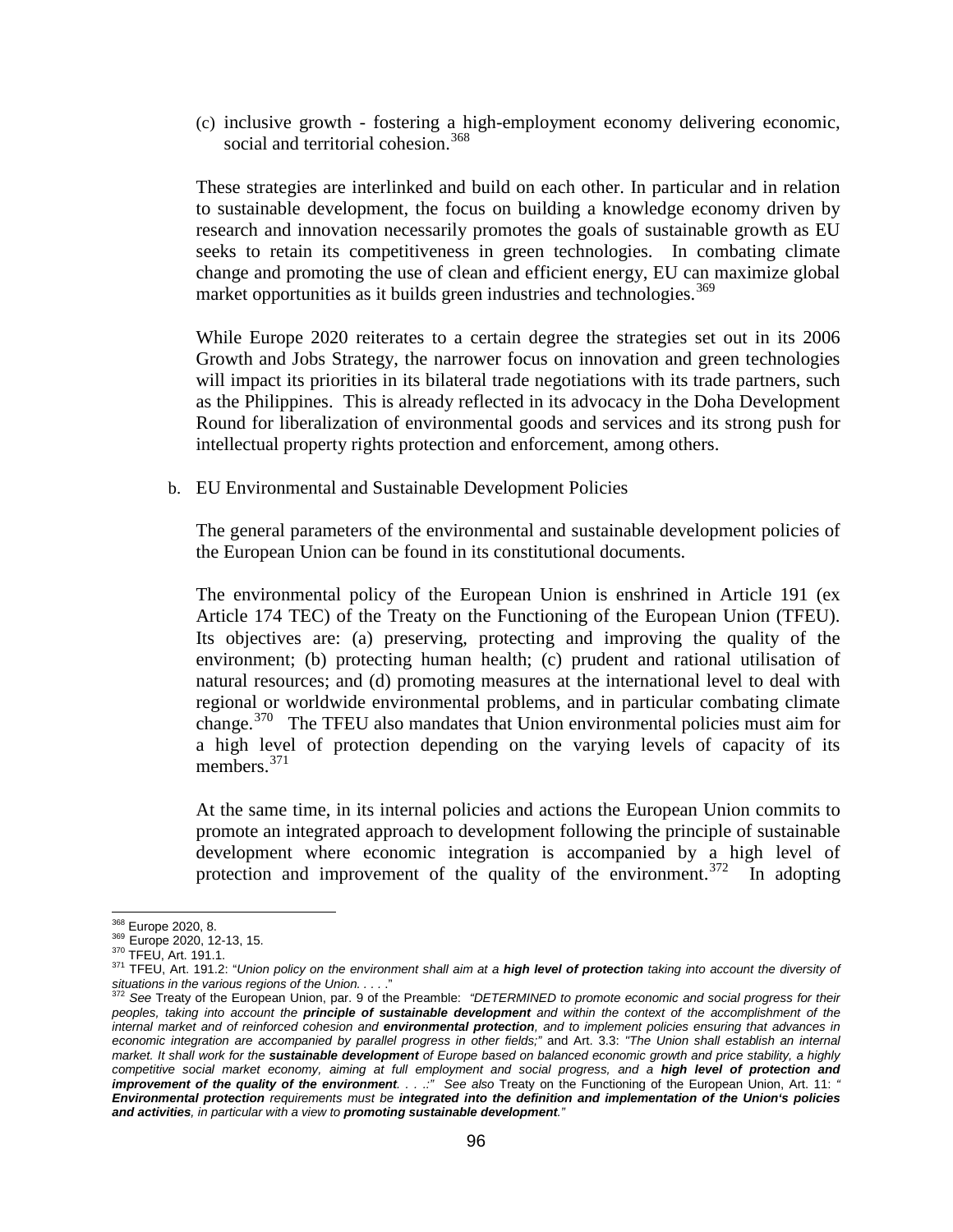(c) inclusive growth - fostering a high-employment economy delivering economic, social and territorial cohesion.[368]

These strategies are interlinked and build on each other. In particular and in relation to sustainable development, the focus on building a knowledge economy driven by research and innovation necessarily promotes the goals of sustainable growth as EU seeks to retain its competitiveness in green technologies. In combating climate change and promoting the use of clean and efficient energy, EU can maximize global market opportunities as it builds green industries and technologies.[369]

While Europe 2020 reiterates to a certain degree the strategies set out in its 2006 Growth and Jobs Strategy, the narrower focus on innovation and green technologies will impact its priorities in its bilateral trade negotiations with its trade partners, such as the Philippines. This is already reflected in its advocacy in the Doha Development Round for liberalization of environmental goods and services and its strong push for intellectual property rights protection and enforcement, among others.

b. EU Environmental and Sustainable Development Policies

The general parameters of the environmental and sustainable development policies of the European Union can be found in its constitutional documents.

The environmental policy of the European Union is enshrined in Article 191 (ex Article 174 TEC) of the Treaty on the Functioning of the European Union (TFEU). Its objectives are: (a) preserving, protecting and improving the quality of the environment; (b) protecting human health; (c) prudent and rational utilisation of natural resources; and (d) promoting measures at the international level to deal with regional or worldwide environmental problems, and in particular combating climate change.[370] The TFEU also mandates that Union environmental policies must aim for a high level of protection depending on the varying levels of capacity of its members.[371]

At the same time, in its internal policies and actions the European Union commits to promote an integrated approach to development following the principle of sustainable development where economic integration is accompanied by a high level of protection and improvement of the quality of the environment.[372] In adopting

---

[368] Europe 2020, 8.

[369] Europe 2020, 12-13, 15.

[370] TFEU, Art. 191.1.

[371] TFEU, Art. 191.2: "*Union policy on the environment shall aim at a **high level of protection** taking into account the diversity of situations in the various regions of the Union. . . . .*"

[372] *See* Treaty of the European Union, par. 9 of the Preamble: *"DETERMINED to promote economic and social progress for their peoples, taking into account the **principle of sustainable development** and within the context of the accomplishment of the internal market and of reinforced cohesion and **environmental protection**, and to implement policies ensuring that advances in economic integration are accompanied by parallel progress in other fields;"* and Art. 3.3: *"The Union shall establish an internal market. It shall work for the **sustainable development** of Europe based on balanced economic growth and price stability, a highly competitive social market economy, aiming at full employment and social progress, and a **high level of protection and improvement of the quality of the environment**. . . .:" See also* Treaty on the Functioning of the European Union, Art. 11: *" **Environmental protection** requirements must be **integrated into the definition and implementation of the Union's policies and activities**, in particular with a view to **promoting sustainable development**."*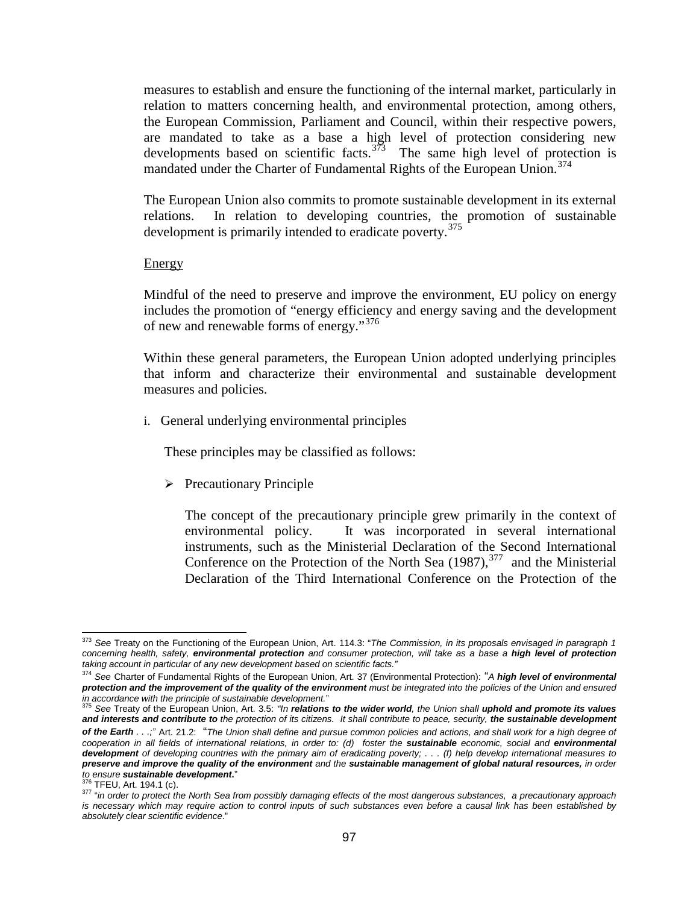measures to establish and ensure the functioning of the internal market, particularly in relation to matters concerning health, and environmental protection, among others, the European Commission, Parliament and Council, within their respective powers, are mandated to take as a base a high level of protection considering new developments based on scientific facts.[373] The same high level of protection is mandated under the Charter of Fundamental Rights of the European Union.[374]

The European Union also commits to promote sustainable development in its external relations. In relation to developing countries, the promotion of sustainable development is primarily intended to eradicate poverty.[375]

Energy

Mindful of the need to preserve and improve the environment, EU policy on energy includes the promotion of "energy efficiency and energy saving and the development of new and renewable forms of energy."[376]

Within these general parameters, the European Union adopted underlying principles that inform and characterize their environmental and sustainable development measures and policies.

i. General underlying environmental principles

These principles may be classified as follows:

- Precautionary Principle

  The concept of the precautionary principle grew primarily in the context of environmental policy. It was incorporated in several international instruments, such as the Ministerial Declaration of the Second International Conference on the Protection of the North Sea (1987),[377] and the Ministerial Declaration of the Third International Conference on the Protection of the

---

[373] *See* Treaty on the Functioning of the European Union, Art. 114.3: "*The Commission, in its proposals envisaged in paragraph 1 concerning health, safety, **environmental protection** and consumer protection, will take as a base a **high level of protection** taking account in particular of any new development based on scientific facts.*"

[374] *See* Charter of Fundamental Rights of the European Union, Art. 37 (Environmental Protection): "*A **high level of environmental protection and the improvement of the quality of the environment** must be integrated into the policies of the Union and ensured in accordance with the principle of sustainable development.*"

[375] *See* Treaty of the European Union, Art. 3.5: *"In **relations to the wider world**, the Union shall **uphold and promote its values and interests and contribute to** the protection of its citizens. It shall contribute to peace, security, **the sustainable development of the Earth** . . .;"* Art. 21.2: "*The Union shall define and pursue common policies and actions, and shall work for a high degree of cooperation in all fields of international relations, in order to: (d) foster the **sustainable** economic, social and **environmental development** of developing countries with the primary aim of eradicating poverty; . . . (f) help develop international measures to **preserve and improve the quality of the environment** and the **sustainable management of global natural resources,** in order to ensure **sustainable development**.*"

[376] TFEU, Art. 194.1 (c).

[377] "*in order to protect the North Sea from possibly damaging effects of the most dangerous substances, a precautionary approach is necessary which may require action to control inputs of such substances even before a causal link has been established by absolutely clear scientific evidence*."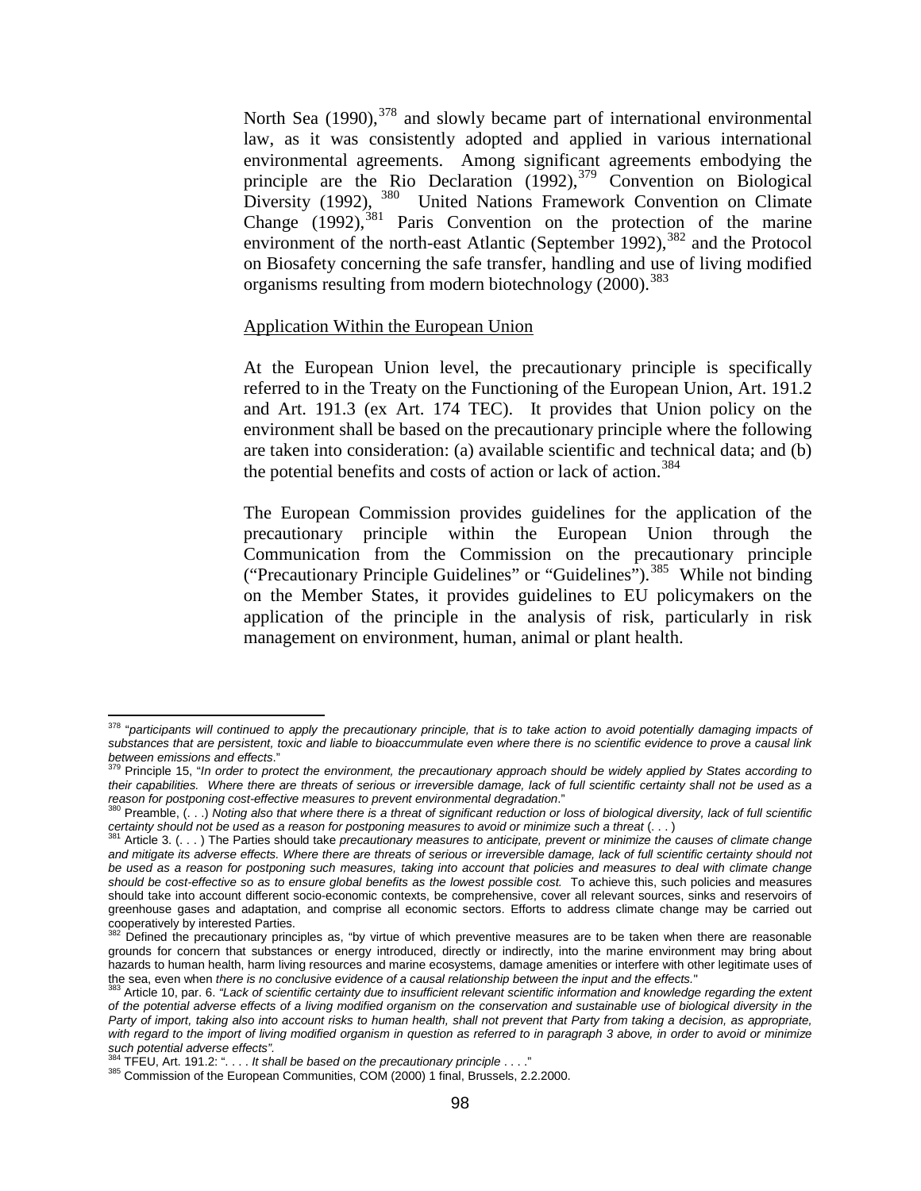North Sea (1990),[378] and slowly became part of international environmental law, as it was consistently adopted and applied in various international environmental agreements. Among significant agreements embodying the principle are the Rio Declaration (1992),[379] Convention on Biological Diversity (1992), [380] United Nations Framework Convention on Climate Change (1992),[381] Paris Convention on the protection of the marine environment of the north-east Atlantic (September 1992),[382] and the Protocol on Biosafety concerning the safe transfer, handling and use of living modified organisms resulting from modern biotechnology (2000).[383]

Application Within the European Union

At the European Union level, the precautionary principle is specifically referred to in the Treaty on the Functioning of the European Union, Art. 191.2 and Art. 191.3 (ex Art. 174 TEC). It provides that Union policy on the environment shall be based on the precautionary principle where the following are taken into consideration: (a) available scientific and technical data; and (b) the potential benefits and costs of action or lack of action.[384]

The European Commission provides guidelines for the application of the precautionary principle within the European Union through the Communication from the Commission on the precautionary principle ("Precautionary Principle Guidelines" or "Guidelines").[385] While not binding on the Member States, it provides guidelines to EU policymakers on the application of the principle in the analysis of risk, particularly in risk management on environment, human, animal or plant health.

---

[378] "*participants will continued to apply the precautionary principle, that is to take action to avoid potentially damaging impacts of substances that are persistent, toxic and liable to bioaccummulate even where there is no scientific evidence to prove a causal link between emissions and effects*."

[379] Principle 15, "*In order to protect the environment, the precautionary approach should be widely applied by States according to their capabilities. Where there are threats of serious or irreversible damage, lack of full scientific certainty shall not be used as a reason for postponing cost-effective measures to prevent environmental degradation*."

[380] Preamble, (. . .) *Noting also that where there is a threat of significant reduction or loss of biological diversity, lack of full scientific certainty should not be used as a reason for postponing measures to avoid or minimize such a threat* (. . . )

[381] Article 3. (. . . ) The Parties should take *precautionary measures to anticipate, prevent or minimize the causes of climate change and mitigate its adverse effects. Where there are threats of serious or irreversible damage, lack of full scientific certainty should not be used as a reason for postponing such measures, taking into account that policies and measures to deal with climate change should be cost-effective so as to ensure global benefits as the lowest possible cost.* To achieve this, such policies and measures should take into account different socio-economic contexts, be comprehensive, cover all relevant sources, sinks and reservoirs of greenhouse gases and adaptation, and comprise all economic sectors. Efforts to address climate change may be carried out cooperatively by interested Parties.

[382] Defined the precautionary principles as, "by virtue of which preventive measures are to be taken when there are reasonable grounds for concern that substances or energy introduced, directly or indirectly, into the marine environment may bring about hazards to human health, harm living resources and marine ecosystems, damage amenities or interfere with other legitimate uses of the sea, even when *there is no conclusive evidence of a causal relationship between the input and the effects.*"

[383] Article 10, par. 6. *"Lack of scientific certainty due to insufficient relevant scientific information and knowledge regarding the extent of the potential adverse effects of a living modified organism on the conservation and sustainable use of biological diversity in the Party of import, taking also into account risks to human health, shall not prevent that Party from taking a decision, as appropriate, with regard to the import of living modified organism in question as referred to in paragraph 3 above, in order to avoid or minimize such potential adverse effects".*

[384] TFEU, Art. 191.2: ". . . . *It shall be based on the precautionary principle* . . . ."

[385] Commission of the European Communities, COM (2000) 1 final, Brussels, 2.2.2000.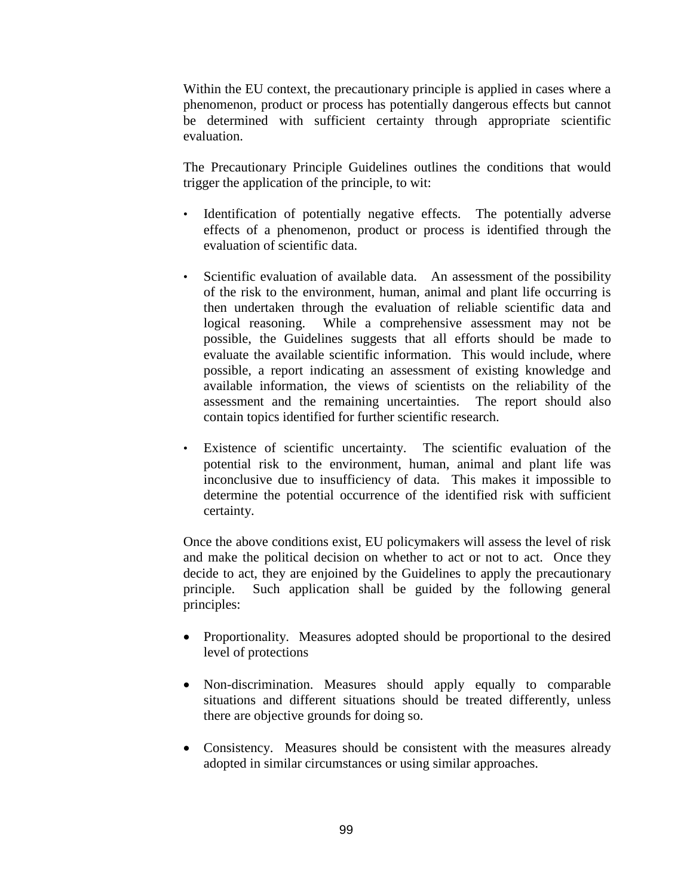Within the EU context, the precautionary principle is applied in cases where a phenomenon, product or process has potentially dangerous effects but cannot be determined with sufficient certainty through appropriate scientific evaluation.

The Precautionary Principle Guidelines outlines the conditions that would trigger the application of the principle, to wit:

- Identification of potentially negative effects. The potentially adverse effects of a phenomenon, product or process is identified through the evaluation of scientific data.

- Scientific evaluation of available data. An assessment of the possibility of the risk to the environment, human, animal and plant life occurring is then undertaken through the evaluation of reliable scientific data and logical reasoning. While a comprehensive assessment may not be possible, the Guidelines suggests that all efforts should be made to evaluate the available scientific information. This would include, where possible, a report indicating an assessment of existing knowledge and available information, the views of scientists on the reliability of the assessment and the remaining uncertainties. The report should also contain topics identified for further scientific research.

- Existence of scientific uncertainty. The scientific evaluation of the potential risk to the environment, human, animal and plant life was inconclusive due to insufficiency of data. This makes it impossible to determine the potential occurrence of the identified risk with sufficient certainty.

Once the above conditions exist, EU policymakers will assess the level of risk and make the political decision on whether to act or not to act. Once they decide to act, they are enjoined by the Guidelines to apply the precautionary principle. Such application shall be guided by the following general principles:

- Proportionality. Measures adopted should be proportional to the desired level of protections

- Non-discrimination. Measures should apply equally to comparable situations and different situations should be treated differently, unless there are objective grounds for doing so.

- Consistency. Measures should be consistent with the measures already adopted in similar circumstances or using similar approaches.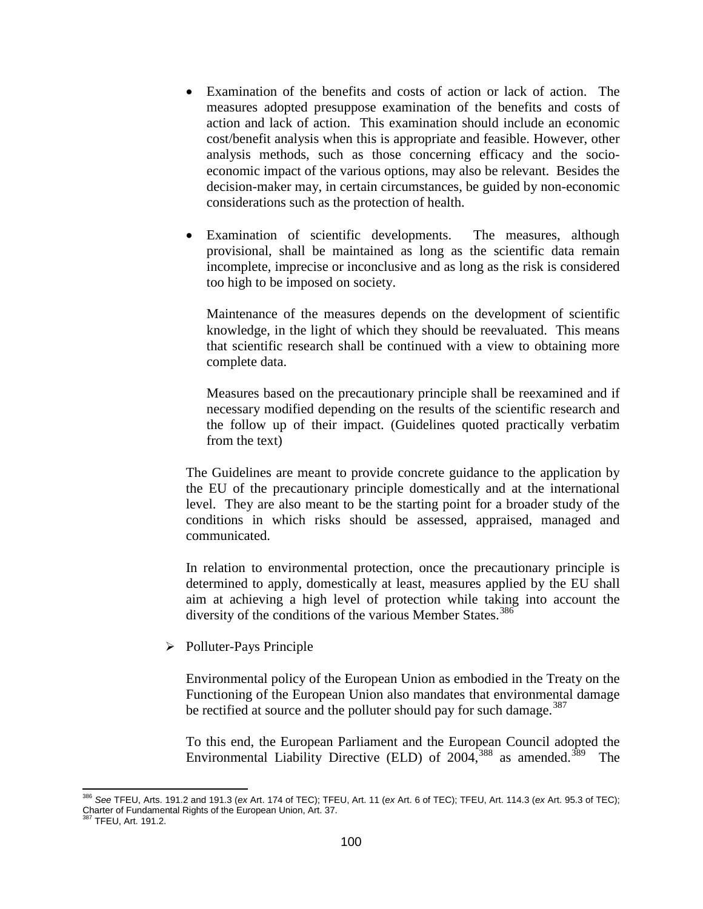- Examination of the benefits and costs of action or lack of action. The measures adopted presuppose examination of the benefits and costs of action and lack of action. This examination should include an economic cost/benefit analysis when this is appropriate and feasible. However, other analysis methods, such as those concerning efficacy and the socio-economic impact of the various options, may also be relevant. Besides the decision-maker may, in certain circumstances, be guided by non-economic considerations such as the protection of health.

- Examination of scientific developments. The measures, although provisional, shall be maintained as long as the scientific data remain incomplete, imprecise or inconclusive and as long as the risk is considered too high to be imposed on society.

  Maintenance of the measures depends on the development of scientific knowledge, in the light of which they should be reevaluated. This means that scientific research shall be continued with a view to obtaining more complete data.

  Measures based on the precautionary principle shall be reexamined and if necessary modified depending on the results of the scientific research and the follow up of their impact. (Guidelines quoted practically verbatim from the text)

The Guidelines are meant to provide concrete guidance to the application by the EU of the precautionary principle domestically and at the international level. They are also meant to be the starting point for a broader study of the conditions in which risks should be assessed, appraised, managed and communicated.

In relation to environmental protection, once the precautionary principle is determined to apply, domestically at least, measures applied by the EU shall aim at achieving a high level of protection while taking into account the diversity of the conditions of the various Member States.[386]

- Polluter-Pays Principle

  Environmental policy of the European Union as embodied in the Treaty on the Functioning of the European Union also mandates that environmental damage be rectified at source and the polluter should pay for such damage.[387]

  To this end, the European Parliament and the European Council adopted the Environmental Liability Directive (ELD) of 2004,[388] as amended.[389] The

[386] *See* TFEU, Arts. 191.2 and 191.3 (*ex* Art. 174 of TEC); TFEU, Art. 11 (*ex* Art. 6 of TEC); TFEU, Art. 114.3 (*ex* Art. 95.3 of TEC); Charter of Fundamental Rights of the European Union, Art. 37.

[387] TFEU, Art. 191.2.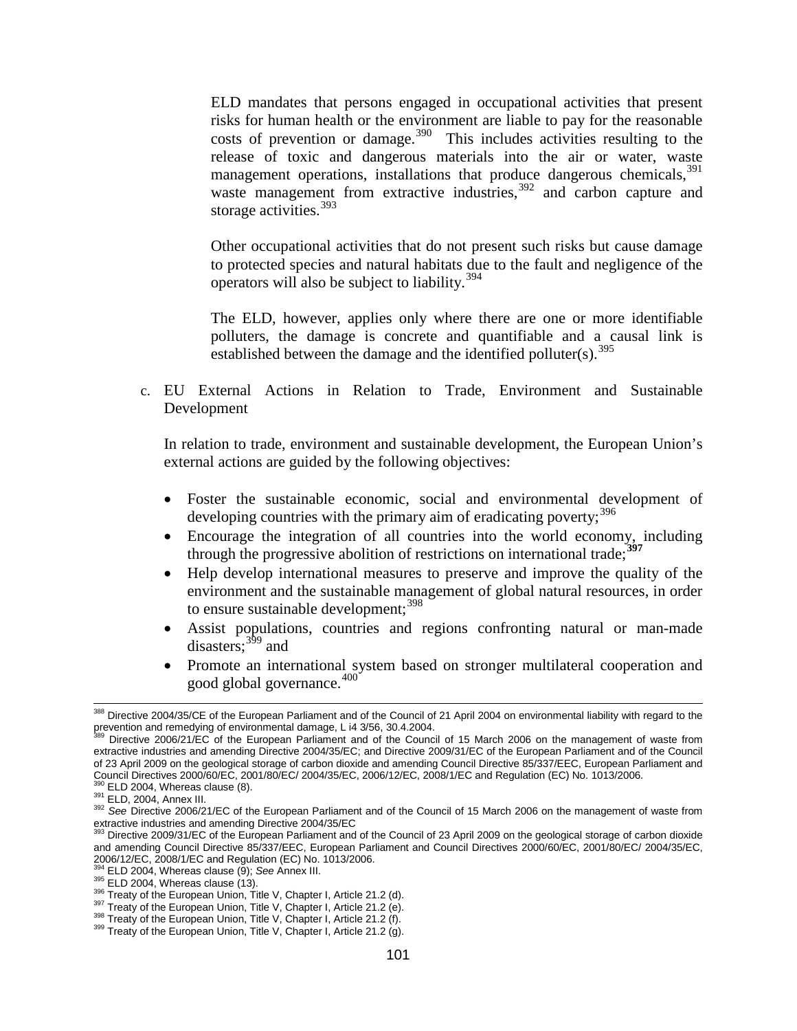ELD mandates that persons engaged in occupational activities that present risks for human health or the environment are liable to pay for the reasonable costs of prevention or damage.[390] This includes activities resulting to the release of toxic and dangerous materials into the air or water, waste management operations, installations that produce dangerous chemicals,[391] waste management from extractive industries,[392] and carbon capture and storage activities.[393]

Other occupational activities that do not present such risks but cause damage to protected species and natural habitats due to the fault and negligence of the operators will also be subject to liability.[394]

The ELD, however, applies only where there are one or more identifiable polluters, the damage is concrete and quantifiable and a causal link is established between the damage and the identified polluter(s).[395]

c. EU External Actions in Relation to Trade, Environment and Sustainable Development

In relation to trade, environment and sustainable development, the European Union's external actions are guided by the following objectives:

- Foster the sustainable economic, social and environmental development of developing countries with the primary aim of eradicating poverty;[396]
- Encourage the integration of all countries into the world economy, including through the progressive abolition of restrictions on international trade;**[397]**
- Help develop international measures to preserve and improve the quality of the environment and the sustainable management of global natural resources, in order to ensure sustainable development;[398]
- Assist populations, countries and regions confronting natural or man-made disasters;[399] and
- Promote an international system based on stronger multilateral cooperation and good global governance.[400]

---

[388] Directive 2004/35/CE of the European Parliament and of the Council of 21 April 2004 on environmental liability with regard to the prevention and remedying of environmental damage, L i4 3/56, 30.4.2004.

[389] Directive 2006/21/EC of the European Parliament and of the Council of 15 March 2006 on the management of waste from extractive industries and amending Directive 2004/35/EC; and Directive 2009/31/EC of the European Parliament and of the Council of 23 April 2009 on the geological storage of carbon dioxide and amending Council Directive 85/337/EEC, European Parliament and Council Directives 2000/60/EC, 2001/80/EC/ 2004/35/EC, 2006/12/EC, 2008/1/EC and Regulation (EC) No. 1013/2006.

[390] ELD 2004, Whereas clause (8).

[391] ELD, 2004, Annex III.

[392] *See* Directive 2006/21/EC of the European Parliament and of the Council of 15 March 2006 on the management of waste from extractive industries and amending Directive 2004/35/EC

[393] Directive 2009/31/EC of the European Parliament and of the Council of 23 April 2009 on the geological storage of carbon dioxide and amending Council Directive 85/337/EEC, European Parliament and Council Directives 2000/60/EC, 2001/80/EC/ 2004/35/EC, 2006/12/EC, 2008/1/EC and Regulation (EC) No. 1013/2006.

[394] ELD 2004, Whereas clause (9); *See* Annex III.

[395] ELD 2004, Whereas clause (13).

[396] Treaty of the European Union, Title V, Chapter I, Article 21.2 (d).

[397] Treaty of the European Union, Title V, Chapter I, Article 21.2 (e).

[398] Treaty of the European Union, Title V, Chapter I, Article 21.2 (f).

[399] Treaty of the European Union, Title V, Chapter I, Article 21.2 (g).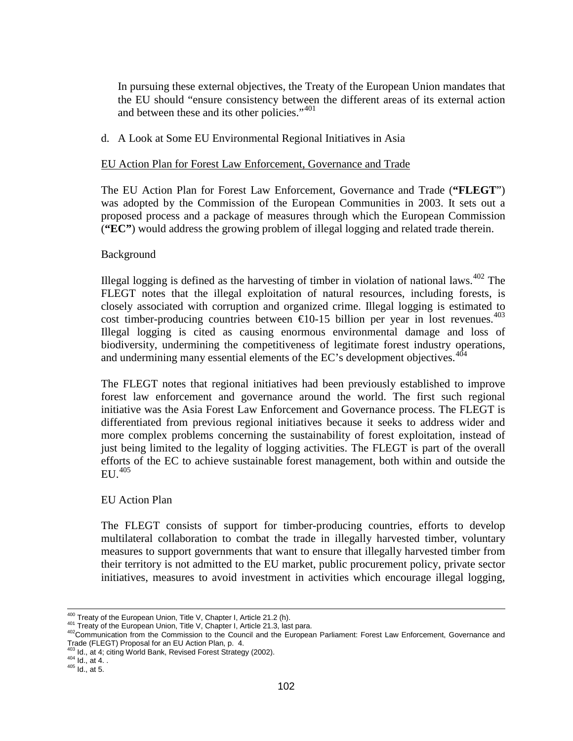In pursuing these external objectives, the Treaty of the European Union mandates that the EU should "ensure consistency between the different areas of its external action and between these and its other policies."[401]

d. A Look at Some EU Environmental Regional Initiatives in Asia

EU Action Plan for Forest Law Enforcement, Governance and Trade

The EU Action Plan for Forest Law Enforcement, Governance and Trade (**"FLEGT"**) was adopted by the Commission of the European Communities in 2003. It sets out a proposed process and a package of measures through which the European Commission (**"EC"**) would address the growing problem of illegal logging and related trade therein.

Background

Illegal logging is defined as the harvesting of timber in violation of national laws.[402] The FLEGT notes that the illegal exploitation of natural resources, including forests, is closely associated with corruption and organized crime. Illegal logging is estimated to cost timber-producing countries between €10-15 billion per year in lost revenues.[403] Illegal logging is cited as causing enormous environmental damage and loss of biodiversity, undermining the competitiveness of legitimate forest industry operations, and undermining many essential elements of the EC's development objectives.[404]

The FLEGT notes that regional initiatives had been previously established to improve forest law enforcement and governance around the world. The first such regional initiative was the Asia Forest Law Enforcement and Governance process. The FLEGT is differentiated from previous regional initiatives because it seeks to address wider and more complex problems concerning the sustainability of forest exploitation, instead of just being limited to the legality of logging activities. The FLEGT is part of the overall efforts of the EC to achieve sustainable forest management, both within and outside the EU.[405]

EU Action Plan

The FLEGT consists of support for timber-producing countries, efforts to develop multilateral collaboration to combat the trade in illegally harvested timber, voluntary measures to support governments that want to ensure that illegally harvested timber from their territory is not admitted to the EU market, public procurement policy, private sector initiatives, measures to avoid investment in activities which encourage illegal logging,

---

[400] Treaty of the European Union, Title V, Chapter I, Article 21.2 (h).
[401] Treaty of the European Union, Title V, Chapter I, Article 21.3, last para.
[402] Communication from the Commission to the Council and the European Parliament: Forest Law Enforcement, Governance and Trade (FLEGT) Proposal for an EU Action Plan, p. 4.
[403] Id., at 4; citing World Bank, Revised Forest Strategy (2002).
[404] Id., at 4. .
[405] Id., at 5.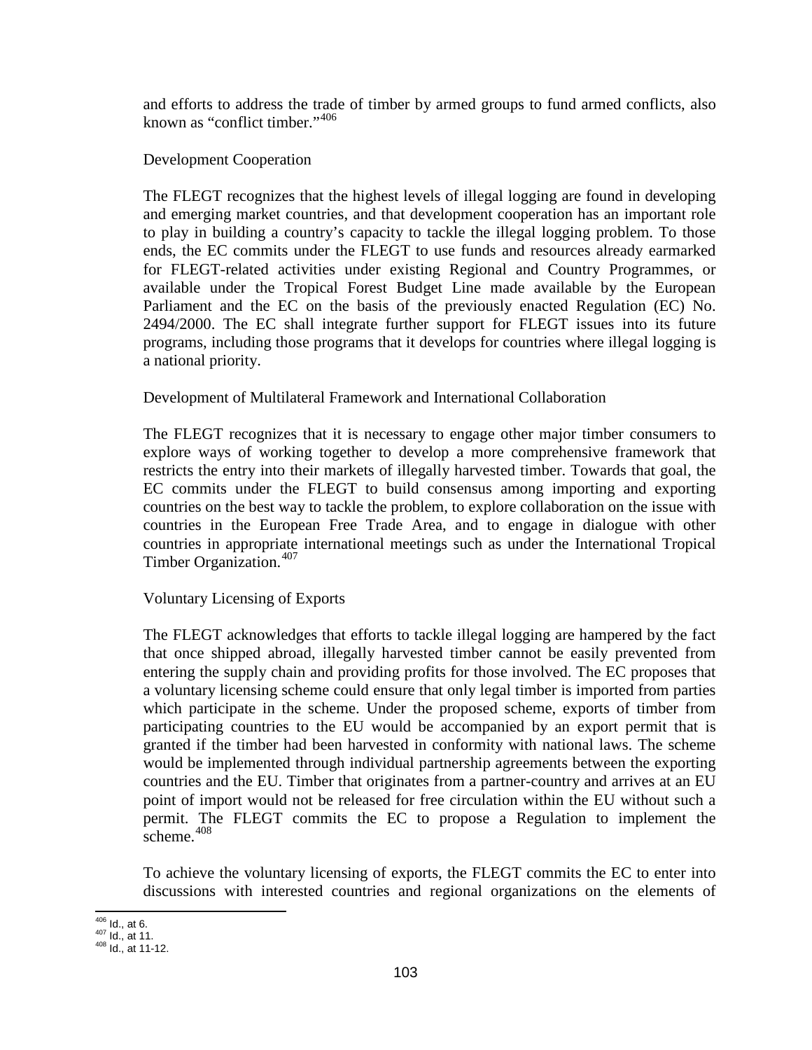and efforts to address the trade of timber by armed groups to fund armed conflicts, also known as "conflict timber."[406]

Development Cooperation

The FLEGT recognizes that the highest levels of illegal logging are found in developing and emerging market countries, and that development cooperation has an important role to play in building a country's capacity to tackle the illegal logging problem. To those ends, the EC commits under the FLEGT to use funds and resources already earmarked for FLEGT-related activities under existing Regional and Country Programmes, or available under the Tropical Forest Budget Line made available by the European Parliament and the EC on the basis of the previously enacted Regulation (EC) No. 2494/2000. The EC shall integrate further support for FLEGT issues into its future programs, including those programs that it develops for countries where illegal logging is a national priority.

Development of Multilateral Framework and International Collaboration

The FLEGT recognizes that it is necessary to engage other major timber consumers to explore ways of working together to develop a more comprehensive framework that restricts the entry into their markets of illegally harvested timber. Towards that goal, the EC commits under the FLEGT to build consensus among importing and exporting countries on the best way to tackle the problem, to explore collaboration on the issue with countries in the European Free Trade Area, and to engage in dialogue with other countries in appropriate international meetings such as under the International Tropical Timber Organization.[407]

Voluntary Licensing of Exports

The FLEGT acknowledges that efforts to tackle illegal logging are hampered by the fact that once shipped abroad, illegally harvested timber cannot be easily prevented from entering the supply chain and providing profits for those involved. The EC proposes that a voluntary licensing scheme could ensure that only legal timber is imported from parties which participate in the scheme. Under the proposed scheme, exports of timber from participating countries to the EU would be accompanied by an export permit that is granted if the timber had been harvested in conformity with national laws. The scheme would be implemented through individual partnership agreements between the exporting countries and the EU. Timber that originates from a partner-country and arrives at an EU point of import would not be released for free circulation within the EU without such a permit. The FLEGT commits the EC to propose a Regulation to implement the scheme.[408]

To achieve the voluntary licensing of exports, the FLEGT commits the EC to enter into discussions with interested countries and regional organizations on the elements of

[406] Id., at 6.
[407] Id., at 11.
[408] Id., at 11-12.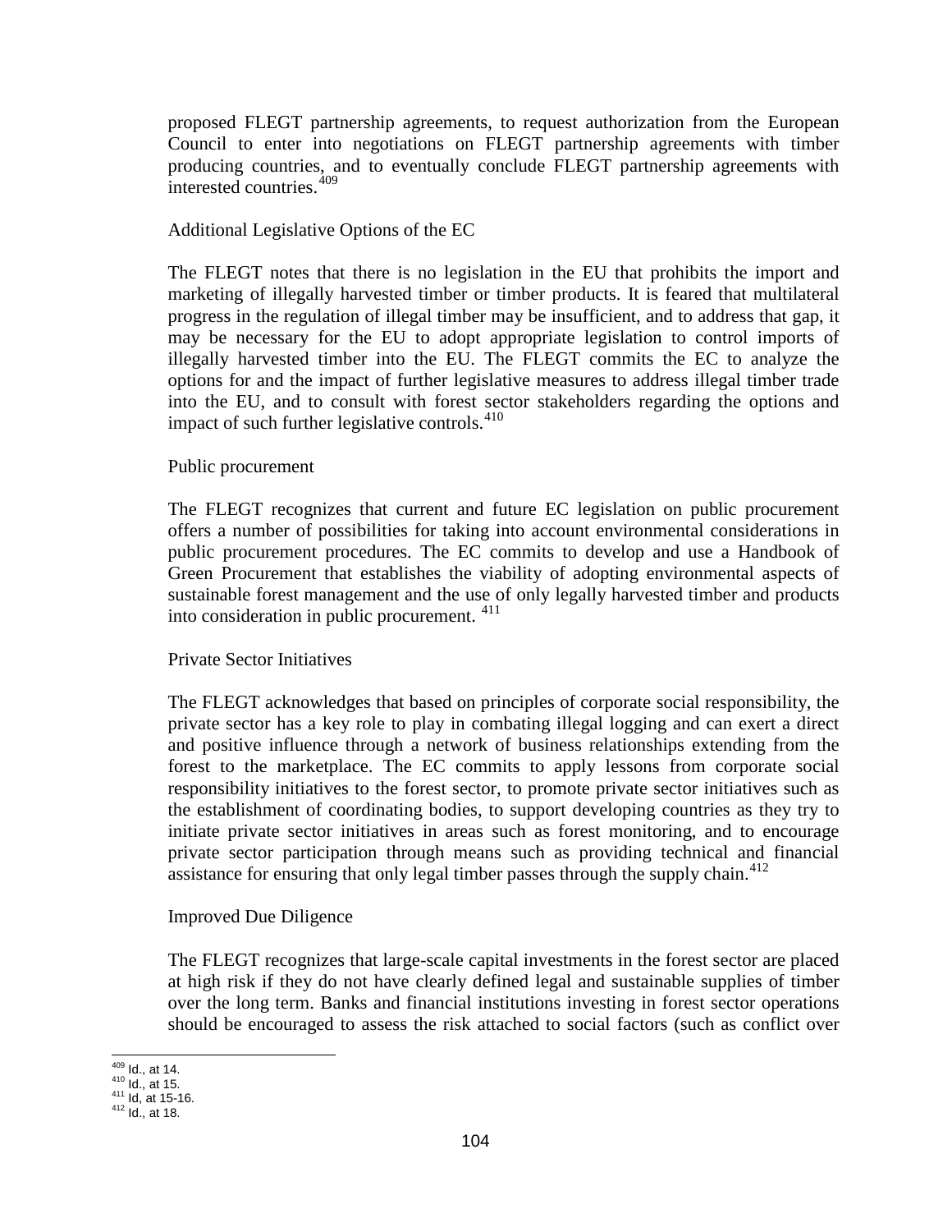proposed FLEGT partnership agreements, to request authorization from the European Council to enter into negotiations on FLEGT partnership agreements with timber producing countries, and to eventually conclude FLEGT partnership agreements with interested countries.[409]

Additional Legislative Options of the EC

The FLEGT notes that there is no legislation in the EU that prohibits the import and marketing of illegally harvested timber or timber products. It is feared that multilateral progress in the regulation of illegal timber may be insufficient, and to address that gap, it may be necessary for the EU to adopt appropriate legislation to control imports of illegally harvested timber into the EU. The FLEGT commits the EC to analyze the options for and the impact of further legislative measures to address illegal timber trade into the EU, and to consult with forest sector stakeholders regarding the options and impact of such further legislative controls.[410]

Public procurement

The FLEGT recognizes that current and future EC legislation on public procurement offers a number of possibilities for taking into account environmental considerations in public procurement procedures. The EC commits to develop and use a Handbook of Green Procurement that establishes the viability of adopting environmental aspects of sustainable forest management and the use of only legally harvested timber and products into consideration in public procurement. [411]

Private Sector Initiatives

The FLEGT acknowledges that based on principles of corporate social responsibility, the private sector has a key role to play in combating illegal logging and can exert a direct and positive influence through a network of business relationships extending from the forest to the marketplace. The EC commits to apply lessons from corporate social responsibility initiatives to the forest sector, to promote private sector initiatives such as the establishment of coordinating bodies, to support developing countries as they try to initiate private sector initiatives in areas such as forest monitoring, and to encourage private sector participation through means such as providing technical and financial assistance for ensuring that only legal timber passes through the supply chain.[412]

Improved Due Diligence

The FLEGT recognizes that large-scale capital investments in the forest sector are placed at high risk if they do not have clearly defined legal and sustainable supplies of timber over the long term. Banks and financial institutions investing in forest sector operations should be encouraged to assess the risk attached to social factors (such as conflict over

---

[409] Id., at 14.
[410] Id., at 15.
[411] Id, at 15-16.
[412] Id., at 18.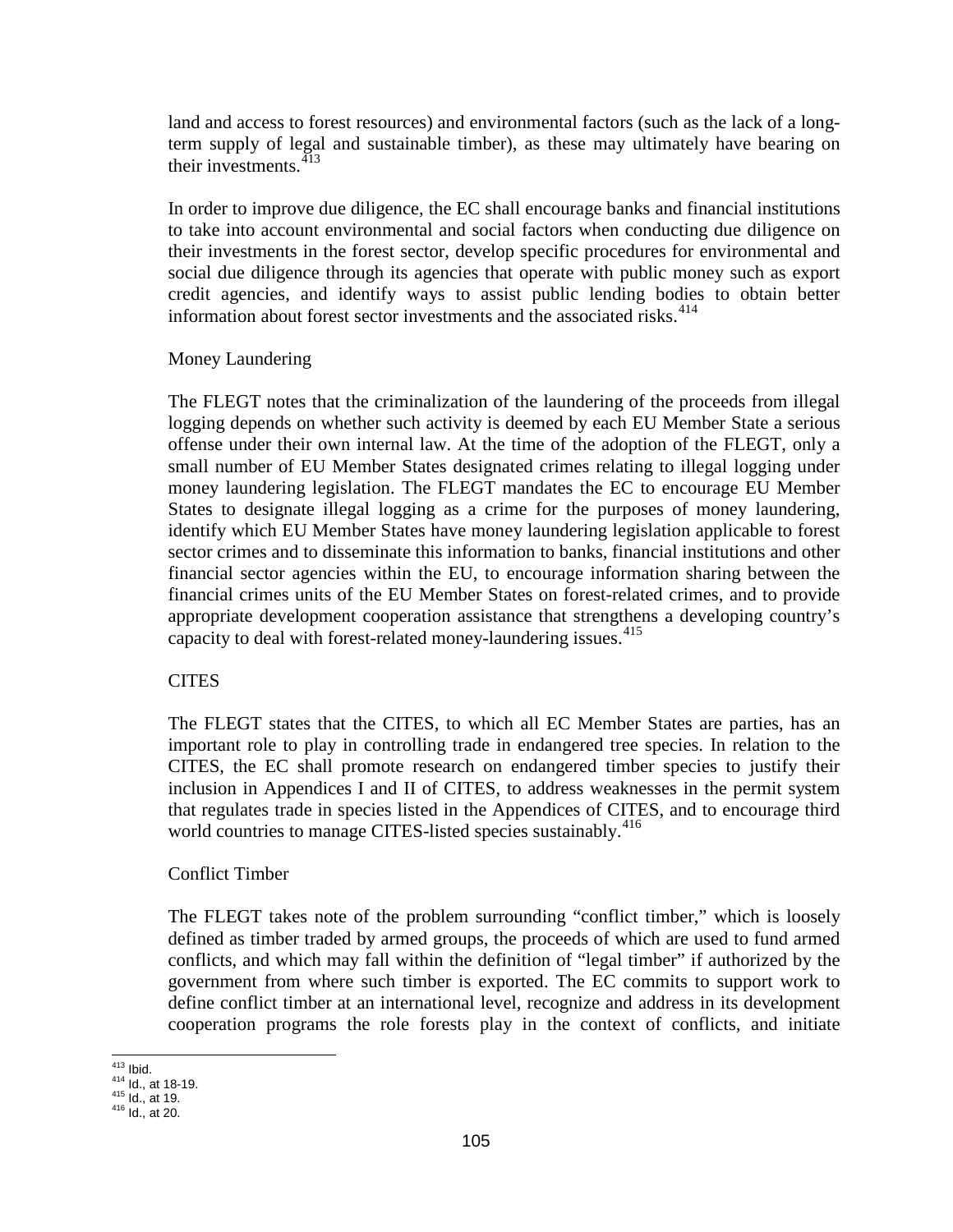land and access to forest resources) and environmental factors (such as the lack of a long-term supply of legal and sustainable timber), as these may ultimately have bearing on their investments.[413]

In order to improve due diligence, the EC shall encourage banks and financial institutions to take into account environmental and social factors when conducting due diligence on their investments in the forest sector, develop specific procedures for environmental and social due diligence through its agencies that operate with public money such as export credit agencies, and identify ways to assist public lending bodies to obtain better information about forest sector investments and the associated risks.[414]

Money Laundering

The FLEGT notes that the criminalization of the laundering of the proceeds from illegal logging depends on whether such activity is deemed by each EU Member State a serious offense under their own internal law. At the time of the adoption of the FLEGT, only a small number of EU Member States designated crimes relating to illegal logging under money laundering legislation. The FLEGT mandates the EC to encourage EU Member States to designate illegal logging as a crime for the purposes of money laundering, identify which EU Member States have money laundering legislation applicable to forest sector crimes and to disseminate this information to banks, financial institutions and other financial sector agencies within the EU, to encourage information sharing between the financial crimes units of the EU Member States on forest-related crimes, and to provide appropriate development cooperation assistance that strengthens a developing country's capacity to deal with forest-related money-laundering issues.[415]

CITES

The FLEGT states that the CITES, to which all EC Member States are parties, has an important role to play in controlling trade in endangered tree species. In relation to the CITES, the EC shall promote research on endangered timber species to justify their inclusion in Appendices I and II of CITES, to address weaknesses in the permit system that regulates trade in species listed in the Appendices of CITES, and to encourage third world countries to manage CITES-listed species sustainably.[416]

Conflict Timber

The FLEGT takes note of the problem surrounding "conflict timber," which is loosely defined as timber traded by armed groups, the proceeds of which are used to fund armed conflicts, and which may fall within the definition of "legal timber" if authorized by the government from where such timber is exported. The EC commits to support work to define conflict timber at an international level, recognize and address in its development cooperation programs the role forests play in the context of conflicts, and initiate

---

[413] Ibid.
[414] Id., at 18-19.
[415] Id., at 19.
[416] Id., at 20.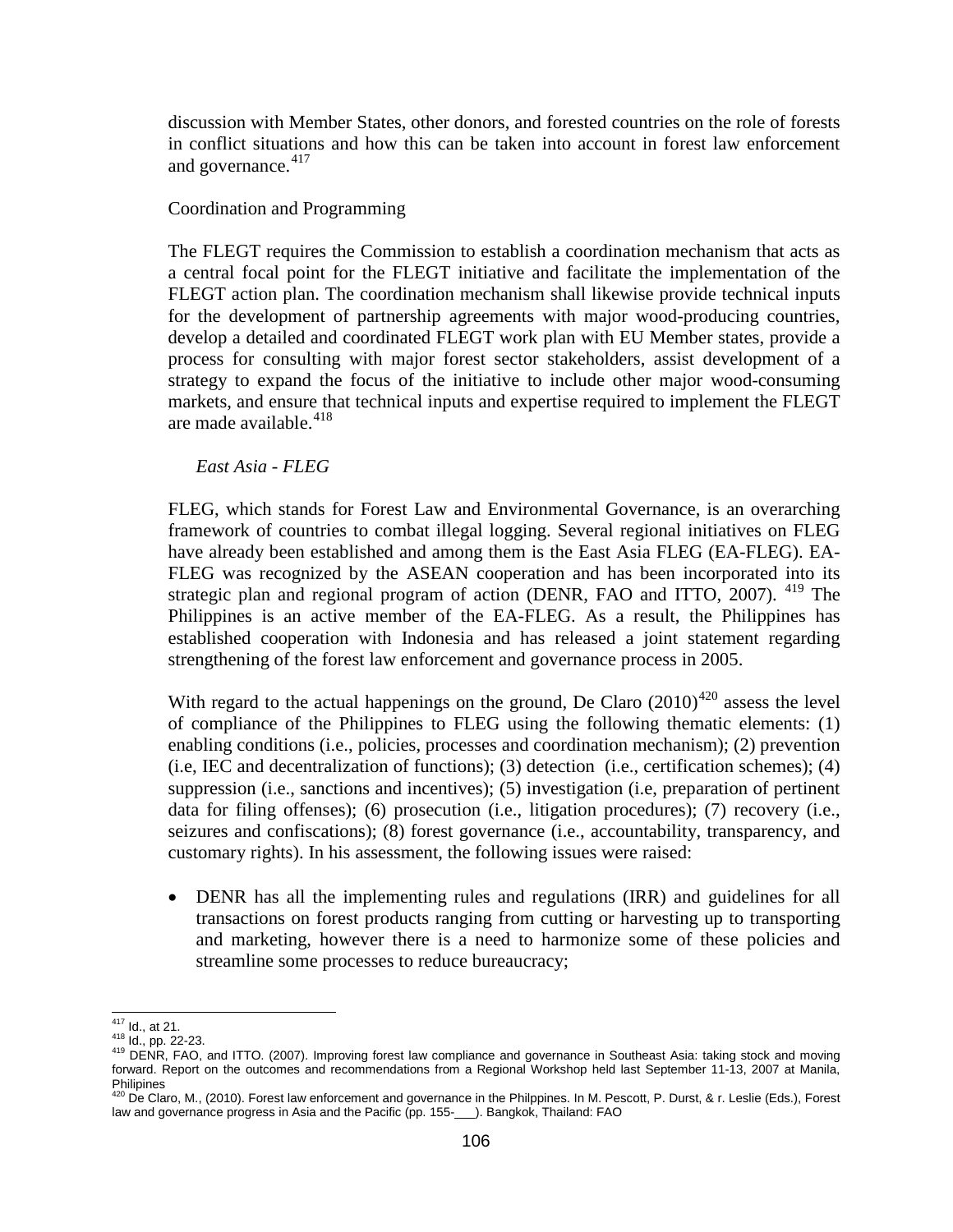discussion with Member States, other donors, and forested countries on the role of forests in conflict situations and how this can be taken into account in forest law enforcement and governance.[417]

Coordination and Programming

The FLEGT requires the Commission to establish a coordination mechanism that acts as a central focal point for the FLEGT initiative and facilitate the implementation of the FLEGT action plan. The coordination mechanism shall likewise provide technical inputs for the development of partnership agreements with major wood-producing countries, develop a detailed and coordinated FLEGT work plan with EU Member states, provide a process for consulting with major forest sector stakeholders, assist development of a strategy to expand the focus of the initiative to include other major wood-consuming markets, and ensure that technical inputs and expertise required to implement the FLEGT are made available.[418]

*East Asia - FLEG*

FLEG, which stands for Forest Law and Environmental Governance, is an overarching framework of countries to combat illegal logging. Several regional initiatives on FLEG have already been established and among them is the East Asia FLEG (EA-FLEG). EA-FLEG was recognized by the ASEAN cooperation and has been incorporated into its strategic plan and regional program of action (DENR, FAO and ITTO, 2007). [419] The Philippines is an active member of the EA-FLEG. As a result, the Philippines has established cooperation with Indonesia and has released a joint statement regarding strengthening of the forest law enforcement and governance process in 2005.

With regard to the actual happenings on the ground, De Claro (2010)[420] assess the level of compliance of the Philippines to FLEG using the following thematic elements: (1) enabling conditions (i.e., policies, processes and coordination mechanism); (2) prevention (i.e, IEC and decentralization of functions); (3) detection (i.e., certification schemes); (4) suppression (i.e., sanctions and incentives); (5) investigation (i.e, preparation of pertinent data for filing offenses); (6) prosecution (i.e., litigation procedures); (7) recovery (i.e., seizures and confiscations); (8) forest governance (i.e., accountability, transparency, and customary rights). In his assessment, the following issues were raised:

- DENR has all the implementing rules and regulations (IRR) and guidelines for all transactions on forest products ranging from cutting or harvesting up to transporting and marketing, however there is a need to harmonize some of these policies and streamline some processes to reduce bureaucracy;

---

[417] Id., at 21.
[418] Id., pp. 22-23.
[419] DENR, FAO, and ITTO. (2007). Improving forest law compliance and governance in Southeast Asia: taking stock and moving forward. Report on the outcomes and recommendations from a Regional Workshop held last September 11-13, 2007 at Manila, Philipines
[420] De Claro, M., (2010). Forest law enforcement and governance in the Philppines. In M. Pescott, P. Durst, & r. Leslie (Eds.), Forest law and governance progress in Asia and the Pacific (pp. 155-___). Bangkok, Thailand: FAO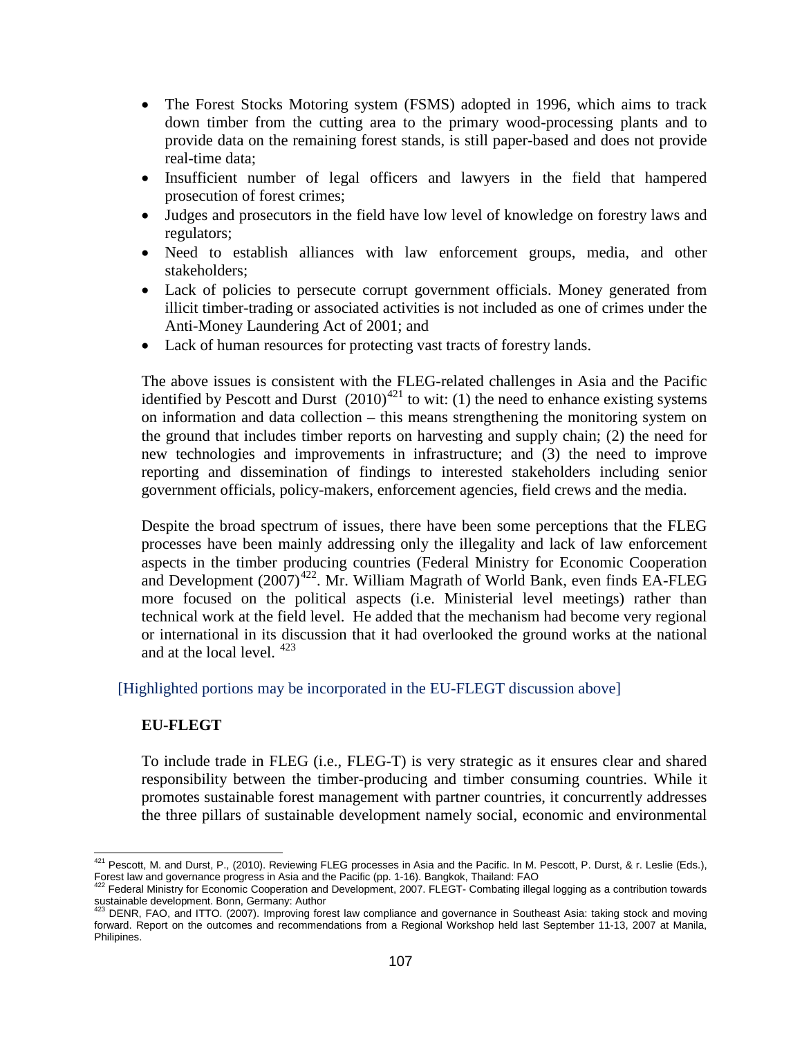- The Forest Stocks Motoring system (FSMS) adopted in 1996, which aims to track down timber from the cutting area to the primary wood-processing plants and to provide data on the remaining forest stands, is still paper-based and does not provide real-time data;
- Insufficient number of legal officers and lawyers in the field that hampered prosecution of forest crimes;
- Judges and prosecutors in the field have low level of knowledge on forestry laws and regulators;
- Need to establish alliances with law enforcement groups, media, and other stakeholders;
- Lack of policies to persecute corrupt government officials. Money generated from illicit timber-trading or associated activities is not included as one of crimes under the Anti-Money Laundering Act of 2001; and
- Lack of human resources for protecting vast tracts of forestry lands.

The above issues is consistent with the FLEG-related challenges in Asia and the Pacific identified by Pescott and Durst (2010)[421] to wit: (1) the need to enhance existing systems on information and data collection – this means strengthening the monitoring system on the ground that includes timber reports on harvesting and supply chain; (2) the need for new technologies and improvements in infrastructure; and (3) the need to improve reporting and dissemination of findings to interested stakeholders including senior government officials, policy-makers, enforcement agencies, field crews and the media.

Despite the broad spectrum of issues, there have been some perceptions that the FLEG processes have been mainly addressing only the illegality and lack of law enforcement aspects in the timber producing countries (Federal Ministry for Economic Cooperation and Development (2007)[422]. Mr. William Magrath of World Bank, even finds EA-FLEG more focused on the political aspects (i.e. Ministerial level meetings) rather than technical work at the field level. He added that the mechanism had become very regional or international in its discussion that it had overlooked the ground works at the national and at the local level. [423]

[Highlighted portions may be incorporated in the EU-FLEGT discussion above]

**EU-FLEGT**

To include trade in FLEG (i.e., FLEG-T) is very strategic as it ensures clear and shared responsibility between the timber-producing and timber consuming countries. While it promotes sustainable forest management with partner countries, it concurrently addresses the three pillars of sustainable development namely social, economic and environmental

---

[421] Pescott, M. and Durst, P., (2010). Reviewing FLEG processes in Asia and the Pacific. In M. Pescott, P. Durst, & r. Leslie (Eds.), Forest law and governance progress in Asia and the Pacific (pp. 1-16). Bangkok, Thailand: FAO

[422] Federal Ministry for Economic Cooperation and Development, 2007. FLEGT- Combating illegal logging as a contribution towards sustainable development. Bonn, Germany: Author

[423] DENR, FAO, and ITTO. (2007). Improving forest law compliance and governance in Southeast Asia: taking stock and moving forward. Report on the outcomes and recommendations from a Regional Workshop held last September 11-13, 2007 at Manila, Philipines.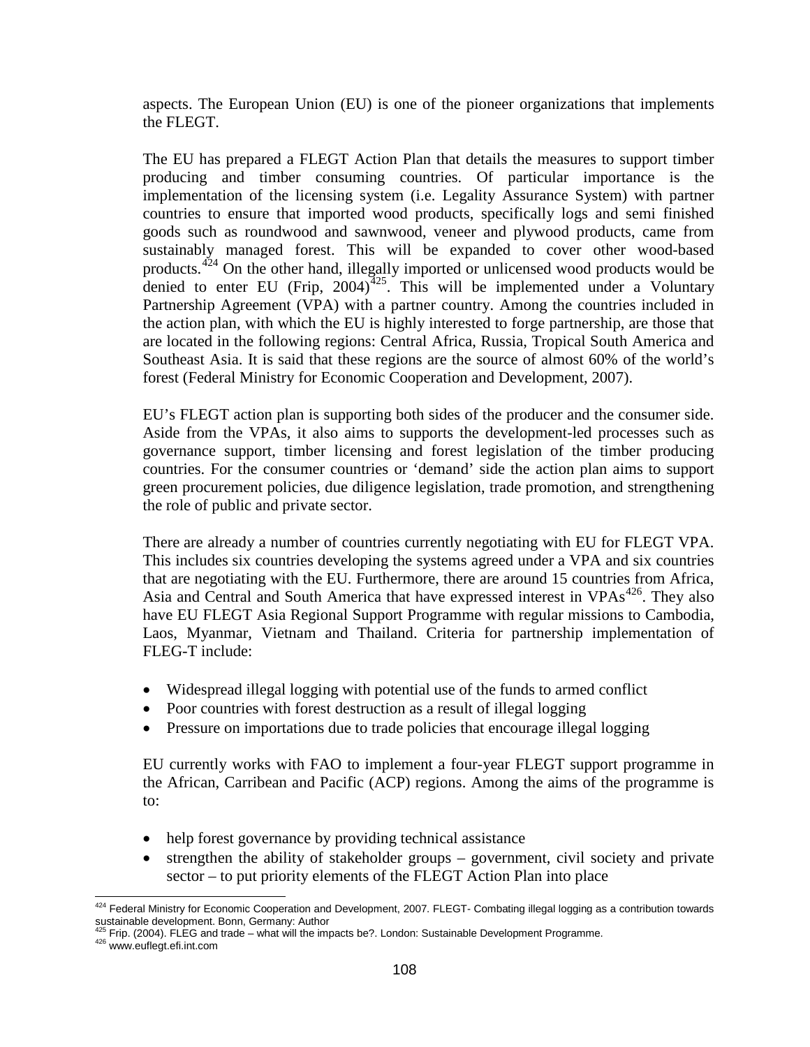aspects. The European Union (EU) is one of the pioneer organizations that implements the FLEGT.

The EU has prepared a FLEGT Action Plan that details the measures to support timber producing and timber consuming countries. Of particular importance is the implementation of the licensing system (i.e. Legality Assurance System) with partner countries to ensure that imported wood products, specifically logs and semi finished goods such as roundwood and sawnwood, veneer and plywood products, came from sustainably managed forest. This will be expanded to cover other wood-based products.[424] On the other hand, illegally imported or unlicensed wood products would be denied to enter EU (Frip, 2004)[425]. This will be implemented under a Voluntary Partnership Agreement (VPA) with a partner country. Among the countries included in the action plan, with which the EU is highly interested to forge partnership, are those that are located in the following regions: Central Africa, Russia, Tropical South America and Southeast Asia. It is said that these regions are the source of almost 60% of the world's forest (Federal Ministry for Economic Cooperation and Development, 2007).

EU's FLEGT action plan is supporting both sides of the producer and the consumer side. Aside from the VPAs, it also aims to supports the development-led processes such as governance support, timber licensing and forest legislation of the timber producing countries. For the consumer countries or 'demand' side the action plan aims to support green procurement policies, due diligence legislation, trade promotion, and strengthening the role of public and private sector.

There are already a number of countries currently negotiating with EU for FLEGT VPA. This includes six countries developing the systems agreed under a VPA and six countries that are negotiating with the EU. Furthermore, there are around 15 countries from Africa, Asia and Central and South America that have expressed interest in VPAs[426]. They also have EU FLEGT Asia Regional Support Programme with regular missions to Cambodia, Laos, Myanmar, Vietnam and Thailand. Criteria for partnership implementation of FLEG-T include:

- Widespread illegal logging with potential use of the funds to armed conflict
- Poor countries with forest destruction as a result of illegal logging
- Pressure on importations due to trade policies that encourage illegal logging

EU currently works with FAO to implement a four-year FLEGT support programme in the African, Carribean and Pacific (ACP) regions. Among the aims of the programme is to:

- help forest governance by providing technical assistance
- strengthen the ability of stakeholder groups – government, civil society and private sector – to put priority elements of the FLEGT Action Plan into place

---

[424] Federal Ministry for Economic Cooperation and Development, 2007. FLEGT- Combating illegal logging as a contribution towards sustainable development. Bonn, Germany: Author

[425] Frip. (2004). FLEG and trade – what will the impacts be?. London: Sustainable Development Programme.

[426] www.euflegt.efi.int.com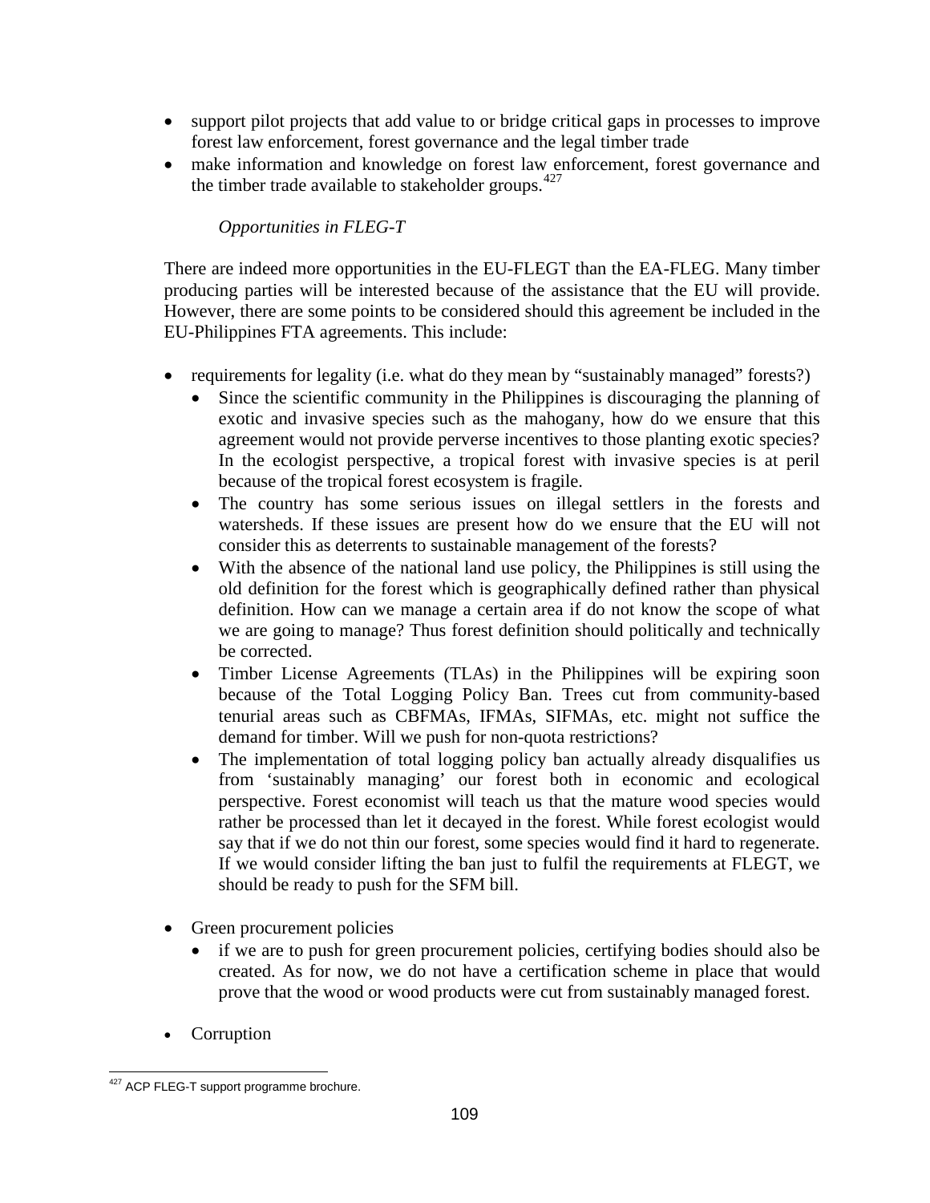- support pilot projects that add value to or bridge critical gaps in processes to improve forest law enforcement, forest governance and the legal timber trade
- make information and knowledge on forest law enforcement, forest governance and the timber trade available to stakeholder groups.[427]

*Opportunities in FLEG-T*

There are indeed more opportunities in the EU-FLEGT than the EA-FLEG. Many timber producing parties will be interested because of the assistance that the EU will provide. However, there are some points to be considered should this agreement be included in the EU-Philippines FTA agreements. This include:

- requirements for legality (i.e. what do they mean by "sustainably managed" forests?)
  - Since the scientific community in the Philippines is discouraging the planning of exotic and invasive species such as the mahogany, how do we ensure that this agreement would not provide perverse incentives to those planting exotic species? In the ecologist perspective, a tropical forest with invasive species is at peril because of the tropical forest ecosystem is fragile.
  - The country has some serious issues on illegal settlers in the forests and watersheds. If these issues are present how do we ensure that the EU will not consider this as deterrents to sustainable management of the forests?
  - With the absence of the national land use policy, the Philippines is still using the old definition for the forest which is geographically defined rather than physical definition. How can we manage a certain area if do not know the scope of what we are going to manage? Thus forest definition should politically and technically be corrected.
  - Timber License Agreements (TLAs) in the Philippines will be expiring soon because of the Total Logging Policy Ban. Trees cut from community-based tenurial areas such as CBFMAs, IFMAs, SIFMAs, etc. might not suffice the demand for timber. Will we push for non-quota restrictions?
  - The implementation of total logging policy ban actually already disqualifies us from 'sustainably managing' our forest both in economic and ecological perspective. Forest economist will teach us that the mature wood species would rather be processed than let it decayed in the forest. While forest ecologist would say that if we do not thin our forest, some species would find it hard to regenerate. If we would consider lifting the ban just to fulfil the requirements at FLEGT, we should be ready to push for the SFM bill.

- Green procurement policies
  - if we are to push for green procurement policies, certifying bodies should also be created. As for now, we do not have a certification scheme in place that would prove that the wood or wood products were cut from sustainably managed forest.

- Corruption

[427] ACP FLEG-T support programme brochure.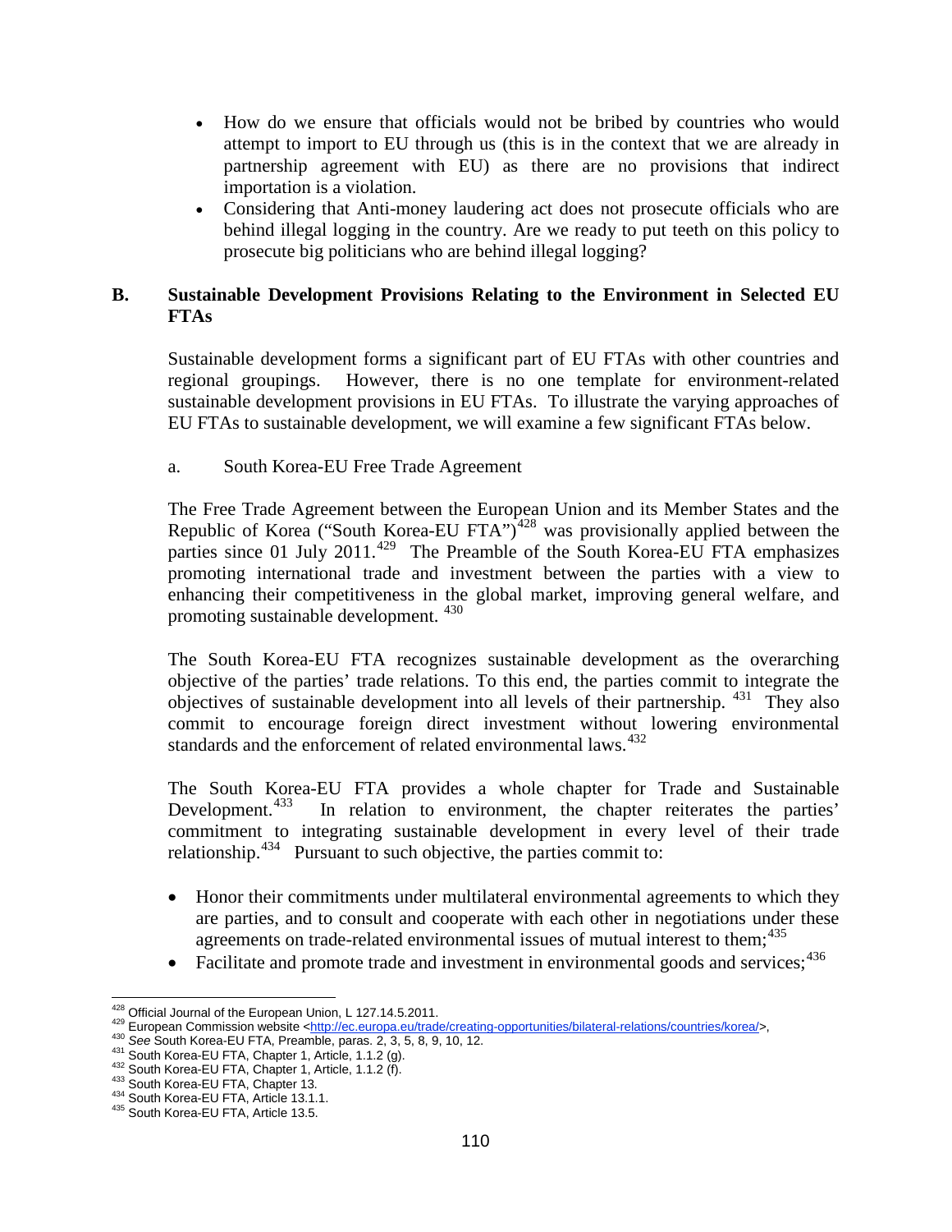- How do we ensure that officials would not be bribed by countries who would attempt to import to EU through us (this is in the context that we are already in partnership agreement with EU) as there are no provisions that indirect importation is a violation.
- Considering that Anti-money laudering act does not prosecute officials who are behind illegal logging in the country. Are we ready to put teeth on this policy to prosecute big politicians who are behind illegal logging?

## B. Sustainable Development Provisions Relating to the Environment in Selected EU FTAs

Sustainable development forms a significant part of EU FTAs with other countries and regional groupings. However, there is no one template for environment-related sustainable development provisions in EU FTAs. To illustrate the varying approaches of EU FTAs to sustainable development, we will examine a few significant FTAs below.

a. South Korea-EU Free Trade Agreement

The Free Trade Agreement between the European Union and its Member States and the Republic of Korea ("South Korea-EU FTA")[428] was provisionally applied between the parties since 01 July 2011.[429] The Preamble of the South Korea-EU FTA emphasizes promoting international trade and investment between the parties with a view to enhancing their competitiveness in the global market, improving general welfare, and promoting sustainable development.[430]

The South Korea-EU FTA recognizes sustainable development as the overarching objective of the parties' trade relations. To this end, the parties commit to integrate the objectives of sustainable development into all levels of their partnership.[431] They also commit to encourage foreign direct investment without lowering environmental standards and the enforcement of related environmental laws.[432]

The South Korea-EU FTA provides a whole chapter for Trade and Sustainable Development.[433] In relation to environment, the chapter reiterates the parties' commitment to integrating sustainable development in every level of their trade relationship.[434] Pursuant to such objective, the parties commit to:

- Honor their commitments under multilateral environmental agreements to which they are parties, and to consult and cooperate with each other in negotiations under these agreements on trade-related environmental issues of mutual interest to them;[435]
- Facilitate and promote trade and investment in environmental goods and services;[436]

---

[428] Official Journal of the European Union, L 127.14.5.2011.
[429] European Commission website <http://ec.europa.eu/trade/creating-opportunities/bilateral-relations/countries/korea/>,
[430] *See* South Korea-EU FTA, Preamble, paras. 2, 3, 5, 8, 9, 10, 12.
[431] South Korea-EU FTA, Chapter 1, Article, 1.1.2 (g).
[432] South Korea-EU FTA, Chapter 1, Article, 1.1.2 (f).
[433] South Korea-EU FTA, Chapter 13.
[434] South Korea-EU FTA, Article 13.1.1.
[435] South Korea-EU FTA, Article 13.5.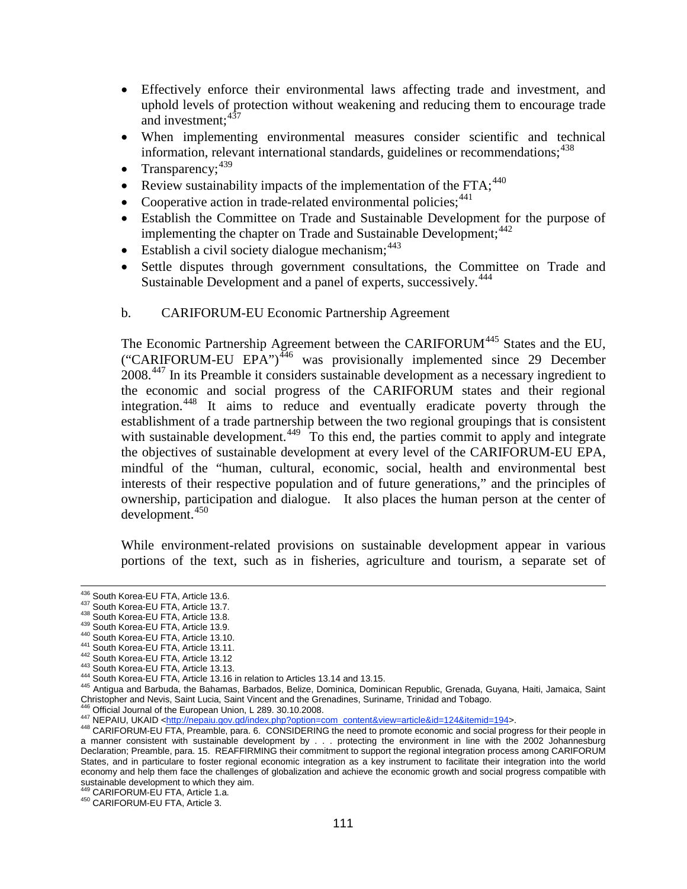- Effectively enforce their environmental laws affecting trade and investment, and uphold levels of protection without weakening and reducing them to encourage trade and investment;[437]
- When implementing environmental measures consider scientific and technical information, relevant international standards, guidelines or recommendations;[438]
- Transparency;[439]
- Review sustainability impacts of the implementation of the FTA;[440]
- Cooperative action in trade-related environmental policies;[441]
- Establish the Committee on Trade and Sustainable Development for the purpose of implementing the chapter on Trade and Sustainable Development;[442]
- Establish a civil society dialogue mechanism;[443]
- Settle disputes through government consultations, the Committee on Trade and Sustainable Development and a panel of experts, successively.[444]

b. CARIFORUM-EU Economic Partnership Agreement

The Economic Partnership Agreement between the CARIFORUM[445] States and the EU, ("CARIFORUM-EU EPA")[446] was provisionally implemented since 29 December 2008.[447] In its Preamble it considers sustainable development as a necessary ingredient to the economic and social progress of the CARIFORUM states and their regional integration.[448] It aims to reduce and eventually eradicate poverty through the establishment of a trade partnership between the two regional groupings that is consistent with sustainable development.[449] To this end, the parties commit to apply and integrate the objectives of sustainable development at every level of the CARIFORUM-EU EPA, mindful of the "human, cultural, economic, social, health and environmental best interests of their respective population and of future generations," and the principles of ownership, participation and dialogue. It also places the human person at the center of development.[450]

While environment-related provisions on sustainable development appear in various portions of the text, such as in fisheries, agriculture and tourism, a separate set of

---

[436] South Korea-EU FTA, Article 13.6.
[437] South Korea-EU FTA, Article 13.7.
[438] South Korea-EU FTA, Article 13.8.
[439] South Korea-EU FTA, Article 13.9.
[440] South Korea-EU FTA, Article 13.10.
[441] South Korea-EU FTA, Article 13.11.
[442] South Korea-EU FTA, Article 13.12
[443] South Korea-EU FTA, Article 13.13.
[444] South Korea-EU FTA, Article 13.16 in relation to Articles 13.14 and 13.15.
[445] Antigua and Barbuda, the Bahamas, Barbados, Belize, Dominica, Dominican Republic, Grenada, Guyana, Haiti, Jamaica, Saint Christopher and Nevis, Saint Lucia, Saint Vincent and the Grenadines, Suriname, Trinidad and Tobago.
[446] Official Journal of the European Union, L 289. 30.10.2008.
[447] NEPAIU, UKAID <http://nepaiu.gov.gd/index.php?option=com_content&view=article&id=124&itemid=194>.
[448] CARIFORUM-EU FTA, Preamble, para. 6. CONSIDERING the need to promote economic and social progress for their people in a manner consistent with sustainable development by . . . protecting the environment in line with the 2002 Johannesburg Declaration; Preamble, para. 15. REAFFIRMING their commitment to support the regional integration process among CARIFORUM States, and in particulare to foster regional economic integration as a key instrument to facilitate their integration into the world economy and help them face the challenges of globalization and achieve the economic growth and social progress compatible with sustainable development to which they aim.
[449] CARIFORUM-EU FTA, Article 1.a.
[450] CARIFORUM-EU FTA, Article 3.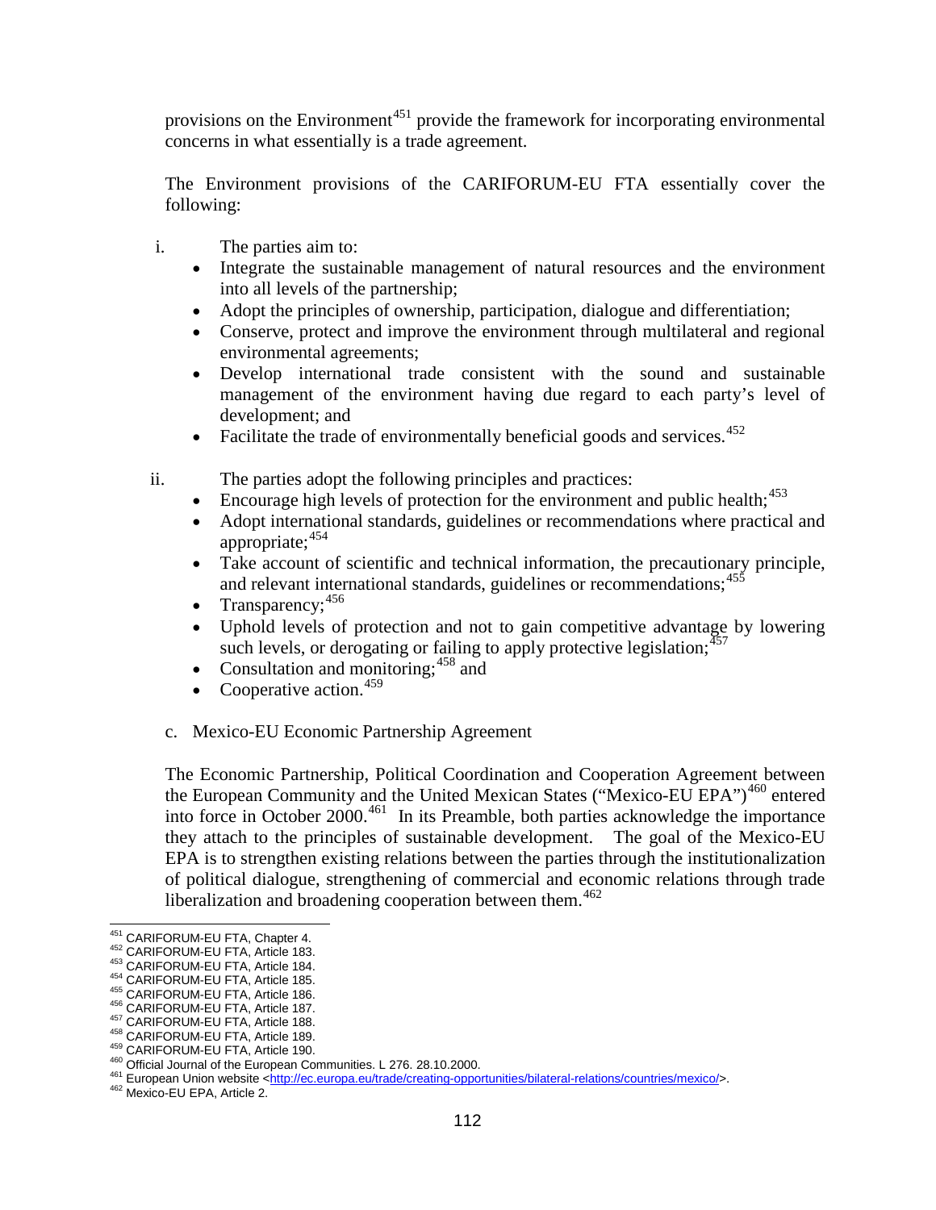provisions on the Environment[451] provide the framework for incorporating environmental concerns in what essentially is a trade agreement.

The Environment provisions of the CARIFORUM-EU FTA essentially cover the following:

i. The parties aim to:
   - Integrate the sustainable management of natural resources and the environment into all levels of the partnership;
   - Adopt the principles of ownership, participation, dialogue and differentiation;
   - Conserve, protect and improve the environment through multilateral and regional environmental agreements;
   - Develop international trade consistent with the sound and sustainable management of the environment having due regard to each party's level of development; and
   - Facilitate the trade of environmentally beneficial goods and services.[452]

ii. The parties adopt the following principles and practices:
   - Encourage high levels of protection for the environment and public health;[453]
   - Adopt international standards, guidelines or recommendations where practical and appropriate;[454]
   - Take account of scientific and technical information, the precautionary principle, and relevant international standards, guidelines or recommendations;[455]
   - Transparency;[456]
   - Uphold levels of protection and not to gain competitive advantage by lowering such levels, or derogating or failing to apply protective legislation;[457]
   - Consultation and monitoring;[458] and
   - Cooperative action.[459]

c. Mexico-EU Economic Partnership Agreement

The Economic Partnership, Political Coordination and Cooperation Agreement between the European Community and the United Mexican States ("Mexico-EU EPA")[460] entered into force in October 2000.[461] In its Preamble, both parties acknowledge the importance they attach to the principles of sustainable development. The goal of the Mexico-EU EPA is to strengthen existing relations between the parties through the institutionalization of political dialogue, strengthening of commercial and economic relations through trade liberalization and broadening cooperation between them.[462]

---

[451] CARIFORUM-EU FTA, Chapter 4.
[452] CARIFORUM-EU FTA, Article 183.
[453] CARIFORUM-EU FTA, Article 184.
[454] CARIFORUM-EU FTA, Article 185.
[455] CARIFORUM-EU FTA, Article 186.
[456] CARIFORUM-EU FTA, Article 187.
[457] CARIFORUM-EU FTA, Article 188.
[458] CARIFORUM-EU FTA, Article 189.
[459] CARIFORUM-EU FTA, Article 190.
[460] Official Journal of the European Communities. L 276. 28.10.2000.
[461] European Union website <http://ec.europa.eu/trade/creating-opportunities/bilateral-relations/countries/mexico/>.
[462] Mexico-EU EPA, Article 2.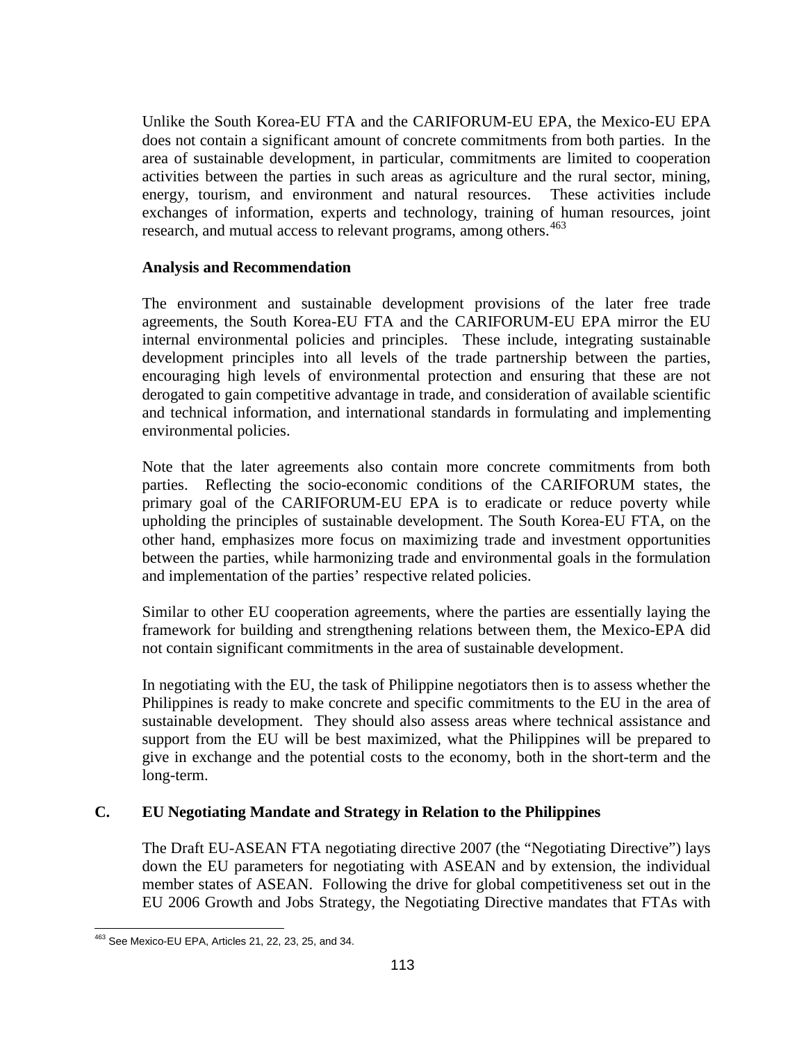Unlike the South Korea-EU FTA and the CARIFORUM-EU EPA, the Mexico-EU EPA does not contain a significant amount of concrete commitments from both parties. In the area of sustainable development, in particular, commitments are limited to cooperation activities between the parties in such areas as agriculture and the rural sector, mining, energy, tourism, and environment and natural resources. These activities include exchanges of information, experts and technology, training of human resources, joint research, and mutual access to relevant programs, among others.[463]

**Analysis and Recommendation**

The environment and sustainable development provisions of the later free trade agreements, the South Korea-EU FTA and the CARIFORUM-EU EPA mirror the EU internal environmental policies and principles. These include, integrating sustainable development principles into all levels of the trade partnership between the parties, encouraging high levels of environmental protection and ensuring that these are not derogated to gain competitive advantage in trade, and consideration of available scientific and technical information, and international standards in formulating and implementing environmental policies.

Note that the later agreements also contain more concrete commitments from both parties. Reflecting the socio-economic conditions of the CARIFORUM states, the primary goal of the CARIFORUM-EU EPA is to eradicate or reduce poverty while upholding the principles of sustainable development. The South Korea-EU FTA, on the other hand, emphasizes more focus on maximizing trade and investment opportunities between the parties, while harmonizing trade and environmental goals in the formulation and implementation of the parties' respective related policies.

Similar to other EU cooperation agreements, where the parties are essentially laying the framework for building and strengthening relations between them, the Mexico-EPA did not contain significant commitments in the area of sustainable development.

In negotiating with the EU, the task of Philippine negotiators then is to assess whether the Philippines is ready to make concrete and specific commitments to the EU in the area of sustainable development. They should also assess areas where technical assistance and support from the EU will be best maximized, what the Philippines will be prepared to give in exchange and the potential costs to the economy, both in the short-term and the long-term.

## C. EU Negotiating Mandate and Strategy in Relation to the Philippines

The Draft EU-ASEAN FTA negotiating directive 2007 (the "Negotiating Directive") lays down the EU parameters for negotiating with ASEAN and by extension, the individual member states of ASEAN. Following the drive for global competitiveness set out in the EU 2006 Growth and Jobs Strategy, the Negotiating Directive mandates that FTAs with

---

[463] See Mexico-EU EPA, Articles 21, 22, 23, 25, and 34.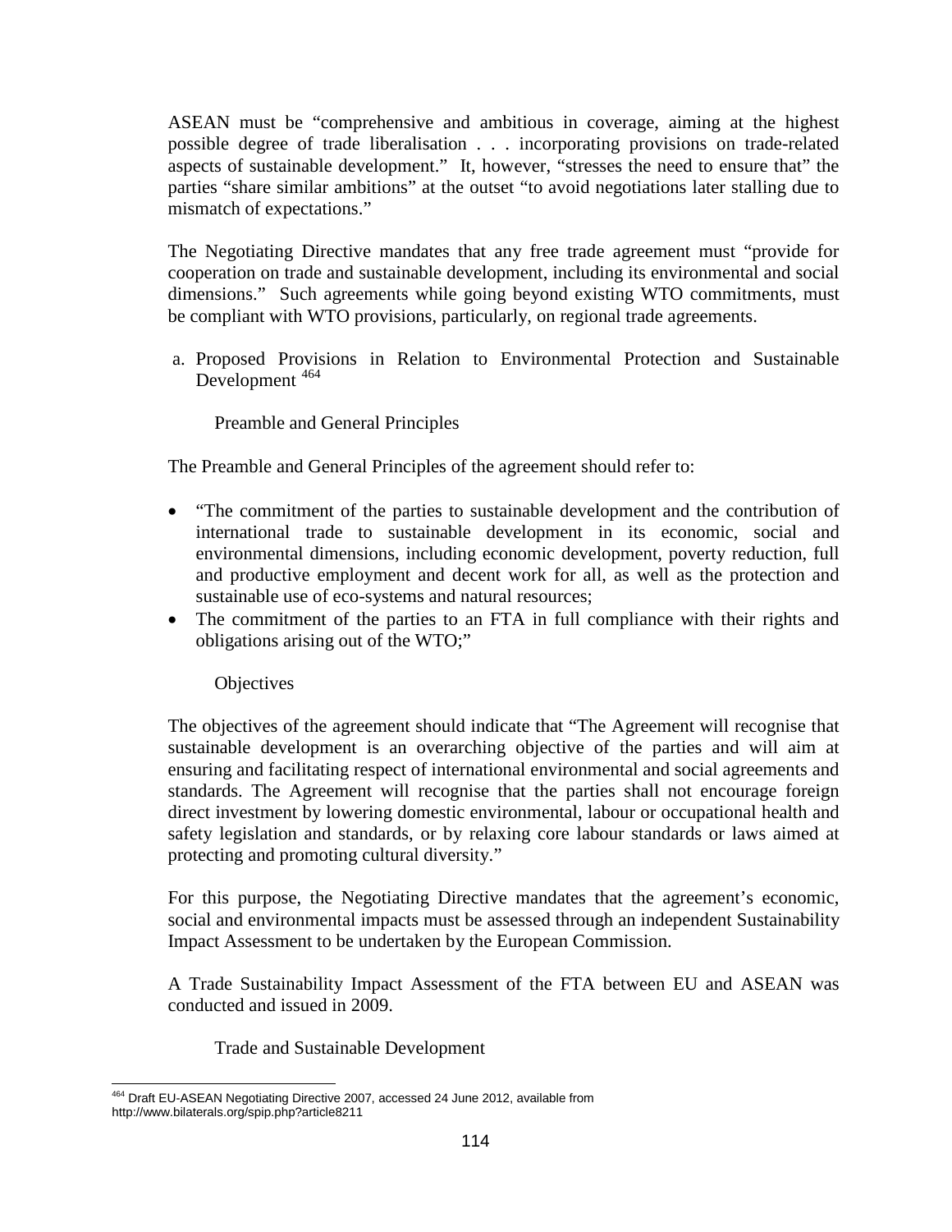ASEAN must be "comprehensive and ambitious in coverage, aiming at the highest possible degree of trade liberalisation . . . incorporating provisions on trade-related aspects of sustainable development." It, however, "stresses the need to ensure that" the parties "share similar ambitions" at the outset "to avoid negotiations later stalling due to mismatch of expectations."

The Negotiating Directive mandates that any free trade agreement must "provide for cooperation on trade and sustainable development, including its environmental and social dimensions." Such agreements while going beyond existing WTO commitments, must be compliant with WTO provisions, particularly, on regional trade agreements.

a. Proposed Provisions in Relation to Environmental Protection and Sustainable Development [464]

Preamble and General Principles

The Preamble and General Principles of the agreement should refer to:

- "The commitment of the parties to sustainable development and the contribution of international trade to sustainable development in its economic, social and environmental dimensions, including economic development, poverty reduction, full and productive employment and decent work for all, as well as the protection and sustainable use of eco-systems and natural resources;
- The commitment of the parties to an FTA in full compliance with their rights and obligations arising out of the WTO;"

Objectives

The objectives of the agreement should indicate that "The Agreement will recognise that sustainable development is an overarching objective of the parties and will aim at ensuring and facilitating respect of international environmental and social agreements and standards. The Agreement will recognise that the parties shall not encourage foreign direct investment by lowering domestic environmental, labour or occupational health and safety legislation and standards, or by relaxing core labour standards or laws aimed at protecting and promoting cultural diversity."

For this purpose, the Negotiating Directive mandates that the agreement's economic, social and environmental impacts must be assessed through an independent Sustainability Impact Assessment to be undertaken by the European Commission.

A Trade Sustainability Impact Assessment of the FTA between EU and ASEAN was conducted and issued in 2009.

Trade and Sustainable Development

---

[464] Draft EU-ASEAN Negotiating Directive 2007, accessed 24 June 2012, available from http://www.bilaterals.org/spip.php?article8211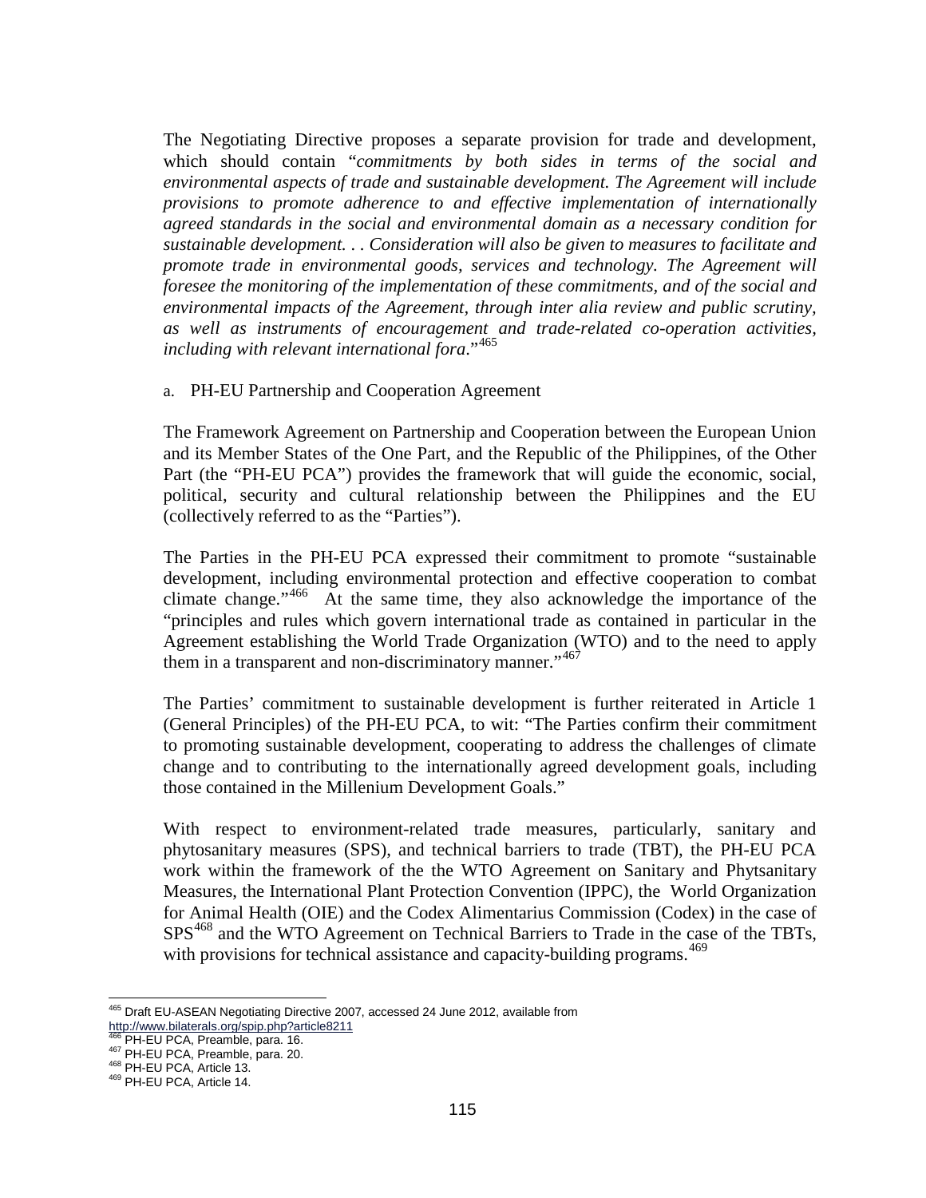The Negotiating Directive proposes a separate provision for trade and development, which should contain "*commitments by both sides in terms of the social and environmental aspects of trade and sustainable development. The Agreement will include provisions to promote adherence to and effective implementation of internationally agreed standards in the social and environmental domain as a necessary condition for sustainable development. . . Consideration will also be given to measures to facilitate and promote trade in environmental goods, services and technology. The Agreement will foresee the monitoring of the implementation of these commitments, and of the social and environmental impacts of the Agreement, through inter alia review and public scrutiny, as well as instruments of encouragement and trade-related co-operation activities, including with relevant international fora*."[465]

a. PH-EU Partnership and Cooperation Agreement

The Framework Agreement on Partnership and Cooperation between the European Union and its Member States of the One Part, and the Republic of the Philippines, of the Other Part (the "PH-EU PCA") provides the framework that will guide the economic, social, political, security and cultural relationship between the Philippines and the EU (collectively referred to as the "Parties").

The Parties in the PH-EU PCA expressed their commitment to promote "sustainable development, including environmental protection and effective cooperation to combat climate change."[466] At the same time, they also acknowledge the importance of the "principles and rules which govern international trade as contained in particular in the Agreement establishing the World Trade Organization (WTO) and to the need to apply them in a transparent and non-discriminatory manner."[467]

The Parties' commitment to sustainable development is further reiterated in Article 1 (General Principles) of the PH-EU PCA, to wit: "The Parties confirm their commitment to promoting sustainable development, cooperating to address the challenges of climate change and to contributing to the internationally agreed development goals, including those contained in the Millenium Development Goals."

With respect to environment-related trade measures, particularly, sanitary and phytosanitary measures (SPS), and technical barriers to trade (TBT), the PH-EU PCA work within the framework of the the WTO Agreement on Sanitary and Phytsanitary Measures, the International Plant Protection Convention (IPPC), the World Organization for Animal Health (OIE) and the Codex Alimentarius Commission (Codex) in the case of SPS[468] and the WTO Agreement on Technical Barriers to Trade in the case of the TBTs, with provisions for technical assistance and capacity-building programs.[469]

---

[465] Draft EU-ASEAN Negotiating Directive 2007, accessed 24 June 2012, available from http://www.bilaterals.org/spip.php?article8211

[466] PH-EU PCA, Preamble, para. 16.

[467] PH-EU PCA, Preamble, para. 20.

[468] PH-EU PCA, Article 13.

[469] PH-EU PCA, Article 14.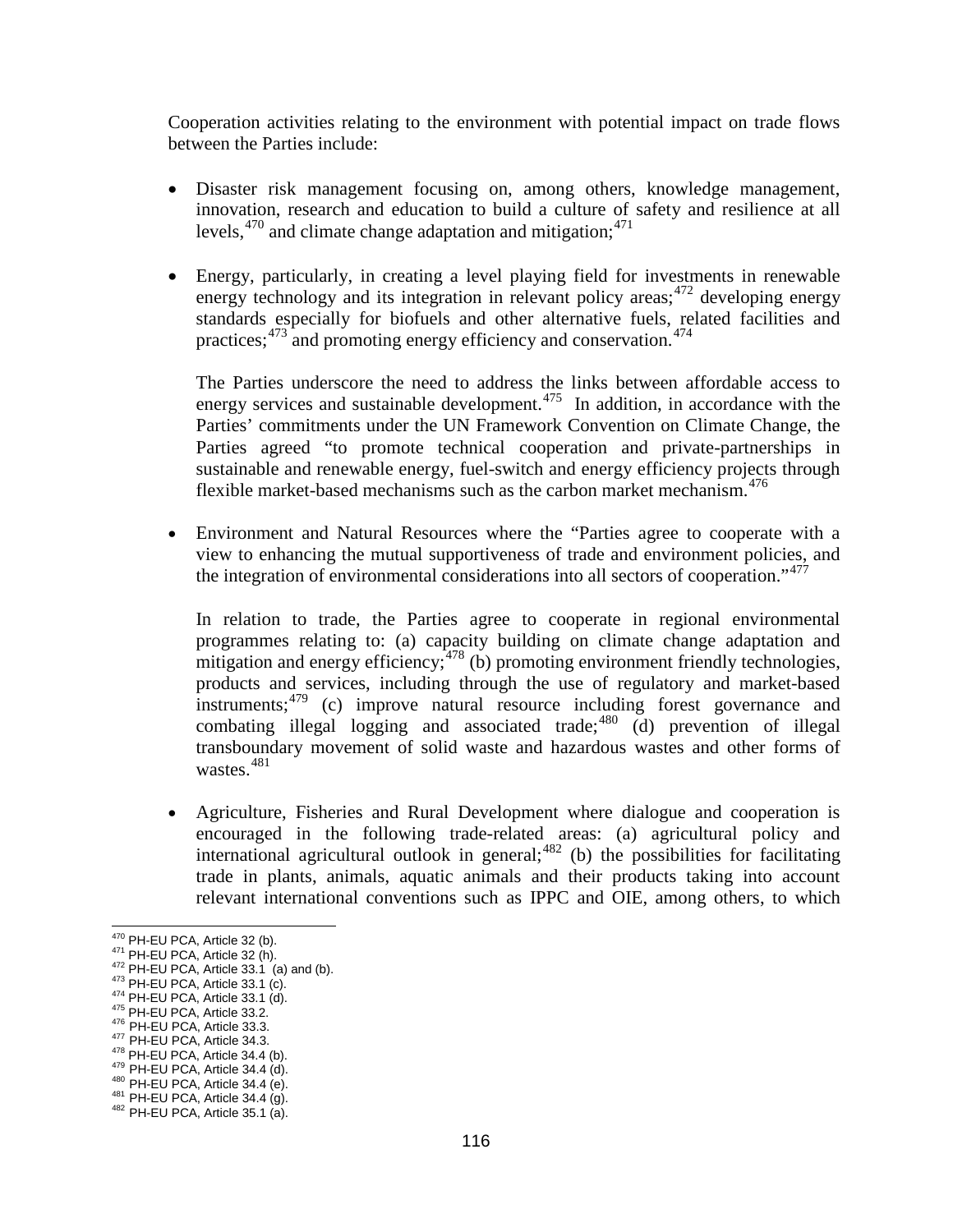Cooperation activities relating to the environment with potential impact on trade flows between the Parties include:

- Disaster risk management focusing on, among others, knowledge management, innovation, research and education to build a culture of safety and resilience at all levels,[470] and climate change adaptation and mitigation;[471]

- Energy, particularly, in creating a level playing field for investments in renewable energy technology and its integration in relevant policy areas;[472] developing energy standards especially for biofuels and other alternative fuels, related facilities and practices;[473] and promoting energy efficiency and conservation.[474]

  The Parties underscore the need to address the links between affordable access to energy services and sustainable development.[475] In addition, in accordance with the Parties' commitments under the UN Framework Convention on Climate Change, the Parties agreed "to promote technical cooperation and private-partnerships in sustainable and renewable energy, fuel-switch and energy efficiency projects through flexible market-based mechanisms such as the carbon market mechanism.[476]

- Environment and Natural Resources where the "Parties agree to cooperate with a view to enhancing the mutual supportiveness of trade and environment policies, and the integration of environmental considerations into all sectors of cooperation."[477]

  In relation to trade, the Parties agree to cooperate in regional environmental programmes relating to: (a) capacity building on climate change adaptation and mitigation and energy efficiency;[478] (b) promoting environment friendly technologies, products and services, including through the use of regulatory and market-based instruments;[479] (c) improve natural resource including forest governance and combating illegal logging and associated trade;[480] (d) prevention of illegal transboundary movement of solid waste and hazardous wastes and other forms of wastes.[481]

- Agriculture, Fisheries and Rural Development where dialogue and cooperation is encouraged in the following trade-related areas: (a) agricultural policy and international agricultural outlook in general;[482] (b) the possibilities for facilitating trade in plants, animals, aquatic animals and their products taking into account relevant international conventions such as IPPC and OIE, among others, to which

---

[470] PH-EU PCA, Article 32 (b).
[471] PH-EU PCA, Article 32 (h).
[472] PH-EU PCA, Article 33.1 (a) and (b).
[473] PH-EU PCA, Article 33.1 (c).
[474] PH-EU PCA, Article 33.1 (d).
[475] PH-EU PCA, Article 33.2.
[476] PH-EU PCA, Article 33.3.
[477] PH-EU PCA, Article 34.3.
[478] PH-EU PCA, Article 34.4 (b).
[479] PH-EU PCA, Article 34.4 (d).
[480] PH-EU PCA, Article 34.4 (e).
[481] PH-EU PCA, Article 34.4 (g).
[482] PH-EU PCA, Article 35.1 (a).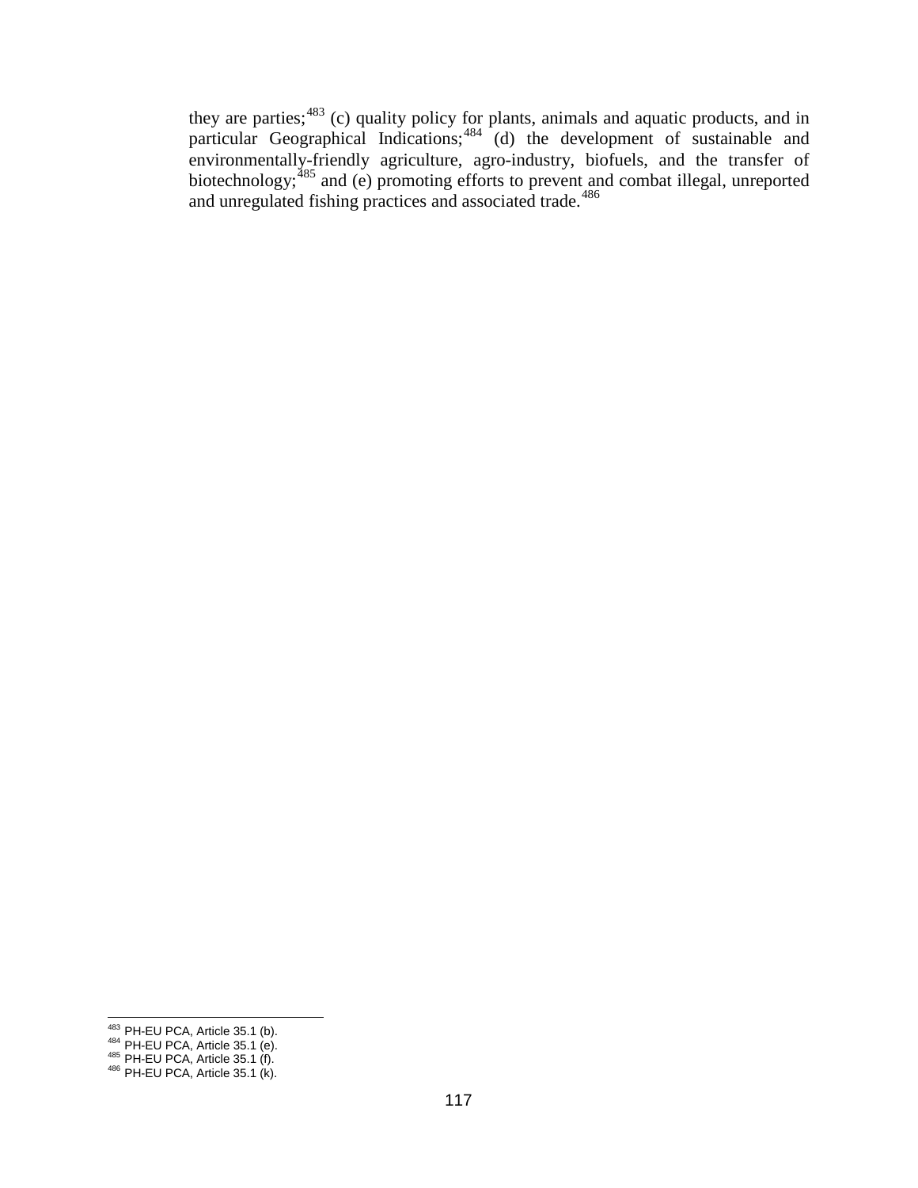they are parties;[483] (c) quality policy for plants, animals and aquatic products, and in particular Geographical Indications;[484] (d) the development of sustainable and environmentally-friendly agriculture, agro-industry, biofuels, and the transfer of biotechnology;[485] and (e) promoting efforts to prevent and combat illegal, unreported and unregulated fishing practices and associated trade.[486]

---

[483] PH-EU PCA, Article 35.1 (b).
[484] PH-EU PCA, Article 35.1 (e).
[485] PH-EU PCA, Article 35.1 (f).
[486] PH-EU PCA, Article 35.1 (k).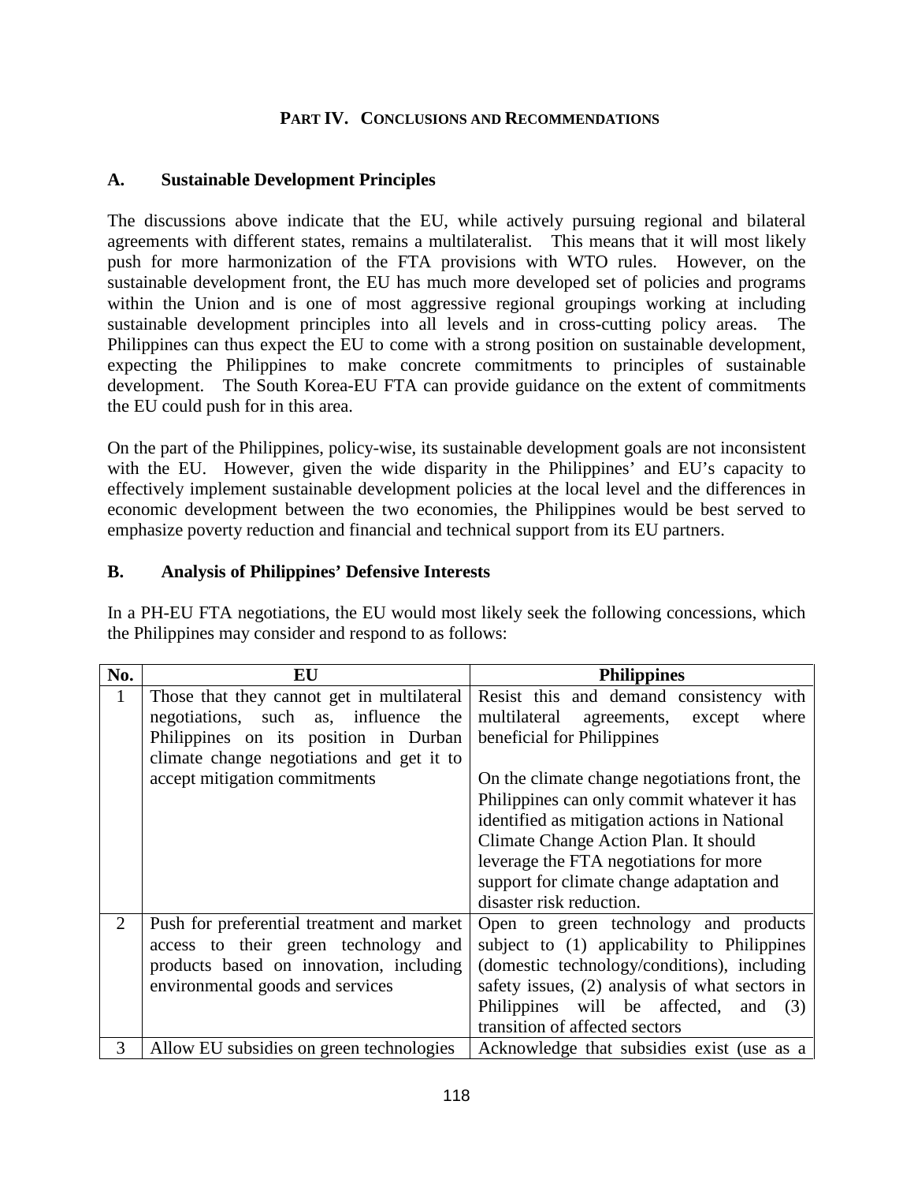## PART IV. CONCLUSIONS AND RECOMMENDATIONS

### A. Sustainable Development Principles

The discussions above indicate that the EU, while actively pursuing regional and bilateral agreements with different states, remains a multilateralist. This means that it will most likely push for more harmonization of the FTA provisions with WTO rules. However, on the sustainable development front, the EU has much more developed set of policies and programs within the Union and is one of most aggressive regional groupings working at including sustainable development principles into all levels and in cross-cutting policy areas. The Philippines can thus expect the EU to come with a strong position on sustainable development, expecting the Philippines to make concrete commitments to principles of sustainable development. The South Korea-EU FTA can provide guidance on the extent of commitments the EU could push for in this area.

On the part of the Philippines, policy-wise, its sustainable development goals are not inconsistent with the EU. However, given the wide disparity in the Philippines' and EU's capacity to effectively implement sustainable development policies at the local level and the differences in economic development between the two economies, the Philippines would be best served to emphasize poverty reduction and financial and technical support from its EU partners.

### B. Analysis of Philippines' Defensive Interests

In a PH-EU FTA negotiations, the EU would most likely seek the following concessions, which the Philippines may consider and respond to as follows:

| No. | EU | Philippines |
|---|---|---|
| 1 | Those that they cannot get in multilateral negotiations, such as, influence the Philippines on its position in Durban climate change negotiations and get it to accept mitigation commitments | Resist this and demand consistency with multilateral agreements, except where beneficial for Philippines<br><br>On the climate change negotiations front, the Philippines can only commit whatever it has identified as mitigation actions in National Climate Change Action Plan. It should leverage the FTA negotiations for more support for climate change adaptation and disaster risk reduction. |
| 2 | Push for preferential treatment and market access to their green technology and products based on innovation, including environmental goods and services | Open to green technology and products subject to (1) applicability to Philippines (domestic technology/conditions), including safety issues, (2) analysis of what sectors in Philippines will be affected, and (3) transition of affected sectors |
| 3 | Allow EU subsidies on green technologies | Acknowledge that subsidies exist (use as a |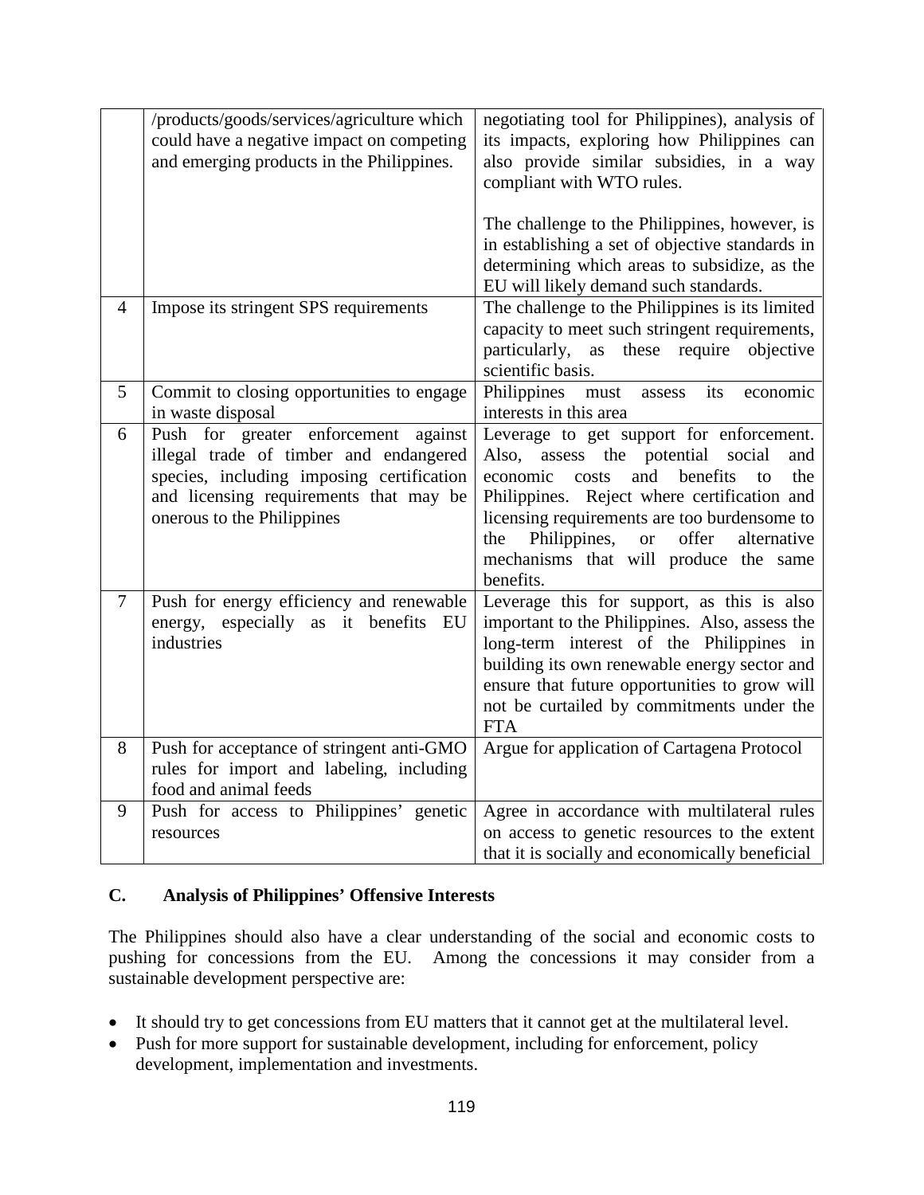| | | |
|---|---|---|
| | /products/goods/services/agriculture which could have a negative impact on competing and emerging products in the Philippines. | negotiating tool for Philippines), analysis of its impacts, exploring how Philippines can also provide similar subsidies, in a way compliant with WTO rules.<br><br>The challenge to the Philippines, however, is in establishing a set of objective standards in determining which areas to subsidize, as the EU will likely demand such standards. |
| 4 | Impose its stringent SPS requirements | The challenge to the Philippines is its limited capacity to meet such stringent requirements, particularly, as these require objective scientific basis. |
| 5 | Commit to closing opportunities to engage in waste disposal | Philippines must assess its economic interests in this area |
| 6 | Push for greater enforcement against illegal trade of timber and endangered species, including imposing certification and licensing requirements that may be onerous to the Philippines | Leverage to get support for enforcement. Also, assess the potential social and economic costs and benefits to the Philippines. Reject where certification and licensing requirements are too burdensome to the Philippines, or offer alternative mechanisms that will produce the same benefits. |
| 7 | Push for energy efficiency and renewable energy, especially as it benefits EU industries | Leverage this for support, as this is also important to the Philippines. Also, assess the long-term interest of the Philippines in building its own renewable energy sector and ensure that future opportunities to grow will not be curtailed by commitments under the FTA |
| 8 | Push for acceptance of stringent anti-GMO rules for import and labeling, including food and animal feeds | Argue for application of Cartagena Protocol |
| 9 | Push for access to Philippines' genetic resources | Agree in accordance with multilateral rules on access to genetic resources to the extent that it is socially and economically beneficial |

### C. Analysis of Philippines' Offensive Interests

The Philippines should also have a clear understanding of the social and economic costs to pushing for concessions from the EU. Among the concessions it may consider from a sustainable development perspective are:

- It should try to get concessions from EU matters that it cannot get at the multilateral level.
- Push for more support for sustainable development, including for enforcement, policy development, implementation and investments.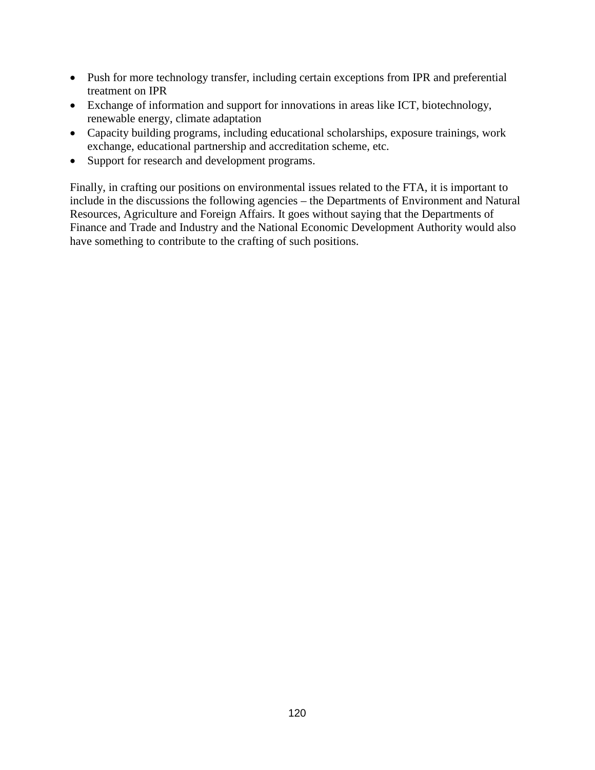- Push for more technology transfer, including certain exceptions from IPR and preferential treatment on IPR
- Exchange of information and support for innovations in areas like ICT, biotechnology, renewable energy, climate adaptation
- Capacity building programs, including educational scholarships, exposure trainings, work exchange, educational partnership and accreditation scheme, etc.
- Support for research and development programs.

Finally, in crafting our positions on environmental issues related to the FTA, it is important to include in the discussions the following agencies – the Departments of Environment and Natural Resources, Agriculture and Foreign Affairs. It goes without saying that the Departments of Finance and Trade and Industry and the National Economic Development Authority would also have something to contribute to the crafting of such positions.